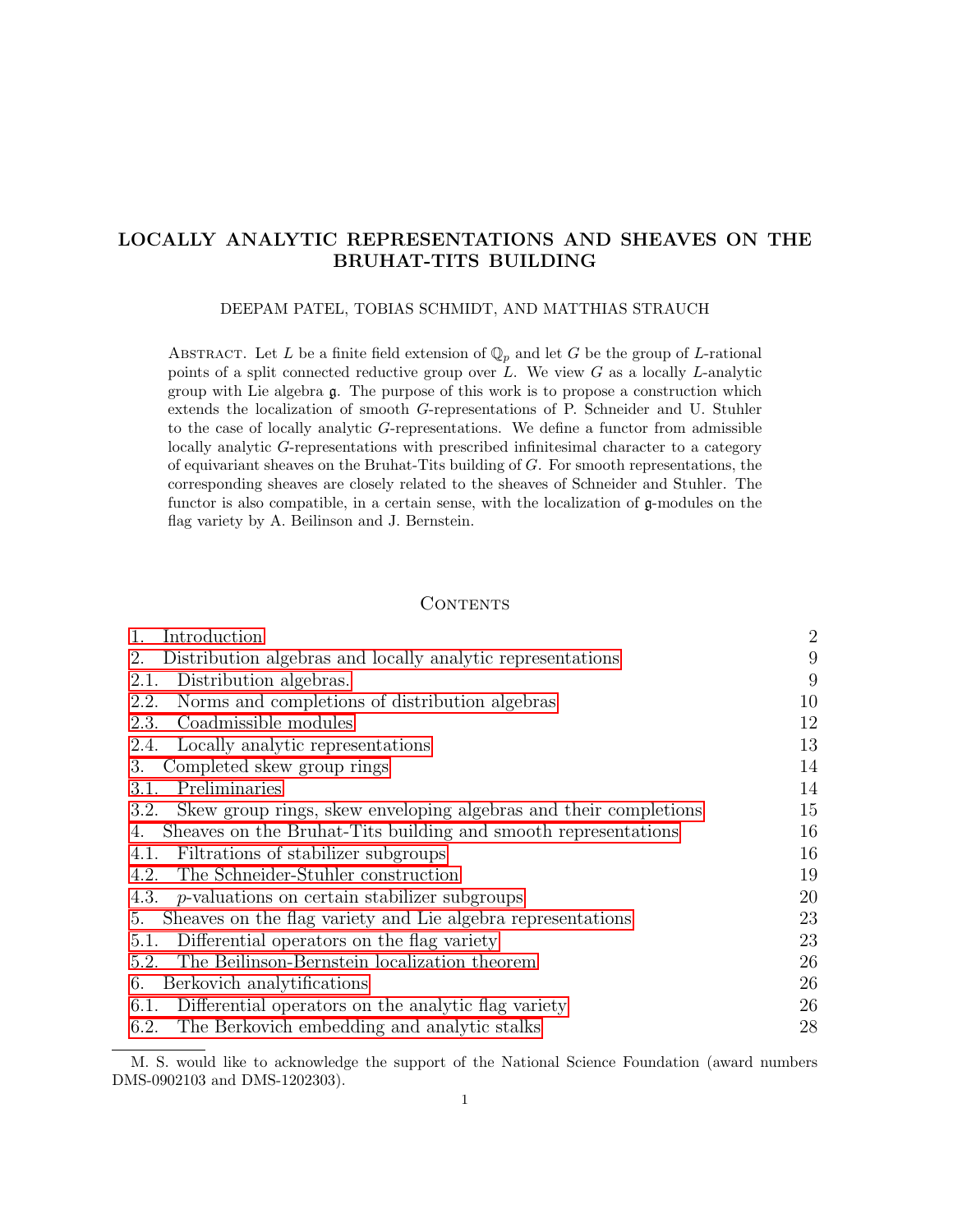# LOCALLY ANALYTIC REPRESENTATIONS AND SHEAVES ON THE BRUHAT-TITS BUILDING

DEEPAM PATEL, TOBIAS SCHMIDT, AND MATTHIAS STRAUCH

Abstract. Let $L$ be a finite field extension of $\mathbb{Q}_p$ and let $G$ be the group of $L$-rational points of a split connected reductive group over $L$. We view $G$ as a locally $L$-analytic group with Lie algebra $\mathfrak{g}$. The purpose of this work is to propose a construction which extends the localization of smooth $G$-representations of P. Schneider and U. Stuhler to the case of locally analytic $G$-representations. We define a functor from admissible locally analytic $G$-representations with prescribed infinitesimal character to a category of equivariant sheaves on the Bruhat-Tits building of $G$. For smooth representations, the corresponding sheaves are closely related to the sheaves of Schneider and Stuhler. The functor is also compatible, in a certain sense, with the localization of $\mathfrak{g}$-modules on the flag variety by A. Beilinson and J. Bernstein.

## Contents

| | |
|---|---|
| 1. Introduction | 2 |
| 2. Distribution algebras and locally analytic representations | 9 |
| 2.1. Distribution algebras. | 9 |
| 2.2. Norms and completions of distribution algebras | 10 |
| 2.3. Coadmissible modules | 12 |
| 2.4. Locally analytic representations | 13 |
| 3. Completed skew group rings | 14 |
| 3.1. Preliminaries | 14 |
| 3.2. Skew group rings, skew enveloping algebras and their completions | 15 |
| 4. Sheaves on the Bruhat-Tits building and smooth representations | 16 |
| 4.1. Filtrations of stabilizer subgroups | 16 |
| 4.2. The Schneider-Stuhler construction | 19 |
| 4.3. $p$-valuations on certain stabilizer subgroups | 20 |
| 5. Sheaves on the flag variety and Lie algebra representations | 23 |
| 5.1. Differential operators on the flag variety | 23 |
| 5.2. The Beilinson-Bernstein localization theorem | 26 |
| 6. Berkovich analytifications | 26 |
| 6.1. Differential operators on the analytic flag variety | 26 |
| 6.2. The Berkovich embedding and analytic stalks | 28 |

M. S. would like to acknowledge the support of the National Science Foundation (award numbers DMS-0902103 and DMS-1202303).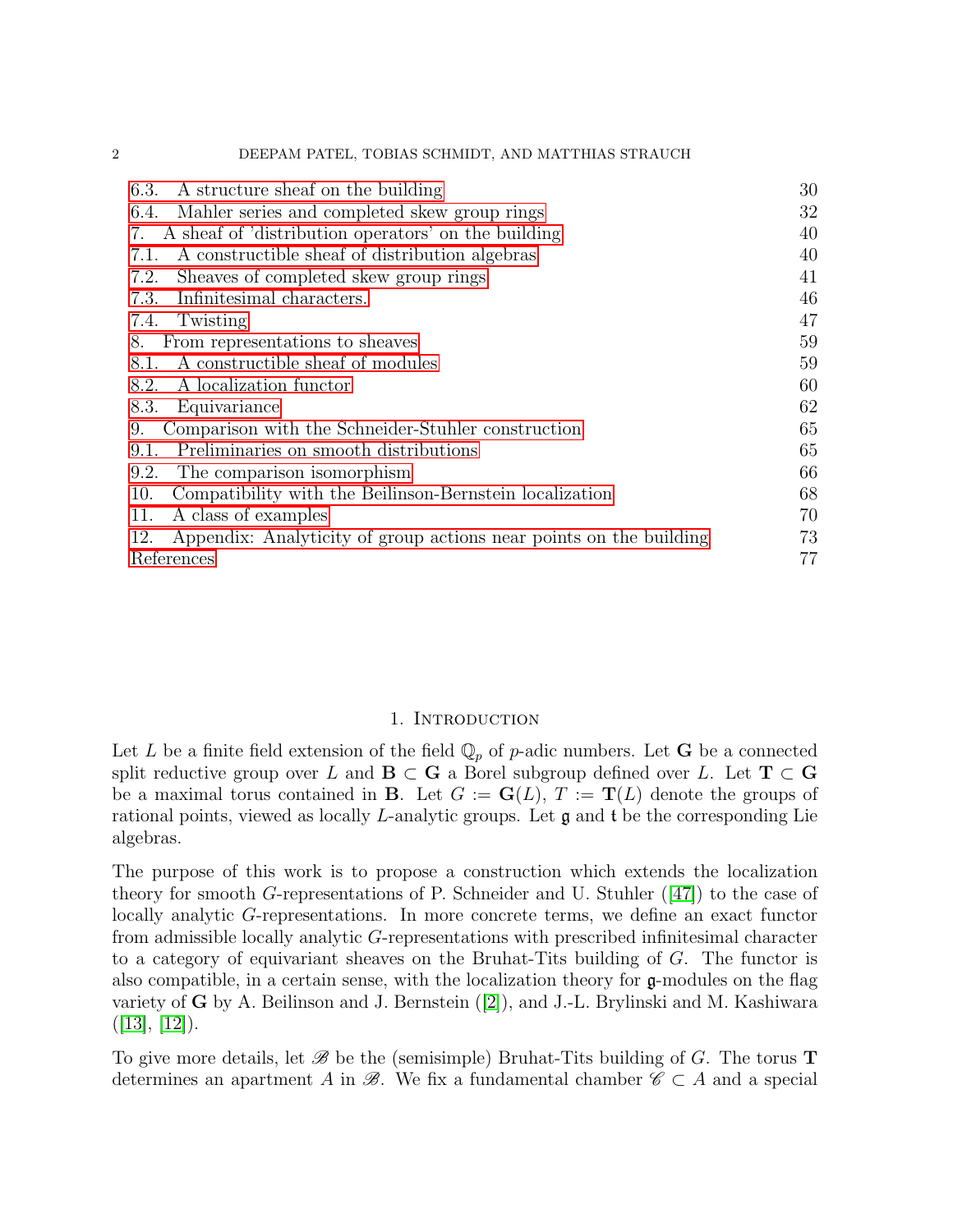| | |
|---|---|
| 6.3. A structure sheaf on the building | 30 |
| 6.4. Mahler series and completed skew group rings | 32 |
| 7. A sheaf of 'distribution operators' on the building | 40 |
| 7.1. A constructible sheaf of distribution algebras | 40 |
| 7.2. Sheaves of completed skew group rings | 41 |
| 7.3. Infinitesimal characters. | 46 |
| 7.4. Twisting | 47 |
| 8. From representations to sheaves | 59 |
| 8.1. A constructible sheaf of modules | 59 |
| 8.2. A localization functor | 60 |
| 8.3. Equivariance | 62 |
| 9. Comparison with the Schneider-Stuhler construction | 65 |
| 9.1. Preliminaries on smooth distributions | 65 |
| 9.2. The comparison isomorphism | 66 |
| 10. Compatibility with the Beilinson-Bernstein localization | 68 |
| 11. A class of examples | 70 |
| 12. Appendix: Analyticity of group actions near points on the building | 73 |
| References | 77 |

# 1. Introduction

Let $L$ be a finite field extension of the field $\mathbb{Q}_p$ of $p$-adic numbers. Let $\mathbf{G}$ be a connected split reductive group over $L$ and $\mathbf{B} \subset \mathbf{G}$ a Borel subgroup defined over $L$. Let $\mathbf{T} \subset \mathbf{G}$ be a maximal torus contained in $\mathbf{B}$. Let $G := \mathbf{G}(L)$, $T := \mathbf{T}(L)$ denote the groups of rational points, viewed as locally $L$-analytic groups. Let $\mathfrak{g}$ and $\mathfrak{t}$ be the corresponding Lie algebras.

The purpose of this work is to propose a construction which extends the localization theory for smooth $G$-representations of P. Schneider and U. Stuhler ([47]) to the case of locally analytic $G$-representations. In more concrete terms, we define an exact functor from admissible locally analytic $G$-representations with prescribed infinitesimal character to a category of equivariant sheaves on the Bruhat-Tits building of $G$. The functor is also compatible, in a certain sense, with the localization theory for $\mathfrak{g}$-modules on the flag variety of $\mathbf{G}$ by A. Beilinson and J. Bernstein ([2]), and J.-L. Brylinski and M. Kashiwara ([13], [12]).

To give more details, let $\mathscr{B}$ be the (semisimple) Bruhat-Tits building of $G$. The torus $\mathbf{T}$ determines an apartment $A$ in $\mathscr{B}$. We fix a fundamental chamber $\mathscr{C} \subset A$ and a special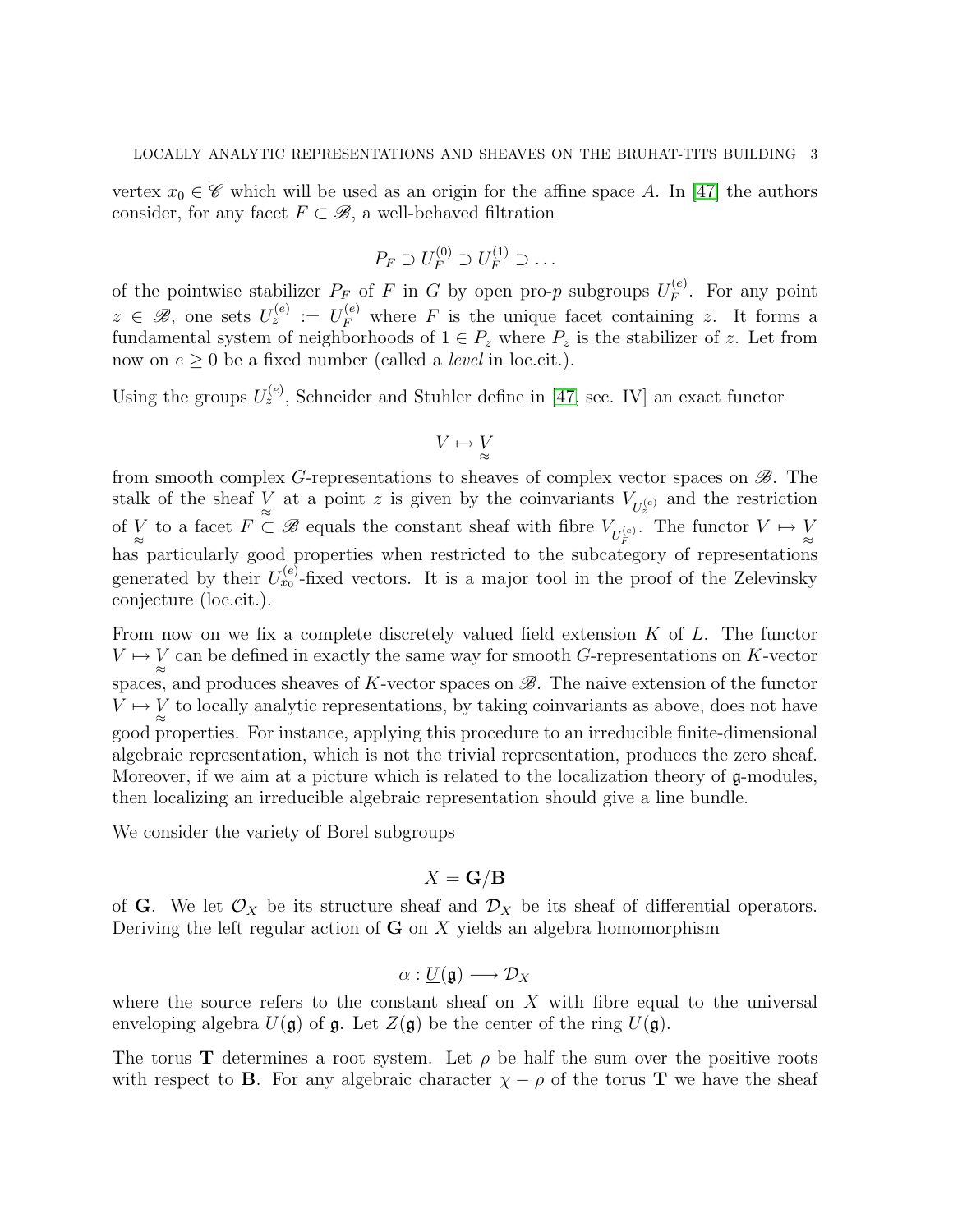vertex $x_0 \in \overline{\mathscr{C}}$ which will be used as an origin for the affine space $A$. In [47] the authors consider, for any facet $F \subset \mathscr{B}$, a well-behaved filtration

$$P_F \supset U_F^{(0)} \supset U_F^{(1)} \supset \dots$$

of the pointwise stabilizer $P_F$ of $F$ in $G$ by open pro-$p$ subgroups $U_F^{(e)}$. For any point $z \in \mathscr{B}$, one sets $U_z^{(e)} := U_F^{(e)}$ where $F$ is the unique facet containing $z$. It forms a fundamental system of neighborhoods of $1 \in P_z$ where $P_z$ is the stabilizer of $z$. Let from now on $e \geq 0$ be a fixed number (called a *level* in loc.cit.).

Using the groups $U_z^{(e)}$, Schneider and Stuhler define in [47, sec. IV] an exact functor

$$V \mapsto \underset{\approx}{V}$$

from smooth complex $G$-representations to sheaves of complex vector spaces on $\mathscr{B}$. The stalk of the sheaf $\underset{\approx}{V}$ at a point $z$ is given by the coinvariants $V_{U_z^{(e)}}$ and the restriction of $\underset{\approx}{V}$ to a facet $F \subset \mathscr{B}$ equals the constant sheaf with fibre $V_{U_F^{(e)}}$. The functor $V \mapsto \underset{\approx}{V}$ has particularly good properties when restricted to the subcategory of representations generated by their $U_{x_0}^{(e)}$-fixed vectors. It is a major tool in the proof of the Zelevinsky conjecture (loc.cit.).

From now on we fix a complete discretely valued field extension $K$ of $L$. The functor $V \mapsto \underset{\approx}{V}$ can be defined in exactly the same way for smooth $G$-representations on $K$-vector spaces, and produces sheaves of $K$-vector spaces on $\mathscr{B}$. The naive extension of the functor $V \mapsto \underset{\approx}{V}$ to locally analytic representations, by taking coinvariants as above, does not have good properties. For instance, applying this procedure to an irreducible finite-dimensional algebraic representation, which is not the trivial representation, produces the zero sheaf. Moreover, if we aim at a picture which is related to the localization theory of $\mathfrak{g}$-modules, then localizing an irreducible algebraic representation should give a line bundle.

We consider the variety of Borel subgroups

$$X = \mathbf{G}/\mathbf{B}$$

of $\mathbf{G}$. We let $\mathcal{O}_X$ be its structure sheaf and $\mathcal{D}_X$ be its sheaf of differential operators. Deriving the left regular action of $\mathbf{G}$ on $X$ yields an algebra homomorphism

$$\alpha : \underline{U}(\mathfrak{g}) \longrightarrow \mathcal{D}_X$$

where the source refers to the constant sheaf on $X$ with fibre equal to the universal enveloping algebra $U(\mathfrak{g})$ of $\mathfrak{g}$. Let $Z(\mathfrak{g})$ be the center of the ring $U(\mathfrak{g})$.

The torus $\mathbf{T}$ determines a root system. Let $\rho$ be half the sum over the positive roots with respect to $\mathbf{B}$. For any algebraic character $\chi - \rho$ of the torus $\mathbf{T}$ we have the sheaf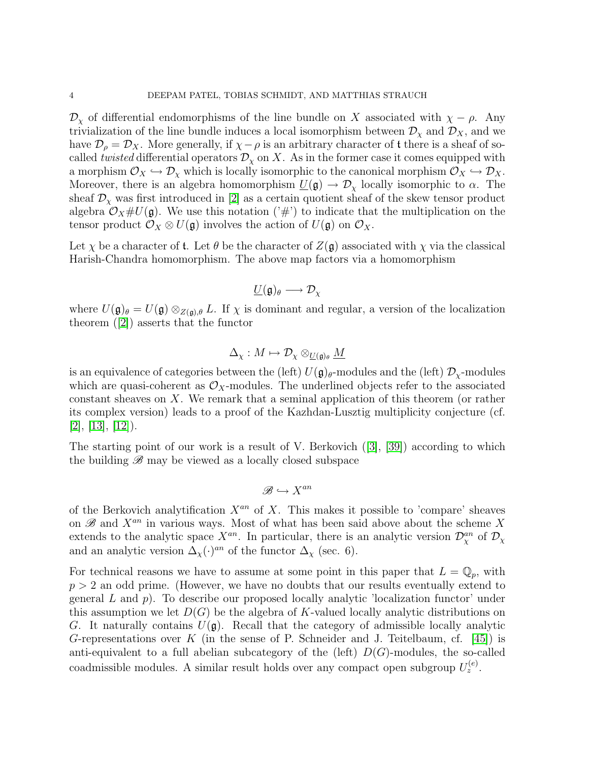$\mathcal{D}_\chi$ of differential endomorphisms of the line bundle on $X$ associated with $\chi - \rho$. Any trivialization of the line bundle induces a local isomorphism between $\mathcal{D}_\chi$ and $\mathcal{D}_X$, and we have $\mathcal{D}_\rho = \mathcal{D}_X$. More generally, if $\chi - \rho$ is an arbitrary character of $\mathfrak{t}$ there is a sheaf of so-called *twisted* differential operators $\mathcal{D}_\chi$ on $X$. As in the former case it comes equipped with a morphism $\mathcal{O}_X \hookrightarrow \mathcal{D}_\chi$ which is locally isomorphic to the canonical morphism $\mathcal{O}_X \hookrightarrow \mathcal{D}_X$. Moreover, there is an algebra homomorphism $\underline{U}(\mathfrak{g}) \to \mathcal{D}_\chi$ locally isomorphic to $\alpha$. The sheaf $\mathcal{D}_\chi$ was first introduced in [2] as a certain quotient sheaf of the skew tensor product algebra $\mathcal{O}_X \# U(\mathfrak{g})$. We use this notation ('#') to indicate that the multiplication on the tensor product $\mathcal{O}_X \otimes U(\mathfrak{g})$ involves the action of $U(\mathfrak{g})$ on $\mathcal{O}_X$.

Let $\chi$ be a character of $\mathfrak{t}$. Let $\theta$ be the character of $Z(\mathfrak{g})$ associated with $\chi$ via the classical Harish-Chandra homomorphism. The above map factors via a homomorphism

$$\underline{U}(\mathfrak{g})_\theta \longrightarrow \mathcal{D}_\chi$$

where $U(\mathfrak{g})_\theta = U(\mathfrak{g}) \otimes_{Z(\mathfrak{g}),\theta} L$. If $\chi$ is dominant and regular, a version of the localization theorem ([2]) asserts that the functor

$$\Delta_\chi : M \mapsto \mathcal{D}_\chi \otimes_{\underline{U(\mathfrak{g})_\theta}} \underline{M}$$

is an equivalence of categories between the (left) $U(\mathfrak{g})_\theta$-modules and the (left) $\mathcal{D}_\chi$-modules which are quasi-coherent as $\mathcal{O}_X$-modules. The underlined objects refer to the associated constant sheaves on $X$. We remark that a seminal application of this theorem (or rather its complex version) leads to a proof of the Kazhdan-Lusztig multiplicity conjecture (cf. [2], [13], [12]).

The starting point of our work is a result of V. Berkovich ([3], [39]) according to which the building $\mathscr{B}$ may be viewed as a locally closed subspace

$$\mathscr{B} \hookrightarrow X^{an}$$

of the Berkovich analytification $X^{an}$ of $X$. This makes it possible to 'compare' sheaves on $\mathscr{B}$ and $X^{an}$ in various ways. Most of what has been said above about the scheme $X$ extends to the analytic space $X^{an}$. In particular, there is an analytic version $\mathcal{D}_\chi^{an}$ of $\mathcal{D}_\chi$ and an analytic version $\Delta_\chi(\cdot)^{an}$ of the functor $\Delta_\chi$ (sec. 6).

For technical reasons we have to assume at some point in this paper that $L = \mathbb{Q}_p$, with $p > 2$ an odd prime. (However, we have no doubts that our results eventually extend to general $L$ and $p$). To describe our proposed locally analytic 'localization functor' under this assumption we let $D(G)$ be the algebra of $K$-valued locally analytic distributions on $G$. It naturally contains $U(\mathfrak{g})$. Recall that the category of admissible locally analytic $G$-representations over $K$ (in the sense of P. Schneider and J. Teitelbaum, cf. [45]) is anti-equivalent to a full abelian subcategory of the (left) $D(G)$-modules, the so-called coadmissible modules. A similar result holds over any compact open subgroup $U_z^{(e)}$.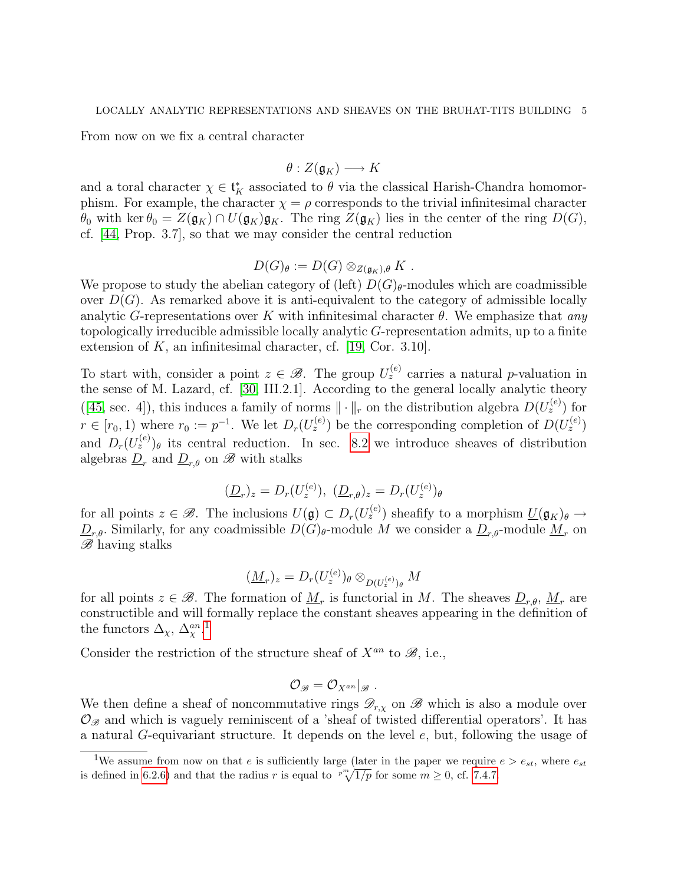From now on we fix a central character

$$\theta : Z(\mathfrak{g}_K) \longrightarrow K$$

and a toral character $\chi \in \mathfrak{t}_K^*$ associated to $\theta$ via the classical Harish-Chandra homomorphism. For example, the character $\chi = \rho$ corresponds to the trivial infinitesimal character $\theta_0$ with $\ker \theta_0 = Z(\mathfrak{g}_K) \cap U(\mathfrak{g}_K)\mathfrak{g}_K$. The ring $Z(\mathfrak{g}_K)$ lies in the center of the ring $D(G)$, cf. [44, Prop. 3.7], so that we may consider the central reduction

$$D(G)_\theta := D(G) \otimes_{Z(\mathfrak{g}_K),\theta} K \ .$$

We propose to study the abelian category of (left) $D(G)_\theta$-modules which are coadmissible over $D(G)$. As remarked above it is anti-equivalent to the category of admissible locally analytic $G$-representations over $K$ with infinitesimal character $\theta$. We emphasize that *any* topologically irreducible admissible locally analytic $G$-representation admits, up to a finite extension of $K$, an infinitesimal character, cf. [19, Cor. 3.10].

To start with, consider a point $z \in \mathscr{B}$. The group $U_z^{(e)}$ carries a natural $p$-valuation in the sense of M. Lazard, cf. [30, III.2.1]. According to the general locally analytic theory ([45, sec. 4]), this induces a family of norms $\|\cdot\|_r$ on the distribution algebra $D(U_z^{(e)})$ for $r \in [r_0, 1)$ where $r_0 := p^{-1}$. We let $D_r(U_z^{(e)})$ be the corresponding completion of $D(U_z^{(e)})$ and $D_r(U_z^{(e)})_\theta$ its central reduction. In sec. 8.2 we introduce sheaves of distribution algebras $\underline{D}_r$ and $\underline{D}_{r,\theta}$ on $\mathscr{B}$ with stalks

$$(\underline{D}_r)_z = D_r(U_z^{(e)}),\ (\underline{D}_{r,\theta})_z = D_r(U_z^{(e)})_\theta$$

for all points $z \in \mathscr{B}$. The inclusions $U(\mathfrak{g}) \subset D_r(U_z^{(e)})$ sheafify to a morphism $\underline{U}(\mathfrak{g}_K)_\theta \to \underline{D}_{r,\theta}$. Similarly, for any coadmissible $D(G)_\theta$-module $M$ we consider a $\underline{D}_{r,\theta}$-module $\underline{M}_r$ on $\mathscr{B}$ having stalks

$$(\underline{M}_r)_z = D_r(U_z^{(e)})_\theta \otimes_{D(U_z^{(e)})_\theta} M$$

for all points $z \in \mathscr{B}$. The formation of $\underline{M}_r$ is functorial in $M$. The sheaves $\underline{D}_{r,\theta}$, $\underline{M}_r$ are constructible and will formally replace the constant sheaves appearing in the definition of the functors $\Delta_\chi$, $\Delta_\chi^{an}$.[1]

Consider the restriction of the structure sheaf of $X^{an}$ to $\mathscr{B}$, i.e.,

$$\mathcal{O}_{\mathscr{B}} = \mathcal{O}_{X^{an}}|_{\mathscr{B}} \ .$$

We then define a sheaf of noncommutative rings $\mathscr{D}_{r,\chi}$ on $\mathscr{B}$ which is also a module over $\mathcal{O}_{\mathscr{B}}$ and which is vaguely reminiscent of a 'sheaf of twisted differential operators'. It has a natural $G$-equivariant structure. It depends on the level $e$, but, following the usage of

[1] We assume from now on that $e$ is sufficiently large (later in the paper we require $e > e_{st}$, where $e_{st}$ is defined in 6.2.6) and that the radius $r$ is equal to $\sqrt[p^m]{1/p}$ for some $m \geq 0$, cf. 7.4.7.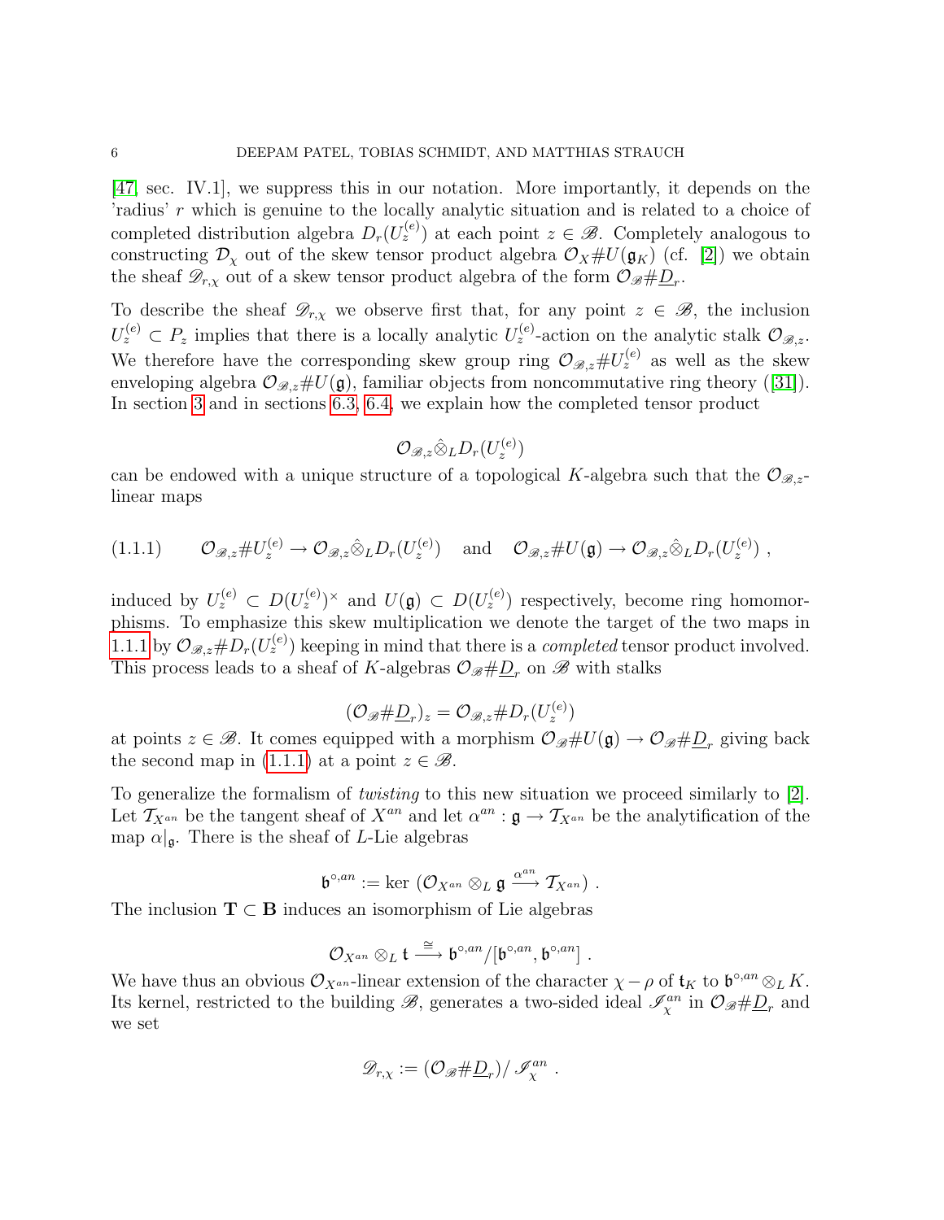[47, sec. IV.1], we suppress this in our notation. More importantly, it depends on the 'radius' $r$ which is genuine to the locally analytic situation and is related to a choice of completed distribution algebra $D_r(U_z^{(e)})$ at each point $z \in \mathscr{B}$. Completely analogous to constructing $\mathcal{D}_\chi$ out of the skew tensor product algebra $\mathcal{O}_X \# U(\mathfrak{g}_K)$ (cf. [2]) we obtain the sheaf $\mathscr{D}_{r,\chi}$ out of a skew tensor product algebra of the form $\mathcal{O}_{\mathscr{B}} \# \underline{D}_r$.

To describe the sheaf $\mathscr{D}_{r,\chi}$ we observe first that, for any point $z \in \mathscr{B}$, the inclusion $U_z^{(e)} \subset P_z$ implies that there is a locally analytic $U_z^{(e)}$-action on the analytic stalk $\mathcal{O}_{\mathscr{B},z}$. We therefore have the corresponding skew group ring $\mathcal{O}_{\mathscr{B},z} \# U_z^{(e)}$ as well as the skew enveloping algebra $\mathcal{O}_{\mathscr{B},z} \# U(\mathfrak{g})$, familiar objects from noncommutative ring theory ([31]). In section 3 and in sections 6.3, 6.4, we explain how the completed tensor product

$$\mathcal{O}_{\mathscr{B},z} \hat{\otimes}_L D_r(U_z^{(e)})$$

can be endowed with a unique structure of a topological $K$-algebra such that the $\mathcal{O}_{\mathscr{B},z}$-linear maps

$$\mathcal{O}_{\mathscr{B},z} \# U_z^{(e)} \to \mathcal{O}_{\mathscr{B},z} \hat{\otimes}_L D_r(U_z^{(e)}) \quad \text{and} \quad \mathcal{O}_{\mathscr{B},z} \# U(\mathfrak{g}) \to \mathcal{O}_{\mathscr{B},z} \hat{\otimes}_L D_r(U_z^{(e)}) \; , \tag{1.1.1}$$

induced by $U_z^{(e)} \subset D(U_z^{(e)})^\times$ and $U(\mathfrak{g}) \subset D(U_z^{(e)})$ respectively, become ring homomorphisms. To emphasize this skew multiplication we denote the target of the two maps in 1.1.1 by $\mathcal{O}_{\mathscr{B},z} \# D_r(U_z^{(e)})$ keeping in mind that there is a *completed* tensor product involved. This process leads to a sheaf of $K$-algebras $\mathcal{O}_{\mathscr{B}} \# \underline{D}_r$ on $\mathscr{B}$ with stalks

$$(\mathcal{O}_{\mathscr{B}} \# \underline{D}_r)_z = \mathcal{O}_{\mathscr{B},z} \# D_r(U_z^{(e)})$$

at points $z \in \mathscr{B}$. It comes equipped with a morphism $\mathcal{O}_{\mathscr{B}} \# U(\mathfrak{g}) \to \mathcal{O}_{\mathscr{B}} \# \underline{D}_r$ giving back the second map in (1.1.1) at a point $z \in \mathscr{B}$.

To generalize the formalism of *twisting* to this new situation we proceed similarly to [2]. Let $\mathcal{T}_{X^{an}}$ be the tangent sheaf of $X^{an}$ and let $\alpha^{an} : \mathfrak{g} \to \mathcal{T}_{X^{an}}$ be the analytification of the map $\alpha|_{\mathfrak{g}}$. There is the sheaf of $L$-Lie algebras

$$\mathfrak{b}^{\circ,an} := \ker \left( \mathcal{O}_{X^{an}} \otimes_L \mathfrak{g} \xrightarrow{\alpha^{an}} \mathcal{T}_{X^{an}} \right) .$$

The inclusion $\mathbf{T} \subset \mathbf{B}$ induces an isomorphism of Lie algebras

$$\mathcal{O}_{X^{an}} \otimes_L \mathfrak{t} \xrightarrow{\cong} \mathfrak{b}^{\circ,an} / [\mathfrak{b}^{\circ,an}, \mathfrak{b}^{\circ,an}] \; .$$

We have thus an obvious $\mathcal{O}_{X^{an}}$-linear extension of the character $\chi - \rho$ of $\mathfrak{t}_K$ to $\mathfrak{b}^{\circ,an} \otimes_L K$. Its kernel, restricted to the building $\mathscr{B}$, generates a two-sided ideal $\mathscr{I}_\chi^{an}$ in $\mathcal{O}_{\mathscr{B}} \# \underline{D}_r$ and we set

$$\mathscr{D}_{r,\chi} := (\mathcal{O}_{\mathscr{B}} \# \underline{D}_r) / \, \mathscr{I}_\chi^{an} \; .$$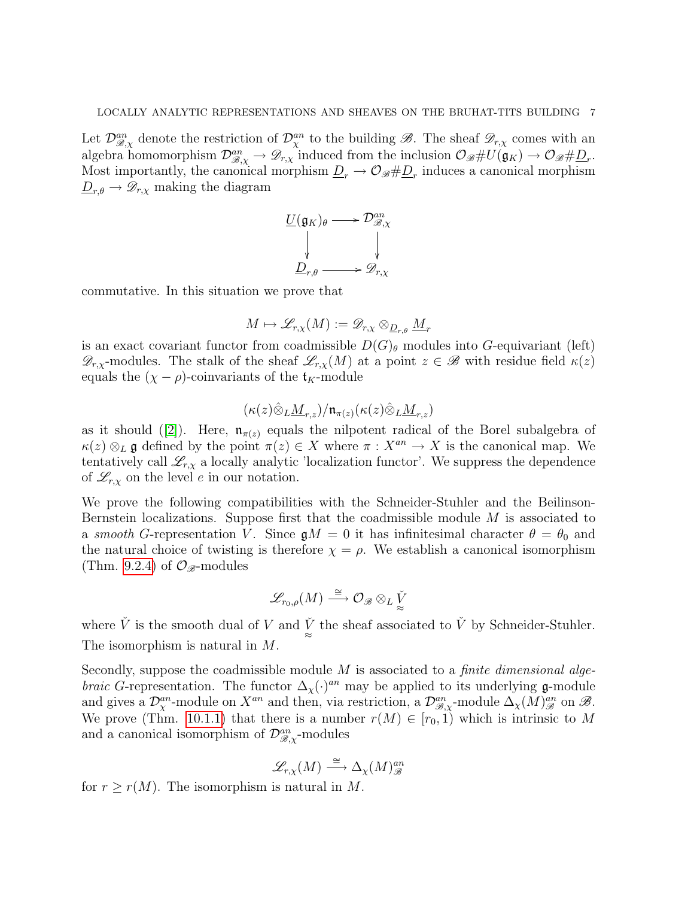Let $\mathcal{D}^{an}_{\mathscr{B},\chi}$ denote the restriction of $\mathcal{D}^{an}_{\chi}$ to the building $\mathscr{B}$. The sheaf $\mathscr{D}_{r,\chi}$ comes with an algebra homomorphism $\mathcal{D}^{an}_{\mathscr{B},\chi} \to \mathscr{D}_{r,\chi}$ induced from the inclusion $\mathcal{O}_{\mathscr{B}}\#U(\mathfrak{g}_K) \to \mathcal{O}_{\mathscr{B}}\#\underline{D}_r$. Most importantly, the canonical morphism $\underline{D}_r \to \mathcal{O}_{\mathscr{B}}\#\underline{D}_r$ induces a canonical morphism $\underline{D}_{r,\theta} \to \mathscr{D}_{r,\chi}$ making the diagram

$$\begin{array}{ccc} \underline{U}(\mathfrak{g}_K)_\theta & \longrightarrow & \mathcal{D}^{an}_{\mathscr{B},\chi} \\ \downarrow & & \downarrow \\ \underline{D}_{r,\theta} & \longrightarrow & \mathscr{D}_{r,\chi} \end{array}$$

commutative. In this situation we prove that

$$M \mapsto \mathscr{L}_{r,\chi}(M) := \mathscr{D}_{r,\chi} \otimes_{\underline{D}_{r,\theta}} \underline{M}_r$$

is an exact covariant functor from coadmissible $D(G)_\theta$ modules into $G$-equivariant (left) $\mathscr{D}_{r,\chi}$-modules. The stalk of the sheaf $\mathscr{L}_{r,\chi}(M)$ at a point $z \in \mathscr{B}$ with residue field $\kappa(z)$ equals the $(\chi - \rho)$-coinvariants of the $\mathfrak{t}_K$-module

$$(\kappa(z)\hat{\otimes}_L \underline{M}_{r,z})/\mathfrak{n}_{\pi(z)}(\kappa(z)\hat{\otimes}_L \underline{M}_{r,z})$$

as it should ([2]). Here, $\mathfrak{n}_{\pi(z)}$ equals the nilpotent radical of the Borel subalgebra of $\kappa(z) \otimes_L \mathfrak{g}$ defined by the point $\pi(z) \in X$ where $\pi : X^{an} \to X$ is the canonical map. We tentatively call $\mathscr{L}_{r,\chi}$ a locally analytic 'localization functor'. We suppress the dependence of $\mathscr{L}_{r,\chi}$ on the level $e$ in our notation.

We prove the following compatibilities with the Schneider-Stuhler and the Beilinson-Bernstein localizations. Suppose first that the coadmissible module $M$ is associated to a *smooth* $G$-representation $V$. Since $\mathfrak{g}M = 0$ it has infinitesimal character $\theta = \theta_0$ and the natural choice of twisting is therefore $\chi = \rho$. We establish a canonical isomorphism (Thm. 9.2.4) of $\mathcal{O}_{\mathscr{B}}$-modules

$$\mathscr{L}_{r_0,\rho}(M) \xrightarrow{\cong} \mathcal{O}_{\mathscr{B}} \otimes_L \underset{\approx}{\check{V}}$$

where $\check{V}$ is the smooth dual of $V$ and $\underset{\approx}{\check{V}}$ the sheaf associated to $\check{V}$ by Schneider-Stuhler. The isomorphism is natural in $M$.

Secondly, suppose the coadmissible module $M$ is associated to a *finite dimensional algebraic* $G$-representation. The functor $\Delta_\chi(\cdot)^{an}$ may be applied to its underlying $\mathfrak{g}$-module and gives a $\mathcal{D}^{an}_{\chi}$-module on $X^{an}$ and then, via restriction, a $\mathcal{D}^{an}_{\mathscr{B},\chi}$-module $\Delta_\chi(M)^{an}_{\mathscr{B}}$ on $\mathscr{B}$. We prove (Thm. 10.1.1) that there is a number $r(M) \in [r_0, 1)$ which is intrinsic to $M$ and a canonical isomorphism of $\mathcal{D}^{an}_{\mathscr{B},\chi}$-modules

$$\mathscr{L}_{r,\chi}(M) \xrightarrow{\cong} \Delta_\chi(M)^{an}_{\mathscr{B}}$$

for $r \geq r(M)$. The isomorphism is natural in $M$.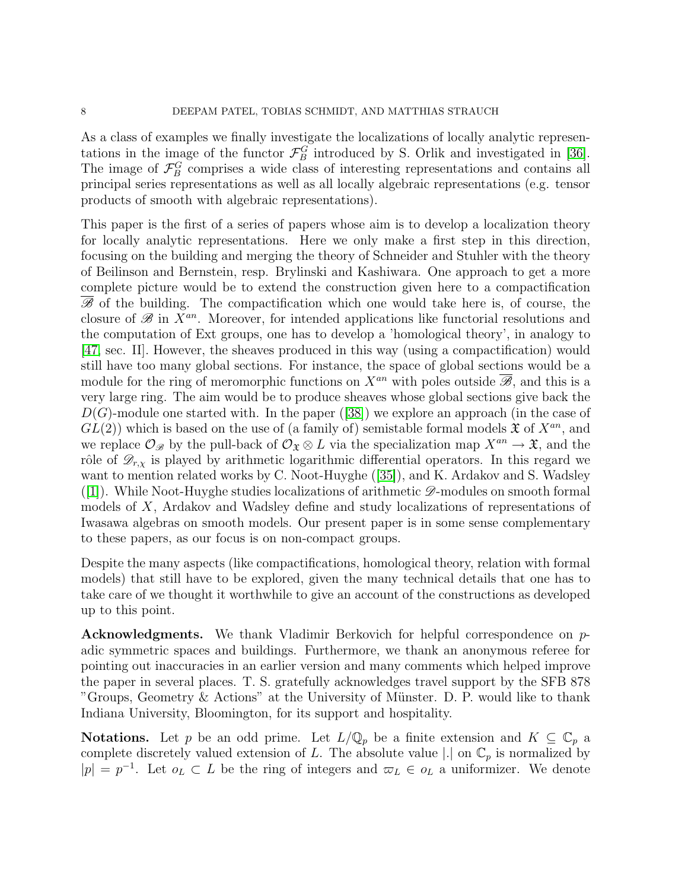As a class of examples we finally investigate the localizations of locally analytic representations in the image of the functor $\mathcal{F}_B^G$ introduced by S. Orlik and investigated in [36]. The image of $\mathcal{F}_B^G$ comprises a wide class of interesting representations and contains all principal series representations as well as all locally algebraic representations (e.g. tensor products of smooth with algebraic representations).

This paper is the first of a series of papers whose aim is to develop a localization theory for locally analytic representations. Here we only make a first step in this direction, focusing on the building and merging the theory of Schneider and Stuhler with the theory of Beilinson and Bernstein, resp. Brylinski and Kashiwara. One approach to get a more complete picture would be to extend the construction given here to a compactification $\overline{\mathscr{B}}$ of the building. The compactification which one would take here is, of course, the closure of $\mathscr{B}$ in $X^{an}$. Moreover, for intended applications like functorial resolutions and the computation of Ext groups, one has to develop a 'homological theory', in analogy to [47, sec. II]. However, the sheaves produced in this way (using a compactification) would still have too many global sections. For instance, the space of global sections would be a module for the ring of meromorphic functions on $X^{an}$ with poles outside $\overline{\mathscr{B}}$, and this is a very large ring. The aim would be to produce sheaves whose global sections give back the $D(G)$-module one started with. In the paper ([38]) we explore an approach (in the case of $GL(2)$) which is based on the use of (a family of) semistable formal models $\mathfrak{X}$ of $X^{an}$, and we replace $\mathcal{O}_{\mathscr{B}}$ by the pull-back of $\mathcal{O}_{\mathfrak{X}} \otimes L$ via the specialization map $X^{an} \to \mathfrak{X}$, and the rôle of $\mathscr{D}_{r,\chi}$ is played by arithmetic logarithmic differential operators. In this regard we want to mention related works by C. Noot-Huyghe ([35]), and K. Ardakov and S. Wadsley ([1]). While Noot-Huyghe studies localizations of arithmetic $\mathscr{D}$-modules on smooth formal models of $X$, Ardakov and Wadsley define and study localizations of representations of Iwasawa algebras on smooth models. Our present paper is in some sense complementary to these papers, as our focus is on non-compact groups.

Despite the many aspects (like compactifications, homological theory, relation with formal models) that still have to be explored, given the many technical details that one has to take care of we thought it worthwhile to give an account of the constructions as developed up to this point.

**Acknowledgments.** We thank Vladimir Berkovich for helpful correspondence on $p$-adic symmetric spaces and buildings. Furthermore, we thank an anonymous referee for pointing out inaccuracies in an earlier version and many comments which helped improve the paper in several places. T. S. gratefully acknowledges travel support by the SFB 878 "Groups, Geometry & Actions" at the University of Münster. D. P. would like to thank Indiana University, Bloomington, for its support and hospitality.

**Notations.** Let $p$ be an odd prime. Let $L/\mathbb{Q}_p$ be a finite extension and $K \subseteq \mathbb{C}_p$ a complete discretely valued extension of $L$. The absolute value $|.|$ on $\mathbb{C}_p$ is normalized by $|p| = p^{-1}$. Let $o_L \subset L$ be the ring of integers and $\varpi_L \in o_L$ a uniformizer. We denote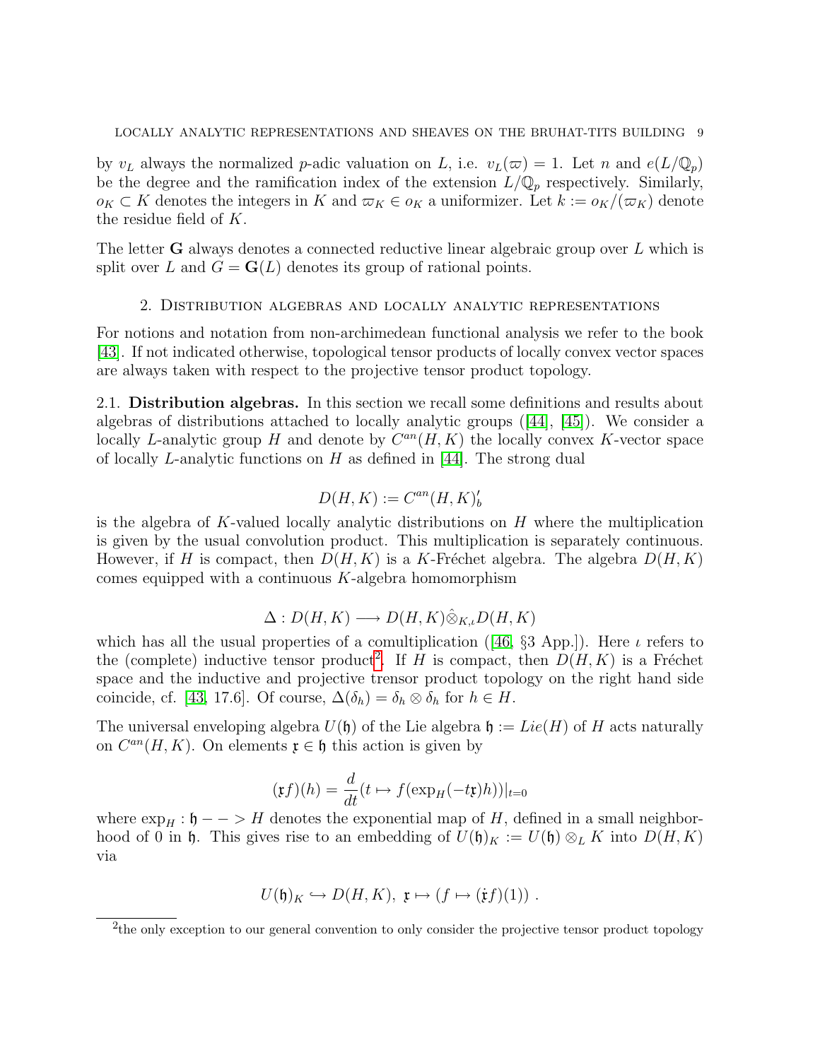by $v_L$ always the normalized $p$-adic valuation on $L$, i.e. $v_L(\varpi) = 1$. Let $n$ and $e(L/\mathbb{Q}_p)$ be the degree and the ramification index of the extension $L/\mathbb{Q}_p$ respectively. Similarly, $o_K \subset K$ denotes the integers in $K$ and $\varpi_K \in o_K$ a uniformizer. Let $k := o_K/(\varpi_K)$ denote the residue field of $K$.

The letter $\mathbf{G}$ always denotes a connected reductive linear algebraic group over $L$ which is split over $L$ and $G = \mathbf{G}(L)$ denotes its group of rational points.

## 2. Distribution algebras and locally analytic representations

For notions and notation from non-archimedean functional analysis we refer to the book [43]. If not indicated otherwise, topological tensor products of locally convex vector spaces are always taken with respect to the projective tensor product topology.

### 2.1. Distribution algebras.

In this section we recall some definitions and results about algebras of distributions attached to locally analytic groups ([44], [45]). We consider a locally $L$-analytic group $H$ and denote by $C^{an}(H, K)$ the locally convex $K$-vector space of locally $L$-analytic functions on $H$ as defined in [44]. The strong dual

$$D(H, K) := C^{an}(H, K)'_b$$

is the algebra of $K$-valued locally analytic distributions on $H$ where the multiplication is given by the usual convolution product. This multiplication is separately continuous. However, if $H$ is compact, then $D(H, K)$ is a $K$-Fréchet algebra. The algebra $D(H, K)$ comes equipped with a continuous $K$-algebra homomorphism

$$\Delta : D(H, K) \longrightarrow D(H, K) \hat{\otimes}_{K,\iota} D(H, K)$$

which has all the usual properties of a comultiplication ([46, §3 App.]). Here $\iota$ refers to the (complete) inductive tensor product[2]. If $H$ is compact, then $D(H, K)$ is a Fréchet space and the inductive and projective trensor product topology on the right hand side coincide, cf. [43, 17.6]. Of course, $\Delta(\delta_h) = \delta_h \otimes \delta_h$ for $h \in H$.

The universal enveloping algebra $U(\mathfrak{h})$ of the Lie algebra $\mathfrak{h} := Lie(H)$ of $H$ acts naturally on $C^{an}(H, K)$. On elements $\mathfrak{x} \in \mathfrak{h}$ this action is given by

$$(\mathfrak{x}f)(h) = \frac{d}{dt}(t \mapsto f(\exp_H(-t\mathfrak{x})h))|_{t=0}$$

where $\exp_H : \mathfrak{h} - - > H$ denotes the exponential map of $H$, defined in a small neighborhood of 0 in $\mathfrak{h}$. This gives rise to an embedding of $U(\mathfrak{h})_K := U(\mathfrak{h}) \otimes_L K$ into $D(H, K)$ via

$$U(\mathfrak{h})_K \hookrightarrow D(H, K),\ \mathfrak{x} \mapsto (f \mapsto (\dot{\mathfrak{x}}f)(1)) \ .$$

[2] the only exception to our general convention to only consider the projective tensor product topology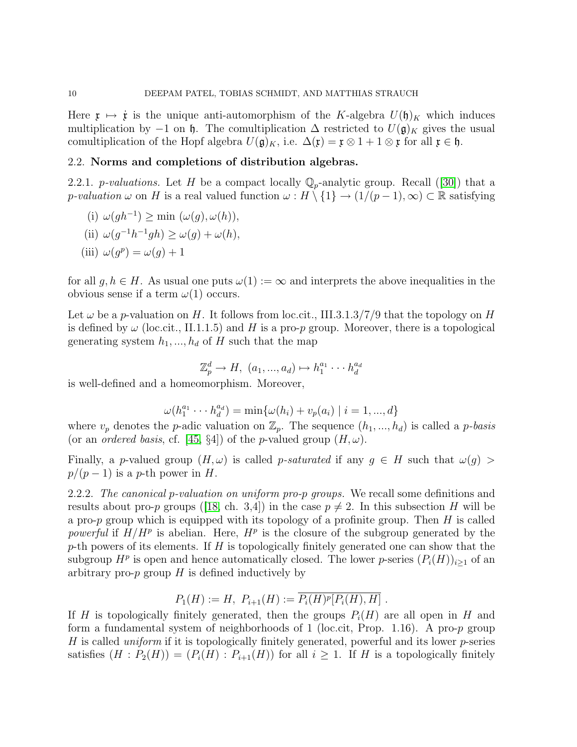Here $\mathfrak{x} \mapsto \dot{\mathfrak{x}}$ is the unique anti-automorphism of the $K$-algebra $U(\mathfrak{h})_K$ which induces multiplication by $-1$ on $\mathfrak{h}$. The comultiplication $\Delta$ restricted to $U(\mathfrak{g})_K$ gives the usual comultiplication of the Hopf algebra $U(\mathfrak{g})_K$, i.e. $\Delta(\mathfrak{x}) = \mathfrak{x} \otimes 1 + 1 \otimes \mathfrak{x}$ for all $\mathfrak{x} \in \mathfrak{h}$.

## 2.2. Norms and completions of distribution algebras.

2.2.1. *p-valuations.* Let $H$ be a compact locally $\mathbb{Q}_p$-analytic group. Recall ([30]) that a *p-valuation* $\omega$ on $H$ is a real valued function $\omega : H \setminus \{1\} \to (1/(p-1), \infty) \subset \mathbb{R}$ satisfying

(i) $\omega(gh^{-1}) \geq \min\,(\omega(g), \omega(h))$,

(ii) $\omega(g^{-1}h^{-1}gh) \geq \omega(g) + \omega(h)$,

(iii) $\omega(g^p) = \omega(g) + 1$

for all $g, h \in H$. As usual one puts $\omega(1) := \infty$ and interprets the above inequalities in the obvious sense if a term $\omega(1)$ occurs.

Let $\omega$ be a $p$-valuation on $H$. It follows from loc.cit., III.3.1.3/7/9 that the topology on $H$ is defined by $\omega$ (loc.cit., II.1.1.5) and $H$ is a pro-$p$ group. Moreover, there is a topological generating system $h_1, ..., h_d$ of $H$ such that the map

$$\mathbb{Z}_p^d \to H,\ (a_1, ..., a_d) \mapsto h_1^{a_1} \cdots h_d^{a_d}$$

is well-defined and a homeomorphism. Moreover,

$$\omega(h_1^{a_1} \cdots h_d^{a_d}) = \min\{\omega(h_i) + v_p(a_i) \mid i = 1, ..., d\}$$

where $v_p$ denotes the $p$-adic valuation on $\mathbb{Z}_p$. The sequence $(h_1, ..., h_d)$ is called a *p-basis* (or an *ordered basis*, cf. [45, §4]) of the $p$-valued group $(H, \omega)$.

Finally, a $p$-valued group $(H, \omega)$ is called *p-saturated* if any $g \in H$ such that $\omega(g) > p/(p-1)$ is a $p$-th power in $H$.

2.2.2. *The canonical p-valuation on uniform pro-p groups.* We recall some definitions and results about pro-$p$ groups ([18, ch. 3,4]) in the case $p \neq 2$. In this subsection $H$ will be a pro-$p$ group which is equipped with its topology of a profinite group. Then $H$ is called *powerful* if $H/H^p$ is abelian. Here, $H^p$ is the closure of the subgroup generated by the $p$-th powers of its elements. If $H$ is topologically finitely generated one can show that the subgroup $H^p$ is open and hence automatically closed. The lower $p$-series $(P_i(H))_{i \geq 1}$ of an arbitrary pro-$p$ group $H$ is defined inductively by

$$P_1(H) := H,\ P_{i+1}(H) := \overline{P_i(H)^p[P_i(H), H]}\ .$$

If $H$ is topologically finitely generated, then the groups $P_i(H)$ are all open in $H$ and form a fundamental system of neighborhoods of 1 (loc.cit, Prop. 1.16). A pro-$p$ group $H$ is called *uniform* if it is topologically finitely generated, powerful and its lower $p$-series satisfies $(H : P_2(H)) = (P_i(H) : P_{i+1}(H))$ for all $i \geq 1$. If $H$ is a topologically finitely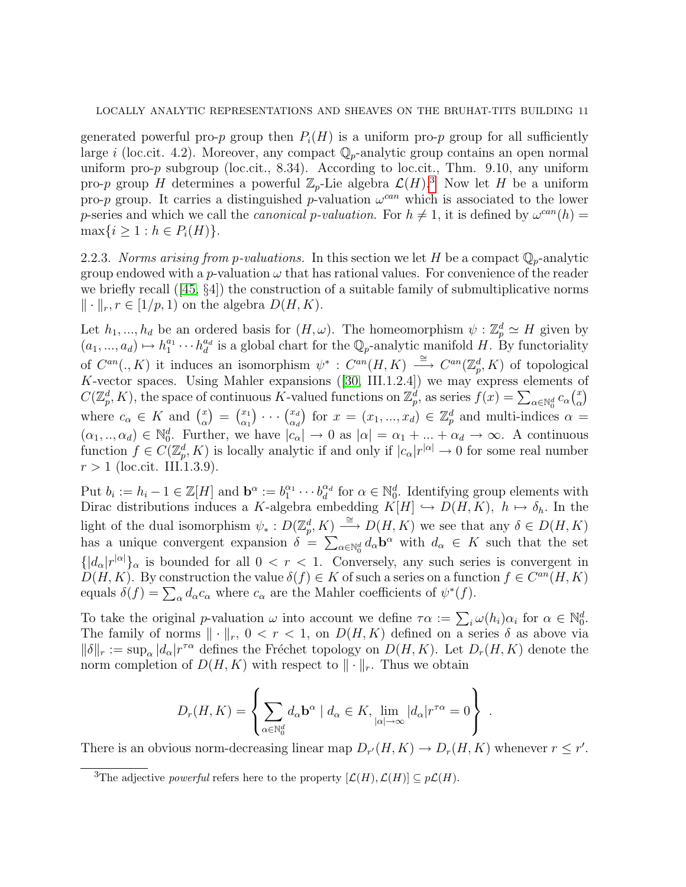generated powerful pro-$p$ group then $P_i(H)$ is a uniform pro-$p$ group for all sufficiently large $i$ (loc.cit. 4.2). Moreover, any compact $\mathbb{Q}_p$-analytic group contains an open normal uniform pro-$p$ subgroup (loc.cit., 8.34). According to loc.cit., Thm. 9.10, any uniform pro-$p$ group $H$ determines a powerful $\mathbb{Z}_p$-Lie algebra $\mathcal{L}(H)$.[3] Now let $H$ be a uniform pro-$p$ group. It carries a distinguished $p$-valuation $\omega^{can}$ which is associated to the lower $p$-series and which we call the *canonical $p$-valuation*. For $h \neq 1$, it is defined by $\omega^{can}(h) = \max\{i \geq 1 : h \in P_i(H)\}$.

2.2.3. *Norms arising from $p$-valuations.* In this section we let $H$ be a compact $\mathbb{Q}_p$-analytic group endowed with a $p$-valuation $\omega$ that has rational values. For convenience of the reader we briefly recall ([45, §4]) the construction of a suitable family of submultiplicative norms $\|\cdot\|_r, r \in [1/p, 1)$ on the algebra $D(H, K)$.

Let $h_1, ..., h_d$ be an ordered basis for $(H, \omega)$. The homeomorphism $\psi : \mathbb{Z}_p^d \simeq H$ given by $(a_1, ..., a_d) \mapsto h_1^{a_1} \cdots h_d^{a_d}$ is a global chart for the $\mathbb{Q}_p$-analytic manifold $H$. By functoriality of $C^{an}(., K)$ it induces an isomorphism $\psi^* : C^{an}(H, K) \xrightarrow{\cong} C^{an}(\mathbb{Z}_p^d, K)$ of topological $K$-vector spaces. Using Mahler expansions ([30, III.1.2.4]) we may express elements of $C(\mathbb{Z}_p^d, K)$, the space of continuous $K$-valued functions on $\mathbb{Z}_p^d$, as series $f(x) = \sum_{\alpha \in \mathbb{N}_0^d} c_\alpha \binom{x}{\alpha}$ where $c_\alpha \in K$ and $\binom{x}{\alpha} = \binom{x_1}{\alpha_1} \cdots \binom{x_d}{\alpha_d}$ for $x = (x_1, ..., x_d) \in \mathbb{Z}_p^d$ and multi-indices $\alpha = (\alpha_1, .., \alpha_d) \in \mathbb{N}_0^d$. Further, we have $|c_\alpha| \to 0$ as $|\alpha| = \alpha_1 + ... + \alpha_d \to \infty$. A continuous function $f \in C(\mathbb{Z}_p^d, K)$ is locally analytic if and only if $|c_\alpha| r^{|\alpha|} \to 0$ for some real number $r > 1$ (loc.cit. III.1.3.9).

Put $b_i := h_i - 1 \in \mathbb{Z}[H]$ and $\mathbf{b}^\alpha := b_1^{\alpha_1} \cdots b_d^{\alpha_d}$ for $\alpha \in \mathbb{N}_0^d$. Identifying group elements with Dirac distributions induces a $K$-algebra embedding $K[H] \hookrightarrow D(H, K),\ h \mapsto \delta_h$. In the light of the dual isomorphism $\psi_* : D(\mathbb{Z}_p^d, K) \xrightarrow{\cong} D(H, K)$ we see that any $\delta \in D(H, K)$ has a unique convergent expansion $\delta = \sum_{\alpha \in \mathbb{N}_0^d} d_\alpha \mathbf{b}^\alpha$ with $d_\alpha \in K$ such that the set $\{|d_\alpha| r^{|\alpha|}\}_\alpha$ is bounded for all $0 < r < 1$. Conversely, any such series is convergent in $D(H, K)$. By construction the value $\delta(f) \in K$ of such a series on a function $f \in C^{an}(H, K)$ equals $\delta(f) = \sum_\alpha d_\alpha c_\alpha$ where $c_\alpha$ are the Mahler coefficients of $\psi^*(f)$.

To take the original $p$-valuation $\omega$ into account we define $\tau\alpha := \sum_i \omega(h_i)\alpha_i$ for $\alpha \in \mathbb{N}_0^d$. The family of norms $\|\cdot\|_r$, $0 < r < 1$, on $D(H, K)$ defined on a series $\delta$ as above via $\|\delta\|_r := \sup_\alpha |d_\alpha| r^{\tau\alpha}$ defines the Fréchet topology on $D(H, K)$. Let $D_r(H, K)$ denote the norm completion of $D(H, K)$ with respect to $\|\cdot\|_r$. Thus we obtain

$$D_r(H, K) = \left\{ \sum_{\alpha \in \mathbb{N}_0^d} d_\alpha \mathbf{b}^\alpha \mid d_\alpha \in K, \lim_{|\alpha| \to \infty} |d_\alpha| r^{\tau\alpha} = 0 \right\} .$$

There is an obvious norm-decreasing linear map $D_{r'}(H, K) \to D_r(H, K)$ whenever $r \leq r'$.

---

[3] The adjective *powerful* refers here to the property $[\mathcal{L}(H), \mathcal{L}(H)] \subseteq p\mathcal{L}(H)$.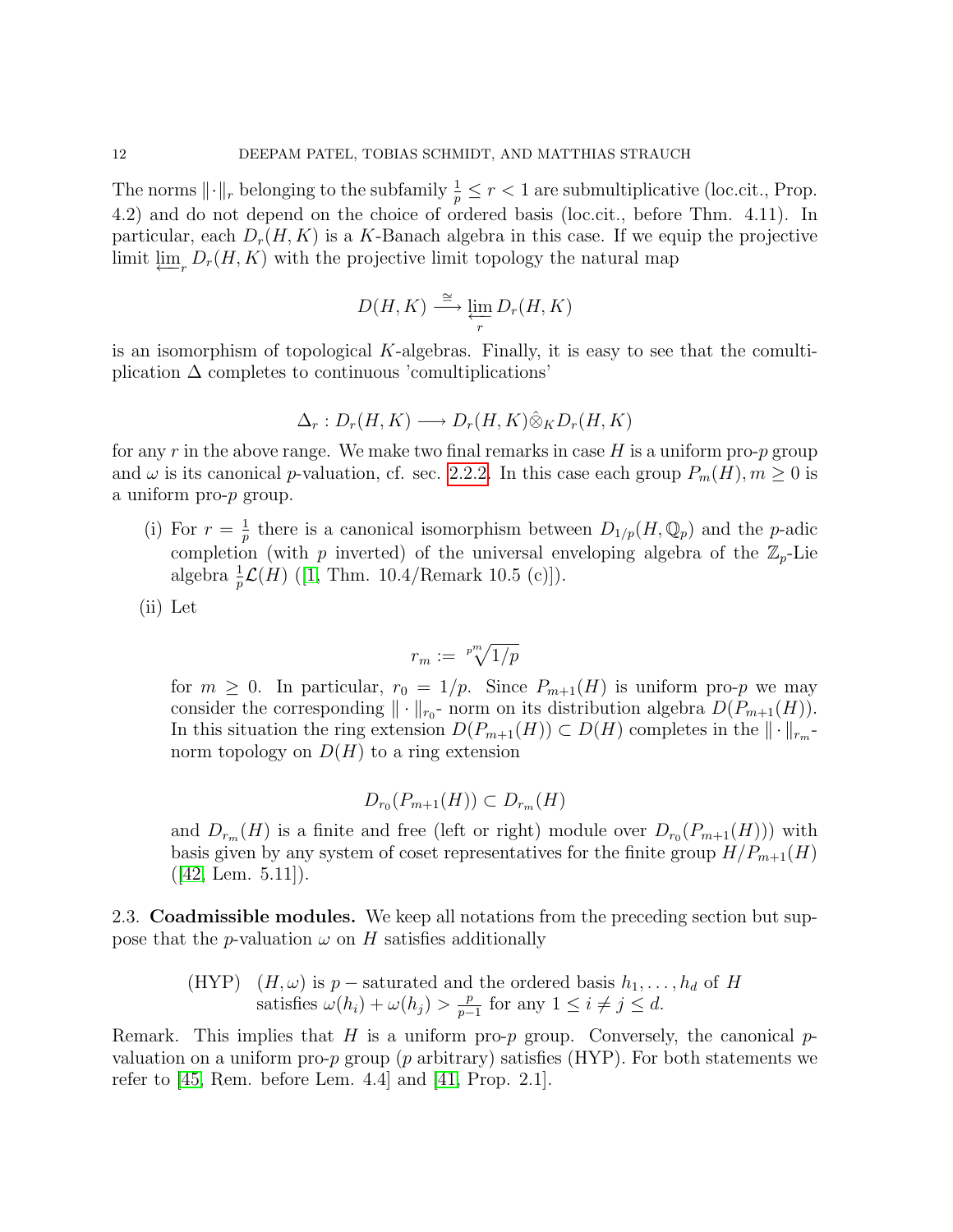The norms $\|\cdot\|_r$ belonging to the subfamily $\frac{1}{p} \leq r < 1$ are submultiplicative (loc.cit., Prop. 4.2) and do not depend on the choice of ordered basis (loc.cit., before Thm. 4.11). In particular, each $D_r(H,K)$ is a $K$-Banach algebra in this case. If we equip the projective limit $\varprojlim_r D_r(H,K)$ with the projective limit topology the natural map

$$D(H,K) \xrightarrow{\cong} \varprojlim_r D_r(H,K)$$

is an isomorphism of topological $K$-algebras. Finally, it is easy to see that the comultiplication $\Delta$ completes to continuous 'comultiplications'

$$\Delta_r : D_r(H,K) \longrightarrow D_r(H,K) \hat{\otimes}_K D_r(H,K)$$

for any $r$ in the above range. We make two final remarks in case $H$ is a uniform pro-$p$ group and $\omega$ is its canonical $p$-valuation, cf. sec. 2.2.2. In this case each group $P_m(H), m \geq 0$ is a uniform pro-$p$ group.

(i) For $r = \frac{1}{p}$ there is a canonical isomorphism between $D_{1/p}(H, \mathbb{Q}_p)$ and the $p$-adic completion (with $p$ inverted) of the universal enveloping algebra of the $\mathbb{Z}_p$-Lie algebra $\frac{1}{p}\mathcal{L}(H)$ ([1, Thm. 10.4/Remark 10.5 (c)]).

(ii) Let

$$r_m := \sqrt[p^m]{1/p}$$

for $m \geq 0$. In particular, $r_0 = 1/p$. Since $P_{m+1}(H)$ is uniform pro-$p$ we may consider the corresponding $\|\cdot\|_{r_0}$- norm on its distribution algebra $D(P_{m+1}(H))$. In this situation the ring extension $D(P_{m+1}(H)) \subset D(H)$ completes in the $\|\cdot\|_{r_m}$-norm topology on $D(H)$ to a ring extension

$$D_{r_0}(P_{m+1}(H)) \subset D_{r_m}(H)$$

and $D_{r_m}(H)$ is a finite and free (left or right) module over $D_{r_0}(P_{m+1}(H)))$ with basis given by any system of coset representatives for the finite group $H/P_{m+1}(H)$ ([42, Lem. 5.11]).

2.3. **Coadmissible modules.** We keep all notations from the preceding section but suppose that the $p$-valuation $\omega$ on $H$ satisfies additionally

(HYP) $(H, \omega)$ is $p-$saturated and the ordered basis $h_1, \ldots, h_d$ of $H$ satisfies $\omega(h_i) + \omega(h_j) > \frac{p}{p-1}$ for any $1 \leq i \neq j \leq d$.

Remark. This implies that $H$ is a uniform pro-$p$ group. Conversely, the canonical $p$-valuation on a uniform pro-$p$ group ($p$ arbitrary) satisfies (HYP). For both statements we refer to [45, Rem. before Lem. 4.4] and [41, Prop. 2.1].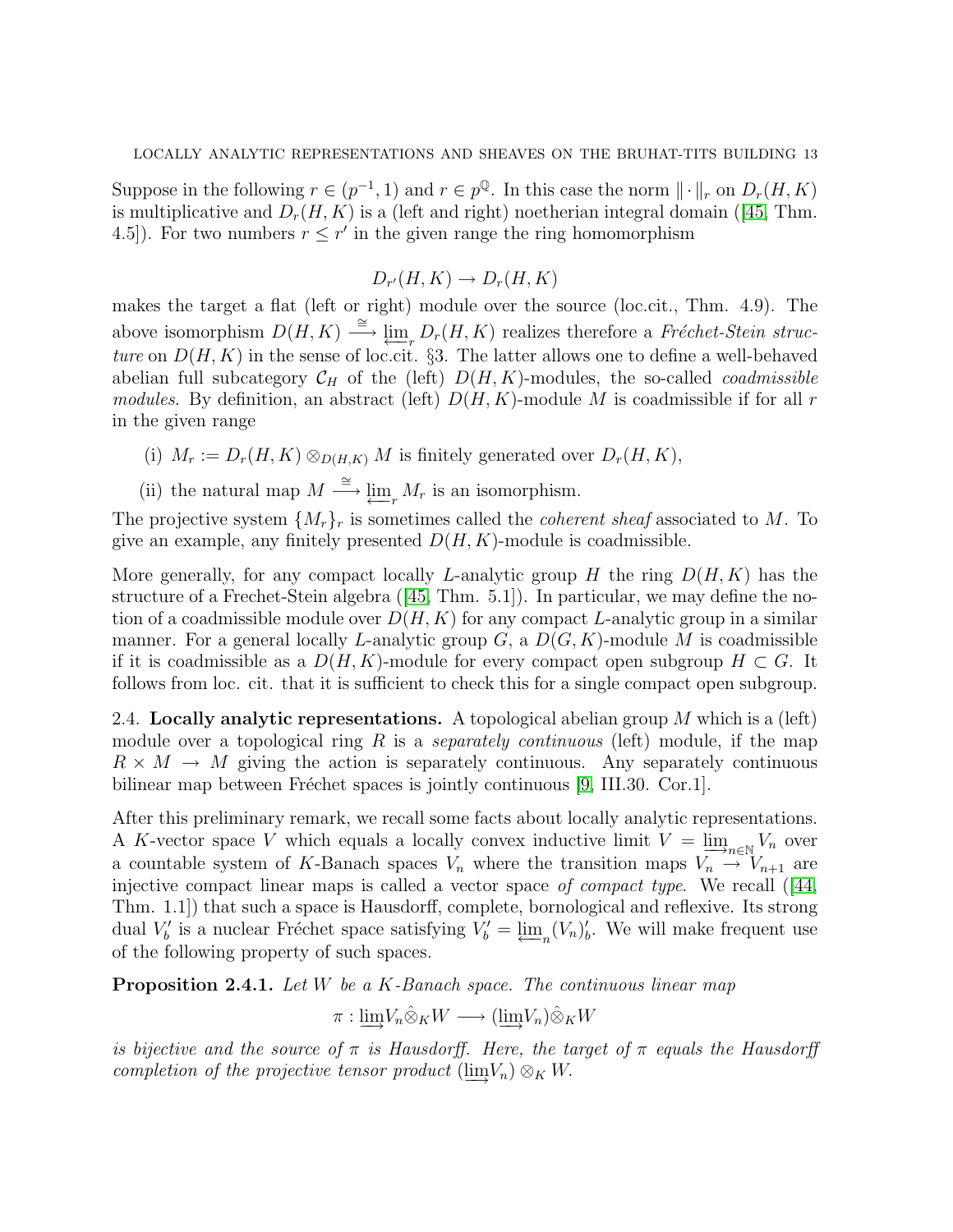Suppose in the following $r \in (p^{-1}, 1)$ and $r \in p^{\mathbb{Q}}$. In this case the norm $\|\cdot\|_r$ on $D_r(H, K)$ is multiplicative and $D_r(H, K)$ is a (left and right) noetherian integral domain ([45, Thm. 4.5]). For two numbers $r \leq r'$ in the given range the ring homomorphism

$$D_{r'}(H, K) \to D_r(H, K)$$

makes the target a flat (left or right) module over the source (loc.cit., Thm. 4.9). The above isomorphism $D(H, K) \xrightarrow{\cong} \varprojlim_r D_r(H, K)$ realizes therefore a *Fréchet-Stein structure* on $D(H, K)$ in the sense of loc.cit. §3. The latter allows one to define a well-behaved abelian full subcategory $\mathcal{C}_H$ of the (left) $D(H, K)$-modules, the so-called *coadmissible modules*. By definition, an abstract (left) $D(H, K)$-module $M$ is coadmissible if for all $r$ in the given range

(i) $M_r := D_r(H, K) \otimes_{D(H,K)} M$ is finitely generated over $D_r(H, K)$,

(ii) the natural map $M \xrightarrow{\cong} \varprojlim_r M_r$ is an isomorphism.

The projective system $\{M_r\}_r$ is sometimes called the *coherent sheaf* associated to $M$. To give an example, any finitely presented $D(H, K)$-module is coadmissible.

More generally, for any compact locally $L$-analytic group $H$ the ring $D(H, K)$ has the structure of a Frechet-Stein algebra ([45, Thm. 5.1]). In particular, we may define the notion of a coadmissible module over $D(H, K)$ for any compact $L$-analytic group in a similar manner. For a general locally $L$-analytic group $G$, a $D(G, K)$-module $M$ is coadmissible if it is coadmissible as a $D(H, K)$-module for every compact open subgroup $H \subset G$. It follows from loc. cit. that it is sufficient to check this for a single compact open subgroup.

### 2.4. Locally analytic representations.

A topological abelian group $M$ which is a (left) module over a topological ring $R$ is a *separately continuous* (left) module, if the map $R \times M \to M$ giving the action is separately continuous. Any separately continuous bilinear map between Fréchet spaces is jointly continuous [9, III.30. Cor.1].

After this preliminary remark, we recall some facts about locally analytic representations. A $K$-vector space $V$ which equals a locally convex inductive limit $V = \varinjlim_{n \in \mathbb{N}} V_n$ over a countable system of $K$-Banach spaces $V_n$ where the transition maps $V_n \to V_{n+1}$ are injective compact linear maps is called a vector space *of compact type*. We recall ([44, Thm. 1.1]) that such a space is Hausdorff, complete, bornological and reflexive. Its strong dual $V_b'$ is a nuclear Fréchet space satisfying $V_b' = \varprojlim_n (V_n)_b'$. We will make frequent use of the following property of such spaces.

**Proposition 2.4.1.** *Let $W$ be a $K$-Banach space. The continuous linear map*

$$\pi : \varinjlim V_n \hat{\otimes}_K W \longrightarrow (\varinjlim V_n) \hat{\otimes}_K W$$

*is bijective and the source of $\pi$ is Hausdorff. Here, the target of $\pi$ equals the Hausdorff completion of the projective tensor product $(\varinjlim V_n) \otimes_K W$.*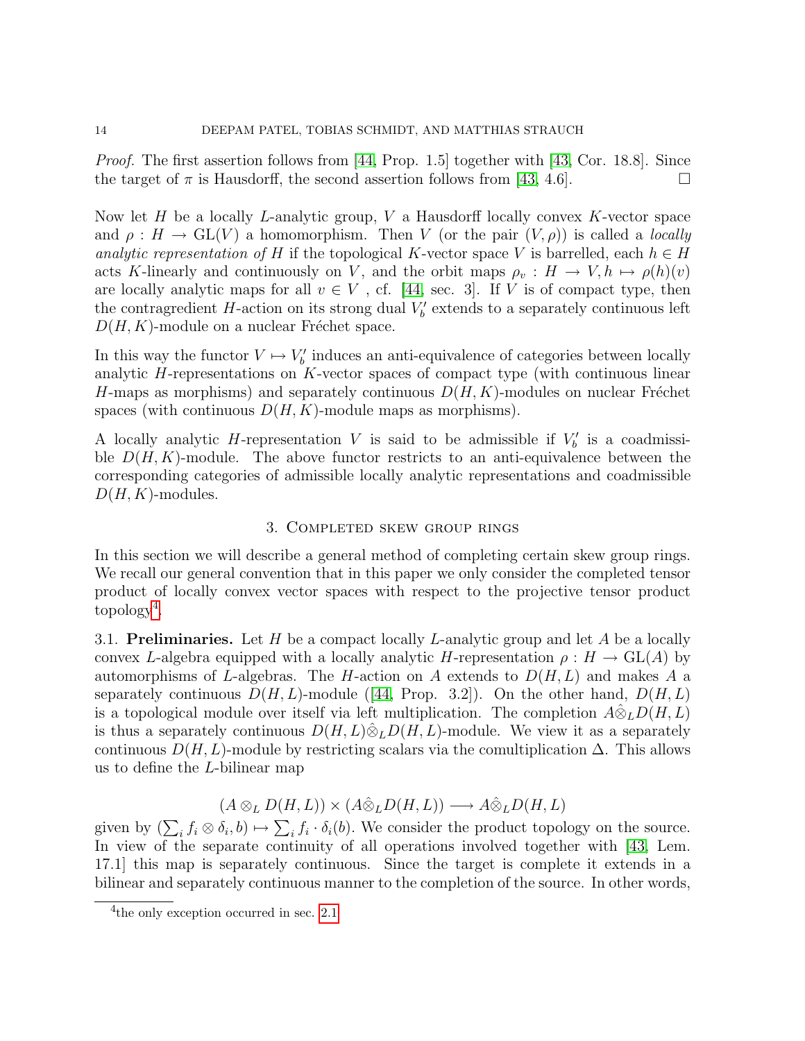*Proof.* The first assertion follows from [44, Prop. 1.5] together with [43, Cor. 18.8]. Since the target of $\pi$ is Hausdorff, the second assertion follows from [43, 4.6]. $\square$

Now let $H$ be a locally $L$-analytic group, $V$ a Hausdorff locally convex $K$-vector space and $\rho : H \to \mathrm{GL}(V)$ a homomorphism. Then $V$ (or the pair $(V, \rho)$) is called a *locally analytic representation of* $H$ if the topological $K$-vector space $V$ is barrelled, each $h \in H$ acts $K$-linearly and continuously on $V$, and the orbit maps $\rho_v : H \to V, h \mapsto \rho(h)(v)$ are locally analytic maps for all $v \in V$ , cf. [44, sec. 3]. If $V$ is of compact type, then the contragredient $H$-action on its strong dual $V'_b$ extends to a separately continuous left $D(H, K)$-module on a nuclear Fréchet space.

In this way the functor $V \mapsto V'_b$ induces an anti-equivalence of categories between locally analytic $H$-representations on $K$-vector spaces of compact type (with continuous linear $H$-maps as morphisms) and separately continuous $D(H, K)$-modules on nuclear Fréchet spaces (with continuous $D(H, K)$-module maps as morphisms).

A locally analytic $H$-representation $V$ is said to be admissible if $V'_b$ is a coadmissible $D(H, K)$-module. The above functor restricts to an anti-equivalence between the corresponding categories of admissible locally analytic representations and coadmissible $D(H, K)$-modules.

## 3. Completed skew group rings

In this section we will describe a general method of completing certain skew group rings. We recall our general convention that in this paper we only consider the completed tensor product of locally convex vector spaces with respect to the projective tensor product topology[4].

**3.1. Preliminaries.** Let $H$ be a compact locally $L$-analytic group and let $A$ be a locally convex $L$-algebra equipped with a locally analytic $H$-representation $\rho : H \to \mathrm{GL}(A)$ by automorphisms of $L$-algebras. The $H$-action on $A$ extends to $D(H, L)$ and makes $A$ a separately continuous $D(H, L)$-module ([44, Prop. 3.2]). On the other hand, $D(H, L)$ is a topological module over itself via left multiplication. The completion $A\hat{\otimes}_L D(H, L)$ is thus a separately continuous $D(H, L)\hat{\otimes}_L D(H, L)$-module. We view it as a separately continuous $D(H, L)$-module by restricting scalars via the comultiplication $\Delta$. This allows us to define the $L$-bilinear map

$$(A \otimes_L D(H, L)) \times (A\hat{\otimes}_L D(H, L)) \longrightarrow A\hat{\otimes}_L D(H, L)$$

given by $(\sum_i f_i \otimes \delta_i, b) \mapsto \sum_i f_i \cdot \delta_i(b)$. We consider the product topology on the source. In view of the separate continuity of all operations involved together with [43, Lem. 17.1] this map is separately continuous. Since the target is complete it extends in a bilinear and separately continuous manner to the completion of the source. In other words,

[4] the only exception occurred in sec. 2.1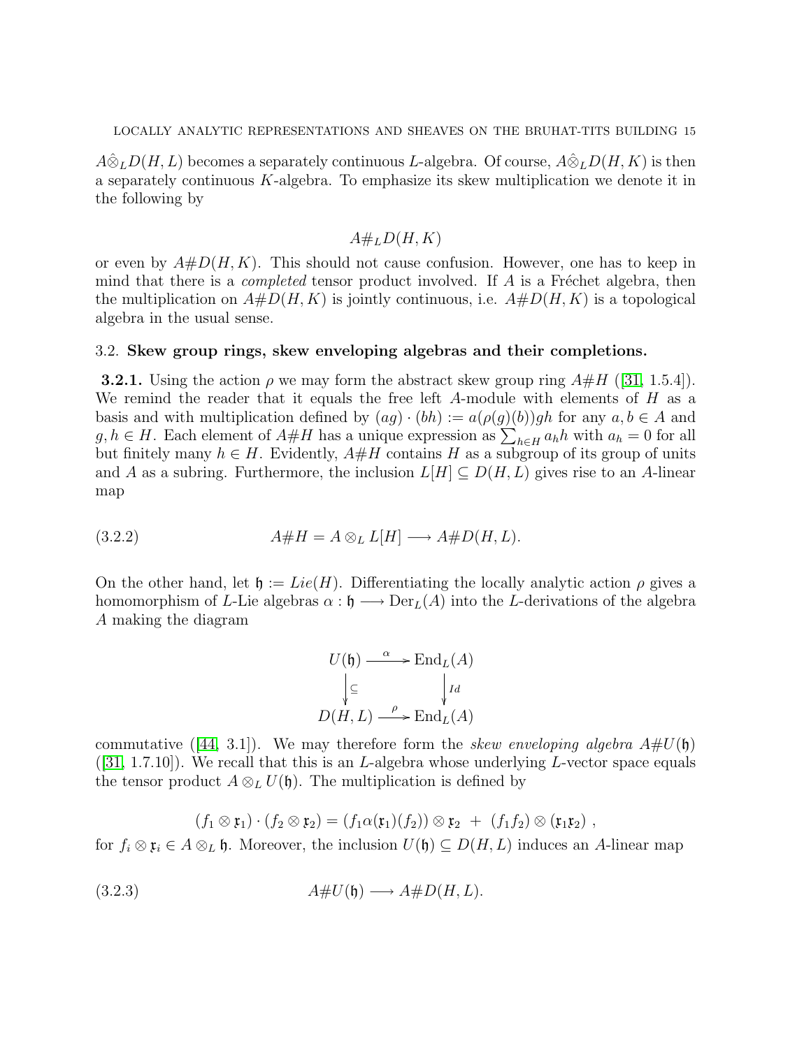$A\hat{\otimes}_L D(H,L)$ becomes a separately continuous $L$-algebra. Of course, $A\hat{\otimes}_L D(H,K)$ is then a separately continuous $K$-algebra. To emphasize its skew multiplication we denote it in the following by

$$A\#_L D(H,K)$$

or even by $A\#D(H,K)$. This should not cause confusion. However, one has to keep in mind that there is a *completed* tensor product involved. If $A$ is a Fréchet algebra, then the multiplication on $A\#D(H,K)$ is jointly continuous, i.e. $A\#D(H,K)$ is a topological algebra in the usual sense.

## 3.2. Skew group rings, skew enveloping algebras and their completions.

**3.2.1.** Using the action $\rho$ we may form the abstract skew group ring $A\#H$ ([31, 1.5.4]). We remind the reader that it equals the free left $A$-module with elements of $H$ as a basis and with multiplication defined by $(ag)\cdot(bh) := a(\rho(g)(b))gh$ for any $a,b\in A$ and $g,h\in H$. Each element of $A\#H$ has a unique expression as $\sum_{h\in H} a_h h$ with $a_h = 0$ for all but finitely many $h\in H$. Evidently, $A\#H$ contains $H$ as a subgroup of its group of units and $A$ as a subring. Furthermore, the inclusion $L[H]\subseteq D(H,L)$ gives rise to an $A$-linear map

$$A\#H = A\otimes_L L[H] \longrightarrow A\#D(H,L). \tag{3.2.2}$$

On the other hand, let $\mathfrak{h} := Lie(H)$. Differentiating the locally analytic action $\rho$ gives a homomorphism of $L$-Lie algebras $\alpha : \mathfrak{h}\longrightarrow \mathrm{Der}_L(A)$ into the $L$-derivations of the algebra $A$ making the diagram

$$\begin{array}{ccc} U(\mathfrak{h}) & \xrightarrow{\alpha} & \mathrm{End}_L(A) \\ \big\downarrow \subseteq & & \big\downarrow Id \\ D(H,L) & \xrightarrow{\rho} & \mathrm{End}_L(A) \end{array}$$

commutative ([44, 3.1]). We may therefore form the *skew enveloping algebra* $A\#U(\mathfrak{h})$ ([31, 1.7.10]). We recall that this is an $L$-algebra whose underlying $L$-vector space equals the tensor product $A\otimes_L U(\mathfrak{h})$. The multiplication is defined by

$$(f_1\otimes\mathfrak{x}_1)\cdot(f_2\otimes\mathfrak{x}_2) = (f_1\alpha(\mathfrak{x}_1)(f_2))\otimes\mathfrak{x}_2 \;+\; (f_1f_2)\otimes(\mathfrak{x}_1\mathfrak{x}_2)\ ,$$

for $f_i\otimes\mathfrak{x}_i\in A\otimes_L\mathfrak{h}$. Moreover, the inclusion $U(\mathfrak{h})\subseteq D(H,L)$ induces an $A$-linear map

$$A\#U(\mathfrak{h}) \longrightarrow A\#D(H,L). \tag{3.2.3}$$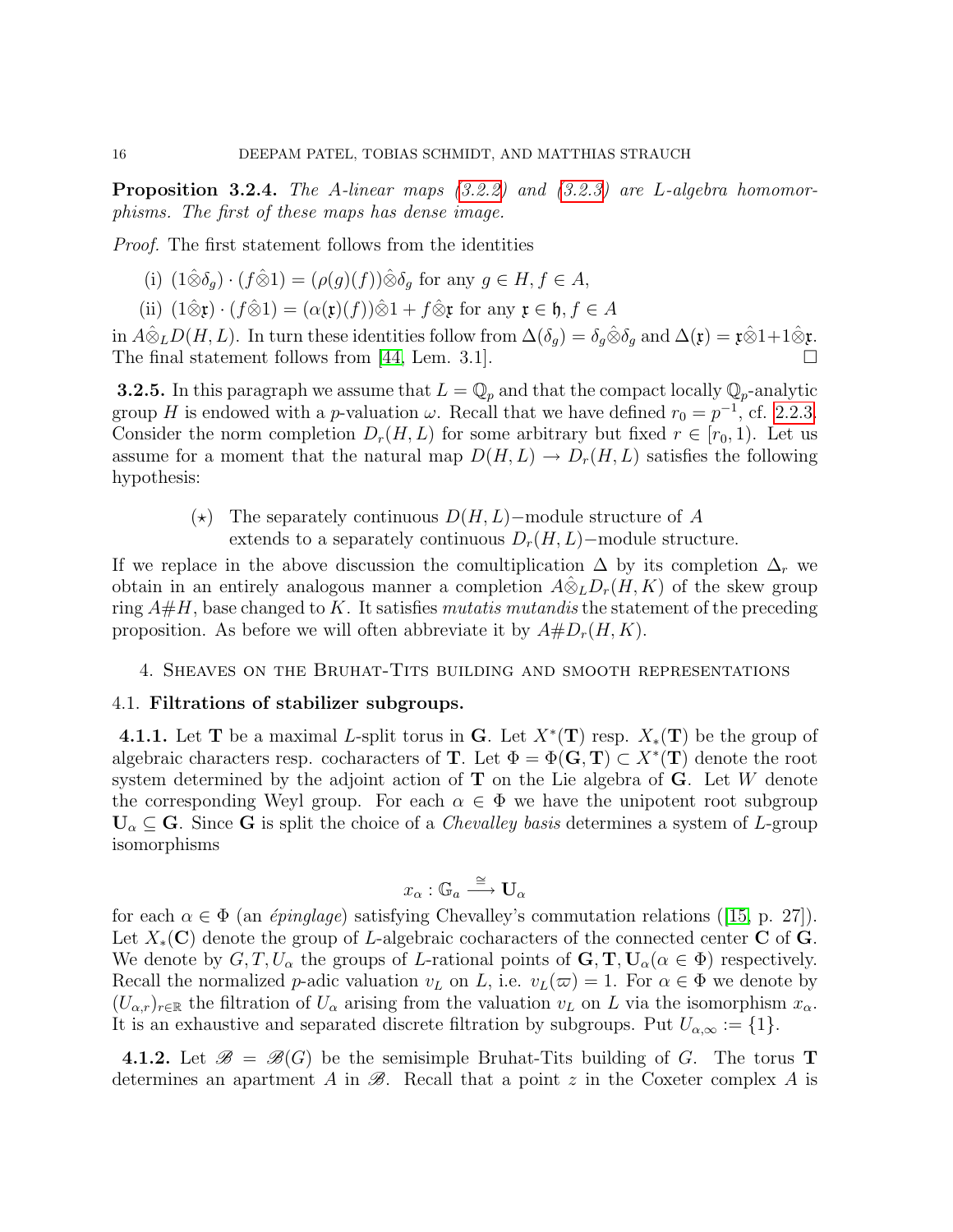**Proposition 3.2.4.** *The $A$-linear maps (3.2.2) and (3.2.3) are $L$-algebra homomorphisms. The first of these maps has dense image.*

*Proof.* The first statement follows from the identities

(i) $(1\hat{\otimes}\delta_g)\cdot(f\hat{\otimes}1) = (\rho(g)(f))\hat{\otimes}\delta_g$ for any $g \in H$, $f \in A$,

(ii) $(1\hat{\otimes}\mathfrak{x})\cdot(f\hat{\otimes}1) = (\alpha(\mathfrak{x})(f))\hat{\otimes}1 + f\hat{\otimes}\mathfrak{x}$ for any $\mathfrak{x} \in \mathfrak{h}$, $f \in A$

in $A\hat{\otimes}_L D(H,L)$. In turn these identities follow from $\Delta(\delta_g) = \delta_g\hat{\otimes}\delta_g$ and $\Delta(\mathfrak{x}) = \mathfrak{x}\hat{\otimes}1 + 1\hat{\otimes}\mathfrak{x}$. The final statement follows from [44, Lem. 3.1]. $\square$

**3.2.5.** In this paragraph we assume that $L = \mathbb{Q}_p$ and that the compact locally $\mathbb{Q}_p$-analytic group $H$ is endowed with a $p$-valuation $\omega$. Recall that we have defined $r_0 = p^{-1}$, cf. 2.2.3. Consider the norm completion $D_r(H,L)$ for some arbitrary but fixed $r \in [r_0, 1)$. Let us assume for a moment that the natural map $D(H,L) \to D_r(H,L)$ satisfies the following hypothesis:

($\star$) The separately continuous $D(H,L)-$module structure of $A$ extends to a separately continuous $D_r(H,L)-$module structure.

If we replace in the above discussion the comultiplication $\Delta$ by its completion $\Delta_r$ we obtain in an entirely analogous manner a completion $A\hat{\otimes}_L D_r(H,K)$ of the skew group ring $A\#H$, base changed to $K$. It satisfies *mutatis mutandis* the statement of the preceding proposition. As before we will often abbreviate it by $A\#D_r(H,K)$.

## 4. Sheaves on the Bruhat-Tits building and smooth representations

### 4.1. Filtrations of stabilizer subgroups.

**4.1.1.** Let $\mathbf{T}$ be a maximal $L$-split torus in $\mathbf{G}$. Let $X^*(\mathbf{T})$ resp. $X_*(\mathbf{T})$ be the group of algebraic characters resp. cocharacters of $\mathbf{T}$. Let $\Phi = \Phi(\mathbf{G},\mathbf{T}) \subset X^*(\mathbf{T})$ denote the root system determined by the adjoint action of $\mathbf{T}$ on the Lie algebra of $\mathbf{G}$. Let $W$ denote the corresponding Weyl group. For each $\alpha \in \Phi$ we have the unipotent root subgroup $\mathbf{U}_\alpha \subseteq \mathbf{G}$. Since $\mathbf{G}$ is split the choice of a *Chevalley basis* determines a system of $L$-group isomorphisms

$$x_\alpha : \mathbb{G}_a \xrightarrow{\cong} \mathbf{U}_\alpha$$

for each $\alpha \in \Phi$ (an *épinglage*) satisfying Chevalley's commutation relations ([15, p. 27]). Let $X_*(\mathbf{C})$ denote the group of $L$-algebraic cocharacters of the connected center $\mathbf{C}$ of $\mathbf{G}$. We denote by $G, T, U_\alpha$ the groups of $L$-rational points of $\mathbf{G}, \mathbf{T}, \mathbf{U}_\alpha (\alpha \in \Phi)$ respectively. Recall the normalized $p$-adic valuation $v_L$ on $L$, i.e. $v_L(\varpi) = 1$. For $\alpha \in \Phi$ we denote by $(U_{\alpha,r})_{r\in\mathbb{R}}$ the filtration of $U_\alpha$ arising from the valuation $v_L$ on $L$ via the isomorphism $x_\alpha$. It is an exhaustive and separated discrete filtration by subgroups. Put $U_{\alpha,\infty} := \{1\}$.

**4.1.2.** Let $\mathscr{B} = \mathscr{B}(G)$ be the semisimple Bruhat-Tits building of $G$. The torus $\mathbf{T}$ determines an apartment $A$ in $\mathscr{B}$. Recall that a point $z$ in the Coxeter complex $A$ is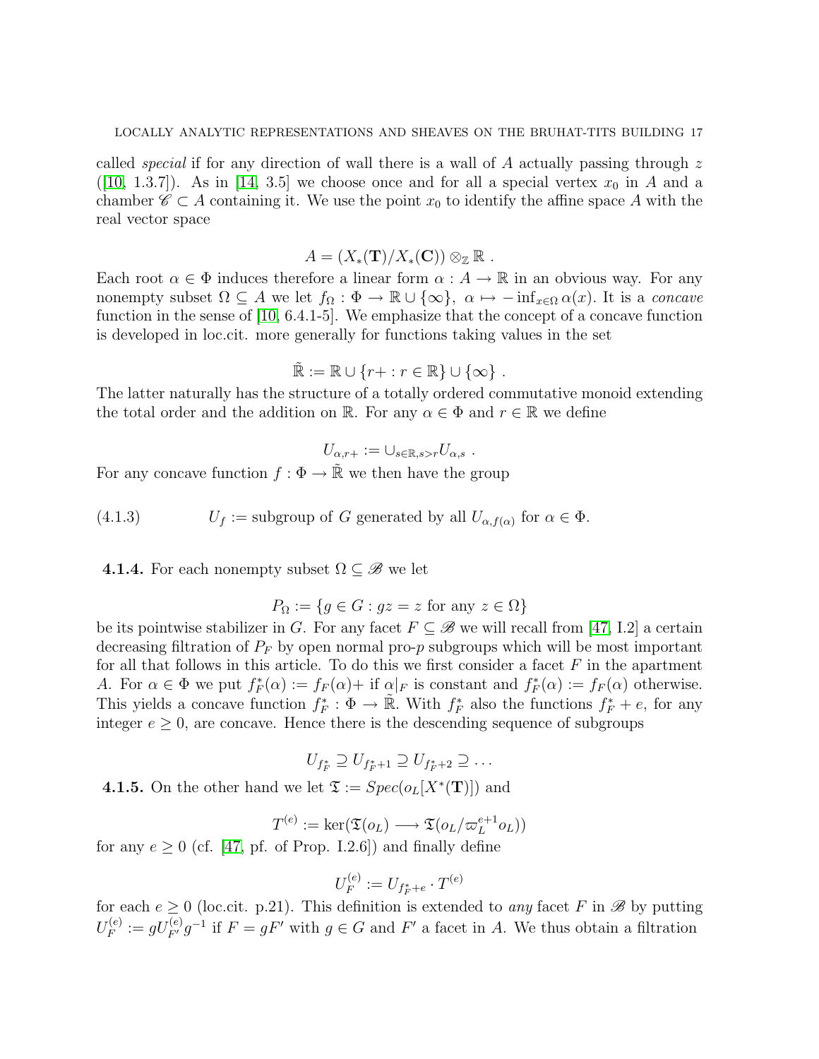called *special* if for any direction of wall there is a wall of $A$ actually passing through $z$ ([10, 1.3.7]). As in [14, 3.5] we choose once and for all a special vertex $x_0$ in $A$ and a chamber $\mathscr{C} \subset A$ containing it. We use the point $x_0$ to identify the affine space $A$ with the real vector space

$$A = (X_*(\mathbf{T})/X_*(\mathbf{C})) \otimes_{\mathbb{Z}} \mathbb{R} .$$

Each root $\alpha \in \Phi$ induces therefore a linear form $\alpha : A \to \mathbb{R}$ in an obvious way. For any nonempty subset $\Omega \subseteq A$ we let $f_\Omega : \Phi \to \mathbb{R} \cup \{\infty\}$, $\alpha \mapsto -\inf_{x \in \Omega} \alpha(x)$. It is a *concave* function in the sense of [10, 6.4.1-5]. We emphasize that the concept of a concave function is developed in loc.cit. more generally for functions taking values in the set

$$\tilde{\mathbb{R}} := \mathbb{R} \cup \{r+ : r \in \mathbb{R}\} \cup \{\infty\} .$$

The latter naturally has the structure of a totally ordered commutative monoid extending the total order and the addition on $\mathbb{R}$. For any $\alpha \in \Phi$ and $r \in \mathbb{R}$ we define

$$U_{\alpha,r+} := \cup_{s \in \mathbb{R}, s > r} U_{\alpha,s} .$$

For any concave function $f : \Phi \to \tilde{\mathbb{R}}$ we then have the group

$$U_f := \text{subgroup of } G \text{ generated by all } U_{\alpha,f(\alpha)} \text{ for } \alpha \in \Phi. \tag{4.1.3}$$

**4.1.4.** For each nonempty subset $\Omega \subseteq \mathscr{B}$ we let

$$P_\Omega := \{g \in G : gz = z \text{ for any } z \in \Omega\}$$

be its pointwise stabilizer in $G$. For any facet $F \subseteq \mathscr{B}$ we will recall from [47, I.2] a certain decreasing filtration of $P_F$ by open normal pro-$p$ subgroups which will be most important for all that follows in this article. To do this we first consider a facet $F$ in the apartment $A$. For $\alpha \in \Phi$ we put $f_F^*(\alpha) := f_F(\alpha)+$ if $\alpha|_F$ is constant and $f_F^*(\alpha) := f_F(\alpha)$ otherwise. This yields a concave function $f_F^* : \Phi \to \tilde{\mathbb{R}}$. With $f_F^*$ also the functions $f_F^* + e$, for any integer $e \geq 0$, are concave. Hence there is the descending sequence of subgroups

$$U_{f_F^*} \supseteq U_{f_F^*+1} \supseteq U_{f_F^*+2} \supseteq \ldots$$

**4.1.5.** On the other hand we let $\mathfrak{T} := Spec(o_L[X^*(\mathbf{T})])$ and

$$T^{(e)} := \ker(\mathfrak{T}(o_L) \longrightarrow \mathfrak{T}(o_L/\varpi_L^{e+1} o_L))$$

for any $e \geq 0$ (cf. [47, pf. of Prop. I.2.6]) and finally define

$$U_F^{(e)} := U_{f_F^*+e} \cdot T^{(e)}$$

for each $e \geq 0$ (loc.cit. p.21). This definition is extended to *any* facet $F$ in $\mathscr{B}$ by putting $U_F^{(e)} := g U_{F'}^{(e)} g^{-1}$ if $F = gF'$ with $g \in G$ and $F'$ a facet in $A$. We thus obtain a filtration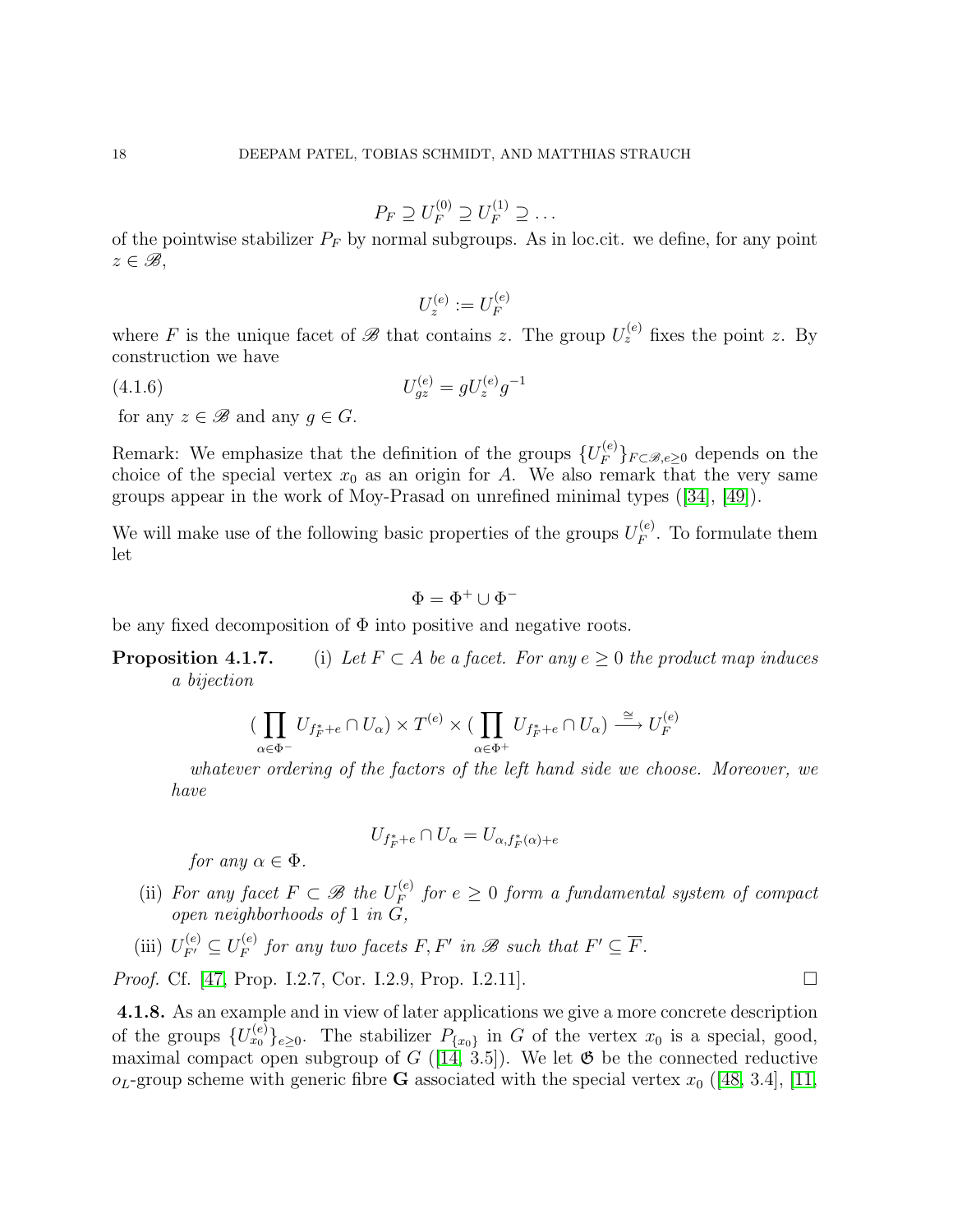$$P_F \supseteq U_F^{(0)} \supseteq U_F^{(1)} \supseteq \ldots$$

of the pointwise stabilizer $P_F$ by normal subgroups. As in loc.cit. we define, for any point $z \in \mathscr{B}$,

$$U_z^{(e)} := U_F^{(e)}$$

where $F$ is the unique facet of $\mathscr{B}$ that contains $z$. The group $U_z^{(e)}$ fixes the point $z$. By construction we have

$$U_{gz}^{(e)} = gU_z^{(e)}g^{-1} \tag{4.1.6}$$

for any $z \in \mathscr{B}$ and any $g \in G$.

Remark: We emphasize that the definition of the groups $\{U_F^{(e)}\}_{F \subset \mathscr{B}, e \geq 0}$ depends on the choice of the special vertex $x_0$ as an origin for $A$. We also remark that the very same groups appear in the work of Moy-Prasad on unrefined minimal types ([34], [49]).

We will make use of the following basic properties of the groups $U_F^{(e)}$. To formulate them let

$$\Phi = \Phi^+ \cup \Phi^-$$

be any fixed decomposition of $\Phi$ into positive and negative roots.

**Proposition 4.1.7.** (i) *Let $F \subset A$ be a facet. For any $e \geq 0$ the product map induces a bijection*

$$\Big(\prod_{\alpha \in \Phi^-} U_{f_F^*+e} \cap U_\alpha\Big) \times T^{(e)} \times \Big(\prod_{\alpha \in \Phi^+} U_{f_F^*+e} \cap U_\alpha\Big) \xrightarrow{\cong} U_F^{(e)}$$

*whatever ordering of the factors of the left hand side we choose. Moreover, we have*

$$U_{f_F^*+e} \cap U_\alpha = U_{\alpha, f_F^*(\alpha)+e}$$

*for any $\alpha \in \Phi$.*

(ii) *For any facet $F \subset \mathscr{B}$ the $U_F^{(e)}$ for $e \geq 0$ form a fundamental system of compact open neighborhoods of 1 in $G$,*

(iii) *$U_{F'}^{(e)} \subseteq U_F^{(e)}$ for any two facets $F, F'$ in $\mathscr{B}$ such that $F' \subseteq \overline{F}$.*

*Proof.* Cf. [47, Prop. I.2.7, Cor. I.2.9, Prop. I.2.11]. □

**4.1.8.** As an example and in view of later applications we give a more concrete description of the groups $\{U_{x_0}^{(e)}\}_{e \geq 0}$. The stabilizer $P_{\{x_0\}}$ in $G$ of the vertex $x_0$ is a special, good, maximal compact open subgroup of $G$ ([14, 3.5]). We let $\mathfrak{G}$ be the connected reductive $o_L$-group scheme with generic fibre $\mathbf{G}$ associated with the special vertex $x_0$ ([48, 3.4], [11,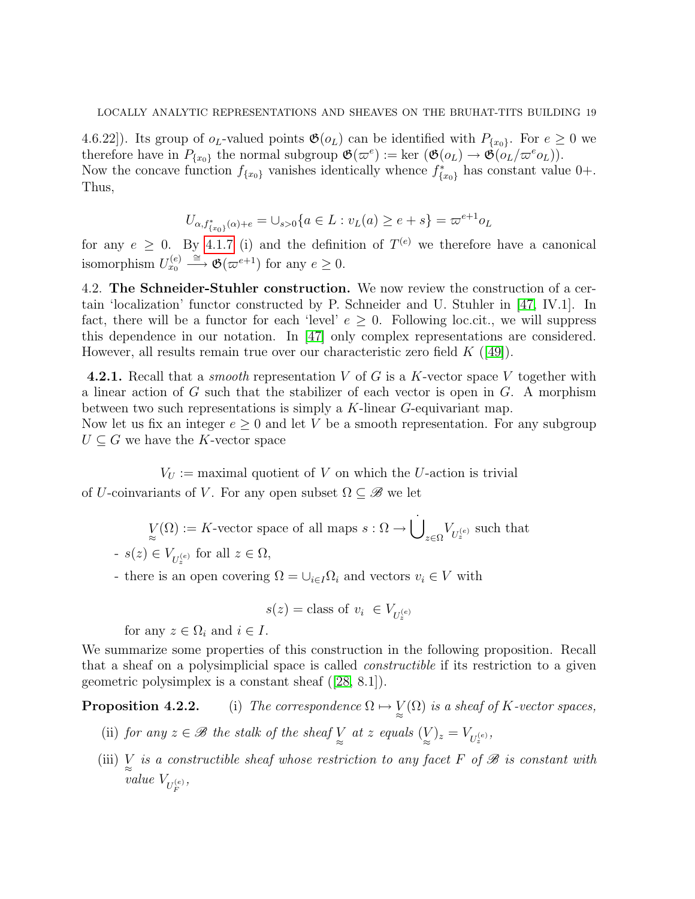4.6.22]). Its group of $o_L$-valued points $\mathfrak{G}(o_L)$ can be identified with $P_{\{x_0\}}$. For $e \geq 0$ we therefore have in $P_{\{x_0\}}$ the normal subgroup $\mathfrak{G}(\varpi^e) := \ker(\mathfrak{G}(o_L) \to \mathfrak{G}(o_L/\varpi^e o_L))$.
Now the concave function $f_{\{x_0\}}$ vanishes identically whence $f^*_{\{x_0\}}$ has constant value $0+$. Thus,

$$U_{\alpha, f^*_{\{x_0\}}(\alpha)+e} = \cup_{s>0}\{a \in L : v_L(a) \geq e+s\} = \varpi^{e+1} o_L$$

for any $e \geq 0$. By 4.1.7 (i) and the definition of $T^{(e)}$ we therefore have a canonical isomorphism $U^{(e)}_{x_0} \xrightarrow{\cong} \mathfrak{G}(\varpi^{e+1})$ for any $e \geq 0$.

4.2. **The Schneider-Stuhler construction.** We now review the construction of a certain 'localization' functor constructed by P. Schneider and U. Stuhler in [47, IV.1]. In fact, there will be a functor for each 'level' $e \geq 0$. Following loc.cit., we will suppress this dependence in our notation. In [47] only complex representations are considered. However, all results remain true over our characteristic zero field $K$ ([49]).

**4.2.1.** Recall that a *smooth* representation $V$ of $G$ is a $K$-vector space $V$ together with a linear action of $G$ such that the stabilizer of each vector is open in $G$. A morphism between two such representations is simply a $K$-linear $G$-equivariant map.
Now let us fix an integer $e \geq 0$ and let $V$ be a smooth representation. For any subgroup $U \subseteq G$ we have the $K$-vector space

$$V_U := \text{maximal quotient of } V \text{ on which the } U\text{-action is trivial}$$

of $U$-coinvariants of $V$. For any open subset $\Omega \subseteq \mathscr{B}$ we let

$$\underset{\approx}{V}(\Omega) := K\text{-vector space of all maps } s : \Omega \to \dot{\bigcup}_{z\in\Omega} V_{U_z^{(e)}} \text{ such that}$$

- $s(z) \in V_{U_z^{(e)}}$ for all $z \in \Omega$,
- there is an open covering $\Omega = \cup_{i\in I}\Omega_i$ and vectors $v_i \in V$ with

$$s(z) = \text{class of } v_i \in V_{U_z^{(e)}}$$

for any $z \in \Omega_i$ and $i \in I$.

We summarize some properties of this construction in the following proposition. Recall that a sheaf on a polysimplicial space is called *constructible* if its restriction to a given geometric polysimplex is a constant sheaf ([28, 8.1]).

**Proposition 4.2.2.** (i) *The correspondence $\Omega \mapsto \underset{\approx}{V}(\Omega)$ is a sheaf of $K$-vector spaces,*

(ii) *for any $z \in \mathscr{B}$ the stalk of the sheaf $\underset{\approx}{V}$ at $z$ equals $(\underset{\approx}{V})_z = V_{U_z^{(e)}}$,*

(iii) *$\underset{\approx}{V}$ is a constructible sheaf whose restriction to any facet $F$ of $\mathscr{B}$ is constant with value $V_{U_F^{(e)}}$,*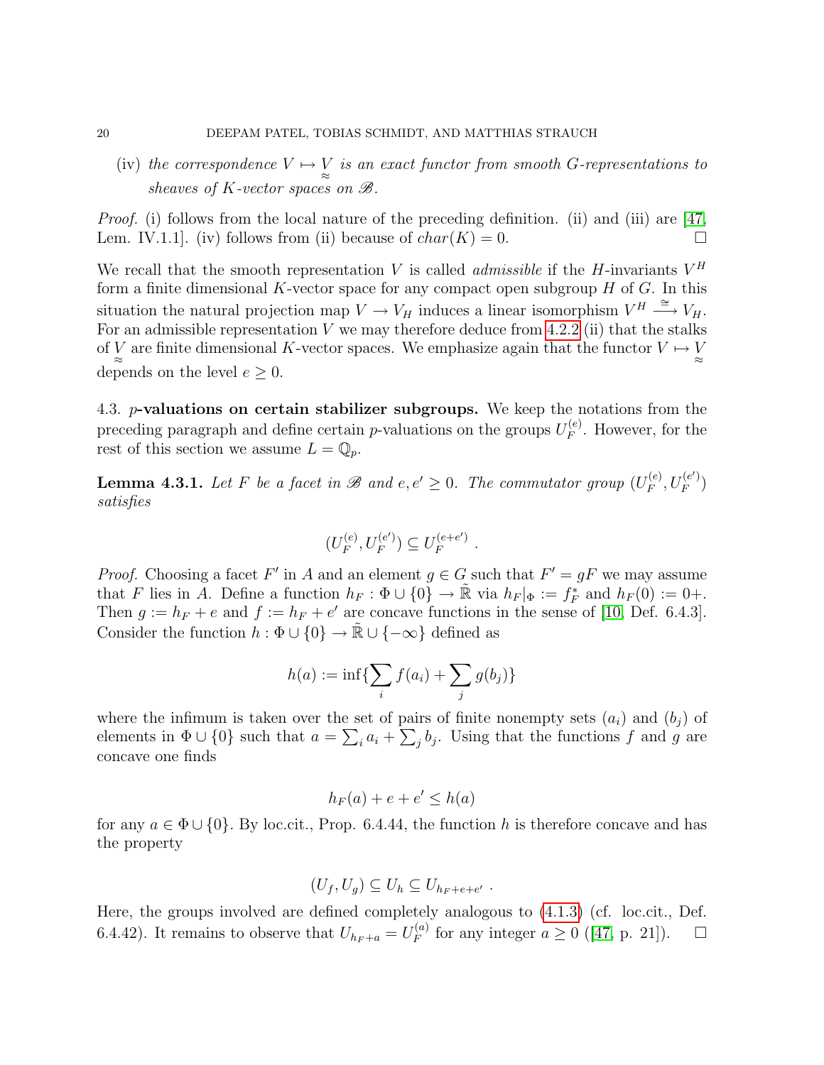(iv) *the correspondence $V \mapsto \underset{\approx}{V}$ is an exact functor from smooth $G$-representations to sheaves of $K$-vector spaces on $\mathscr{B}$.*

*Proof.* (i) follows from the local nature of the preceding definition. (ii) and (iii) are [47, Lem. IV.1.1]. (iv) follows from (ii) because of $char(K) = 0$. $\square$

We recall that the smooth representation $V$ is called *admissible* if the $H$-invariants $V^H$ form a finite dimensional $K$-vector space for any compact open subgroup $H$ of $G$. In this situation the natural projection map $V \to V_H$ induces a linear isomorphism $V^H \xrightarrow{\cong} V_H$. For an admissible representation $V$ we may therefore deduce from 4.2.2 (ii) that the stalks of $\underset{\approx}{V}$ are finite dimensional $K$-vector spaces. We emphasize again that the functor $V \mapsto \underset{\approx}{V}$ depends on the level $e \geq 0$.

4.3. **$p$-valuations on certain stabilizer subgroups.** We keep the notations from the preceding paragraph and define certain $p$-valuations on the groups $U_F^{(e)}$. However, for the rest of this section we assume $L = \mathbb{Q}_p$.

**Lemma 4.3.1.** *Let $F$ be a facet in $\mathscr{B}$ and $e, e' \geq 0$. The commutator group $(U_F^{(e)}, U_F^{(e')})$ satisfies*

$$(U_F^{(e)}, U_F^{(e')}) \subseteq U_F^{(e+e')} \; .$$

*Proof.* Choosing a facet $F'$ in $A$ and an element $g \in G$ such that $F' = gF$ we may assume that $F$ lies in $A$. Define a function $h_F : \Phi \cup \{0\} \to \tilde{\mathbb{R}}$ via $h_F|_\Phi := f_F^*$ and $h_F(0) := 0+$. Then $g := h_F + e$ and $f := h_F + e'$ are concave functions in the sense of [10, Def. 6.4.3]. Consider the function $h : \Phi \cup \{0\} \to \tilde{\mathbb{R}} \cup \{-\infty\}$ defined as

$$h(a) := \inf\{\sum_i f(a_i) + \sum_j g(b_j)\}$$

where the infimum is taken over the set of pairs of finite nonempty sets $(a_i)$ and $(b_j)$ of elements in $\Phi \cup \{0\}$ such that $a = \sum_i a_i + \sum_j b_j$. Using that the functions $f$ and $g$ are concave one finds

$$h_F(a) + e + e' \leq h(a)$$

for any $a \in \Phi \cup \{0\}$. By loc.cit., Prop. 6.4.44, the function $h$ is therefore concave and has the property

$$(U_f, U_g) \subseteq U_h \subseteq U_{h_F + e + e'} \; .$$

Here, the groups involved are defined completely analogous to (4.1.3) (cf. loc.cit., Def. 6.4.42). It remains to observe that $U_{h_F + a} = U_F^{(a)}$ for any integer $a \geq 0$ ([47, p. 21]). $\square$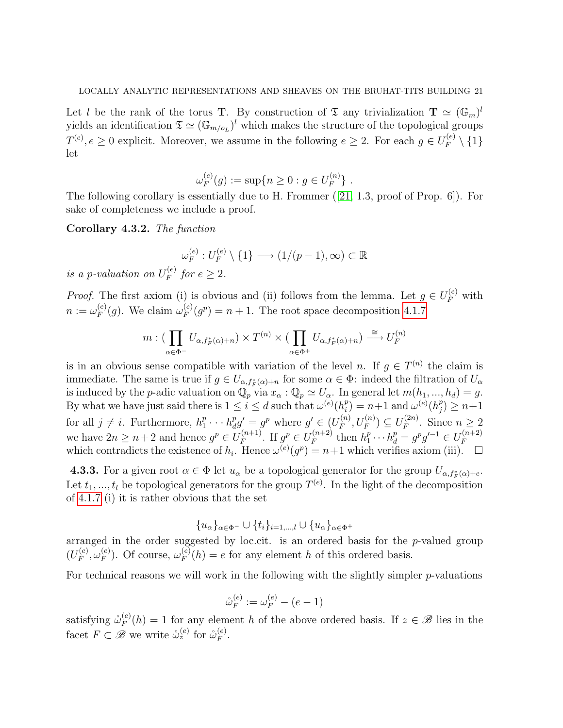Let $l$ be the rank of the torus $\mathbf{T}$. By construction of $\mathfrak{T}$ any trivialization $\mathbf{T} \simeq (\mathbb{G}_m)^l$ yields an identification $\mathfrak{T} \simeq (\mathbb{G}_{m/o_L})^l$ which makes the structure of the topological groups $T^{(e)}, e \geq 0$ explicit. Moreover, we assume in the following $e \geq 2$. For each $g \in U_F^{(e)} \setminus \{1\}$ let

$$\omega_F^{(e)}(g) := \sup\{n \geq 0 : g \in U_F^{(n)}\} \ .$$

The following corollary is essentially due to H. Frommer ([21, 1.3, proof of Prop. 6]). For sake of completeness we include a proof.

**Corollary 4.3.2.** *The function*

$$\omega_F^{(e)} : U_F^{(e)} \setminus \{1\} \longrightarrow (1/(p-1), \infty) \subset \mathbb{R}$$

*is a p-valuation on* $U_F^{(e)}$ *for* $e \geq 2$.

*Proof.* The first axiom (i) is obvious and (ii) follows from the lemma. Let $g \in U_F^{(e)}$ with $n := \omega_F^{(e)}(g)$. We claim $\omega_F^{(e)}(g^p) = n + 1$. The root space decomposition 4.1.7

$$m : (\prod_{\alpha \in \Phi^-} U_{\alpha, f_F^*(\alpha)+n}) \times T^{(n)} \times (\prod_{\alpha \in \Phi^+} U_{\alpha, f_F^*(\alpha)+n}) \xrightarrow{\cong} U_F^{(n)}$$

is in an obvious sense compatible with variation of the level $n$. If $g \in T^{(n)}$ the claim is immediate. The same is true if $g \in U_{\alpha, f_F^*(\alpha)+n}$ for some $\alpha \in \Phi$: indeed the filtration of $U_\alpha$ is induced by the $p$-adic valuation on $\mathbb{Q}_p$ via $x_\alpha : \mathbb{Q}_p \simeq U_\alpha$. In general let $m(h_1, ..., h_d) = g$. By what we have just said there is $1 \leq i \leq d$ such that $\omega^{(e)}(h_i^p) = n+1$ and $\omega^{(e)}(h_j^p) \geq n+1$ for all $j \neq i$. Furthermore, $h_1^p \cdots h_d^p g' = g^p$ where $g' \in (U_F^{(n)}, U_F^{(n)}) \subseteq U_F^{(2n)}$. Since $n \geq 2$ we have $2n \geq n+2$ and hence $g^p \in U_F^{(n+1)}$. If $g^p \in U_F^{(n+2)}$ then $h_1^p \cdots h_d^p = g^p g'^{-1} \in U_F^{(n+2)}$ which contradicts the existence of $h_i$. Hence $\omega^{(e)}(g^p) = n+1$ which verifies axiom (iii). $\square$

**4.3.3.** For a given root $\alpha \in \Phi$ let $u_\alpha$ be a topological generator for the group $U_{\alpha, f_F^*(\alpha)+e}$. Let $t_1, ..., t_l$ be topological generators for the group $T^{(e)}$. In the light of the decomposition of 4.1.7 (i) it is rather obvious that the set

$$\{u_\alpha\}_{\alpha \in \Phi^-} \cup \{t_i\}_{i=1,...,l} \cup \{u_\alpha\}_{\alpha \in \Phi^+}$$

arranged in the order suggested by loc.cit. is an ordered basis for the $p$-valued group $(U_F^{(e)}, \omega_F^{(e)})$. Of course, $\omega_F^{(e)}(h) = e$ for any element $h$ of this ordered basis.

For technical reasons we will work in the following with the slightly simpler $p$-valuations

$$\mathring{\omega}_F^{(e)} := \omega_F^{(e)} - (e-1)$$

satisfying $\mathring{\omega}_F^{(e)}(h) = 1$ for any element $h$ of the above ordered basis. If $z \in \mathscr{B}$ lies in the facet $F \subset \mathscr{B}$ we write $\mathring{\omega}_z^{(e)}$ for $\mathring{\omega}_F^{(e)}$.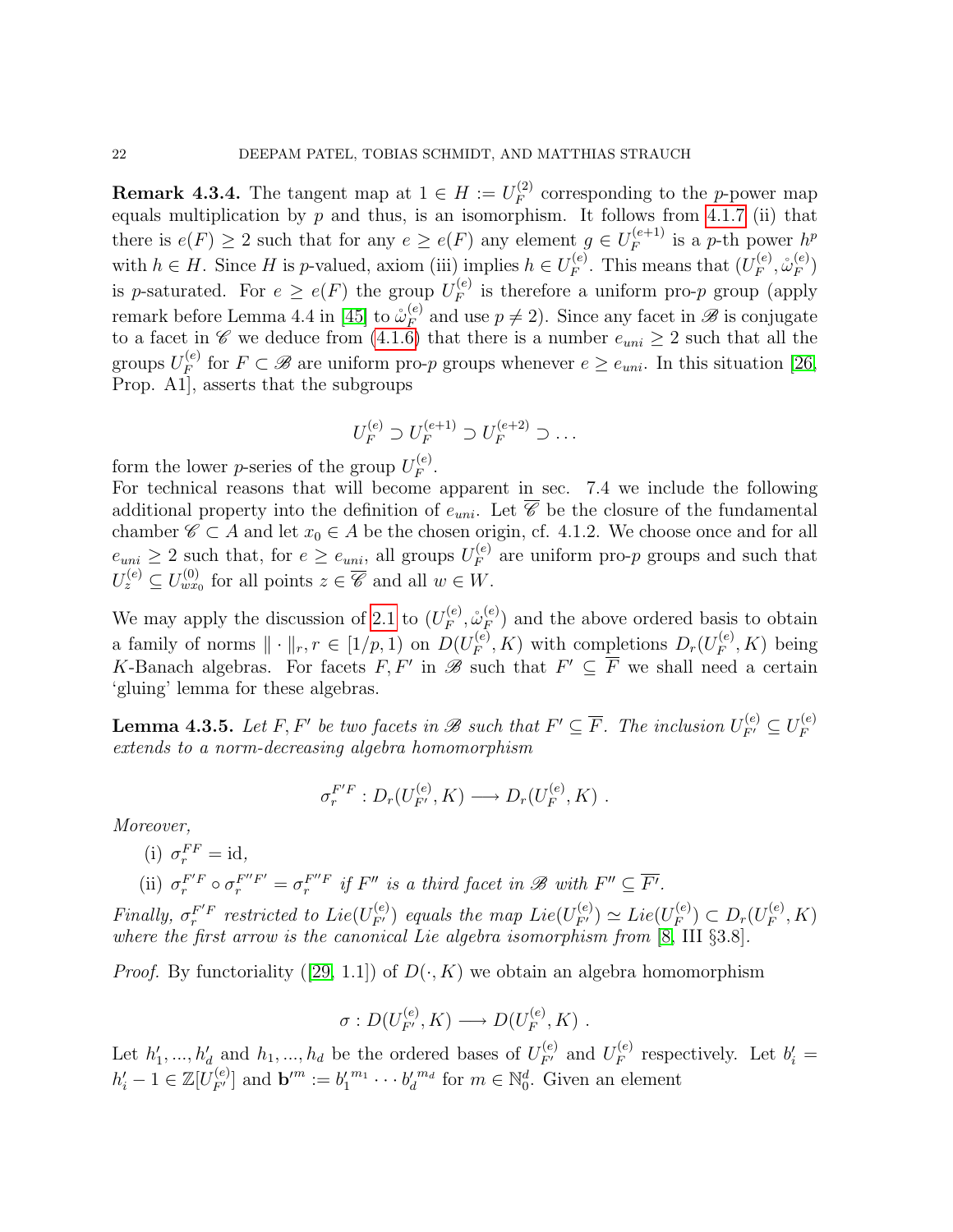**Remark 4.3.4.** The tangent map at $1 \in H := U_F^{(2)}$ corresponding to the $p$-power map equals multiplication by $p$ and thus, is an isomorphism. It follows from 4.1.7 (ii) that there is $e(F) \geq 2$ such that for any $e \geq e(F)$ any element $g \in U_F^{(e+1)}$ is a $p$-th power $h^p$ with $h \in H$. Since $H$ is $p$-valued, axiom (iii) implies $h \in U_F^{(e)}$. This means that $(U_F^{(e)}, \mathring{\omega}_F^{(e)})$ is $p$-saturated. For $e \geq e(F)$ the group $U_F^{(e)}$ is therefore a uniform pro-$p$ group (apply remark before Lemma 4.4 in [45] to $\mathring{\omega}_F^{(e)}$ and use $p \neq 2$). Since any facet in $\mathscr{B}$ is conjugate to a facet in $\mathscr{C}$ we deduce from (4.1.6) that there is a number $e_{uni} \geq 2$ such that all the groups $U_F^{(e)}$ for $F \subset \mathscr{B}$ are uniform pro-$p$ groups whenever $e \geq e_{uni}$. In this situation [26, Prop. A1], asserts that the subgroups

$$U_F^{(e)} \supset U_F^{(e+1)} \supset U_F^{(e+2)} \supset \dots$$

form the lower $p$-series of the group $U_F^{(e)}$.
For technical reasons that will become apparent in sec. 7.4 we include the following additional property into the definition of $e_{uni}$. Let $\overline{\mathscr{C}}$ be the closure of the fundamental chamber $\mathscr{C} \subset A$ and let $x_0 \in A$ be the chosen origin, cf. 4.1.2. We choose once and for all $e_{uni} \geq 2$ such that, for $e \geq e_{uni}$, all groups $U_F^{(e)}$ are uniform pro-$p$ groups and such that $U_z^{(e)} \subseteq U_{wx_0}^{(0)}$ for all points $z \in \overline{\mathscr{C}}$ and all $w \in W$.

We may apply the discussion of 2.1 to $(U_F^{(e)}, \mathring{\omega}_F^{(e)})$ and the above ordered basis to obtain a family of norms $\|\cdot\|_r, r \in [1/p, 1)$ on $D(U_F^{(e)}, K)$ with completions $D_r(U_F^{(e)}, K)$ being $K$-Banach algebras. For facets $F, F'$ in $\mathscr{B}$ such that $F' \subseteq \overline{F}$ we shall need a certain 'gluing' lemma for these algebras.

**Lemma 4.3.5.** *Let $F, F'$ be two facets in $\mathscr{B}$ such that $F' \subseteq \overline{F}$. The inclusion $U_{F'}^{(e)} \subseteq U_F^{(e)}$ extends to a norm-decreasing algebra homomorphism*

$$\sigma_r^{F'F} : D_r(U_{F'}^{(e)}, K) \longrightarrow D_r(U_F^{(e)}, K) \ .$$

*Moreover,*

(i) $\sigma_r^{FF} = \mathrm{id}$,

(ii) $\sigma_r^{F'F} \circ \sigma_r^{F''F'} = \sigma_r^{F''F}$ *if $F''$ is a third facet in $\mathscr{B}$ with $F'' \subseteq \overline{F'}$.*

*Finally, $\sigma_r^{F'F}$ restricted to $Lie(U_{F'}^{(e)})$ equals the map $Lie(U_{F'}^{(e)}) \simeq Lie(U_F^{(e)}) \subset D_r(U_F^{(e)}, K)$ where the first arrow is the canonical Lie algebra isomorphism from [8, III §3.8].*

*Proof.* By functoriality ([29, 1.1]) of $D(\cdot, K)$ we obtain an algebra homomorphism

$$\sigma : D(U_{F'}^{(e)}, K) \longrightarrow D(U_F^{(e)}, K) \ .$$

Let $h'_1, ..., h'_d$ and $h_1, ..., h_d$ be the ordered bases of $U_{F'}^{(e)}$ and $U_F^{(e)}$ respectively. Let $b'_i = h'_i - 1 \in \mathbb{Z}[U_{F'}^{(e)}]$ and $\mathbf{b}'^m := {b'_1}^{m_1} \cdots {b'_d}^{m_d}$ for $m \in \mathbb{N}_0^d$. Given an element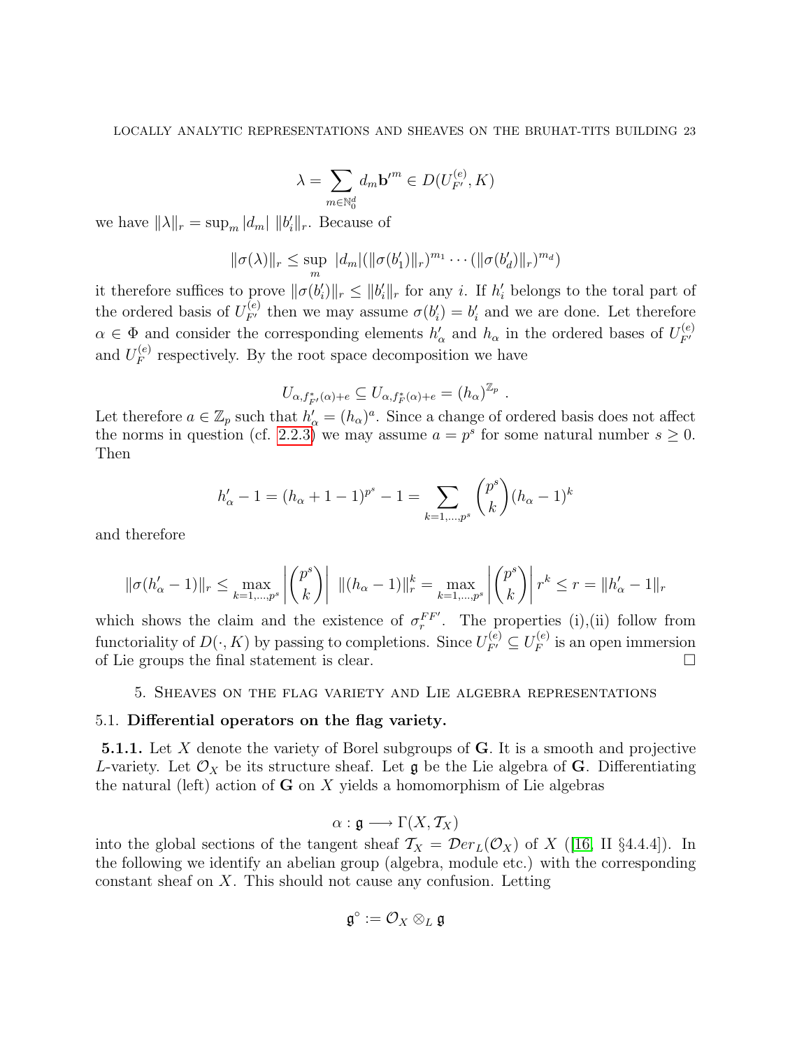$$\lambda = \sum_{m \in \mathbb{N}_0^d} d_m \mathbf{b}'^m \in D(U_{F'}^{(e)}, K)$$

we have $\|\lambda\|_r = \sup_m |d_m| \; \|b_i'\|_r$. Because of

$$\|\sigma(\lambda)\|_r \leq \sup_m \; |d_m|(\|\sigma(b_1')\|_r)^{m_1} \cdots (\|\sigma(b_d')\|_r)^{m_d})$$

it therefore suffices to prove $\|\sigma(b_i')\|_r \leq \|b_i'\|_r$ for any $i$. If $h_i'$ belongs to the toral part of the ordered basis of $U_{F'}^{(e)}$ then we may assume $\sigma(b_i') = b_i'$ and we are done. Let therefore $\alpha \in \Phi$ and consider the corresponding elements $h_\alpha'$ and $h_\alpha$ in the ordered bases of $U_{F'}^{(e)}$ and $U_F^{(e)}$ respectively. By the root space decomposition we have

$$U_{\alpha, f_{F'}^*(\alpha)+e} \subseteq U_{\alpha, f_F^*(\alpha)+e} = (h_\alpha)^{\mathbb{Z}_p} \; .$$

Let therefore $a \in \mathbb{Z}_p$ such that $h_\alpha' = (h_\alpha)^a$. Since a change of ordered basis does not affect the norms in question (cf. 2.2.3) we may assume $a = p^s$ for some natural number $s \geq 0$. Then

$$h_\alpha' - 1 = (h_\alpha + 1 - 1)^{p^s} - 1 = \sum_{k=1,\ldots,p^s} \binom{p^s}{k} (h_\alpha - 1)^k$$

and therefore

$$\|\sigma(h_\alpha' - 1)\|_r \leq \max_{k=1,\ldots,p^s} \left| \binom{p^s}{k} \right| \; \|(h_\alpha - 1)\|_r^k = \max_{k=1,\ldots,p^s} \left| \binom{p^s}{k} \right| r^k \leq r = \|h_\alpha' - 1\|_r$$

which shows the claim and the existence of $\sigma_r^{FF'}$. The properties (i),(ii) follow from functoriality of $D(\cdot, K)$ by passing to completions. Since $U_{F'}^{(e)} \subseteq U_F^{(e)}$ is an open immersion of Lie groups the final statement is clear. $\square$

## 5. Sheaves on the flag variety and Lie algebra representations

### 5.1. Differential operators on the flag variety.

**5.1.1.** Let $X$ denote the variety of Borel subgroups of $\mathbf{G}$. It is a smooth and projective $L$-variety. Let $\mathcal{O}_X$ be its structure sheaf. Let $\mathfrak{g}$ be the Lie algebra of $\mathbf{G}$. Differentiating the natural (left) action of $\mathbf{G}$ on $X$ yields a homomorphism of Lie algebras

$$\alpha : \mathfrak{g} \longrightarrow \Gamma(X, \mathcal{T}_X)$$

into the global sections of the tangent sheaf $\mathcal{T}_X = \mathcal{D}er_L(\mathcal{O}_X)$ of $X$ ([16, II §4.4.4]). In the following we identify an abelian group (algebra, module etc.) with the corresponding constant sheaf on $X$. This should not cause any confusion. Letting

$$\mathfrak{g}^\circ := \mathcal{O}_X \otimes_L \mathfrak{g}$$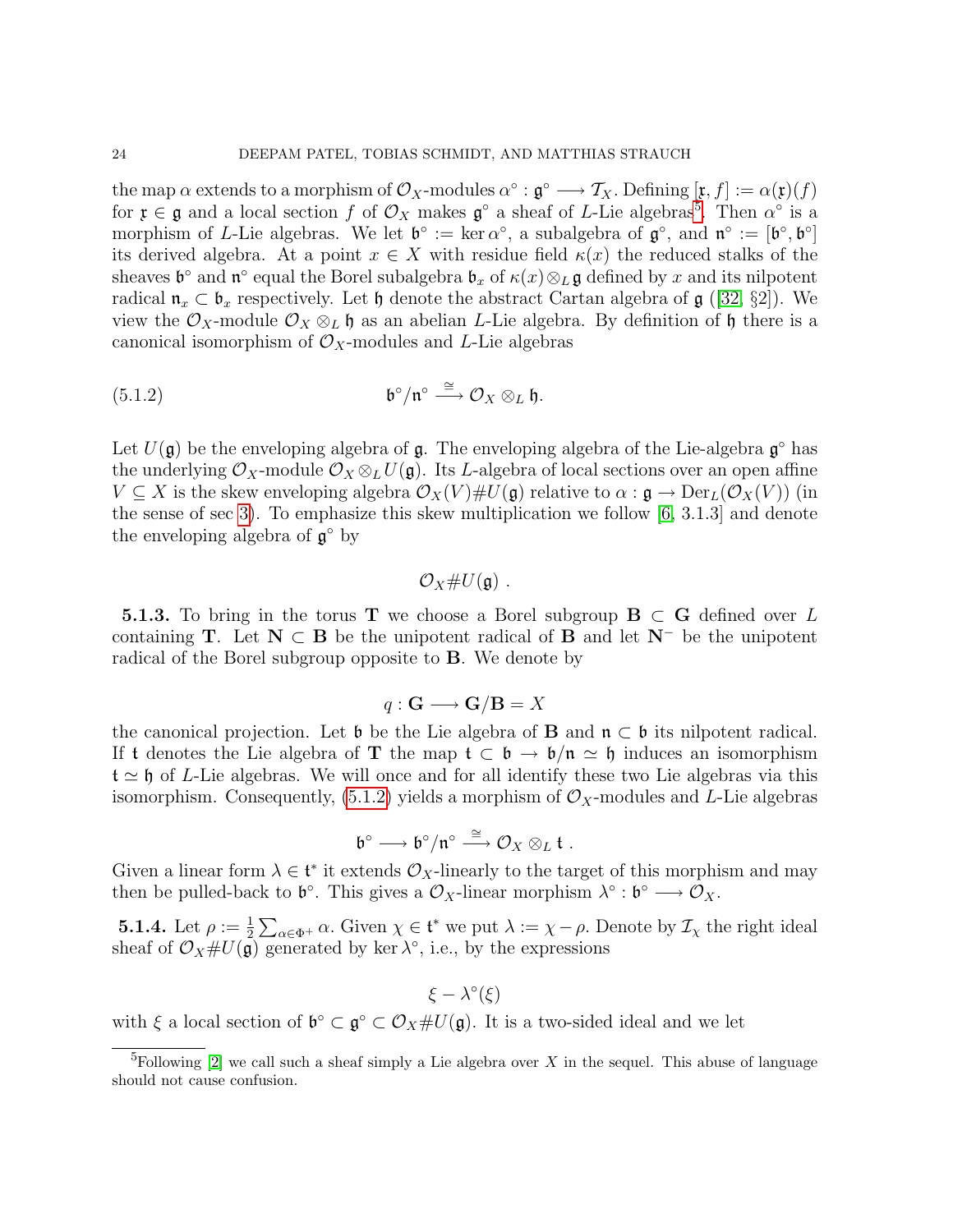the map $\alpha$ extends to a morphism of $\mathcal{O}_X$-modules $\alpha^\circ : \mathfrak{g}^\circ \longrightarrow \mathcal{T}_X$. Defining $[\mathfrak{x}, f] := \alpha(\mathfrak{x})(f)$ for $\mathfrak{x} \in \mathfrak{g}$ and a local section $f$ of $\mathcal{O}_X$ makes $\mathfrak{g}^\circ$ a sheaf of $L$-Lie algebras[5]. Then $\alpha^\circ$ is a morphism of $L$-Lie algebras. We let $\mathfrak{b}^\circ := \ker \alpha^\circ$, a subalgebra of $\mathfrak{g}^\circ$, and $\mathfrak{n}^\circ := [\mathfrak{b}^\circ, \mathfrak{b}^\circ]$ its derived algebra. At a point $x \in X$ with residue field $\kappa(x)$ the reduced stalks of the sheaves $\mathfrak{b}^\circ$ and $\mathfrak{n}^\circ$ equal the Borel subalgebra $\mathfrak{b}_x$ of $\kappa(x) \otimes_L \mathfrak{g}$ defined by $x$ and its nilpotent radical $\mathfrak{n}_x \subset \mathfrak{b}_x$ respectively. Let $\mathfrak{h}$ denote the abstract Cartan algebra of $\mathfrak{g}$ ([32, §2]). We view the $\mathcal{O}_X$-module $\mathcal{O}_X \otimes_L \mathfrak{h}$ as an abelian $L$-Lie algebra. By definition of $\mathfrak{h}$ there is a canonical isomorphism of $\mathcal{O}_X$-modules and $L$-Lie algebras

$$\mathfrak{b}^\circ/\mathfrak{n}^\circ \xrightarrow{\cong} \mathcal{O}_X \otimes_L \mathfrak{h}. \tag{5.1.2}$$

Let $U(\mathfrak{g})$ be the enveloping algebra of $\mathfrak{g}$. The enveloping algebra of the Lie-algebra $\mathfrak{g}^\circ$ has the underlying $\mathcal{O}_X$-module $\mathcal{O}_X \otimes_L U(\mathfrak{g})$. Its $L$-algebra of local sections over an open affine $V \subseteq X$ is the skew enveloping algebra $\mathcal{O}_X(V)\#U(\mathfrak{g})$ relative to $\alpha : \mathfrak{g} \to \mathrm{Der}_L(\mathcal{O}_X(V))$ (in the sense of sec 3). To emphasize this skew multiplication we follow [6, 3.1.3] and denote the enveloping algebra of $\mathfrak{g}^\circ$ by

$$\mathcal{O}_X\#U(\mathfrak{g}) \; .$$

**5.1.3.** To bring in the torus $\mathbf{T}$ we choose a Borel subgroup $\mathbf{B} \subset \mathbf{G}$ defined over $L$ containing $\mathbf{T}$. Let $\mathbf{N} \subset \mathbf{B}$ be the unipotent radical of $\mathbf{B}$ and let $\mathbf{N}^-$ be the unipotent radical of the Borel subgroup opposite to $\mathbf{B}$. We denote by

$$q : \mathbf{G} \longrightarrow \mathbf{G}/\mathbf{B} = X$$

the canonical projection. Let $\mathfrak{b}$ be the Lie algebra of $\mathbf{B}$ and $\mathfrak{n} \subset \mathfrak{b}$ its nilpotent radical. If $\mathfrak{t}$ denotes the Lie algebra of $\mathbf{T}$ the map $\mathfrak{t} \subset \mathfrak{b} \to \mathfrak{b}/\mathfrak{n} \simeq \mathfrak{h}$ induces an isomorphism $\mathfrak{t} \simeq \mathfrak{h}$ of $L$-Lie algebras. We will once and for all identify these two Lie algebras via this isomorphism. Consequently, (5.1.2) yields a morphism of $\mathcal{O}_X$-modules and $L$-Lie algebras

$$\mathfrak{b}^\circ \longrightarrow \mathfrak{b}^\circ/\mathfrak{n}^\circ \xrightarrow{\cong} \mathcal{O}_X \otimes_L \mathfrak{t} \; .$$

Given a linear form $\lambda \in \mathfrak{t}^*$ it extends $\mathcal{O}_X$-linearly to the target of this morphism and may then be pulled-back to $\mathfrak{b}^\circ$. This gives a $\mathcal{O}_X$-linear morphism $\lambda^\circ : \mathfrak{b}^\circ \longrightarrow \mathcal{O}_X$.

**5.1.4.** Let $\rho := \frac{1}{2}\sum_{\alpha \in \Phi^+} \alpha$. Given $\chi \in \mathfrak{t}^*$ we put $\lambda := \chi - \rho$. Denote by $\mathcal{I}_\chi$ the right ideal sheaf of $\mathcal{O}_X\#U(\mathfrak{g})$ generated by $\ker \lambda^\circ$, i.e., by the expressions

$$\xi - \lambda^\circ(\xi)$$

with $\xi$ a local section of $\mathfrak{b}^\circ \subset \mathfrak{g}^\circ \subset \mathcal{O}_X\#U(\mathfrak{g})$. It is a two-sided ideal and we let

[5] Following [2] we call such a sheaf simply a Lie algebra over $X$ in the sequel. This abuse of language should not cause confusion.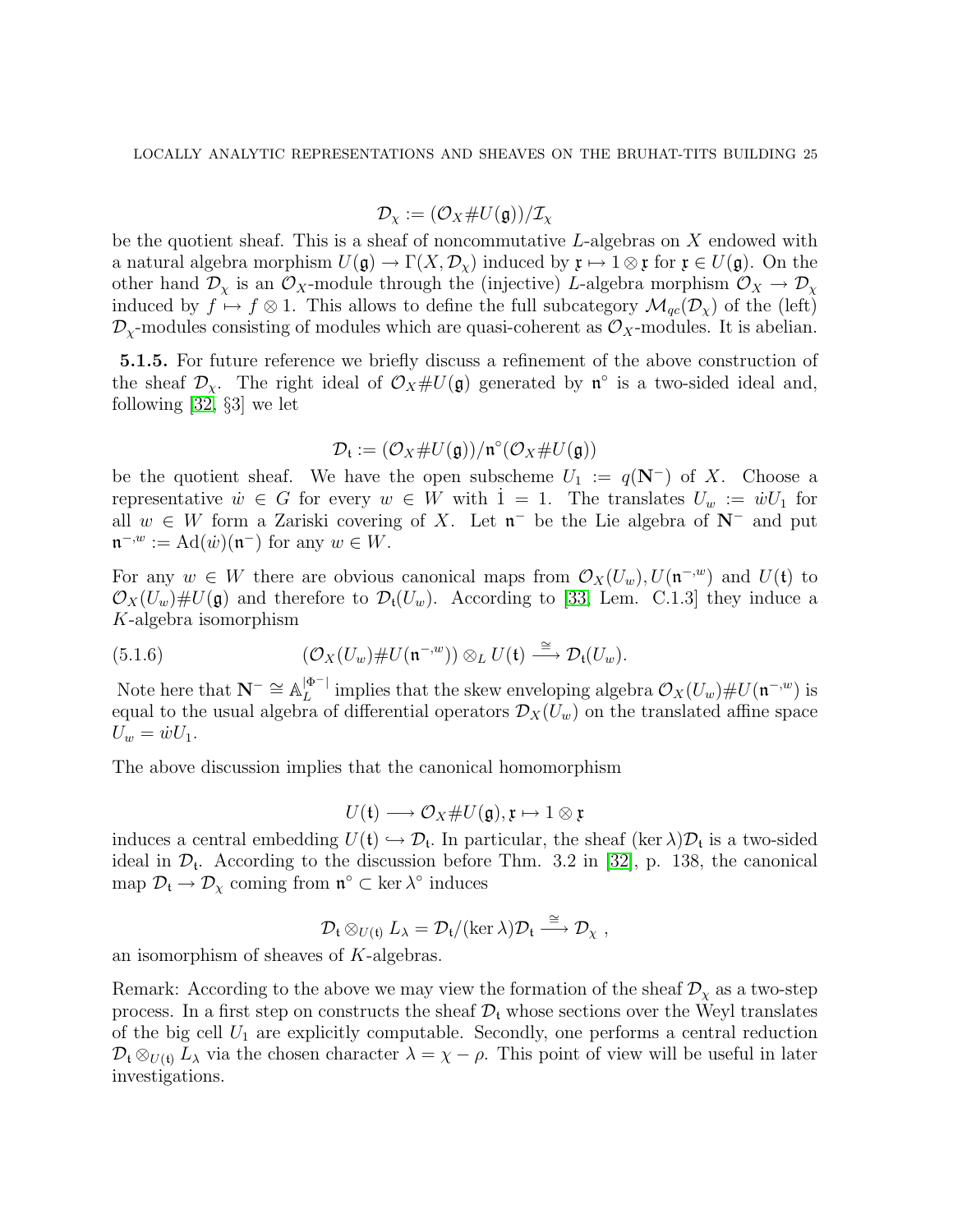$$\mathcal{D}_\chi := (\mathcal{O}_X \# U(\mathfrak{g}))/\mathcal{I}_\chi$$

be the quotient sheaf. This is a sheaf of noncommutative $L$-algebras on $X$ endowed with a natural algebra morphism $U(\mathfrak{g}) \to \Gamma(X, \mathcal{D}_\chi)$ induced by $\mathfrak{x} \mapsto 1 \otimes \mathfrak{x}$ for $\mathfrak{x} \in U(\mathfrak{g})$. On the other hand $\mathcal{D}_\chi$ is an $\mathcal{O}_X$-module through the (injective) $L$-algebra morphism $\mathcal{O}_X \to \mathcal{D}_\chi$ induced by $f \mapsto f \otimes 1$. This allows to define the full subcategory $\mathcal{M}_{qc}(\mathcal{D}_\chi)$ of the (left) $\mathcal{D}_\chi$-modules consisting of modules which are quasi-coherent as $\mathcal{O}_X$-modules. It is abelian.

**5.1.5.** For future reference we briefly discuss a refinement of the above construction of the sheaf $\mathcal{D}_\chi$. The right ideal of $\mathcal{O}_X \# U(\mathfrak{g})$ generated by $\mathfrak{n}^\circ$ is a two-sided ideal and, following [32, §3] we let

$$\mathcal{D}_\mathfrak{t} := (\mathcal{O}_X \# U(\mathfrak{g}))/\mathfrak{n}^\circ(\mathcal{O}_X \# U(\mathfrak{g}))$$

be the quotient sheaf. We have the open subscheme $U_1 := q(\mathbf{N}^-)$ of $X$. Choose a representative $\dot{w} \in G$ for every $w \in W$ with $\dot{1} = 1$. The translates $U_w := \dot{w}U_1$ for all $w \in W$ form a Zariski covering of $X$. Let $\mathfrak{n}^-$ be the Lie algebra of $\mathbf{N}^-$ and put $\mathfrak{n}^{-,w} := \mathrm{Ad}(\dot{w})(\mathfrak{n}^-)$ for any $w \in W$.

For any $w \in W$ there are obvious canonical maps from $\mathcal{O}_X(U_w), U(\mathfrak{n}^{-,w})$ and $U(\mathfrak{t})$ to $\mathcal{O}_X(U_w) \# U(\mathfrak{g})$ and therefore to $\mathcal{D}_\mathfrak{t}(U_w)$. According to [33, Lem. C.1.3] they induce a $K$-algebra isomorphism

$$(\mathcal{O}_X(U_w) \# U(\mathfrak{n}^{-,w})) \otimes_L U(\mathfrak{t}) \xrightarrow{\cong} \mathcal{D}_\mathfrak{t}(U_w). \tag{5.1.6}$$

Note here that $\mathbf{N}^- \cong \mathbb{A}_L^{|\Phi^-|}$ implies that the skew enveloping algebra $\mathcal{O}_X(U_w) \# U(\mathfrak{n}^{-,w})$ is equal to the usual algebra of differential operators $\mathcal{D}_X(U_w)$ on the translated affine space $U_w = \dot{w}U_1$.

The above discussion implies that the canonical homomorphism

$$U(\mathfrak{t}) \longrightarrow \mathcal{O}_X \# U(\mathfrak{g}), \mathfrak{x} \mapsto 1 \otimes \mathfrak{x}$$

induces a central embedding $U(\mathfrak{t}) \hookrightarrow \mathcal{D}_\mathfrak{t}$. In particular, the sheaf $(\ker \lambda)\mathcal{D}_\mathfrak{t}$ is a two-sided ideal in $\mathcal{D}_\mathfrak{t}$. According to the discussion before Thm. 3.2 in [32], p. 138, the canonical map $\mathcal{D}_\mathfrak{t} \to \mathcal{D}_\chi$ coming from $\mathfrak{n}^\circ \subset \ker \lambda^\circ$ induces

$$\mathcal{D}_\mathfrak{t} \otimes_{U(\mathfrak{t})} L_\lambda = \mathcal{D}_\mathfrak{t}/(\ker \lambda)\mathcal{D}_\mathfrak{t} \xrightarrow{\cong} \mathcal{D}_\chi \ ,$$

an isomorphism of sheaves of $K$-algebras.

Remark: According to the above we may view the formation of the sheaf $\mathcal{D}_\chi$ as a two-step process. In a first step on constructs the sheaf $\mathcal{D}_\mathfrak{t}$ whose sections over the Weyl translates of the big cell $U_1$ are explicitly computable. Secondly, one performs a central reduction $\mathcal{D}_\mathfrak{t} \otimes_{U(\mathfrak{t})} L_\lambda$ via the chosen character $\lambda = \chi - \rho$. This point of view will be useful in later investigations.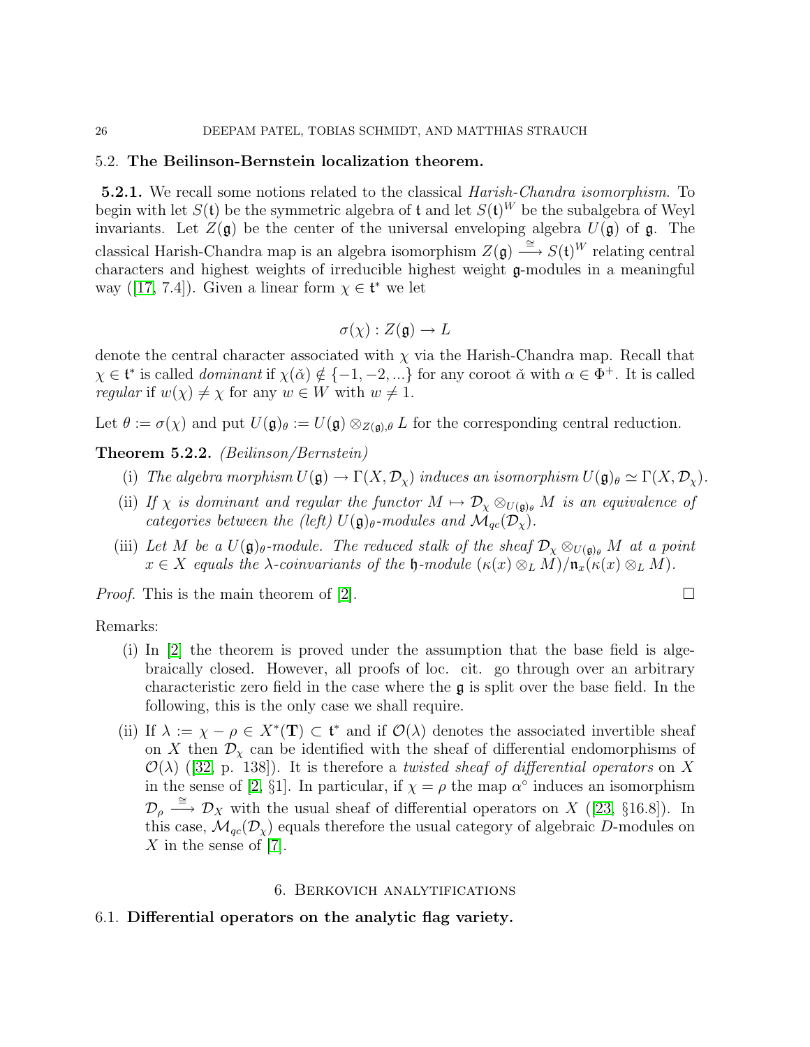## 5.2. The Beilinson-Bernstein localization theorem.

**5.2.1.** We recall some notions related to the classical *Harish-Chandra isomorphism*. To begin with let $S(\mathfrak{t})$ be the symmetric algebra of $\mathfrak{t}$ and let $S(\mathfrak{t})^W$ be the subalgebra of Weyl invariants. Let $Z(\mathfrak{g})$ be the center of the universal enveloping algebra $U(\mathfrak{g})$ of $\mathfrak{g}$. The classical Harish-Chandra map is an algebra isomorphism $Z(\mathfrak{g}) \xrightarrow{\cong} S(\mathfrak{t})^W$ relating central characters and highest weights of irreducible highest weight $\mathfrak{g}$-modules in a meaningful way ([17, 7.4]). Given a linear form $\chi \in \mathfrak{t}^*$ we let

$$\sigma(\chi) : Z(\mathfrak{g}) \to L$$

denote the central character associated with $\chi$ via the Harish-Chandra map. Recall that $\chi \in \mathfrak{t}^*$ is called *dominant* if $\chi(\check{\alpha}) \notin \{-1, -2, ...\}$ for any coroot $\check{\alpha}$ with $\alpha \in \Phi^+$. It is called *regular* if $w(\chi) \neq \chi$ for any $w \in W$ with $w \neq 1$.

Let $\theta := \sigma(\chi)$ and put $U(\mathfrak{g})_\theta := U(\mathfrak{g}) \otimes_{Z(\mathfrak{g}),\theta} L$ for the corresponding central reduction.

**Theorem 5.2.2.** *(Beilinson/Bernstein)*

(i) *The algebra morphism $U(\mathfrak{g}) \to \Gamma(X, \mathcal{D}_\chi)$ induces an isomorphism $U(\mathfrak{g})_\theta \simeq \Gamma(X, \mathcal{D}_\chi)$.*

(ii) *If $\chi$ is dominant and regular the functor $M \mapsto \mathcal{D}_\chi \otimes_{U(\mathfrak{g})_\theta} M$ is an equivalence of categories between the (left) $U(\mathfrak{g})_\theta$-modules and $\mathcal{M}_{qc}(\mathcal{D}_\chi)$.*

(iii) *Let $M$ be a $U(\mathfrak{g})_\theta$-module. The reduced stalk of the sheaf $\mathcal{D}_\chi \otimes_{U(\mathfrak{g})_\theta} M$ at a point $x \in X$ equals the $\lambda$-coinvariants of the $\mathfrak{h}$-module $(\kappa(x) \otimes_L M)/\mathfrak{n}_x(\kappa(x) \otimes_L M)$.*

*Proof.* This is the main theorem of [2]. $\square$

Remarks:

(i) In [2] the theorem is proved under the assumption that the base field is algebraically closed. However, all proofs of loc. cit. go through over an arbitrary characteristic zero field in the case where the $\mathfrak{g}$ is split over the base field. In the following, this is the only case we shall require.

(ii) If $\lambda := \chi - \rho \in X^*(\mathbf{T}) \subset \mathfrak{t}^*$ and if $\mathcal{O}(\lambda)$ denotes the associated invertible sheaf on $X$ then $\mathcal{D}_\chi$ can be identified with the sheaf of differential endomorphisms of $\mathcal{O}(\lambda)$ ([32, p. 138]). It is therefore a *twisted sheaf of differential operators* on $X$ in the sense of [2, §1]. In particular, if $\chi = \rho$ the map $\alpha^\circ$ induces an isomorphism $\mathcal{D}_\rho \xrightarrow{\cong} \mathcal{D}_X$ with the usual sheaf of differential operators on $X$ ([23, §16.8]). In this case, $\mathcal{M}_{qc}(\mathcal{D}_\chi)$ equals therefore the usual category of algebraic $D$-modules on $X$ in the sense of [7].

# 6. Berkovich analytifications

## 6.1. Differential operators on the analytic flag variety.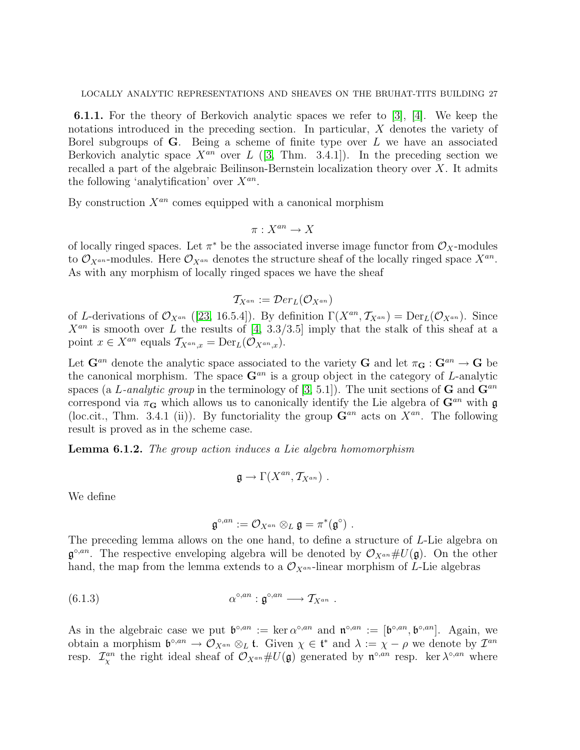**6.1.1.** For the theory of Berkovich analytic spaces we refer to [3], [4]. We keep the notations introduced in the preceding section. In particular, $X$ denotes the variety of Borel subgroups of $\mathbf{G}$. Being a scheme of finite type over $L$ we have an associated Berkovich analytic space $X^{an}$ over $L$ ([3, Thm. 3.4.1]). In the preceding section we recalled a part of the algebraic Beilinson-Bernstein localization theory over $X$. It admits the following 'analytification' over $X^{an}$.

By construction $X^{an}$ comes equipped with a canonical morphism

$$\pi : X^{an} \to X$$

of locally ringed spaces. Let $\pi^*$ be the associated inverse image functor from $\mathcal{O}_X$-modules to $\mathcal{O}_{X^{an}}$-modules. Here $\mathcal{O}_{X^{an}}$ denotes the structure sheaf of the locally ringed space $X^{an}$. As with any morphism of locally ringed spaces we have the sheaf

$$\mathcal{T}_{X^{an}} := \mathcal{D}er_L(\mathcal{O}_{X^{an}})$$

of $L$-derivations of $\mathcal{O}_{X^{an}}$ ([23, 16.5.4]). By definition $\Gamma(X^{an}, \mathcal{T}_{X^{an}}) = \mathrm{Der}_L(\mathcal{O}_{X^{an}})$. Since $X^{an}$ is smooth over $L$ the results of [4, 3.3/3.5] imply that the stalk of this sheaf at a point $x \in X^{an}$ equals $\mathcal{T}_{X^{an},x} = \mathrm{Der}_L(\mathcal{O}_{X^{an},x})$.

Let $\mathbf{G}^{an}$ denote the analytic space associated to the variety $\mathbf{G}$ and let $\pi_{\mathbf{G}} : \mathbf{G}^{an} \to \mathbf{G}$ be the canonical morphism. The space $\mathbf{G}^{an}$ is a group object in the category of $L$-analytic spaces (a *$L$-analytic group* in the terminology of [3, 5.1]). The unit sections of $\mathbf{G}$ and $\mathbf{G}^{an}$ correspond via $\pi_{\mathbf{G}}$ which allows us to canonically identify the Lie algebra of $\mathbf{G}^{an}$ with $\mathfrak{g}$ (loc.cit., Thm. 3.4.1 (ii)). By functoriality the group $\mathbf{G}^{an}$ acts on $X^{an}$. The following result is proved as in the scheme case.

**Lemma 6.1.2.** *The group action induces a Lie algebra homomorphism*

$$\mathfrak{g} \to \Gamma(X^{an}, \mathcal{T}_{X^{an}}) \ .$$

We define

$$\mathfrak{g}^{\circ,an} := \mathcal{O}_{X^{an}} \otimes_L \mathfrak{g} = \pi^*(\mathfrak{g}^\circ) \ .$$

The preceding lemma allows on the one hand, to define a structure of $L$-Lie algebra on $\mathfrak{g}^{\circ,an}$. The respective enveloping algebra will be denoted by $\mathcal{O}_{X^{an}}\#U(\mathfrak{g})$. On the other hand, the map from the lemma extends to a $\mathcal{O}_{X^{an}}$-linear morphism of $L$-Lie algebras

$$\alpha^{\circ,an} : \mathfrak{g}^{\circ,an} \longrightarrow \mathcal{T}_{X^{an}} \ . \tag{6.1.3}$$

As in the algebraic case we put $\mathfrak{b}^{\circ,an} := \ker \alpha^{\circ,an}$ and $\mathfrak{n}^{\circ,an} := [\mathfrak{b}^{\circ,an}, \mathfrak{b}^{\circ,an}]$. Again, we obtain a morphism $\mathfrak{b}^{\circ,an} \to \mathcal{O}_{X^{an}} \otimes_L \mathfrak{t}$. Given $\chi \in \mathfrak{t}^*$ and $\lambda := \chi - \rho$ we denote by $\mathcal{I}^{an}$ resp. $\mathcal{I}^{an}_\chi$ the right ideal sheaf of $\mathcal{O}_{X^{an}}\#U(\mathfrak{g})$ generated by $\mathfrak{n}^{\circ,an}$ resp. $\ker \lambda^{\circ,an}$ where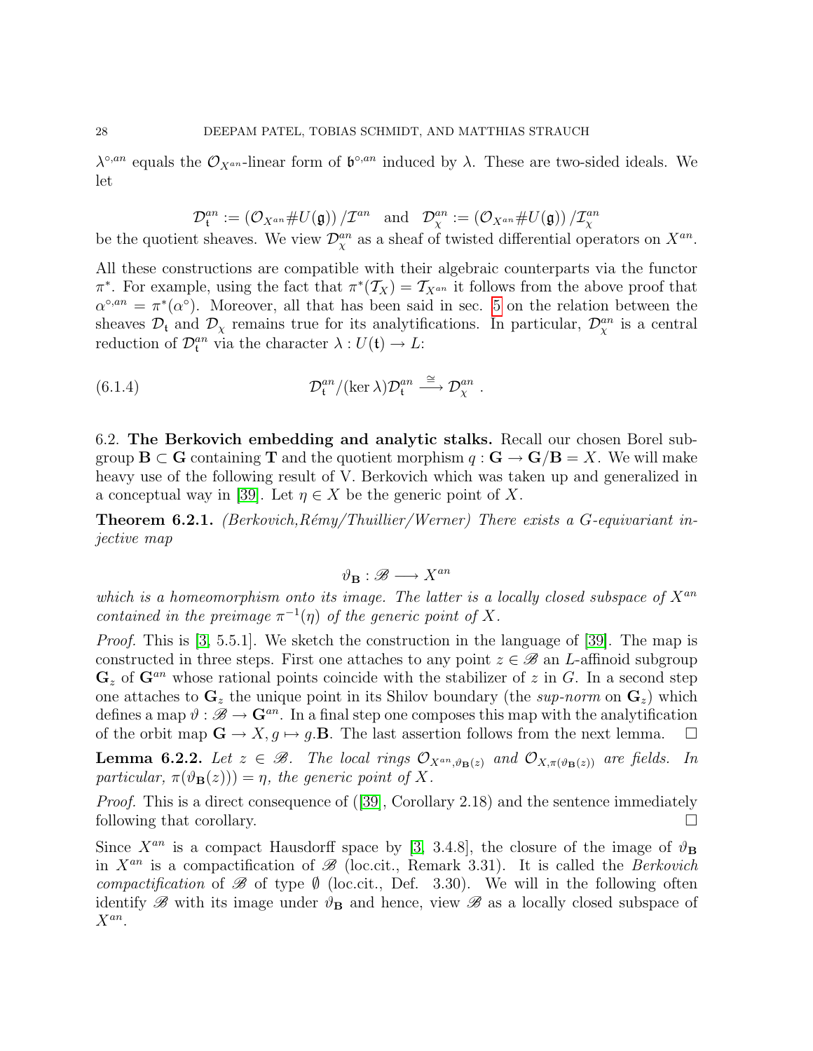$\lambda^{\circ,an}$ equals the $\mathcal{O}_{X^{an}}$-linear form of $\mathfrak{b}^{\circ,an}$ induced by $\lambda$. These are two-sided ideals. We let

$$\mathcal{D}_{\mathfrak{t}}^{an} := \left(\mathcal{O}_{X^{an}} \# U(\mathfrak{g})\right) / \mathcal{I}^{an} \quad \text{and} \quad \mathcal{D}_{\chi}^{an} := \left(\mathcal{O}_{X^{an}} \# U(\mathfrak{g})\right) / \mathcal{I}_{\chi}^{an}$$

be the quotient sheaves. We view $\mathcal{D}_{\chi}^{an}$ as a sheaf of twisted differential operators on $X^{an}$.

All these constructions are compatible with their algebraic counterparts via the functor $\pi^*$. For example, using the fact that $\pi^*(\mathcal{T}_X) = \mathcal{T}_{X^{an}}$ it follows from the above proof that $\alpha^{\circ,an} = \pi^*(\alpha^\circ)$. Moreover, all that has been said in sec. 5 on the relation between the sheaves $\mathcal{D}_{\mathfrak{t}}$ and $\mathcal{D}_{\chi}$ remains true for its analytifications. In particular, $\mathcal{D}_{\chi}^{an}$ is a central reduction of $\mathcal{D}_{\mathfrak{t}}^{an}$ via the character $\lambda : U(\mathfrak{t}) \to L$:

$$\mathcal{D}_{\mathfrak{t}}^{an}/(\ker \lambda)\mathcal{D}_{\mathfrak{t}}^{an} \xrightarrow{\cong} \mathcal{D}_{\chi}^{an} . \tag{6.1.4}$$

6.2. **The Berkovich embedding and analytic stalks.** Recall our chosen Borel subgroup $\mathbf{B} \subset \mathbf{G}$ containing $\mathbf{T}$ and the quotient morphism $q : \mathbf{G} \to \mathbf{G}/\mathbf{B} = X$. We will make heavy use of the following result of V. Berkovich which was taken up and generalized in a conceptual way in [39]. Let $\eta \in X$ be the generic point of $X$.

**Theorem 6.2.1.** *(Berkovich,Rémy/Thuillier/Werner) There exists a $G$-equivariant injective map*

$$\vartheta_{\mathbf{B}} : \mathscr{B} \longrightarrow X^{an}$$

*which is a homeomorphism onto its image. The latter is a locally closed subspace of $X^{an}$ contained in the preimage $\pi^{-1}(\eta)$ of the generic point of $X$.*

*Proof.* This is [3, 5.5.1]. We sketch the construction in the language of [39]. The map is constructed in three steps. First one attaches to any point $z \in \mathscr{B}$ an $L$-affinoid subgroup $\mathbf{G}_z$ of $\mathbf{G}^{an}$ whose rational points coincide with the stabilizer of $z$ in $G$. In a second step one attaches to $\mathbf{G}_z$ the unique point in its Shilov boundary (the *sup-norm* on $\mathbf{G}_z$) which defines a map $\vartheta : \mathscr{B} \to \mathbf{G}^{an}$. In a final step one composes this map with the analytification of the orbit map $\mathbf{G} \to X, g \mapsto g.\mathbf{B}$. The last assertion follows from the next lemma. $\square$

**Lemma 6.2.2.** *Let $z \in \mathscr{B}$. The local rings $\mathcal{O}_{X^{an},\vartheta_{\mathbf{B}}(z)}$ and $\mathcal{O}_{X,\pi(\vartheta_{\mathbf{B}}(z))}$ are fields. In particular, $\pi(\vartheta_{\mathbf{B}}(z))) = \eta$, the generic point of $X$.*

*Proof.* This is a direct consequence of ([39], Corollary 2.18) and the sentence immediately following that corollary. $\square$

Since $X^{an}$ is a compact Hausdorff space by [3, 3.4.8], the closure of the image of $\vartheta_{\mathbf{B}}$ in $X^{an}$ is a compactification of $\mathscr{B}$ (loc.cit., Remark 3.31). It is called the *Berkovich compactification* of $\mathscr{B}$ of type $\emptyset$ (loc.cit., Def. 3.30). We will in the following often identify $\mathscr{B}$ with its image under $\vartheta_{\mathbf{B}}$ and hence, view $\mathscr{B}$ as a locally closed subspace of $X^{an}$.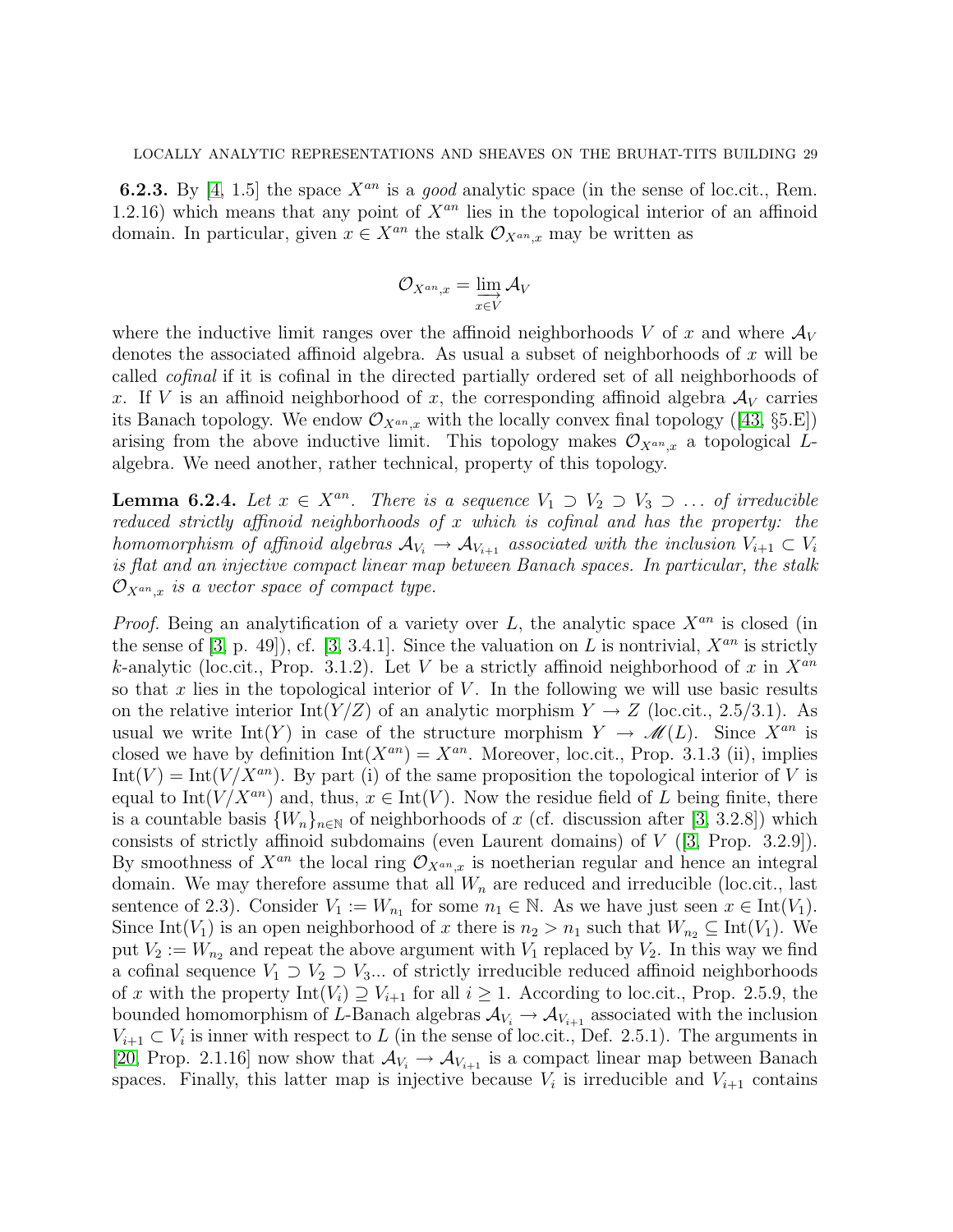**6.2.3.** By [4, 1.5] the space $X^{an}$ is a *good* analytic space (in the sense of loc.cit., Rem. 1.2.16) which means that any point of $X^{an}$ lies in the topological interior of an affinoid domain. In particular, given $x \in X^{an}$ the stalk $\mathcal{O}_{X^{an},x}$ may be written as

$$\mathcal{O}_{X^{an},x} = \varinjlim_{x \in V} \mathcal{A}_V$$

where the inductive limit ranges over the affinoid neighborhoods $V$ of $x$ and where $\mathcal{A}_V$ denotes the associated affinoid algebra. As usual a subset of neighborhoods of $x$ will be called *cofinal* if it is cofinal in the directed partially ordered set of all neighborhoods of $x$. If $V$ is an affinoid neighborhood of $x$, the corresponding affinoid algebra $\mathcal{A}_V$ carries its Banach topology. We endow $\mathcal{O}_{X^{an},x}$ with the locally convex final topology ([43, §5.E]) arising from the above inductive limit. This topology makes $\mathcal{O}_{X^{an},x}$ a topological $L$-algebra. We need another, rather technical, property of this topology.

**Lemma 6.2.4.** *Let $x \in X^{an}$. There is a sequence $V_1 \supset V_2 \supset V_3 \supset \ldots$ of irreducible reduced strictly affinoid neighborhoods of $x$ which is cofinal and has the property: the homomorphism of affinoid algebras $\mathcal{A}_{V_i} \to \mathcal{A}_{V_{i+1}}$ associated with the inclusion $V_{i+1} \subset V_i$ is flat and an injective compact linear map between Banach spaces. In particular, the stalk $\mathcal{O}_{X^{an},x}$ is a vector space of compact type.*

*Proof.* Being an analytification of a variety over $L$, the analytic space $X^{an}$ is closed (in the sense of [3, p. 49]), cf. [3, 3.4.1]. Since the valuation on $L$ is nontrivial, $X^{an}$ is strictly $k$-analytic (loc.cit., Prop. 3.1.2). Let $V$ be a strictly affinoid neighborhood of $x$ in $X^{an}$ so that $x$ lies in the topological interior of $V$. In the following we will use basic results on the relative interior $\mathrm{Int}(Y/Z)$ of an analytic morphism $Y \to Z$ (loc.cit., 2.5/3.1). As usual we write $\mathrm{Int}(Y)$ in case of the structure morphism $Y \to \mathscr{M}(L)$. Since $X^{an}$ is closed we have by definition $\mathrm{Int}(X^{an}) = X^{an}$. Moreover, loc.cit., Prop. 3.1.3 (ii), implies $\mathrm{Int}(V) = \mathrm{Int}(V/X^{an})$. By part (i) of the same proposition the topological interior of $V$ is equal to $\mathrm{Int}(V/X^{an})$ and, thus, $x \in \mathrm{Int}(V)$. Now the residue field of $L$ being finite, there is a countable basis $\{W_n\}_{n \in \mathbb{N}}$ of neighborhoods of $x$ (cf. discussion after [3, 3.2.8]) which consists of strictly affinoid subdomains (even Laurent domains) of $V$ ([3, Prop. 3.2.9]). By smoothness of $X^{an}$ the local ring $\mathcal{O}_{X^{an},x}$ is noetherian regular and hence an integral domain. We may therefore assume that all $W_n$ are reduced and irreducible (loc.cit., last sentence of 2.3). Consider $V_1 := W_{n_1}$ for some $n_1 \in \mathbb{N}$. As we have just seen $x \in \mathrm{Int}(V_1)$. Since $\mathrm{Int}(V_1)$ is an open neighborhood of $x$ there is $n_2 > n_1$ such that $W_{n_2} \subseteq \mathrm{Int}(V_1)$. We put $V_2 := W_{n_2}$ and repeat the above argument with $V_1$ replaced by $V_2$. In this way we find a cofinal sequence $V_1 \supset V_2 \supset V_3 \ldots$ of strictly irreducible reduced affinoid neighborhoods of $x$ with the property $\mathrm{Int}(V_i) \supseteq V_{i+1}$ for all $i \geq 1$. According to loc.cit., Prop. 2.5.9, the bounded homomorphism of $L$-Banach algebras $\mathcal{A}_{V_i} \to \mathcal{A}_{V_{i+1}}$ associated with the inclusion $V_{i+1} \subset V_i$ is inner with respect to $L$ (in the sense of loc.cit., Def. 2.5.1). The arguments in [20, Prop. 2.1.16] now show that $\mathcal{A}_{V_i} \to \mathcal{A}_{V_{i+1}}$ is a compact linear map between Banach spaces. Finally, this latter map is injective because $V_i$ is irreducible and $V_{i+1}$ contains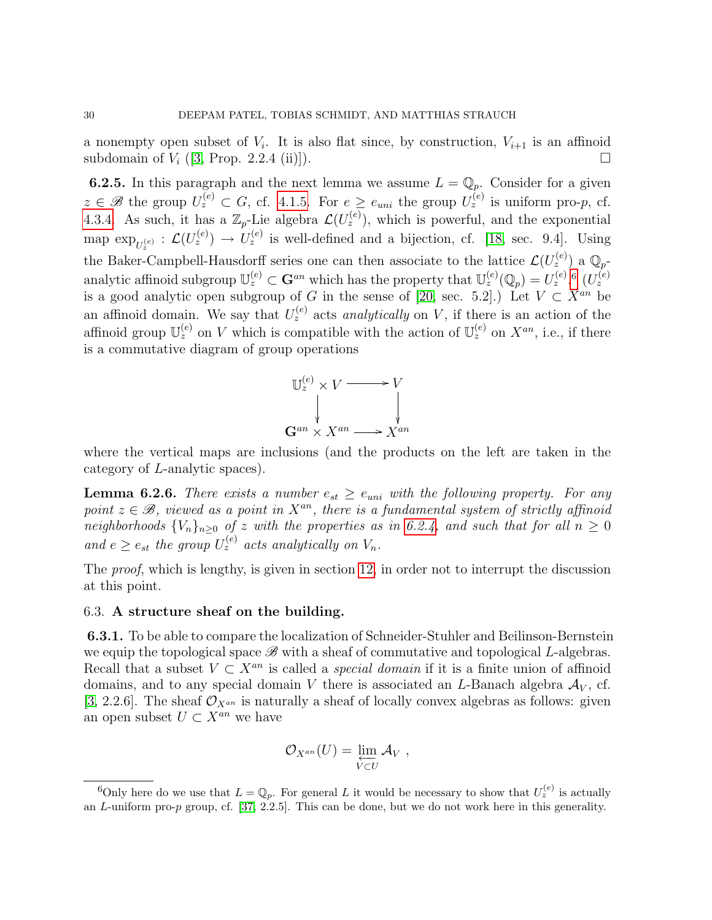a nonempty open subset of $V_i$. It is also flat since, by construction, $V_{i+1}$ is an affinoid subdomain of $V_i$ ([3, Prop. 2.2.4 (ii)]). □

**6.2.5.** In this paragraph and the next lemma we assume $L = \mathbb{Q}_p$. Consider for a given $z \in \mathscr{B}$ the group $U_z^{(e)} \subset G$, cf. 4.1.5. For $e \geq e_{uni}$ the group $U_z^{(e)}$ is uniform pro-$p$, cf. 4.3.4. As such, it has a $\mathbb{Z}_p$-Lie algebra $\mathcal{L}(U_z^{(e)})$, which is powerful, and the exponential map $\exp_{U_z^{(e)}} : \mathcal{L}(U_z^{(e)}) \to U_z^{(e)}$ is well-defined and a bijection, cf. [18, sec. 9.4]. Using the Baker-Campbell-Hausdorff series one can then associate to the lattice $\mathcal{L}(U_z^{(e)})$ a $\mathbb{Q}_p$-analytic affinoid subgroup $\mathbb{U}_z^{(e)} \subset \mathbf{G}^{an}$ which has the property that $\mathbb{U}_z^{(e)}(\mathbb{Q}_p) = U_z^{(e)}$.[6] ($U_z^{(e)}$ is a good analytic open subgroup of $G$ in the sense of [20, sec. 5.2].) Let $V \subset X^{an}$ be an affinoid domain. We say that $U_z^{(e)}$ acts *analytically* on $V$, if there is an action of the affinoid group $\mathbb{U}_z^{(e)}$ on $V$ which is compatible with the action of $\mathbb{U}_z^{(e)}$ on $X^{an}$, i.e., if there is a commutative diagram of group operations

$$\begin{array}{ccc} \mathbb{U}_z^{(e)} \times V & \longrightarrow & V \\ \downarrow & & \downarrow \\ \mathbf{G}^{an} \times X^{an} & \longrightarrow & X^{an} \end{array}$$

where the vertical maps are inclusions (and the products on the left are taken in the category of $L$-analytic spaces).

**Lemma 6.2.6.** *There exists a number $e_{st} \geq e_{uni}$ with the following property. For any point $z \in \mathscr{B}$, viewed as a point in $X^{an}$, there is a fundamental system of strictly affinoid neighborhoods $\{V_n\}_{n\geq 0}$ of $z$ with the properties as in 6.2.4, and such that for all $n \geq 0$ and $e \geq e_{st}$ the group $U_z^{(e)}$ acts analytically on $V_n$.*

The *proof*, which is lengthy, is given in section 12, in order not to interrupt the discussion at this point.

## 6.3. A structure sheaf on the building.

**6.3.1.** To be able to compare the localization of Schneider-Stuhler and Beilinson-Bernstein we equip the topological space $\mathscr{B}$ with a sheaf of commutative and topological $L$-algebras. Recall that a subset $V \subset X^{an}$ is called a *special domain* if it is a finite union of affinoid domains, and to any special domain $V$ there is associated an $L$-Banach algebra $\mathcal{A}_V$, cf. [3, 2.2.6]. The sheaf $\mathcal{O}_{X^{an}}$ is naturally a sheaf of locally convex algebras as follows: given an open subset $U \subset X^{an}$ we have

$$\mathcal{O}_{X^{an}}(U) = \varprojlim_{V \subset U} \mathcal{A}_V \ ,$$

[6] Only here do we use that $L = \mathbb{Q}_p$. For general $L$ it would be necessary to show that $U_z^{(e)}$ is actually an $L$-uniform pro-$p$ group, cf. [37, 2.2.5]. This can be done, but we do not work here in this generality.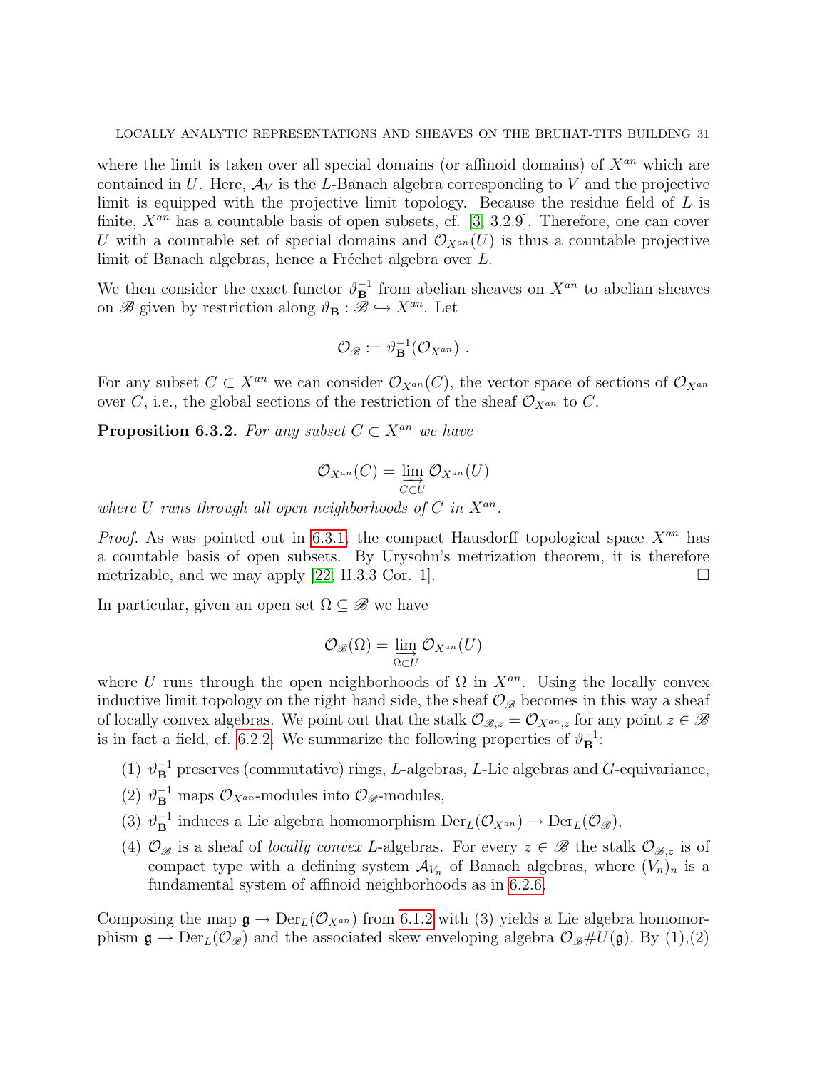where the limit is taken over all special domains (or affinoid domains) of $X^{an}$ which are contained in $U$. Here, $\mathcal{A}_V$ is the $L$-Banach algebra corresponding to $V$ and the projective limit is equipped with the projective limit topology. Because the residue field of $L$ is finite, $X^{an}$ has a countable basis of open subsets, cf. [3, 3.2.9]. Therefore, one can cover $U$ with a countable set of special domains and $\mathcal{O}_{X^{an}}(U)$ is thus a countable projective limit of Banach algebras, hence a Fréchet algebra over $L$.

We then consider the exact functor $\vartheta_{\mathbf{B}}^{-1}$ from abelian sheaves on $X^{an}$ to abelian sheaves on $\mathscr{B}$ given by restriction along $\vartheta_{\mathbf{B}} : \mathscr{B} \hookrightarrow X^{an}$. Let

$$\mathcal{O}_{\mathscr{B}} := \vartheta_{\mathbf{B}}^{-1}(\mathcal{O}_{X^{an}}) .$$

For any subset $C \subset X^{an}$ we can consider $\mathcal{O}_{X^{an}}(C)$, the vector space of sections of $\mathcal{O}_{X^{an}}$ over $C$, i.e., the global sections of the restriction of the sheaf $\mathcal{O}_{X^{an}}$ to $C$.

**Proposition 6.3.2.** *For any subset $C \subset X^{an}$ we have*

$$\mathcal{O}_{X^{an}}(C) = \varinjlim_{C \subset U} \mathcal{O}_{X^{an}}(U)$$

*where $U$ runs through all open neighborhoods of $C$ in $X^{an}$.*

*Proof.* As was pointed out in 6.3.1, the compact Hausdorff topological space $X^{an}$ has a countable basis of open subsets. By Urysohn's metrization theorem, it is therefore metrizable, and we may apply [22, II.3.3 Cor. 1]. $\square$

In particular, given an open set $\Omega \subseteq \mathscr{B}$ we have

$$\mathcal{O}_{\mathscr{B}}(\Omega) = \varinjlim_{\Omega \subset U} \mathcal{O}_{X^{an}}(U)$$

where $U$ runs through the open neighborhoods of $\Omega$ in $X^{an}$. Using the locally convex inductive limit topology on the right hand side, the sheaf $\mathcal{O}_{\mathscr{B}}$ becomes in this way a sheaf of locally convex algebras. We point out that the stalk $\mathcal{O}_{\mathscr{B},z} = \mathcal{O}_{X^{an},z}$ for any point $z \in \mathscr{B}$ is in fact a field, cf. 6.2.2. We summarize the following properties of $\vartheta_{\mathbf{B}}^{-1}$:

1. $\vartheta_{\mathbf{B}}^{-1}$ preserves (commutative) rings, $L$-algebras, $L$-Lie algebras and $G$-equivariance,
2. $\vartheta_{\mathbf{B}}^{-1}$ maps $\mathcal{O}_{X^{an}}$-modules into $\mathcal{O}_{\mathscr{B}}$-modules,
3. $\vartheta_{\mathbf{B}}^{-1}$ induces a Lie algebra homomorphism $\mathrm{Der}_L(\mathcal{O}_{X^{an}}) \to \mathrm{Der}_L(\mathcal{O}_{\mathscr{B}})$,
4. $\mathcal{O}_{\mathscr{B}}$ is a sheaf of *locally convex* $L$-algebras. For every $z \in \mathscr{B}$ the stalk $\mathcal{O}_{\mathscr{B},z}$ is of compact type with a defining system $\mathcal{A}_{V_n}$ of Banach algebras, where $(V_n)_n$ is a fundamental system of affinoid neighborhoods as in 6.2.6.

Composing the map $\mathfrak{g} \to \mathrm{Der}_L(\mathcal{O}_{X^{an}})$ from 6.1.2 with (3) yields a Lie algebra homomorphism $\mathfrak{g} \to \mathrm{Der}_L(\mathcal{O}_{\mathscr{B}})$ and the associated skew enveloping algebra $\mathcal{O}_{\mathscr{B}}\#U(\mathfrak{g})$. By (1),(2)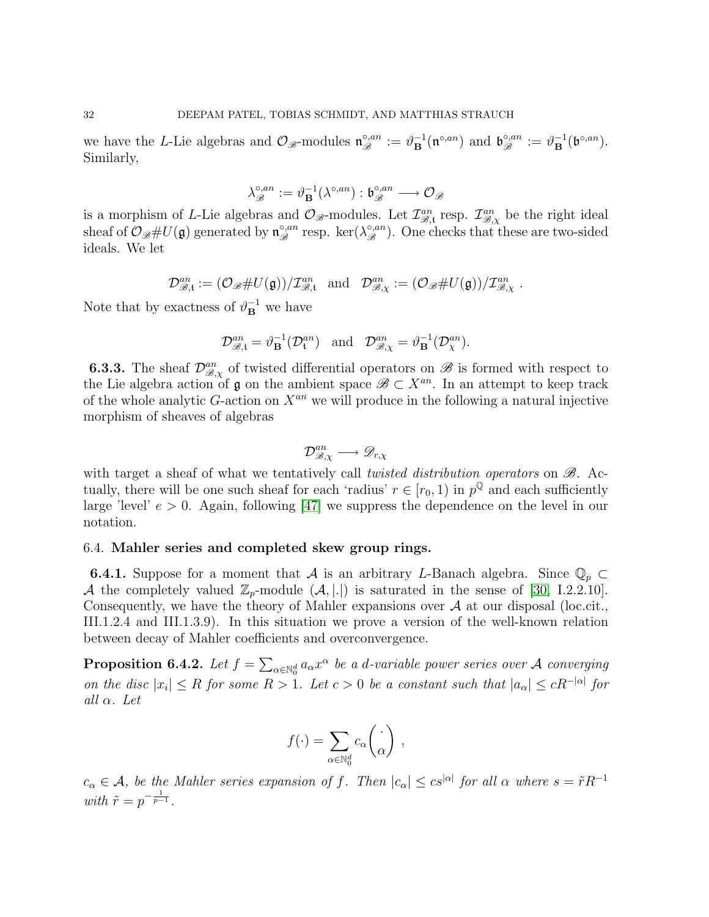we have the $L$-Lie algebras and $\mathcal{O}_{\mathscr{B}}$-modules $\mathfrak{n}^{\circ,an}_{\mathscr{B}} := \vartheta_{\mathbf{B}}^{-1}(\mathfrak{n}^{\circ,an})$ and $\mathfrak{b}^{\circ,an}_{\mathscr{B}} := \vartheta_{\mathbf{B}}^{-1}(\mathfrak{b}^{\circ,an})$. Similarly,

$$\lambda^{\circ,an}_{\mathscr{B}} := \vartheta_{\mathbf{B}}^{-1}(\lambda^{\circ,an}) : \mathfrak{b}^{\circ,an}_{\mathscr{B}} \longrightarrow \mathcal{O}_{\mathscr{B}}$$

is a morphism of $L$-Lie algebras and $\mathcal{O}_{\mathscr{B}}$-modules. Let $\mathcal{I}^{an}_{\mathscr{B},\mathfrak{t}}$ resp. $\mathcal{I}^{an}_{\mathscr{B},\chi}$ be the right ideal sheaf of $\mathcal{O}_{\mathscr{B}}\#U(\mathfrak{g})$ generated by $\mathfrak{n}^{\circ,an}_{\mathscr{B}}$ resp. $\ker(\lambda^{\circ,an}_{\mathscr{B}})$. One checks that these are two-sided ideals. We let

$$\mathcal{D}^{an}_{\mathscr{B},\mathfrak{t}} := (\mathcal{O}_{\mathscr{B}}\#U(\mathfrak{g}))/\mathcal{I}^{an}_{\mathscr{B},\mathfrak{t}} \quad \text{and} \quad \mathcal{D}^{an}_{\mathscr{B},\chi} := (\mathcal{O}_{\mathscr{B}}\#U(\mathfrak{g}))/\mathcal{I}^{an}_{\mathscr{B},\chi} \ .$$

Note that by exactness of $\vartheta_{\mathbf{B}}^{-1}$ we have

$$\mathcal{D}^{an}_{\mathscr{B},\mathfrak{t}} = \vartheta_{\mathbf{B}}^{-1}(\mathcal{D}^{an}_{\mathfrak{t}}) \quad \text{and} \quad \mathcal{D}^{an}_{\mathscr{B},\chi} = \vartheta_{\mathbf{B}}^{-1}(\mathcal{D}^{an}_{\chi}).$$

**6.3.3.** The sheaf $\mathcal{D}^{an}_{\mathscr{B},\chi}$ of twisted differential operators on $\mathscr{B}$ is formed with respect to the Lie algebra action of $\mathfrak{g}$ on the ambient space $\mathscr{B} \subset X^{an}$. In an attempt to keep track of the whole analytic $G$-action on $X^{an}$ we will produce in the following a natural injective morphism of sheaves of algebras

$$\mathcal{D}^{an}_{\mathscr{B},\chi} \longrightarrow \mathscr{D}_{r,\chi}$$

with target a sheaf of what we tentatively call *twisted distribution operators* on $\mathscr{B}$. Actually, there will be one such sheaf for each 'radius' $r \in [r_0, 1)$ in $p^{\mathbb{Q}}$ and each sufficiently large 'level' $e > 0$. Again, following [47] we suppress the dependence on the level in our notation.

## 6.4. Mahler series and completed skew group rings.

**6.4.1.** Suppose for a moment that $\mathcal{A}$ is an arbitrary $L$-Banach algebra. Since $\mathbb{Q}_p \subset \mathcal{A}$ the completely valued $\mathbb{Z}_p$-module $(\mathcal{A}, |.|)$ is saturated in the sense of [30, I.2.2.10]. Consequently, we have the theory of Mahler expansions over $\mathcal{A}$ at our disposal (loc.cit., III.1.2.4 and III.1.3.9). In this situation we prove a version of the well-known relation between decay of Mahler coefficients and overconvergence.

**Proposition 6.4.2.** *Let $f = \sum_{\alpha \in \mathbb{N}_0^d} a_\alpha x^\alpha$ be a $d$-variable power series over $\mathcal{A}$ converging on the disc $|x_i| \leq R$ for some $R > 1$. Let $c > 0$ be a constant such that $|a_\alpha| \leq cR^{-|\alpha|}$ for all $\alpha$. Let*

$$f(\cdot) = \sum_{\alpha \in \mathbb{N}_0^d} c_\alpha \binom{\cdot}{\alpha} \ ,$$

*$c_\alpha \in \mathcal{A}$, be the Mahler series expansion of $f$. Then $|c_\alpha| \leq cs^{|\alpha|}$ for all $\alpha$ where $s = \tilde{r}R^{-1}$ with $\tilde{r} = p^{-\frac{1}{p-1}}$.*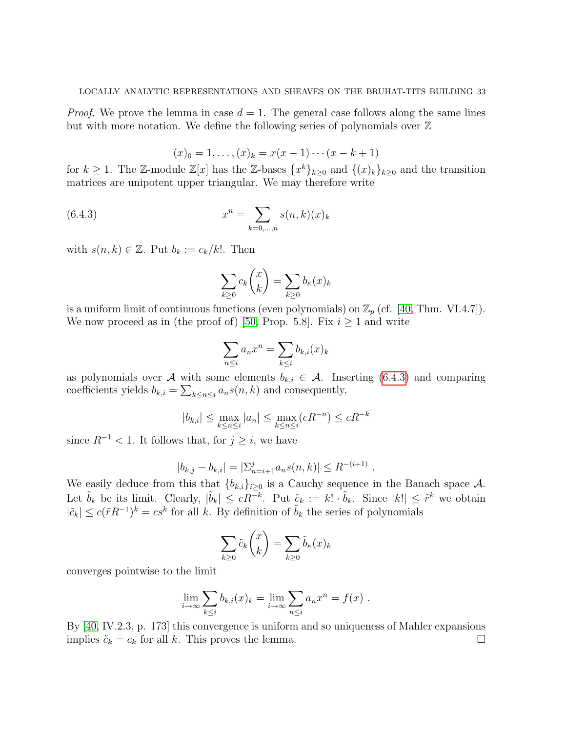*Proof.* We prove the lemma in case $d = 1$. The general case follows along the same lines but with more notation. We define the following series of polynomials over $\mathbb{Z}$

$$(x)_0 = 1, \ldots, (x)_k = x(x-1)\cdots(x-k+1)$$

for $k \geq 1$. The $\mathbb{Z}$-module $\mathbb{Z}[x]$ has the $\mathbb{Z}$-bases $\{x^k\}_{k\geq 0}$ and $\{(x)_k\}_{k\geq 0}$ and the transition matrices are unipotent upper triangular. We may therefore write

$$x^n = \sum_{k=0,\ldots,n} s(n,k)(x)_k \tag{6.4.3}$$

with $s(n,k) \in \mathbb{Z}$. Put $b_k := c_k/k!$. Then

$$\sum_{k\geq 0} c_k \binom{x}{k} = \sum_{k\geq 0} b_\kappa (x)_k$$

is a uniform limit of continuous functions (even polynomials) on $\mathbb{Z}_p$ (cf. [40, Thm. VI.4.7]). We now proceed as in (the proof of) [50, Prop. 5.8]. Fix $i \geq 1$ and write

$$\sum_{n\leq i} a_n x^n = \sum_{k\leq i} b_{k,i}(x)_k$$

as polynomials over $\mathcal{A}$ with some elements $b_{k,i} \in \mathcal{A}$. Inserting (6.4.3) and comparing coefficients yields $b_{k,i} = \sum_{k\leq n\leq i} a_n s(n,k)$ and consequently,

$$|b_{k,i}| \leq \max_{k\leq n\leq i} |a_n| \leq \max_{k\leq n\leq i} (cR^{-n}) \leq cR^{-k}$$

since $R^{-1} < 1$. It follows that, for $j \geq i$, we have

$$|b_{k,j} - b_{k,i}| = |\Sigma_{n=i+1}^{j} a_n s(n,k)| \leq R^{-(i+1)} \ .$$

We easily deduce from this that $\{b_{k,i}\}_{i\geq 0}$ is a Cauchy sequence in the Banach space $\mathcal{A}$. Let $\tilde{b}_k$ be its limit. Clearly, $|\tilde{b}_k| \leq cR^{-k}$. Put $\tilde{c}_k := k! \cdot \tilde{b}_k$. Since $|k!| \leq \tilde{r}^k$ we obtain $|\tilde{c}_k| \leq c(\tilde{r}R^{-1})^k = cs^k$ for all $k$. By definition of $\tilde{b}_k$ the series of polynomials

$$\sum_{k\geq 0} \tilde{c}_k \binom{x}{k} = \sum_{k\geq 0} \tilde{b}_\kappa (x)_k$$

converges pointwise to the limit

$$\lim_{i\to\infty} \sum_{k\leq i} b_{k,i}(x)_k = \lim_{i\to\infty} \sum_{n\leq i} a_n x^n = f(x) \ .$$

By [40, IV.2.3, p. 173] this convergence is uniform and so uniqueness of Mahler expansions implies $\tilde{c}_k = c_k$ for all $k$. This proves the lemma. $\square$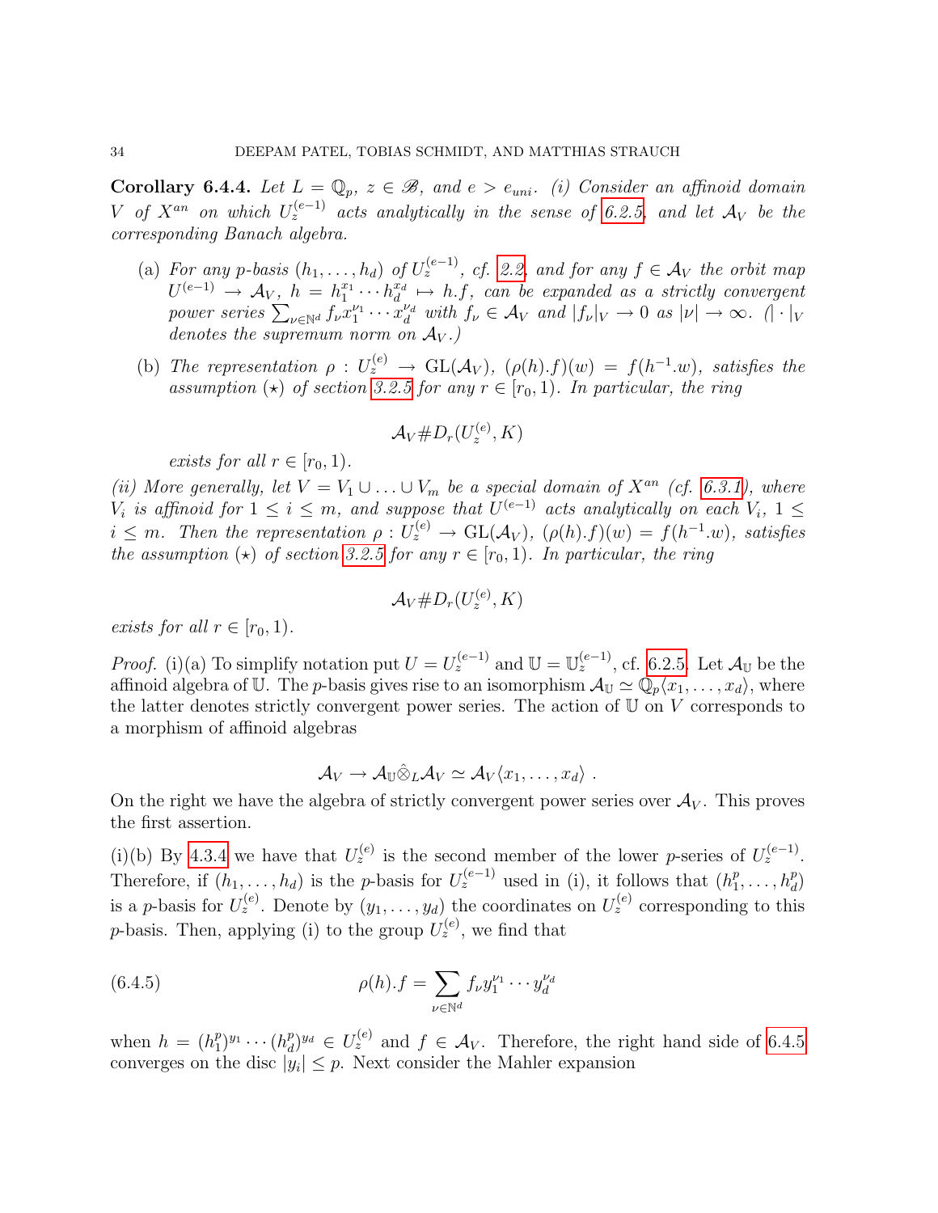**Corollary 6.4.4.** *Let $L = \mathbb{Q}_p$, $z \in \mathscr{B}$, and $e > e_{uni}$. (i) Consider an affinoid domain $V$ of $X^{an}$ on which $U_z^{(e-1)}$ acts analytically in the sense of 6.2.5, and let $\mathcal{A}_V$ be the corresponding Banach algebra.*

- (a) *For any $p$-basis $(h_1, \ldots, h_d)$ of $U_z^{(e-1)}$, cf. 2.2, and for any $f \in \mathcal{A}_V$ the orbit map $U^{(e-1)} \to \mathcal{A}_V$, $h = h_1^{x_1} \cdots h_d^{x_d} \mapsto h.f$, can be expanded as a strictly convergent power series $\sum_{\nu \in \mathbb{N}^d} f_\nu x_1^{\nu_1} \cdots x_d^{\nu_d}$ with $f_\nu \in \mathcal{A}_V$ and $|f_\nu|_V \to 0$ as $|\nu| \to \infty$. ($|\cdot|_V$ denotes the supremum norm on $\mathcal{A}_V$.)*
- (b) *The representation $\rho : U_z^{(e)} \to \mathrm{GL}(\mathcal{A}_V)$, $(\rho(h).f)(w) = f(h^{-1}.w)$, satisfies the assumption $(\star)$ of section 3.2.5 for any $r \in [r_0, 1)$. In particular, the ring*

$$\mathcal{A}_V \# D_r(U_z^{(e)}, K)$$

*exists for all $r \in [r_0, 1)$.*

*(ii) More generally, let $V = V_1 \cup \ldots \cup V_m$ be a special domain of $X^{an}$ (cf. 6.3.1), where $V_i$ is affinoid for $1 \le i \le m$, and suppose that $U^{(e-1)}$ acts analytically on each $V_i$, $1 \le i \le m$. Then the representation $\rho : U_z^{(e)} \to \mathrm{GL}(\mathcal{A}_V)$, $(\rho(h).f)(w) = f(h^{-1}.w)$, satisfies the assumption $(\star)$ of section 3.2.5 for any $r \in [r_0, 1)$. In particular, the ring*

$$\mathcal{A}_V \# D_r(U_z^{(e)}, K)$$

*exists for all $r \in [r_0, 1)$.*

*Proof.* (i)(a) To simplify notation put $U = U_z^{(e-1)}$ and $\mathbb{U} = \mathbb{U}_z^{(e-1)}$, cf. 6.2.5. Let $\mathcal{A}_{\mathbb{U}}$ be the affinoid algebra of $\mathbb{U}$. The $p$-basis gives rise to an isomorphism $\mathcal{A}_{\mathbb{U}} \simeq \mathbb{Q}_p\langle x_1, \ldots, x_d\rangle$, where the latter denotes strictly convergent power series. The action of $\mathbb{U}$ on $V$ corresponds to a morphism of affinoid algebras

$$\mathcal{A}_V \to \mathcal{A}_{\mathbb{U}} \hat{\otimes}_L \mathcal{A}_V \simeq \mathcal{A}_V\langle x_1, \ldots, x_d\rangle \ .$$

On the right we have the algebra of strictly convergent power series over $\mathcal{A}_V$. This proves the first assertion.

(i)(b) By 4.3.4 we have that $U_z^{(e)}$ is the second member of the lower $p$-series of $U_z^{(e-1)}$. Therefore, if $(h_1, \ldots, h_d)$ is the $p$-basis for $U_z^{(e-1)}$ used in (i), it follows that $(h_1^p, \ldots, h_d^p)$ is a $p$-basis for $U_z^{(e)}$. Denote by $(y_1, \ldots, y_d)$ the coordinates on $U_z^{(e)}$ corresponding to this $p$-basis. Then, applying (i) to the group $U_z^{(e)}$, we find that

$$\rho(h).f = \sum_{\nu \in \mathbb{N}^d} f_\nu y_1^{\nu_1} \cdots y_d^{\nu_d} \tag{6.4.5}$$

when $h = (h_1^p)^{y_1} \cdots (h_d^p)^{y_d} \in U_z^{(e)}$ and $f \in \mathcal{A}_V$. Therefore, the right hand side of 6.4.5 converges on the disc $|y_i| \le p$. Next consider the Mahler expansion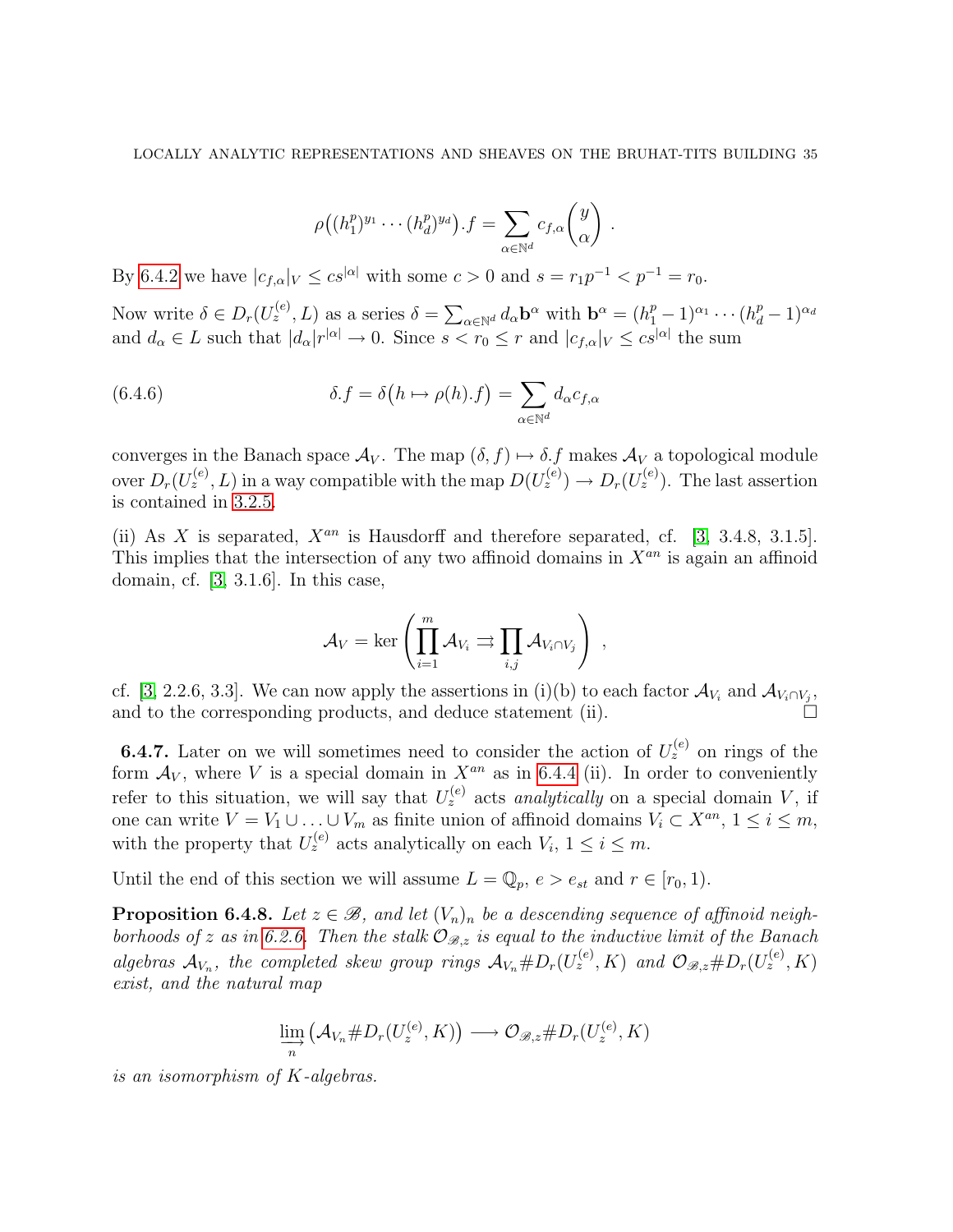$$\rho\big((h_1^p)^{y_1}\cdots(h_d^p)^{y_d}\big).f = \sum_{\alpha\in\mathbb{N}^d} c_{f,\alpha}\binom{y}{\alpha}\ .$$

By 6.4.2 we have $|c_{f,\alpha}|_V \le cs^{|\alpha|}$ with some $c>0$ and $s = r_1 p^{-1} < p^{-1} = r_0$.

Now write $\delta \in D_r(U_z^{(e)}, L)$ as a series $\delta = \sum_{\alpha\in\mathbb{N}^d} d_\alpha \mathbf{b}^\alpha$ with $\mathbf{b}^\alpha = (h_1^p - 1)^{\alpha_1}\cdots(h_d^p-1)^{\alpha_d}$ and $d_\alpha \in L$ such that $|d_\alpha| r^{|\alpha|} \to 0$. Since $s < r_0 \le r$ and $|c_{f,\alpha}|_V \le cs^{|\alpha|}$ the sum

$$\delta.f = \delta\big(h \mapsto \rho(h).f\big) = \sum_{\alpha\in\mathbb{N}^d} d_\alpha c_{f,\alpha} \tag{6.4.6}$$

converges in the Banach space $\mathcal{A}_V$. The map $(\delta, f)\mapsto \delta.f$ makes $\mathcal{A}_V$ a topological module over $D_r(U_z^{(e)}, L)$ in a way compatible with the map $D(U_z^{(e)}) \to D_r(U_z^{(e)})$. The last assertion is contained in 3.2.5.

(ii) As $X$ is separated, $X^{an}$ is Hausdorff and therefore separated, cf. [3, 3.4.8, 3.1.5]. This implies that the intersection of any two affinoid domains in $X^{an}$ is again an affinoid domain, cf. [3, 3.1.6]. In this case,

$$\mathcal{A}_V = \ker\left(\prod_{i=1}^m \mathcal{A}_{V_i} \rightrightarrows \prod_{i,j} \mathcal{A}_{V_i\cap V_j}\right)\ ,$$

cf. [3, 2.2.6, 3.3]. We can now apply the assertions in (i)(b) to each factor $\mathcal{A}_{V_i}$ and $\mathcal{A}_{V_i\cap V_j}$, and to the corresponding products, and deduce statement (ii). $\square$

**6.4.7.** Later on we will sometimes need to consider the action of $U_z^{(e)}$ on rings of the form $\mathcal{A}_V$, where $V$ is a special domain in $X^{an}$ as in 6.4.4 (ii). In order to conveniently refer to this situation, we will say that $U_z^{(e)}$ acts *analytically* on a special domain $V$, if one can write $V = V_1 \cup \ldots \cup V_m$ as finite union of affinoid domains $V_i \subset X^{an}$, $1\le i\le m$, with the property that $U_z^{(e)}$ acts analytically on each $V_i$, $1 \le i \le m$.

Until the end of this section we will assume $L = \mathbb{Q}_p$, $e > e_{st}$ and $r \in [r_0, 1)$.

**Proposition 6.4.8.** *Let $z \in \mathscr{B}$, and let $(V_n)_n$ be a descending sequence of affinoid neighborhoods of $z$ as in 6.2.6. Then the stalk $\mathcal{O}_{\mathscr{B},z}$ is equal to the inductive limit of the Banach algebras $\mathcal{A}_{V_n}$, the completed skew group rings $\mathcal{A}_{V_n}\# D_r(U_z^{(e)}, K)$ and $\mathcal{O}_{\mathscr{B},z}\# D_r(U_z^{(e)}, K)$ exist, and the natural map*

$$\varinjlim_n \big(\mathcal{A}_{V_n}\# D_r(U_z^{(e)}, K)\big) \longrightarrow \mathcal{O}_{\mathscr{B},z}\# D_r(U_z^{(e)}, K)$$

*is an isomorphism of $K$-algebras.*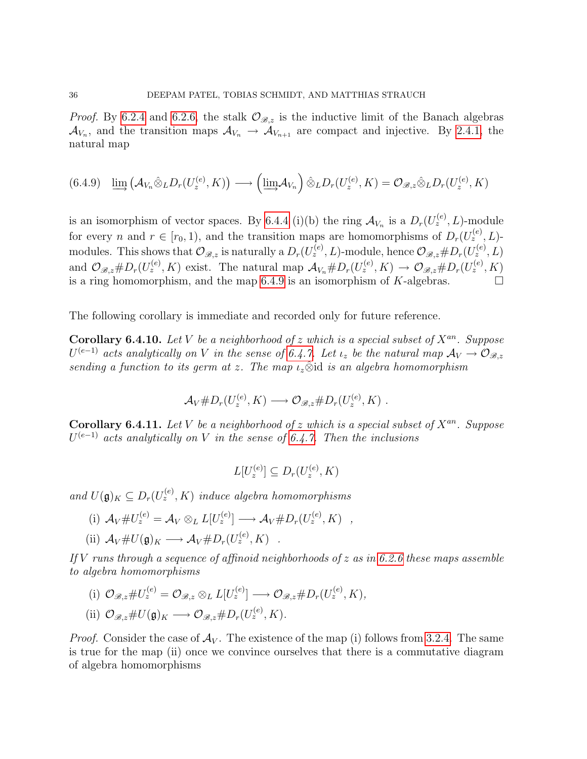*Proof.* By 6.2.4 and 6.2.6, the stalk $\mathcal{O}_{\mathscr{B},z}$ is the inductive limit of the Banach algebras $\mathcal{A}_{V_n}$, and the transition maps $\mathcal{A}_{V_n} \to \mathcal{A}_{V_{n+1}}$ are compact and injective. By 2.4.1, the natural map

$$\varinjlim \left(\mathcal{A}_{V_n} \hat{\otimes}_L D_r(U_z^{(e)}, K)\right) \longrightarrow \left(\varinjlim \mathcal{A}_{V_n}\right) \hat{\otimes}_L D_r(U_z^{(e)}, K) = \mathcal{O}_{\mathscr{B},z} \hat{\otimes}_L D_r(U_z^{(e)}, K) \tag{6.4.9}$$

is an isomorphism of vector spaces. By 6.4.4 (i)(b) the ring $\mathcal{A}_{V_n}$ is a $D_r(U_z^{(e)}, L)$-module for every $n$ and $r \in [r_0, 1)$, and the transition maps are homomorphisms of $D_r(U_z^{(e)}, L)$-modules. This shows that $\mathcal{O}_{\mathscr{B},z}$ is naturally a $D_r(U_z^{(e)}, L)$-module, hence $\mathcal{O}_{\mathscr{B},z} \# D_r(U_z^{(e)}, L)$ and $\mathcal{O}_{\mathscr{B},z} \# D_r(U_z^{(e)}, K)$ exist. The natural map $\mathcal{A}_{V_n} \# D_r(U_z^{(e)}, K) \to \mathcal{O}_{\mathscr{B},z} \# D_r(U_z^{(e)}, K)$ is a ring homomorphism, and the map 6.4.9 is an isomorphism of $K$-algebras. $\square$

The following corollary is immediate and recorded only for future reference.

**Corollary 6.4.10.** *Let $V$ be a neighborhood of $z$ which is a special subset of $X^{an}$. Suppose $U^{(e-1)}$ acts analytically on $V$ in the sense of 6.4.7. Let $\iota_z$ be the natural map $\mathcal{A}_V \to \mathcal{O}_{\mathscr{B},z}$ sending a function to its germ at $z$. The map $\iota_z \hat{\otimes} \mathrm{id}$ is an algebra homomorphism*

$$\mathcal{A}_V \# D_r(U_z^{(e)}, K) \longrightarrow \mathcal{O}_{\mathscr{B},z} \# D_r(U_z^{(e)}, K) \ .$$

**Corollary 6.4.11.** *Let $V$ be a neighborhood of $z$ which is a special subset of $X^{an}$. Suppose $U^{(e-1)}$ acts analytically on $V$ in the sense of 6.4.7. Then the inclusions*

$$L[U_z^{(e)}] \subseteq D_r(U_z^{(e)}, K)$$

*and $U(\mathfrak{g})_K \subseteq D_r(U_z^{(e)}, K)$ induce algebra homomorphisms*

(i) $\mathcal{A}_V \# U_z^{(e)} = \mathcal{A}_V \otimes_L L[U_z^{(e)}] \longrightarrow \mathcal{A}_V \# D_r(U_z^{(e)}, K)$ ,

(ii) $\mathcal{A}_V \# U(\mathfrak{g})_K \longrightarrow \mathcal{A}_V \# D_r(U_z^{(e)}, K)$ .

*If $V$ runs through a sequence of affinoid neighborhoods of $z$ as in 6.2.6 these maps assemble to algebra homomorphisms*

(i) $\mathcal{O}_{\mathscr{B},z} \# U_z^{(e)} = \mathcal{O}_{\mathscr{B},z} \otimes_L L[U_z^{(e)}] \longrightarrow \mathcal{O}_{\mathscr{B},z} \# D_r(U_z^{(e)}, K)$,

(ii) $\mathcal{O}_{\mathscr{B},z} \# U(\mathfrak{g})_K \longrightarrow \mathcal{O}_{\mathscr{B},z} \# D_r(U_z^{(e)}, K)$.

*Proof.* Consider the case of $\mathcal{A}_V$. The existence of the map (i) follows from 3.2.4. The same is true for the map (ii) once we convince ourselves that there is a commutative diagram of algebra homomorphisms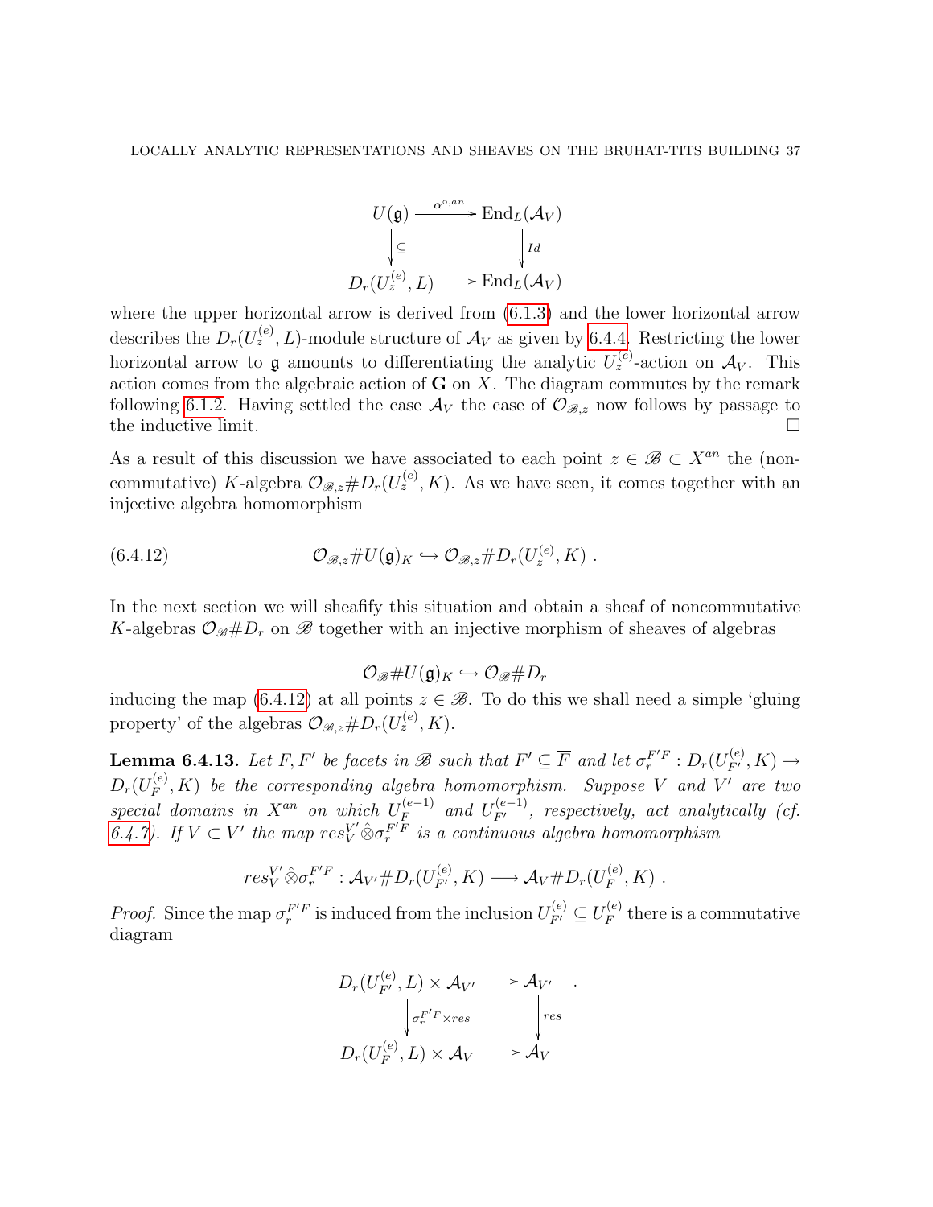$$\begin{array}{ccc} U(\mathfrak{g}) & \xrightarrow{\alpha^{\circ,an}} & \mathrm{End}_L(\mathcal{A}_V) \\ \big\downarrow \subseteq & & \big\downarrow Id \\ D_r(U_z^{(e)}, L) & \longrightarrow & \mathrm{End}_L(\mathcal{A}_V) \end{array}$$

where the upper horizontal arrow is derived from (6.1.3) and the lower horizontal arrow describes the $D_r(U_z^{(e)}, L)$-module structure of $\mathcal{A}_V$ as given by 6.4.4. Restricting the lower horizontal arrow to $\mathfrak{g}$ amounts to differentiating the analytic $U_z^{(e)}$-action on $\mathcal{A}_V$. This action comes from the algebraic action of $\mathbf{G}$ on $X$. The diagram commutes by the remark following 6.1.2. Having settled the case $\mathcal{A}_V$ the case of $\mathcal{O}_{\mathscr{B},z}$ now follows by passage to the inductive limit. $\square$

As a result of this discussion we have associated to each point $z \in \mathscr{B} \subset X^{an}$ the (noncommutative) $K$-algebra $\mathcal{O}_{\mathscr{B},z}\#D_r(U_z^{(e)}, K)$. As we have seen, it comes together with an injective algebra homomorphism

$$\mathcal{O}_{\mathscr{B},z}\#U(\mathfrak{g})_K \hookrightarrow \mathcal{O}_{\mathscr{B},z}\#D_r(U_z^{(e)}, K)\ . \tag{6.4.12}$$

In the next section we will sheafify this situation and obtain a sheaf of noncommutative $K$-algebras $\mathcal{O}_{\mathscr{B}}\#D_r$ on $\mathscr{B}$ together with an injective morphism of sheaves of algebras

$$\mathcal{O}_{\mathscr{B}}\#U(\mathfrak{g})_K \hookrightarrow \mathcal{O}_{\mathscr{B}}\#D_r$$

inducing the map (6.4.12) at all points $z \in \mathscr{B}$. To do this we shall need a simple 'gluing property' of the algebras $\mathcal{O}_{\mathscr{B},z}\#D_r(U_z^{(e)}, K)$.

**Lemma 6.4.13.** *Let $F, F'$ be facets in $\mathscr{B}$ such that $F' \subseteq \overline{F}$ and let $\sigma_r^{F'F} : D_r(U_{F'}^{(e)}, K) \to D_r(U_F^{(e)}, K)$ be the corresponding algebra homomorphism. Suppose $V$ and $V'$ are two special domains in $X^{an}$ on which $U_F^{(e-1)}$ and $U_{F'}^{(e-1)}$, respectively, act analytically (cf. 6.4.7). If $V \subset V'$ the map $res_V^{V'}\hat{\otimes}\sigma_r^{F'F}$ is a continuous algebra homomorphism*

$$res_V^{V'}\hat{\otimes}\sigma_r^{F'F} : \mathcal{A}_{V'}\#D_r(U_{F'}^{(e)}, K) \longrightarrow \mathcal{A}_V\#D_r(U_F^{(e)}, K)\ .$$

*Proof.* Since the map $\sigma_r^{F'F}$ is induced from the inclusion $U_{F'}^{(e)} \subseteq U_F^{(e)}$ there is a commutative diagram

$$\begin{array}{ccc} D_r(U_{F'}^{(e)}, L) \times \mathcal{A}_{V'} & \longrightarrow & \mathcal{A}_{V'} \\ \big\downarrow \sigma_r^{F'F}\times res & & \big\downarrow res \\ D_r(U_F^{(e)}, L) \times \mathcal{A}_V & \longrightarrow & \mathcal{A}_V \end{array}\ .$$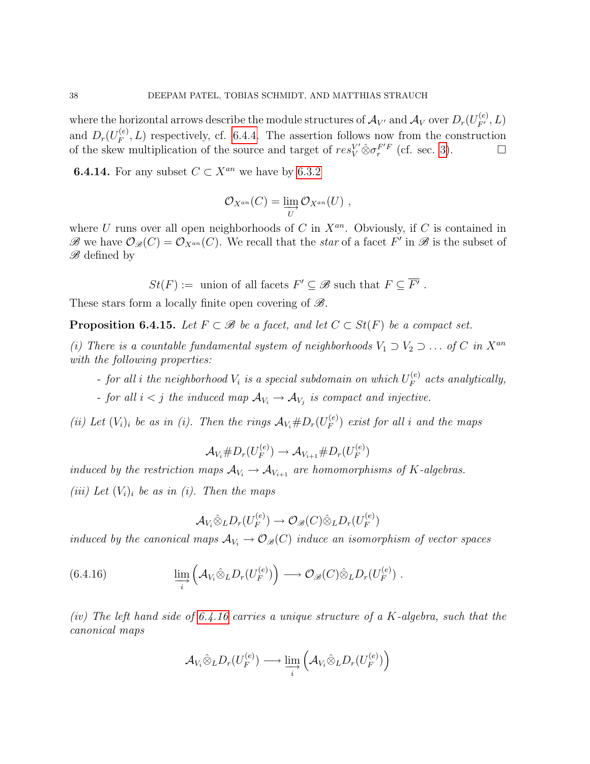where the horizontal arrows describe the module structures of $\mathcal{A}_{V'}$ and $\mathcal{A}_V$ over $D_r(U_{F'}^{(e)}, L)$ and $D_r(U_F^{(e)}, L)$ respectively, cf. 6.4.4. The assertion follows now from the construction of the skew multiplication of the source and target of $res_V^{V'} \hat{\otimes} \sigma_r^{F'F}$ (cf. sec. 3). $\square$

**6.4.14.** For any subset $C \subset X^{an}$ we have by 6.3.2

$$\mathcal{O}_{X^{an}}(C) = \varinjlim_{U} \mathcal{O}_{X^{an}}(U) \ ,$$

where $U$ runs over all open neighborhoods of $C$ in $X^{an}$. Obviously, if $C$ is contained in $\mathscr{B}$ we have $\mathcal{O}_{\mathscr{B}}(C) = \mathcal{O}_{X^{an}}(C)$. We recall that the *star* of a facet $F'$ in $\mathscr{B}$ is the subset of $\mathscr{B}$ defined by

$$St(F) := \text{ union of all facets } F' \subseteq \mathscr{B} \text{ such that } F \subseteq \overline{F'} \ .$$

These stars form a locally finite open covering of $\mathscr{B}$.

**Proposition 6.4.15.** *Let $F \subset \mathscr{B}$ be a facet, and let $C \subset St(F)$ be a compact set.*

*(i) There is a countable fundamental system of neighborhoods $V_1 \supset V_2 \supset \ldots$ of $C$ in $X^{an}$ with the following properties:*

- *for all $i$ the neighborhood $V_i$ is a special subdomain on which $U_F^{(e)}$ acts analytically,*
- *for all $i < j$ the induced map $\mathcal{A}_{V_i} \to \mathcal{A}_{V_j}$ is compact and injective.*

*(ii) Let $(V_i)_i$ be as in (i). Then the rings $\mathcal{A}_{V_i} \# D_r(U_F^{(e)})$ exist for all $i$ and the maps*

$$\mathcal{A}_{V_i} \# D_r(U_F^{(e)}) \to \mathcal{A}_{V_{i+1}} \# D_r(U_F^{(e)})$$

*induced by the restriction maps $\mathcal{A}_{V_i} \to \mathcal{A}_{V_{i+1}}$ are homomorphisms of $K$-algebras.*

*(iii) Let $(V_i)_i$ be as in (i). Then the maps*

$$\mathcal{A}_{V_i} \hat{\otimes}_L D_r(U_F^{(e)}) \to \mathcal{O}_{\mathscr{B}}(C) \hat{\otimes}_L D_r(U_F^{(e)})$$

*induced by the canonical maps $\mathcal{A}_{V_i} \to \mathcal{O}_{\mathscr{B}}(C)$ induce an isomorphism of vector spaces*

$$\varinjlim_{i} \left( \mathcal{A}_{V_i} \hat{\otimes}_L D_r(U_F^{(e)}) \right) \longrightarrow \mathcal{O}_{\mathscr{B}}(C) \hat{\otimes}_L D_r(U_F^{(e)}) \ . \tag{6.4.16}$$

*(iv) The left hand side of 6.4.16 carries a unique structure of a $K$-algebra, such that the canonical maps*

$$\mathcal{A}_{V_i} \hat{\otimes}_L D_r(U_F^{(e)}) \longrightarrow \varinjlim_{i} \left( \mathcal{A}_{V_i} \hat{\otimes}_L D_r(U_F^{(e)}) \right)$$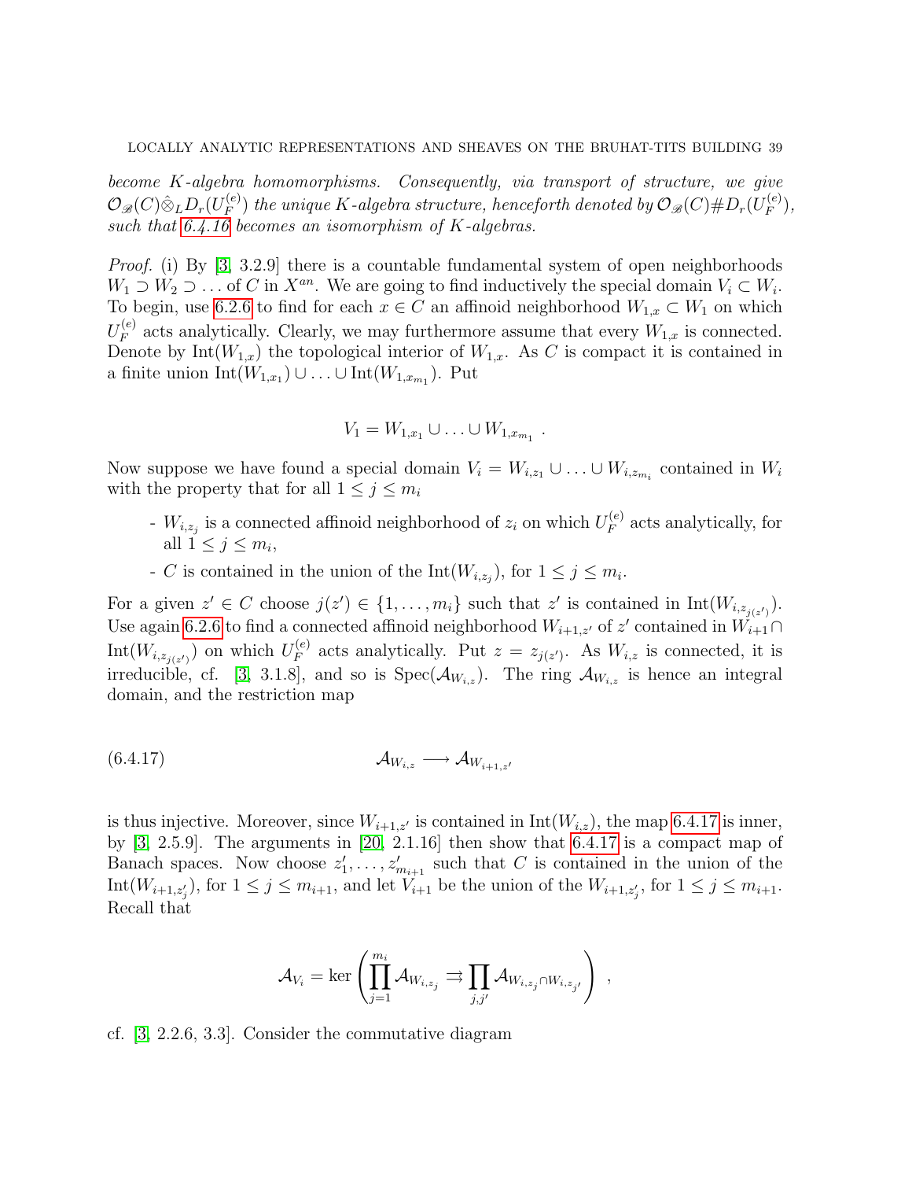*become $K$-algebra homomorphisms. Consequently, via transport of structure, we give $\mathcal{O}_{\mathscr{B}}(C)\hat{\otimes}_L D_r(U_F^{(e)})$ the unique $K$-algebra structure, henceforth denoted by $\mathcal{O}_{\mathscr{B}}(C)\# D_r(U_F^{(e)})$, such that 6.4.16 becomes an isomorphism of $K$-algebras.*

*Proof.* (i) By [3, 3.2.9] there is a countable fundamental system of open neighborhoods $W_1 \supset W_2 \supset \ldots$ of $C$ in $X^{an}$. We are going to find inductively the special domain $V_i \subset W_i$. To begin, use 6.2.6 to find for each $x \in C$ an affinoid neighborhood $W_{1,x} \subset W_1$ on which $U_F^{(e)}$ acts analytically. Clearly, we may furthermore assume that every $W_{1,x}$ is connected. Denote by $\mathrm{Int}(W_{1,x})$ the topological interior of $W_{1,x}$. As $C$ is compact it is contained in a finite union $\mathrm{Int}(W_{1,x_1}) \cup \ldots \cup \mathrm{Int}(W_{1,x_{m_1}})$. Put

$$V_1 = W_{1,x_1} \cup \ldots \cup W_{1,x_{m_1}} \ .$$

Now suppose we have found a special domain $V_i = W_{i,z_1} \cup \ldots \cup W_{i,z_{m_i}}$ contained in $W_i$ with the property that for all $1 \le j \le m_i$

- $W_{i,z_j}$ is a connected affinoid neighborhood of $z_i$ on which $U_F^{(e)}$ acts analytically, for all $1 \le j \le m_i$,
- $C$ is contained in the union of the $\mathrm{Int}(W_{i,z_j})$, for $1 \le j \le m_i$.

For a given $z' \in C$ choose $j(z') \in \{1, \ldots, m_i\}$ such that $z'$ is contained in $\mathrm{Int}(W_{i,z_{j(z')}})$. Use again 6.2.6 to find a connected affinoid neighborhood $W_{i+1,z'}$ of $z'$ contained in $W_{i+1} \cap \mathrm{Int}(W_{i,z_{j(z')}})$ on which $U_F^{(e)}$ acts analytically. Put $z = z_{j(z')}$. As $W_{i,z}$ is connected, it is irreducible, cf. [3, 3.1.8], and so is $\mathrm{Spec}(\mathcal{A}_{W_{i,z}})$. The ring $\mathcal{A}_{W_{i,z}}$ is hence an integral domain, and the restriction map

$$\mathcal{A}_{W_{i,z}} \longrightarrow \mathcal{A}_{W_{i+1,z'}} \tag{6.4.17}$$

is thus injective. Moreover, since $W_{i+1,z'}$ is contained in $\mathrm{Int}(W_{i,z})$, the map 6.4.17 is inner, by [3, 2.5.9]. The arguments in [20, 2.1.16] then show that 6.4.17 is a compact map of Banach spaces. Now choose $z'_1, \ldots, z'_{m_{i+1}}$ such that $C$ is contained in the union of the $\mathrm{Int}(W_{i+1,z'_j})$, for $1 \le j \le m_{i+1}$, and let $V_{i+1}$ be the union of the $W_{i+1,z'_j}$, for $1 \le j \le m_{i+1}$. Recall that

$$\mathcal{A}_{V_i} = \ker \left( \prod_{j=1}^{m_i} \mathcal{A}_{W_{i,z_j}} \rightrightarrows \prod_{j,j'} \mathcal{A}_{W_{i,z_j} \cap W_{i,z_{j'}}} \right) \ ,$$

cf. [3, 2.2.6, 3.3]. Consider the commutative diagram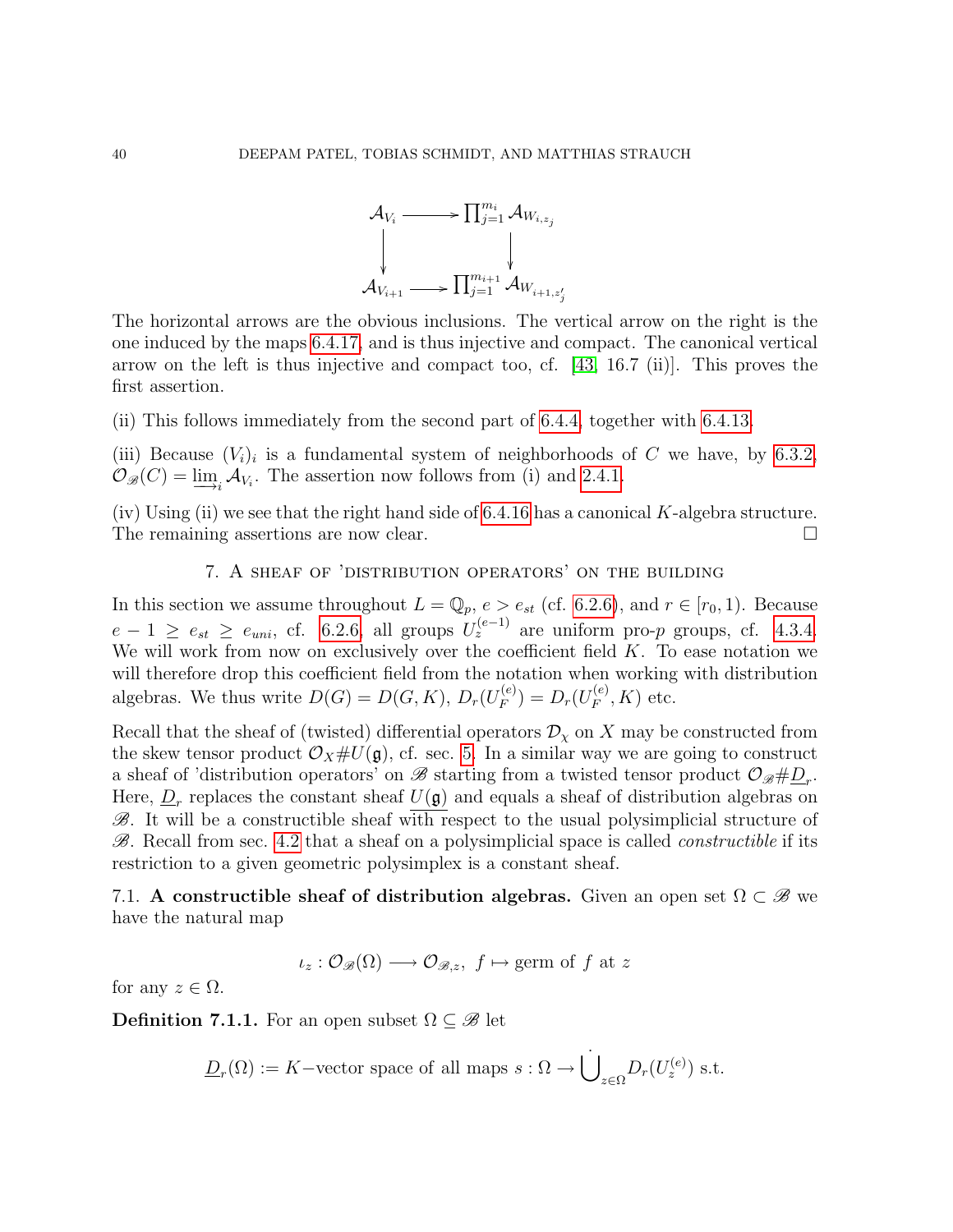$$\begin{array}{ccc}
\mathcal{A}_{V_i} & \longrightarrow & \prod_{j=1}^{m_i} \mathcal{A}_{W_{i,z_j}} \\
\downarrow & & \downarrow \\
\mathcal{A}_{V_{i+1}} & \longrightarrow & \prod_{j=1}^{m_{i+1}} \mathcal{A}_{W_{i+1,z'_j}}
\end{array}$$

The horizontal arrows are the obvious inclusions. The vertical arrow on the right is the one induced by the maps 6.4.17, and is thus injective and compact. The canonical vertical arrow on the left is thus injective and compact too, cf. [43, 16.7 (ii)]. This proves the first assertion.

(ii) This follows immediately from the second part of 6.4.4, together with 6.4.13.

(iii) Because $(V_i)_i$ is a fundamental system of neighborhoods of $C$ we have, by 6.3.2, $\mathcal{O}_{\mathscr{B}}(C) = \varinjlim_i \mathcal{A}_{V_i}$. The assertion now follows from (i) and 2.4.1.

(iv) Using (ii) we see that the right hand side of 6.4.16 has a canonical $K$-algebra structure. The remaining assertions are now clear. $\square$

## 7. A sheaf of 'distribution operators' on the building

In this section we assume throughout $L = \mathbb{Q}_p$, $e > e_{st}$ (cf. 6.2.6), and $r \in [r_0, 1)$. Because $e - 1 \geq e_{st} \geq e_{uni}$, cf. 6.2.6, all groups $U_z^{(e-1)}$ are uniform pro-$p$ groups, cf. 4.3.4. We will work from now on exclusively over the coefficient field $K$. To ease notation we will therefore drop this coefficient field from the notation when working with distribution algebras. We thus write $D(G) = D(G, K)$, $D_r(U_F^{(e)}) = D_r(U_F^{(e)}, K)$ etc.

Recall that the sheaf of (twisted) differential operators $\mathcal{D}_\chi$ on $X$ may be constructed from the skew tensor product $\mathcal{O}_X \# U(\mathfrak{g})$, cf. sec. 5. In a similar way we are going to construct a sheaf of 'distribution operators' on $\mathscr{B}$ starting from a twisted tensor product $\mathcal{O}_{\mathscr{B}} \# \underline{D}_r$. Here, $\underline{D}_r$ replaces the constant sheaf $\underline{U(\mathfrak{g})}$ and equals a sheaf of distribution algebras on $\mathscr{B}$. It will be a constructible sheaf with respect to the usual polysimplicial structure of $\mathscr{B}$. Recall from sec. 4.2 that a sheaf on a polysimplicial space is called *constructible* if its restriction to a given geometric polysimplex is a constant sheaf.

### 7.1. A constructible sheaf of distribution algebras.

Given an open set $\Omega \subset \mathscr{B}$ we have the natural map

$$\iota_z : \mathcal{O}_{\mathscr{B}}(\Omega) \longrightarrow \mathcal{O}_{\mathscr{B},z}, \; f \mapsto \text{germ of } f \text{ at } z$$

for any $z \in \Omega$.

**Definition 7.1.1.** For an open subset $\Omega \subseteq \mathscr{B}$ let

$$\underline{D}_r(\Omega) := K\text{−vector space of all maps } s : \Omega \to \dot{\bigcup}_{z\in\Omega} D_r(U_z^{(e)}) \text{ s.t.}$$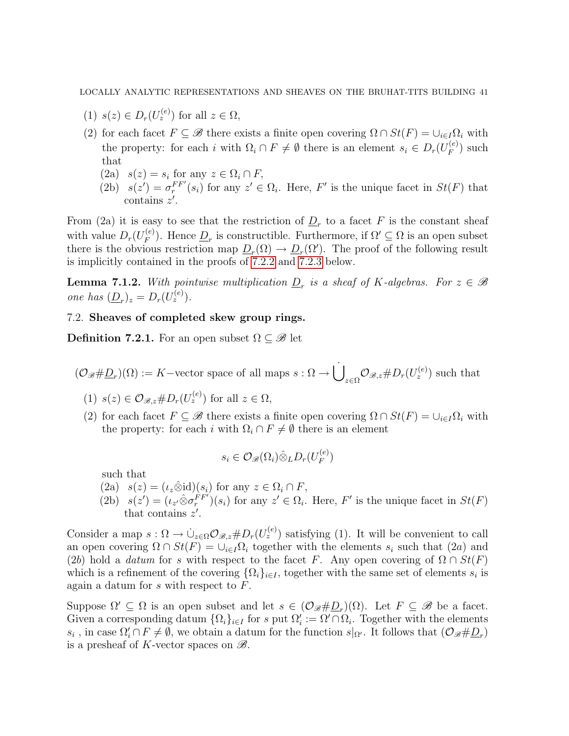(1) $s(z) \in D_r(U_z^{(e)})$ for all $z \in \Omega$,

(2) for each facet $F \subseteq \mathscr{B}$ there exists a finite open covering $\Omega \cap St(F) = \cup_{i \in I} \Omega_i$ with the property: for each $i$ with $\Omega_i \cap F \neq \emptyset$ there is an element $s_i \in D_r(U_F^{(e)})$ such that

 (2a) $s(z) = s_i$ for any $z \in \Omega_i \cap F$,

 (2b) $s(z') = \sigma_r^{FF'}(s_i)$ for any $z' \in \Omega_i$. Here, $F'$ is the unique facet in $St(F)$ that contains $z'$.

From (2a) it is easy to see that the restriction of $\underline{D}_r$ to a facet $F$ is the constant sheaf with value $D_r(U_F^{(e)})$. Hence $\underline{D}_r$ is constructible. Furthermore, if $\Omega' \subseteq \Omega$ is an open subset there is the obvious restriction map $\underline{D}_r(\Omega) \to \underline{D}_r(\Omega')$. The proof of the following result is implicitly contained in the proofs of 7.2.2 and 7.2.3 below.

**Lemma 7.1.2.** *With pointwise multiplication $\underline{D}_r$ is a sheaf of $K$-algebras. For $z \in \mathscr{B}$ one has $(\underline{D}_r)_z = D_r(U_z^{(e)})$.*

## 7.2. Sheaves of completed skew group rings.

**Definition 7.2.1.** For an open subset $\Omega \subseteq \mathscr{B}$ let

$$(\mathcal{O}_{\mathscr{B}}\#\underline{D}_r)(\Omega) := K\text{-vector space of all maps } s : \Omega \to \dot{\bigcup_{z\in\Omega}} \mathcal{O}_{\mathscr{B},z}\#D_r(U_z^{(e)}) \text{ such that}$$

(1) $s(z) \in \mathcal{O}_{\mathscr{B},z}\#D_r(U_z^{(e)})$ for all $z \in \Omega$,

(2) for each facet $F \subseteq \mathscr{B}$ there exists a finite open covering $\Omega \cap St(F) = \cup_{i \in I} \Omega_i$ with the property: for each $i$ with $\Omega_i \cap F \neq \emptyset$ there is an element

$$s_i \in \mathcal{O}_{\mathscr{B}}(\Omega_i) \hat{\otimes}_L D_r(U_F^{(e)})$$

 such that

 (2a) $s(z) = (\iota_z \hat{\otimes} \mathrm{id})(s_i)$ for any $z \in \Omega_i \cap F$,

 (2b) $s(z') = (\iota_{z'} \hat{\otimes} \sigma_r^{FF'})(s_i)$ for any $z' \in \Omega_i$. Here, $F'$ is the unique facet in $St(F)$ that contains $z'$.

Consider a map $s : \Omega \to \dot{\cup}_{z\in\Omega} \mathcal{O}_{\mathscr{B},z}\#D_r(U_z^{(e)})$ satisfying (1). It will be convenient to call an open covering $\Omega \cap St(F) = \cup_{i \in I} \Omega_i$ together with the elements $s_i$ such that $(2a)$ and $(2b)$ hold a *datum* for $s$ with respect to the facet $F$. Any open covering of $\Omega \cap St(F)$ which is a refinement of the covering $\{\Omega_i\}_{i \in I}$, together with the same set of elements $s_i$ is again a datum for $s$ with respect to $F$.

Suppose $\Omega' \subseteq \Omega$ is an open subset and let $s \in (\mathcal{O}_{\mathscr{B}}\#\underline{D}_r)(\Omega)$. Let $F \subseteq \mathscr{B}$ be a facet. Given a corresponding datum $\{\Omega_i\}_{i \in I}$ for $s$ put $\Omega'_i := \Omega' \cap \Omega_i$. Together with the elements $s_i$ , in case $\Omega'_i \cap F \neq \emptyset$, we obtain a datum for the function $s|_{\Omega'}$. It follows that $(\mathcal{O}_{\mathscr{B}}\#\underline{D}_r)$ is a presheaf of $K$-vector spaces on $\mathscr{B}$.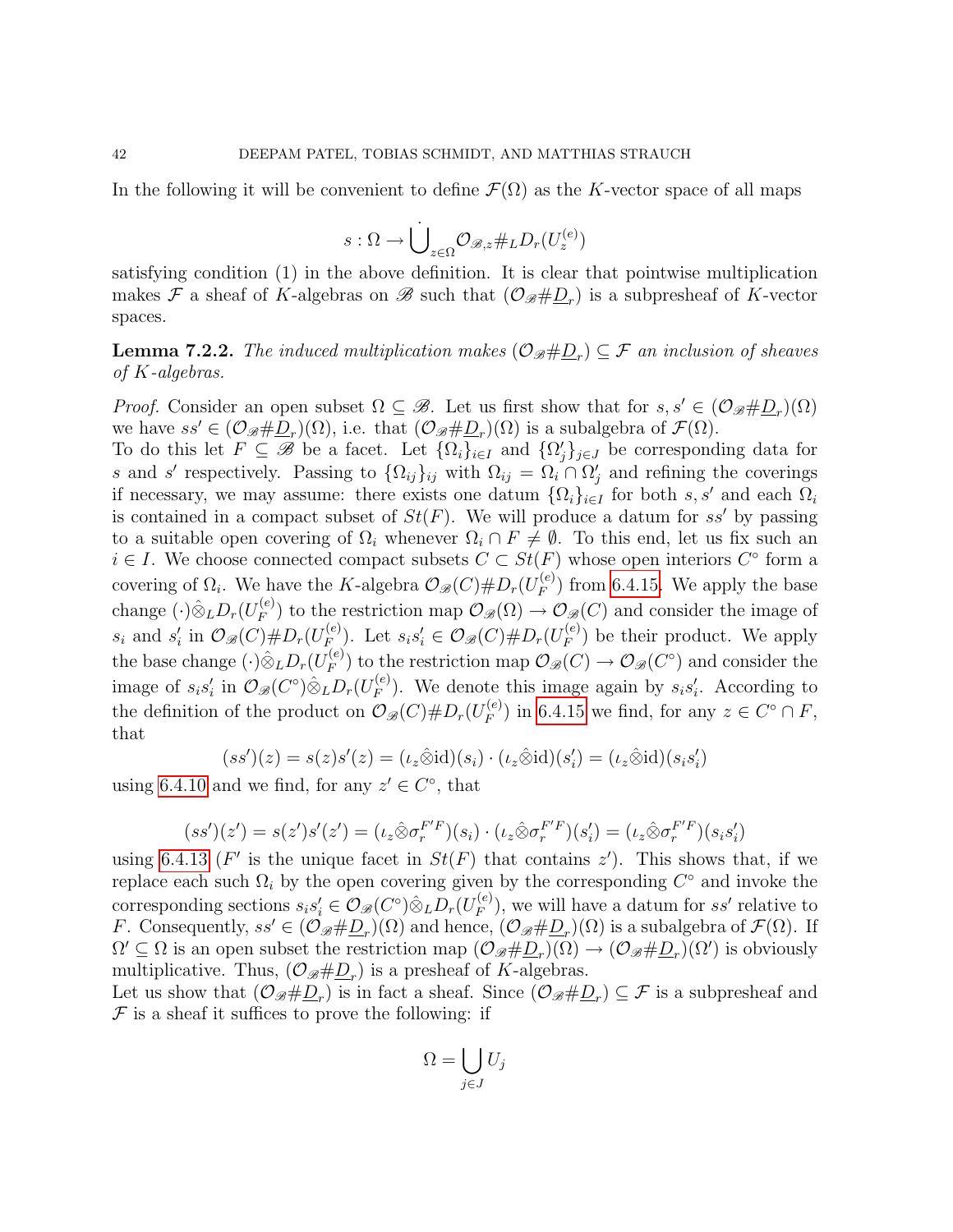In the following it will be convenient to define $\mathcal{F}(\Omega)$ as the $K$-vector space of all maps

$$s : \Omega \to \dot{\bigcup}_{z\in\Omega} \mathcal{O}_{\mathscr{B},z} \#_L D_r(U_z^{(e)})$$

satisfying condition (1) in the above definition. It is clear that pointwise multiplication makes $\mathcal{F}$ a sheaf of $K$-algebras on $\mathscr{B}$ such that $(\mathcal{O}_{\mathscr{B}}\#\underline{D}_r)$ is a subpresheaf of $K$-vector spaces.

**Lemma 7.2.2.** *The induced multiplication makes $(\mathcal{O}_{\mathscr{B}}\#\underline{D}_r) \subseteq \mathcal{F}$ an inclusion of sheaves of $K$-algebras.*

*Proof.* Consider an open subset $\Omega \subseteq \mathscr{B}$. Let us first show that for $s, s' \in (\mathcal{O}_{\mathscr{B}}\#\underline{D}_r)(\Omega)$ we have $ss' \in (\mathcal{O}_{\mathscr{B}}\#\underline{D}_r)(\Omega)$, i.e. that $(\mathcal{O}_{\mathscr{B}}\#\underline{D}_r)(\Omega)$ is a subalgebra of $\mathcal{F}(\Omega)$.
To do this let $F \subseteq \mathscr{B}$ be a facet. Let $\{\Omega_i\}_{i\in I}$ and $\{\Omega'_j\}_{j\in J}$ be corresponding data for $s$ and $s'$ respectively. Passing to $\{\Omega_{ij}\}_{ij}$ with $\Omega_{ij} = \Omega_i \cap \Omega'_j$ and refining the coverings if necessary, we may assume: there exists one datum $\{\Omega_i\}_{i\in I}$ for both $s, s'$ and each $\Omega_i$ is contained in a compact subset of $St(F)$. We will produce a datum for $ss'$ by passing to a suitable open covering of $\Omega_i$ whenever $\Omega_i \cap F \neq \emptyset$. To this end, let us fix such an $i \in I$. We choose connected compact subsets $C \subset St(F)$ whose open interiors $C^\circ$ form a covering of $\Omega_i$. We have the $K$-algebra $\mathcal{O}_{\mathscr{B}}(C)\#D_r(U_F^{(e)})$ from 6.4.15. We apply the base change $(\cdot)\hat{\otimes}_L D_r(U_F^{(e)})$ to the restriction map $\mathcal{O}_{\mathscr{B}}(\Omega) \to \mathcal{O}_{\mathscr{B}}(C)$ and consider the image of $s_i$ and $s'_i$ in $\mathcal{O}_{\mathscr{B}}(C)\#D_r(U_F^{(e)})$. Let $s_i s'_i \in \mathcal{O}_{\mathscr{B}}(C)\#D_r(U_F^{(e)})$ be their product. We apply the base change $(\cdot)\hat{\otimes}_L D_r(U_F^{(e)})$ to the restriction map $\mathcal{O}_{\mathscr{B}}(C) \to \mathcal{O}_{\mathscr{B}}(C^\circ)$ and consider the image of $s_i s'_i$ in $\mathcal{O}_{\mathscr{B}}(C^\circ)\hat{\otimes}_L D_r(U_F^{(e)})$. We denote this image again by $s_i s'_i$. According to the definition of the product on $\mathcal{O}_{\mathscr{B}}(C)\#D_r(U_F^{(e)})$ in 6.4.15 we find, for any $z \in C^\circ \cap F$, that

$$(ss')(z) = s(z)s'(z) = (\iota_z\hat{\otimes}\mathrm{id})(s_i) \cdot (\iota_z\hat{\otimes}\mathrm{id})(s'_i) = (\iota_z\hat{\otimes}\mathrm{id})(s_i s'_i)$$

using 6.4.10 and we find, for any $z' \in C^\circ$, that

$$(ss')(z') = s(z')s'(z') = (\iota_z\hat{\otimes}\sigma_r^{F'F})(s_i) \cdot (\iota_z\hat{\otimes}\sigma_r^{F'F})(s'_i) = (\iota_z\hat{\otimes}\sigma_r^{F'F})(s_i s'_i)$$

using 6.4.13 ($F'$ is the unique facet in $St(F)$ that contains $z'$). This shows that, if we replace each such $\Omega_i$ by the open covering given by the corresponding $C^\circ$ and invoke the corresponding sections $s_i s'_i \in \mathcal{O}_{\mathscr{B}}(C^\circ)\hat{\otimes}_L D_r(U_F^{(e)})$, we will have a datum for $ss'$ relative to $F$. Consequently, $ss' \in (\mathcal{O}_{\mathscr{B}}\#\underline{D}_r)(\Omega)$ and hence, $(\mathcal{O}_{\mathscr{B}}\#\underline{D}_r)(\Omega)$ is a subalgebra of $\mathcal{F}(\Omega)$. If $\Omega' \subseteq \Omega$ is an open subset the restriction map $(\mathcal{O}_{\mathscr{B}}\#\underline{D}_r)(\Omega) \to (\mathcal{O}_{\mathscr{B}}\#\underline{D}_r)(\Omega')$ is obviously multiplicative. Thus, $(\mathcal{O}_{\mathscr{B}}\#\underline{D}_r)$ is a presheaf of $K$-algebras.
Let us show that $(\mathcal{O}_{\mathscr{B}}\#\underline{D}_r)$ is in fact a sheaf. Since $(\mathcal{O}_{\mathscr{B}}\#\underline{D}_r) \subseteq \mathcal{F}$ is a subpresheaf and $\mathcal{F}$ is a sheaf it suffices to prove the following: if

$$\Omega = \bigcup_{j\in J} U_j$$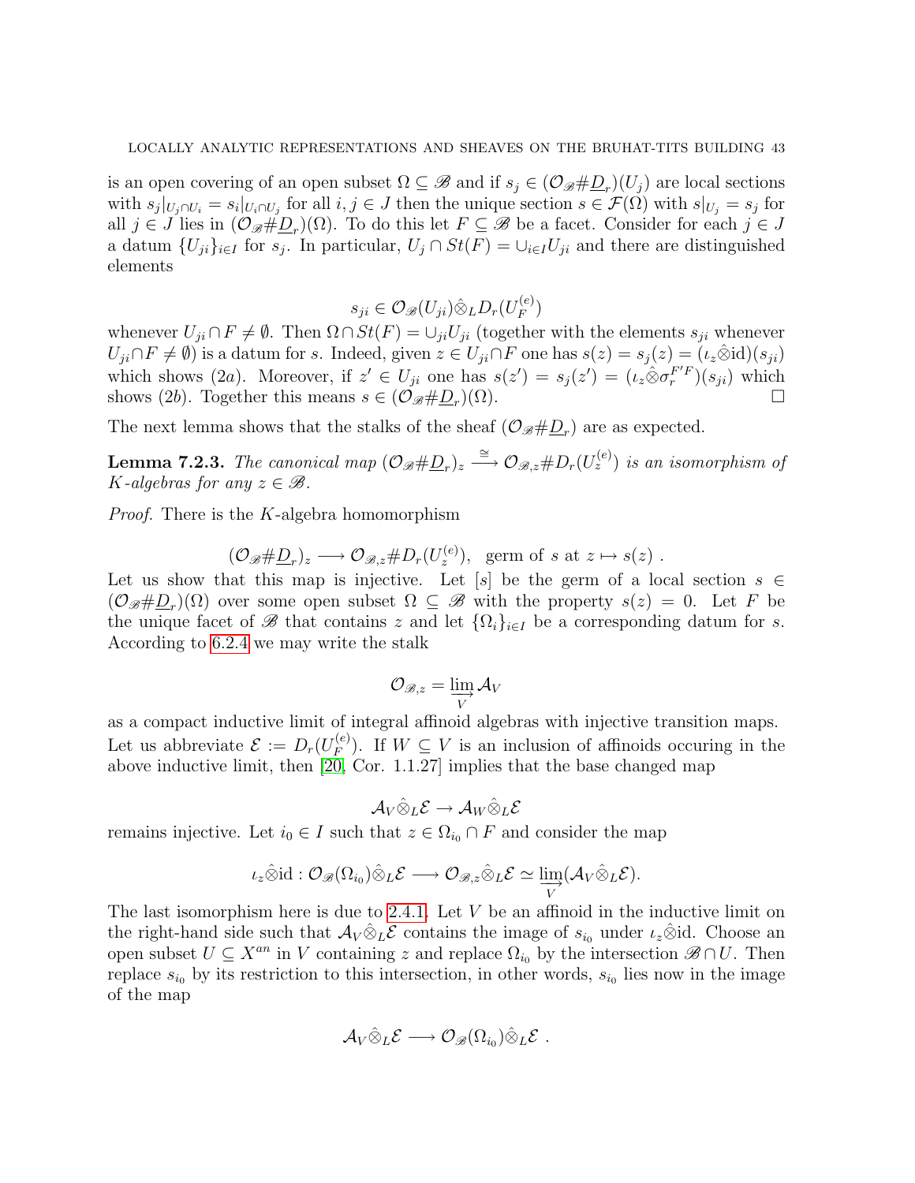is an open covering of an open subset $\Omega \subseteq \mathscr{B}$ and if $s_j \in (\mathcal{O}_{\mathscr{B}}\#\underline{D}_r)(U_j)$ are local sections with $s_j|_{U_j \cap U_i} = s_i|_{U_i \cap U_j}$ for all $i, j \in J$ then the unique section $s \in \mathcal{F}(\Omega)$ with $s|_{U_j} = s_j$ for all $j \in J$ lies in $(\mathcal{O}_{\mathscr{B}}\#\underline{D}_r)(\Omega)$. To do this let $F \subseteq \mathscr{B}$ be a facet. Consider for each $j \in J$ a datum $\{U_{ji}\}_{i \in I}$ for $s_j$. In particular, $U_j \cap St(F) = \cup_{i \in I} U_{ji}$ and there are distinguished elements

$$s_{ji} \in \mathcal{O}_{\mathscr{B}}(U_{ji}) \hat{\otimes}_L D_r(U_F^{(e)})$$

whenever $U_{ji} \cap F \neq \emptyset$. Then $\Omega \cap St(F) = \cup_{ji} U_{ji}$ (together with the elements $s_{ji}$ whenever $U_{ji} \cap F \neq \emptyset$) is a datum for $s$. Indeed, given $z \in U_{ji} \cap F$ one has $s(z) = s_j(z) = (\iota_z \hat{\otimes} \mathrm{id})(s_{ji})$ which shows $(2a)$. Moreover, if $z' \in U_{ji}$ one has $s(z') = s_j(z') = (\iota_z \hat{\otimes} \sigma_r^{F'F})(s_{ji})$ which shows $(2b)$. Together this means $s \in (\mathcal{O}_{\mathscr{B}}\#\underline{D}_r)(\Omega)$. $\square$

The next lemma shows that the stalks of the sheaf $(\mathcal{O}_{\mathscr{B}}\#\underline{D}_r)$ are as expected.

**Lemma 7.2.3.** *The canonical map $(\mathcal{O}_{\mathscr{B}}\#\underline{D}_r)_z \xrightarrow{\cong} \mathcal{O}_{\mathscr{B},z}\#D_r(U_z^{(e)})$ is an isomorphism of $K$-algebras for any $z \in \mathscr{B}$.*

*Proof.* There is the $K$-algebra homomorphism

$$(\mathcal{O}_{\mathscr{B}}\#\underline{D}_r)_z \longrightarrow \mathcal{O}_{\mathscr{B},z}\#D_r(U_z^{(e)}), \quad \text{germ of } s \text{ at } z \mapsto s(z) \ .$$

Let us show that this map is injective. Let $[s]$ be the germ of a local section $s \in (\mathcal{O}_{\mathscr{B}}\#\underline{D}_r)(\Omega)$ over some open subset $\Omega \subseteq \mathscr{B}$ with the property $s(z) = 0$. Let $F$ be the unique facet of $\mathscr{B}$ that contains $z$ and let $\{\Omega_i\}_{i \in I}$ be a corresponding datum for $s$. According to 6.2.4 we may write the stalk

$$\mathcal{O}_{\mathscr{B},z} = \varinjlim_V \mathcal{A}_V$$

as a compact inductive limit of integral affinoid algebras with injective transition maps. Let us abbreviate $\mathcal{E} := D_r(U_F^{(e)})$. If $W \subseteq V$ is an inclusion of affinoids occuring in the above inductive limit, then [20, Cor. 1.1.27] implies that the base changed map

$$\mathcal{A}_V \hat{\otimes}_L \mathcal{E} \to \mathcal{A}_W \hat{\otimes}_L \mathcal{E}$$

remains injective. Let $i_0 \in I$ such that $z \in \Omega_{i_0} \cap F$ and consider the map

$$\iota_z \hat{\otimes} \mathrm{id} : \mathcal{O}_{\mathscr{B}}(\Omega_{i_0}) \hat{\otimes}_L \mathcal{E} \longrightarrow \mathcal{O}_{\mathscr{B},z} \hat{\otimes}_L \mathcal{E} \simeq \varinjlim_V (\mathcal{A}_V \hat{\otimes}_L \mathcal{E}).$$

The last isomorphism here is due to 2.4.1. Let $V$ be an affinoid in the inductive limit on the right-hand side such that $\mathcal{A}_V \hat{\otimes}_L \mathcal{E}$ contains the image of $s_{i_0}$ under $\iota_z \hat{\otimes} \mathrm{id}$. Choose an open subset $U \subseteq X^{an}$ in $V$ containing $z$ and replace $\Omega_{i_0}$ by the intersection $\mathscr{B} \cap U$. Then replace $s_{i_0}$ by its restriction to this intersection, in other words, $s_{i_0}$ lies now in the image of the map

$$\mathcal{A}_V \hat{\otimes}_L \mathcal{E} \longrightarrow \mathcal{O}_{\mathscr{B}}(\Omega_{i_0}) \hat{\otimes}_L \mathcal{E} \ .$$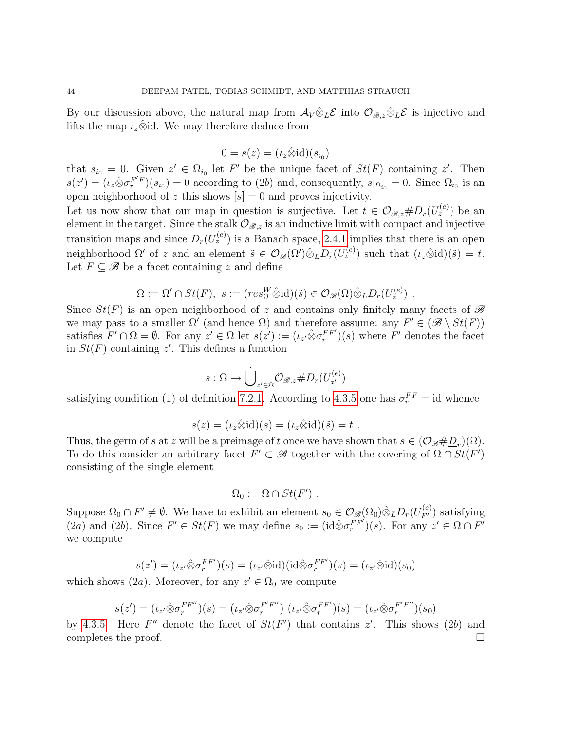By our discussion above, the natural map from $\mathcal{A}_V\hat{\otimes}_L\mathcal{E}$ into $\mathcal{O}_{\mathscr{B},z}\hat{\otimes}_L\mathcal{E}$ is injective and lifts the map $\iota_z\hat{\otimes}\mathrm{id}$. We may therefore deduce from

$$0 = s(z) = (\iota_z\hat{\otimes}\mathrm{id})(s_{i_0})$$

that $s_{i_0} = 0$. Given $z' \in \Omega_{i_0}$ let $F'$ be the unique facet of $St(F)$ containing $z'$. Then $s(z') = (\iota_z\hat{\otimes}\sigma_r^{F'F})(s_{i_0}) = 0$ according to $(2b)$ and, consequently, $s|_{\Omega_{i_0}} = 0$. Since $\Omega_{i_0}$ is an open neighborhood of $z$ this shows $[s] = 0$ and proves injectivity.

Let us now show that our map in question is surjective. Let $t \in \mathcal{O}_{\mathscr{B},z}\# D_r(U_z^{(e)})$ be an element in the target. Since the stalk $\mathcal{O}_{\mathscr{B},z}$ is an inductive limit with compact and injective transition maps and since $D_r(U_z^{(e)})$ is a Banach space, 2.4.1 implies that there is an open neighborhood $\Omega'$ of $z$ and an element $\tilde{s} \in \mathcal{O}_{\mathscr{B}}(\Omega')\hat{\otimes}_L D_r(U_z^{(e)})$ such that $(\iota_z\hat{\otimes}\mathrm{id})(\tilde{s}) = t$. Let $F \subseteq \mathscr{B}$ be a facet containing $z$ and define

$$\Omega := \Omega' \cap St(F),\ s := (res^W_\Omega\hat{\otimes}\mathrm{id})(\tilde{s}) \in \mathcal{O}_{\mathscr{B}}(\Omega)\hat{\otimes}_L D_r(U_z^{(e)})\ .$$

Since $St(F)$ is an open neighborhood of $z$ and contains only finitely many facets of $\mathscr{B}$ we may pass to a smaller $\Omega'$ (and hence $\Omega$) and therefore assume: any $F' \in (\mathscr{B}\setminus St(F))$ satisfies $F' \cap \Omega = \emptyset$. For any $z' \in \Omega$ let $s(z') := (\iota_{z'}\hat{\otimes}\sigma_r^{FF'})(s)$ where $F'$ denotes the facet in $St(F)$ containing $z'$. This defines a function

$$s : \Omega \to \dot{\bigcup}_{z'\in\Omega}\mathcal{O}_{\mathscr{B},z}\# D_r(U_{z'}^{(e)})$$

satisfying condition (1) of definition 7.2.1. According to 4.3.5 one has $\sigma_r^{FF} = \mathrm{id}$ whence

$$s(z) = (\iota_z\hat{\otimes}\mathrm{id})(s) = (\iota_z\hat{\otimes}\mathrm{id})(\tilde{s}) = t\ .$$

Thus, the germ of $s$ at $z$ will be a preimage of $t$ once we have shown that $s \in (\mathcal{O}_{\mathscr{B}}\#\underline{D}_r)(\Omega)$. To do this consider an arbitrary facet $F' \subset \mathscr{B}$ together with the covering of $\Omega \cap St(F')$ consisting of the single element

$$\Omega_0 := \Omega \cap St(F')\ .$$

Suppose $\Omega_0 \cap F' \neq \emptyset$. We have to exhibit an element $s_0 \in \mathcal{O}_{\mathscr{B}}(\Omega_0)\hat{\otimes}_L D_r(U_{F'}^{(e)})$ satisfying $(2a)$ and $(2b)$. Since $F' \in St(F)$ we may define $s_0 := (\mathrm{id}\hat{\otimes}\sigma_r^{FF'})(s)$. For any $z' \in \Omega \cap F'$ we compute

$$s(z') = (\iota_{z'}\hat{\otimes}\sigma_r^{FF'})(s) = (\iota_{z'}\hat{\otimes}\mathrm{id})(\mathrm{id}\hat{\otimes}\sigma_r^{FF'})(s) = (\iota_{z'}\hat{\otimes}\mathrm{id})(s_0)$$

which shows $(2a)$. Moreover, for any $z' \in \Omega_0$ we compute

$$s(z') = (\iota_{z'}\hat{\otimes}\sigma_r^{FF''})(s) = (\iota_{z'}\hat{\otimes}\sigma_r^{F'F''})\ (\iota_{z'}\hat{\otimes}\sigma_r^{FF'})(s) = (\iota_{z'}\hat{\otimes}\sigma_r^{F'F''})(s_0)$$

by 4.3.5. Here $F''$ denote the facet of $St(F')$ that contains $z'$. This shows $(2b)$ and completes the proof. $\square$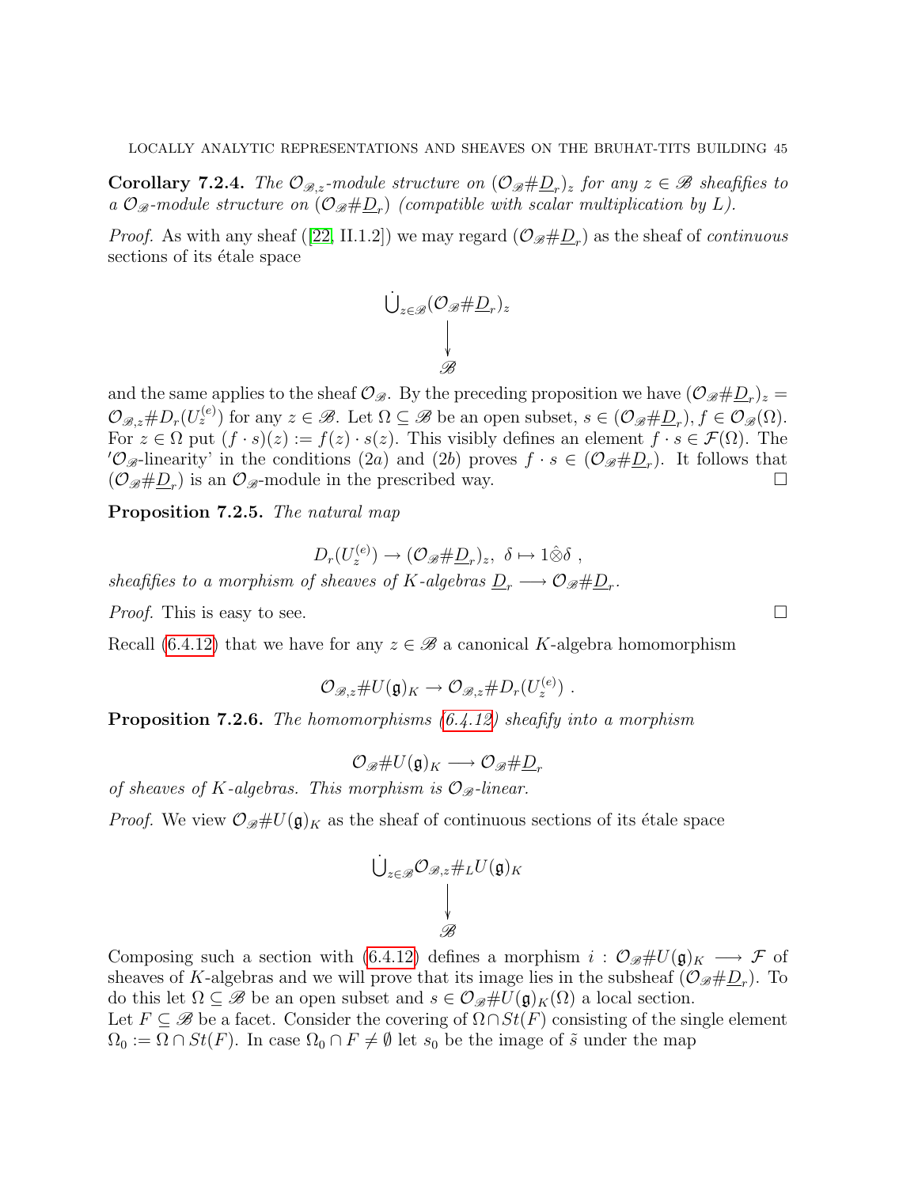**Corollary 7.2.4.** *The $\mathcal{O}_{\mathscr{B},z}$-module structure on $(\mathcal{O}_{\mathscr{B}}\#\underline{D}_r)_z$ for any $z \in \mathscr{B}$ sheafifies to a $\mathcal{O}_{\mathscr{B}}$-module structure on $(\mathcal{O}_{\mathscr{B}}\#\underline{D}_r)$ (compatible with scalar multiplication by $L$).*

*Proof.* As with any sheaf ([22, II.1.2]) we may regard $(\mathcal{O}_{\mathscr{B}}\#\underline{D}_r)$ as the sheaf of *continuous* sections of its étale space

$$\dot{\bigcup}_{z\in\mathscr{B}}(\mathcal{O}_{\mathscr{B}}\#\underline{D}_r)_z \longrightarrow \mathscr{B}$$

and the same applies to the sheaf $\mathcal{O}_{\mathscr{B}}$. By the preceding proposition we have $(\mathcal{O}_{\mathscr{B}}\#\underline{D}_r)_z = \mathcal{O}_{\mathscr{B},z}\#D_r(U_z^{(e)})$ for any $z \in \mathscr{B}$. Let $\Omega \subseteq \mathscr{B}$ be an open subset, $s \in (\mathcal{O}_{\mathscr{B}}\#\underline{D}_r)$, $f \in \mathcal{O}_{\mathscr{B}}(\Omega)$. For $z \in \Omega$ put $(f \cdot s)(z) := f(z) \cdot s(z)$. This visibly defines an element $f \cdot s \in \mathcal{F}(\Omega)$. The '$\mathcal{O}_{\mathscr{B}}$-linearity' in the conditions $(2a)$ and $(2b)$ proves $f \cdot s \in (\mathcal{O}_{\mathscr{B}}\#\underline{D}_r)$. It follows that $(\mathcal{O}_{\mathscr{B}}\#\underline{D}_r)$ is an $\mathcal{O}_{\mathscr{B}}$-module in the prescribed way. $\square$

**Proposition 7.2.5.** *The natural map*

$$D_r(U_z^{(e)}) \to (\mathcal{O}_{\mathscr{B}}\#\underline{D}_r)_z, \ \delta \mapsto 1\hat{\otimes}\delta \ ,$$

*sheafifies to a morphism of sheaves of $K$-algebras $\underline{D}_r \longrightarrow \mathcal{O}_{\mathscr{B}}\#\underline{D}_r$.*

*Proof.* This is easy to see. $\square$

Recall (6.4.12) that we have for any $z \in \mathscr{B}$ a canonical $K$-algebra homomorphism

$$\mathcal{O}_{\mathscr{B},z}\#U(\mathfrak{g})_K \to \mathcal{O}_{\mathscr{B},z}\#D_r(U_z^{(e)}) \ .$$

**Proposition 7.2.6.** *The homomorphisms (6.4.12) sheafify into a morphism*

$$\mathcal{O}_{\mathscr{B}}\#U(\mathfrak{g})_K \longrightarrow \mathcal{O}_{\mathscr{B}}\#\underline{D}_r$$

*of sheaves of $K$-algebras. This morphism is $\mathcal{O}_{\mathscr{B}}$-linear.*

*Proof.* We view $\mathcal{O}_{\mathscr{B}}\#U(\mathfrak{g})_K$ as the sheaf of continuous sections of its étale space

$$\dot{\bigcup}_{z\in\mathscr{B}}\mathcal{O}_{\mathscr{B},z}\#_L U(\mathfrak{g})_K \longrightarrow \mathscr{B}$$

Composing such a section with (6.4.12) defines a morphism $i : \mathcal{O}_{\mathscr{B}}\#U(\mathfrak{g})_K \longrightarrow \mathcal{F}$ of sheaves of $K$-algebras and we will prove that its image lies in the subsheaf $(\mathcal{O}_{\mathscr{B}}\#\underline{D}_r)$. To do this let $\Omega \subseteq \mathscr{B}$ be an open subset and $s \in \mathcal{O}_{\mathscr{B}}\#U(\mathfrak{g})_K(\Omega)$ a local section.
Let $F \subseteq \mathscr{B}$ be a facet. Consider the covering of $\Omega \cap St(F)$ consisting of the single element $\Omega_0 := \Omega \cap St(F)$. In case $\Omega_0 \cap F \neq \emptyset$ let $s_0$ be the image of $\tilde{s}$ under the map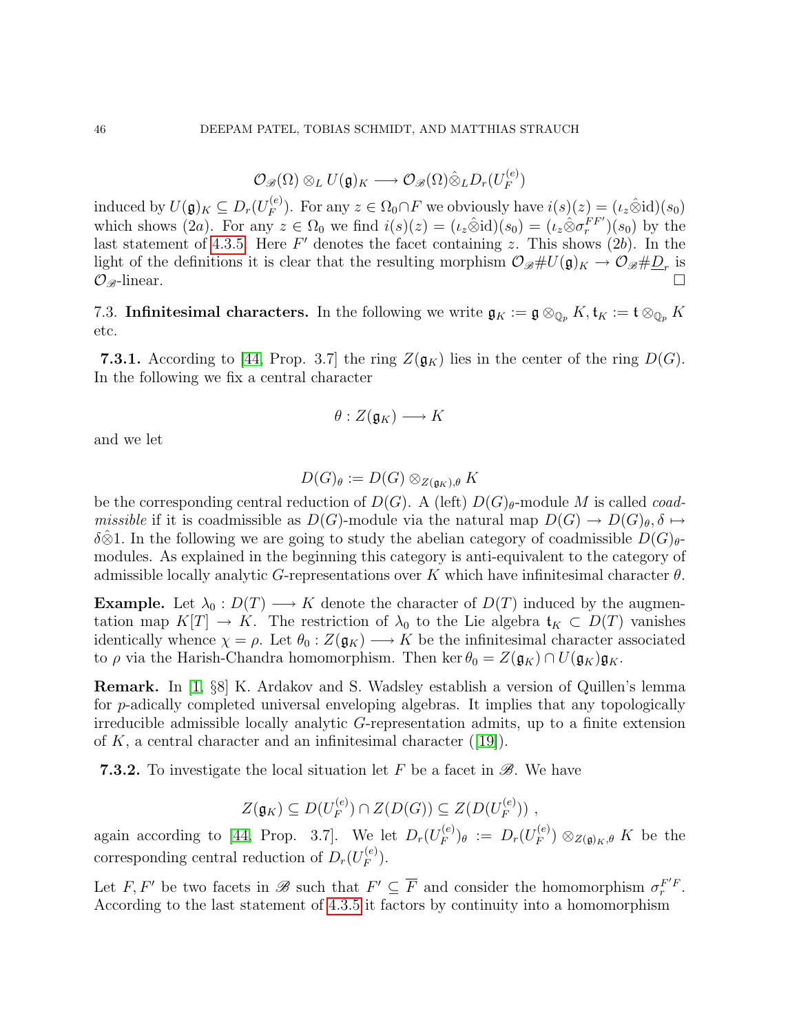$$\mathcal{O}_{\mathscr{B}}(\Omega) \otimes_L U(\mathfrak{g})_K \longrightarrow \mathcal{O}_{\mathscr{B}}(\Omega) \hat{\otimes}_L D_r(U_F^{(e)})$$

induced by $U(\mathfrak{g})_K \subseteq D_r(U_F^{(e)})$. For any $z \in \Omega_0 \cap F$ we obviously have $i(s)(z) = (\iota_z \hat{\otimes} \mathrm{id})(s_0)$ which shows (2$a$). For any $z \in \Omega_0$ we find $i(s)(z) = (\iota_z \hat{\otimes} \mathrm{id})(s_0) = (\iota_z \hat{\otimes} \sigma_r^{FF'})(s_0)$ by the last statement of 4.3.5. Here $F'$ denotes the facet containing $z$. This shows (2$b$). In the light of the definitions it is clear that the resulting morphism $\mathcal{O}_{\mathscr{B}} \# U(\mathfrak{g})_K \to \mathcal{O}_{\mathscr{B}} \# \underline{D}_r$ is $\mathcal{O}_{\mathscr{B}}$-linear. $\square$

7.3. **Infinitesimal characters.** In the following we write $\mathfrak{g}_K := \mathfrak{g} \otimes_{\mathbb{Q}_p} K, \mathfrak{t}_K := \mathfrak{t} \otimes_{\mathbb{Q}_p} K$ etc.

**7.3.1.** According to [44, Prop. 3.7] the ring $Z(\mathfrak{g}_K)$ lies in the center of the ring $D(G)$. In the following we fix a central character

$$\theta : Z(\mathfrak{g}_K) \longrightarrow K$$

and we let

$$D(G)_\theta := D(G) \otimes_{Z(\mathfrak{g}_K),\theta} K$$

be the corresponding central reduction of $D(G)$. A (left) $D(G)_\theta$-module $M$ is called *coadmissible* if it is coadmissible as $D(G)$-module via the natural map $D(G) \to D(G)_\theta, \delta \mapsto \delta \hat{\otimes} 1$. In the following we are going to study the abelian category of coadmissible $D(G)_\theta$-modules. As explained in the beginning this category is anti-equivalent to the category of admissible locally analytic $G$-representations over $K$ which have infinitesimal character $\theta$.

**Example.** Let $\lambda_0 : D(T) \longrightarrow K$ denote the character of $D(T)$ induced by the augmentation map $K[T] \to K$. The restriction of $\lambda_0$ to the Lie algebra $\mathfrak{t}_K \subset D(T)$ vanishes identically whence $\chi = \rho$. Let $\theta_0 : Z(\mathfrak{g}_K) \longrightarrow K$ be the infinitesimal character associated to $\rho$ via the Harish-Chandra homomorphism. Then $\ker \theta_0 = Z(\mathfrak{g}_K) \cap U(\mathfrak{g}_K)\mathfrak{g}_K$.

**Remark.** In [1, §8] K. Ardakov and S. Wadsley establish a version of Quillen's lemma for $p$-adically completed universal enveloping algebras. It implies that any topologically irreducible admissible locally analytic $G$-representation admits, up to a finite extension of $K$, a central character and an infinitesimal character ([19]).

**7.3.2.** To investigate the local situation let $F$ be a facet in $\mathscr{B}$. We have

$$Z(\mathfrak{g}_K) \subseteq D(U_F^{(e)}) \cap Z(D(G)) \subseteq Z(D(U_F^{(e)}))\ ,$$

again according to [44, Prop. 3.7]. We let $D_r(U_F^{(e)})_\theta := D_r(U_F^{(e)}) \otimes_{Z(\mathfrak{g})_K,\theta} K$ be the corresponding central reduction of $D_r(U_F^{(e)})$.

Let $F, F'$ be two facets in $\mathscr{B}$ such that $F' \subseteq \overline{F}$ and consider the homomorphism $\sigma_r^{F'F}$. According to the last statement of 4.3.5 it factors by continuity into a homomorphism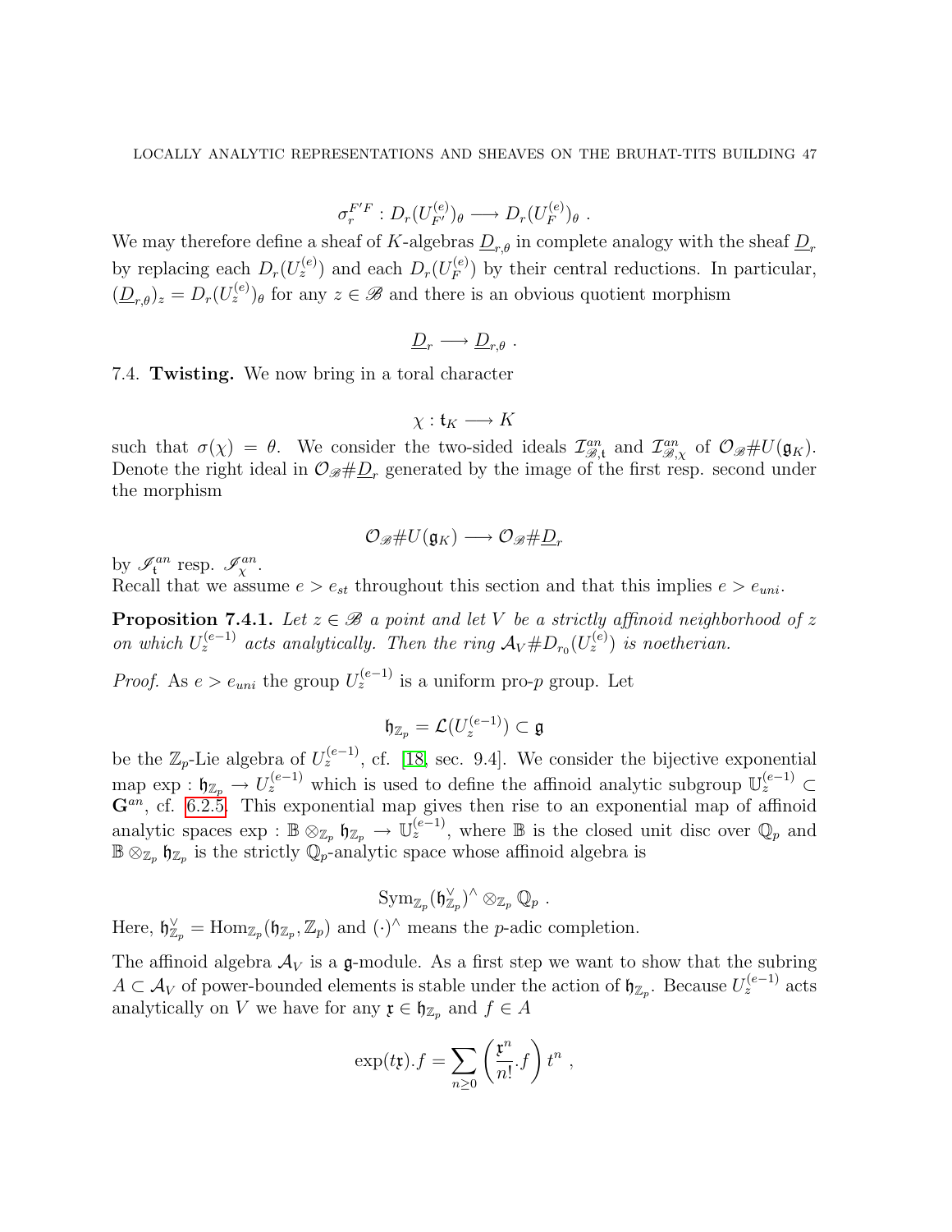$$\sigma_r^{F'F} : D_r(U_{F'}^{(e)})_\theta \longrightarrow D_r(U_F^{(e)})_\theta \ .$$

We may therefore define a sheaf of $K$-algebras $\underline{D}_{r,\theta}$ in complete analogy with the sheaf $\underline{D}_r$ by replacing each $D_r(U_z^{(e)})$ and each $D_r(U_F^{(e)})$ by their central reductions. In particular, $(\underline{D}_{r,\theta})_z = D_r(U_z^{(e)})_\theta$ for any $z \in \mathscr{B}$ and there is an obvious quotient morphism

$$\underline{D}_r \longrightarrow \underline{D}_{r,\theta} \ .$$

7.4. **Twisting.** We now bring in a toral character

$$\chi : \mathfrak{t}_K \longrightarrow K$$

such that $\sigma(\chi) = \theta$. We consider the two-sided ideals $\mathcal{I}^{an}_{\mathscr{B},\mathfrak{t}}$ and $\mathcal{I}^{an}_{\mathscr{B},\chi}$ of $\mathcal{O}_{\mathscr{B}}\#U(\mathfrak{g}_K)$. Denote the right ideal in $\mathcal{O}_{\mathscr{B}}\#\underline{D}_r$ generated by the image of the first resp. second under the morphism

$$\mathcal{O}_{\mathscr{B}}\#U(\mathfrak{g}_K) \longrightarrow \mathcal{O}_{\mathscr{B}}\#\underline{D}_r$$

by $\mathscr{I}^{an}_{\mathfrak{t}}$ resp. $\mathscr{I}^{an}_{\chi}$.
Recall that we assume $e > e_{st}$ throughout this section and that this implies $e > e_{uni}$.

**Proposition 7.4.1.** *Let $z \in \mathscr{B}$ a point and let $V$ be a strictly affinoid neighborhood of $z$ on which $U_z^{(e-1)}$ acts analytically. Then the ring $\mathcal{A}_V\#D_{r_0}(U_z^{(e)})$ is noetherian.*

*Proof.* As $e > e_{uni}$ the group $U_z^{(e-1)}$ is a uniform pro-$p$ group. Let

$$\mathfrak{h}_{\mathbb{Z}_p} = \mathcal{L}(U_z^{(e-1)}) \subset \mathfrak{g}$$

be the $\mathbb{Z}_p$-Lie algebra of $U_z^{(e-1)}$, cf. [18, sec. 9.4]. We consider the bijective exponential map $\exp : \mathfrak{h}_{\mathbb{Z}_p} \to U_z^{(e-1)}$ which is used to define the affinoid analytic subgroup $\mathbb{U}_z^{(e-1)} \subset \mathbf{G}^{an}$, cf. 6.2.5. This exponential map gives then rise to an exponential map of affinoid analytic spaces $\exp : \mathbb{B} \otimes_{\mathbb{Z}_p} \mathfrak{h}_{\mathbb{Z}_p} \to \mathbb{U}_z^{(e-1)}$, where $\mathbb{B}$ is the closed unit disc over $\mathbb{Q}_p$ and $\mathbb{B} \otimes_{\mathbb{Z}_p} \mathfrak{h}_{\mathbb{Z}_p}$ is the strictly $\mathbb{Q}_p$-analytic space whose affinoid algebra is

$$\mathrm{Sym}_{\mathbb{Z}_p}(\mathfrak{h}_{\mathbb{Z}_p}^\vee)^\wedge \otimes_{\mathbb{Z}_p} \mathbb{Q}_p \ .$$

Here, $\mathfrak{h}_{\mathbb{Z}_p}^\vee = \mathrm{Hom}_{\mathbb{Z}_p}(\mathfrak{h}_{\mathbb{Z}_p}, \mathbb{Z}_p)$ and $(\cdot)^\wedge$ means the $p$-adic completion.

The affinoid algebra $\mathcal{A}_V$ is a $\mathfrak{g}$-module. As a first step we want to show that the subring $A \subset \mathcal{A}_V$ of power-bounded elements is stable under the action of $\mathfrak{h}_{\mathbb{Z}_p}$. Because $U_z^{(e-1)}$ acts analytically on $V$ we have for any $\mathfrak{x} \in \mathfrak{h}_{\mathbb{Z}_p}$ and $f \in A$

$$\exp(t\mathfrak{x}).f = \sum_{n \geq 0} \left( \frac{\mathfrak{x}^n}{n!}.f \right) t^n \ ,$$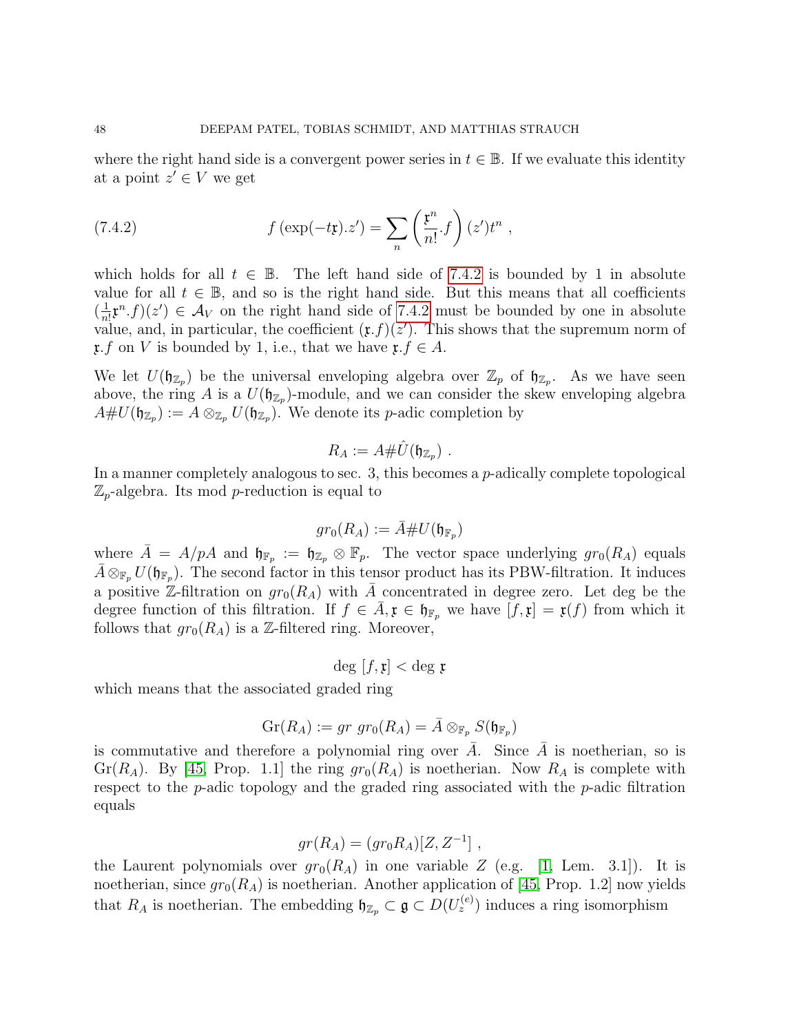where the right hand side is a convergent power series in $t \in \mathbb{B}$. If we evaluate this identity at a point $z' \in V$ we get

$$f\left(\exp(-t\mathfrak{x}).z'\right) = \sum_n \left(\frac{\mathfrak{x}^n}{n!}.f\right)(z')t^n \ , \tag{7.4.2}$$

which holds for all $t \in \mathbb{B}$. The left hand side of 7.4.2 is bounded by 1 in absolute value for all $t \in \mathbb{B}$, and so is the right hand side. But this means that all coefficients $(\frac{1}{n!}\mathfrak{x}^n.f)(z') \in \mathcal{A}_V$ on the right hand side of 7.4.2 must be bounded by one in absolute value, and, in particular, the coefficient $(\mathfrak{x}.f)(z')$. This shows that the supremum norm of $\mathfrak{x}.f$ on $V$ is bounded by 1, i.e., that we have $\mathfrak{x}.f \in A$.

We let $U(\mathfrak{h}_{\mathbb{Z}_p})$ be the universal enveloping algebra over $\mathbb{Z}_p$ of $\mathfrak{h}_{\mathbb{Z}_p}$. As we have seen above, the ring $A$ is a $U(\mathfrak{h}_{\mathbb{Z}_p})$-module, and we can consider the skew enveloping algebra $A\#U(\mathfrak{h}_{\mathbb{Z}_p}) := A \otimes_{\mathbb{Z}_p} U(\mathfrak{h}_{\mathbb{Z}_p})$. We denote its $p$-adic completion by

$$R_A := A\#\hat{U}(\mathfrak{h}_{\mathbb{Z}_p}) \ .$$

In a manner completely analogous to sec. 3, this becomes a $p$-adically complete topological $\mathbb{Z}_p$-algebra. Its mod $p$-reduction is equal to

$$gr_0(R_A) := \bar{A}\#U(\mathfrak{h}_{\mathbb{F}_p})$$

where $\bar{A} = A/pA$ and $\mathfrak{h}_{\mathbb{F}_p} := \mathfrak{h}_{\mathbb{Z}_p} \otimes \mathbb{F}_p$. The vector space underlying $gr_0(R_A)$ equals $\bar{A} \otimes_{\mathbb{F}_p} U(\mathfrak{h}_{\mathbb{F}_p})$. The second factor in this tensor product has its PBW-filtration. It induces a positive $\mathbb{Z}$-filtration on $gr_0(R_A)$ with $\bar{A}$ concentrated in degree zero. Let deg be the degree function of this filtration. If $f \in \bar{A}, \mathfrak{x} \in \mathfrak{h}_{\mathbb{F}_p}$ we have $[f, \mathfrak{x}] = \mathfrak{x}(f)$ from which it follows that $gr_0(R_A)$ is a $\mathbb{Z}$-filtered ring. Moreover,

$$\deg\,[f, \mathfrak{x}] < \deg\,\mathfrak{x}$$

which means that the associated graded ring

$$\mathrm{Gr}(R_A) := gr\ gr_0(R_A) = \bar{A} \otimes_{\mathbb{F}_p} S(\mathfrak{h}_{\mathbb{F}_p})$$

is commutative and therefore a polynomial ring over $\bar{A}$. Since $\bar{A}$ is noetherian, so is $\mathrm{Gr}(R_A)$. By [45, Prop. 1.1] the ring $gr_0(R_A)$ is noetherian. Now $R_A$ is complete with respect to the $p$-adic topology and the graded ring associated with the $p$-adic filtration equals

$$gr(R_A) = (gr_0 R_A)[Z, Z^{-1}] \ ,$$

the Laurent polynomials over $gr_0(R_A)$ in one variable $Z$ (e.g. [1, Lem. 3.1]). It is noetherian, since $gr_0(R_A)$ is noetherian. Another application of [45, Prop. 1.2] now yields that $R_A$ is noetherian. The embedding $\mathfrak{h}_{\mathbb{Z}_p} \subset \mathfrak{g} \subset D(U_z^{(e)})$ induces a ring isomorphism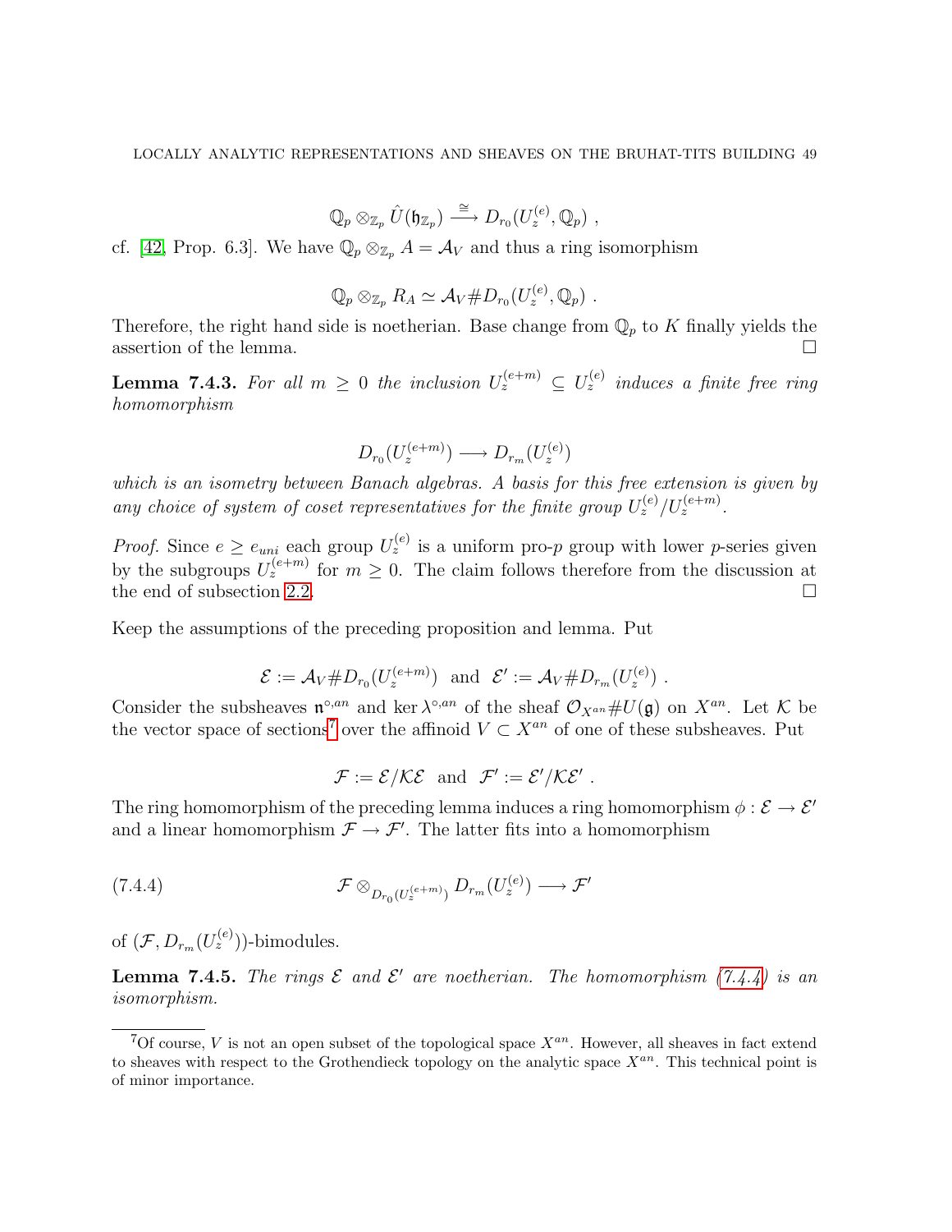$$\mathbb{Q}_p \otimes_{\mathbb{Z}_p} \hat{U}(\mathfrak{h}_{\mathbb{Z}_p}) \xrightarrow{\cong} D_{r_0}(U_z^{(e)}, \mathbb{Q}_p) \ ,$$

cf. [42, Prop. 6.3]. We have $\mathbb{Q}_p \otimes_{\mathbb{Z}_p} A = \mathcal{A}_V$ and thus a ring isomorphism

$$\mathbb{Q}_p \otimes_{\mathbb{Z}_p} R_A \simeq \mathcal{A}_V \# D_{r_0}(U_z^{(e)}, \mathbb{Q}_p) \ .$$

Therefore, the right hand side is noetherian. Base change from $\mathbb{Q}_p$ to $K$ finally yields the assertion of the lemma. $\square$

**Lemma 7.4.3.** *For all $m \geq 0$ the inclusion $U_z^{(e+m)} \subseteq U_z^{(e)}$ induces a finite free ring homomorphism*

$$D_{r_0}(U_z^{(e+m)}) \longrightarrow D_{r_m}(U_z^{(e)})$$

*which is an isometry between Banach algebras. A basis for this free extension is given by any choice of system of coset representatives for the finite group $U_z^{(e)}/U_z^{(e+m)}$.*

*Proof.* Since $e \geq e_{uni}$ each group $U_z^{(e)}$ is a uniform pro-$p$ group with lower $p$-series given by the subgroups $U_z^{(e+m)}$ for $m \geq 0$. The claim follows therefore from the discussion at the end of subsection 2.2. $\square$

Keep the assumptions of the preceding proposition and lemma. Put

$$\mathcal{E} := \mathcal{A}_V \# D_{r_0}(U_z^{(e+m)}) \ \text{ and } \ \mathcal{E}' := \mathcal{A}_V \# D_{r_m}(U_z^{(e)}) \ .$$

Consider the subsheaves $\mathfrak{n}^{\circ,an}$ and $\ker \lambda^{\circ,an}$ of the sheaf $\mathcal{O}_{X^{an}} \# U(\mathfrak{g})$ on $X^{an}$. Let $\mathcal{K}$ be the vector space of sections[7] over the affinoid $V \subset X^{an}$ of one of these subsheaves. Put

$$\mathcal{F} := \mathcal{E}/\mathcal{K}\mathcal{E} \ \text{ and } \ \mathcal{F}' := \mathcal{E}'/\mathcal{K}\mathcal{E}' \ .$$

The ring homomorphism of the preceding lemma induces a ring homomorphism $\phi : \mathcal{E} \to \mathcal{E}'$ and a linear homomorphism $\mathcal{F} \to \mathcal{F}'$. The latter fits into a homomorphism

$$\mathcal{F} \otimes_{D_{r_0}(U_z^{(e+m)})} D_{r_m}(U_z^{(e)}) \longrightarrow \mathcal{F}' \tag{7.4.4}$$

of $(\mathcal{F}, D_{r_m}(U_z^{(e)}))$-bimodules.

**Lemma 7.4.5.** *The rings $\mathcal{E}$ and $\mathcal{E}'$ are noetherian. The homomorphism (7.4.4) is an isomorphism.*

[7] Of course, $V$ is not an open subset of the topological space $X^{an}$. However, all sheaves in fact extend to sheaves with respect to the Grothendieck topology on the analytic space $X^{an}$. This technical point is of minor importance.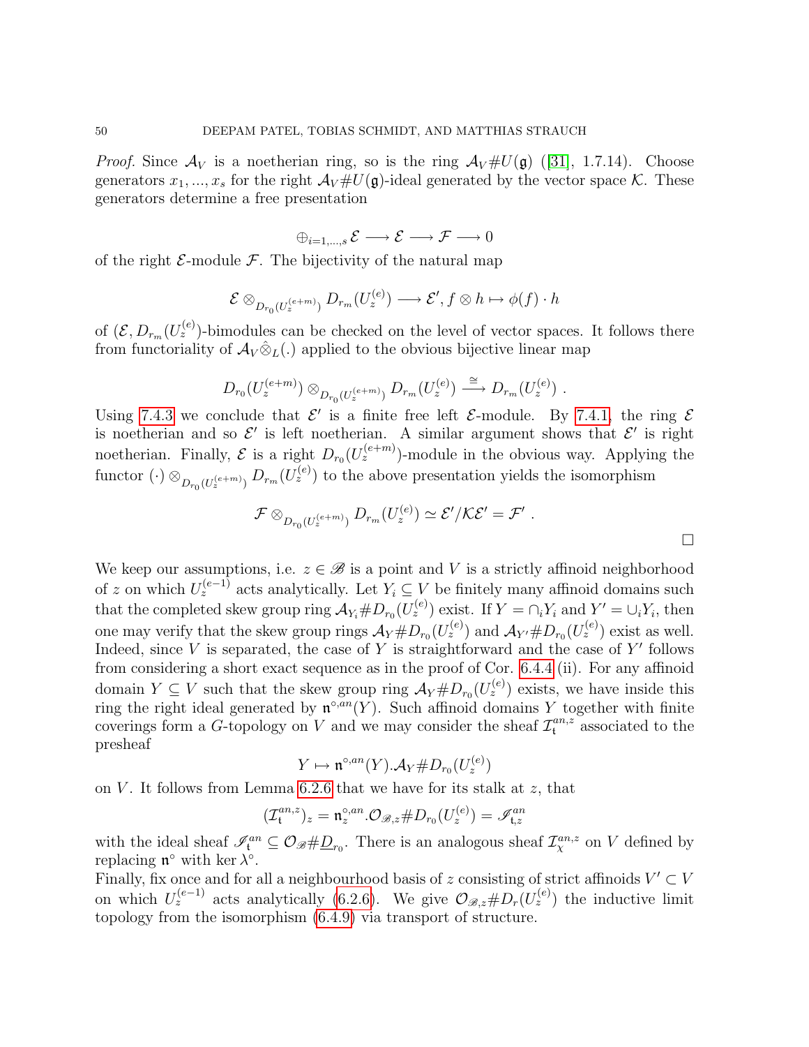*Proof.* Since $\mathcal{A}_V$ is a noetherian ring, so is the ring $\mathcal{A}_V \# U(\mathfrak{g})$ ([31], 1.7.14). Choose generators $x_1, ..., x_s$ for the right $\mathcal{A}_V \# U(\mathfrak{g})$-ideal generated by the vector space $\mathcal{K}$. These generators determine a free presentation

$$\oplus_{i=1,...,s} \mathcal{E} \longrightarrow \mathcal{E} \longrightarrow \mathcal{F} \longrightarrow 0$$

of the right $\mathcal{E}$-module $\mathcal{F}$. The bijectivity of the natural map

$$\mathcal{E} \otimes_{D_{r_0}(U_z^{(e+m)})} D_{r_m}(U_z^{(e)}) \longrightarrow \mathcal{E}', f \otimes h \mapsto \phi(f) \cdot h$$

of $(\mathcal{E}, D_{r_m}(U_z^{(e)}))$-bimodules can be checked on the level of vector spaces. It follows there from functoriality of $\mathcal{A}_V \hat{\otimes}_L (.)$ applied to the obvious bijective linear map

$$D_{r_0}(U_z^{(e+m)}) \otimes_{D_{r_0}(U_z^{(e+m)})} D_{r_m}(U_z^{(e)}) \xrightarrow{\cong} D_{r_m}(U_z^{(e)}) \ .$$

Using 7.4.3 we conclude that $\mathcal{E}'$ is a finite free left $\mathcal{E}$-module. By 7.4.1, the ring $\mathcal{E}$ is noetherian and so $\mathcal{E}'$ is left noetherian. A similar argument shows that $\mathcal{E}'$ is right noetherian. Finally, $\mathcal{E}$ is a right $D_{r_0}(U_z^{(e+m)})$-module in the obvious way. Applying the functor $(\cdot) \otimes_{D_{r_0}(U_z^{(e+m)})} D_{r_m}(U_z^{(e)})$ to the above presentation yields the isomorphism

$$\mathcal{F} \otimes_{D_{r_0}(U_z^{(e+m)})} D_{r_m}(U_z^{(e)}) \simeq \mathcal{E}'/\mathcal{K}\mathcal{E}' = \mathcal{F}' \ .$$

$\square$

We keep our assumptions, i.e. $z \in \mathscr{B}$ is a point and $V$ is a strictly affinoid neighborhood of $z$ on which $U_z^{(e-1)}$ acts analytically. Let $Y_i \subseteq V$ be finitely many affinoid domains such that the completed skew group ring $\mathcal{A}_{Y_i} \# D_{r_0}(U_z^{(e)})$ exist. If $Y = \cap_i Y_i$ and $Y' = \cup_i Y_i$, then one may verify that the skew group rings $\mathcal{A}_Y \# D_{r_0}(U_z^{(e)})$ and $\mathcal{A}_{Y'} \# D_{r_0}(U_z^{(e)})$ exist as well. Indeed, since $V$ is separated, the case of $Y$ is straightforward and the case of $Y'$ follows from considering a short exact sequence as in the proof of Cor. 6.4.4 (ii). For any affinoid domain $Y \subseteq V$ such that the skew group ring $\mathcal{A}_Y \# D_{r_0}(U_z^{(e)})$ exists, we have inside this ring the right ideal generated by $\mathfrak{n}^{\circ,an}(Y)$. Such affinoid domains $Y$ together with finite coverings form a $G$-topology on $V$ and we may consider the sheaf $\mathcal{I}_{\mathfrak{t}}^{an,z}$ associated to the presheaf

$$Y \mapsto \mathfrak{n}^{\circ,an}(Y).\mathcal{A}_Y \# D_{r_0}(U_z^{(e)})$$

on $V$. It follows from Lemma 6.2.6 that we have for its stalk at $z$, that

$$(\mathcal{I}_{\mathfrak{t}}^{an,z})_z = \mathfrak{n}_z^{\circ,an}.\mathcal{O}_{\mathscr{B},z} \# D_{r_0}(U_z^{(e)}) = \mathscr{I}_{\mathfrak{t},z}^{an}$$

with the ideal sheaf $\mathscr{I}_{\mathfrak{t}}^{an} \subseteq \mathcal{O}_{\mathscr{B}} \# \underline{D}_{r_0}$. There is an analogous sheaf $\mathcal{I}_{\chi}^{an,z}$ on $V$ defined by replacing $\mathfrak{n}^{\circ}$ with $\ker \lambda^{\circ}$.

Finally, fix once and for all a neighbourhood basis of $z$ consisting of strict affinoids $V' \subset V$ on which $U_z^{(e-1)}$ acts analytically (6.2.6). We give $\mathcal{O}_{\mathscr{B},z} \# D_r(U_z^{(e)})$ the inductive limit topology from the isomorphism (6.4.9) via transport of structure.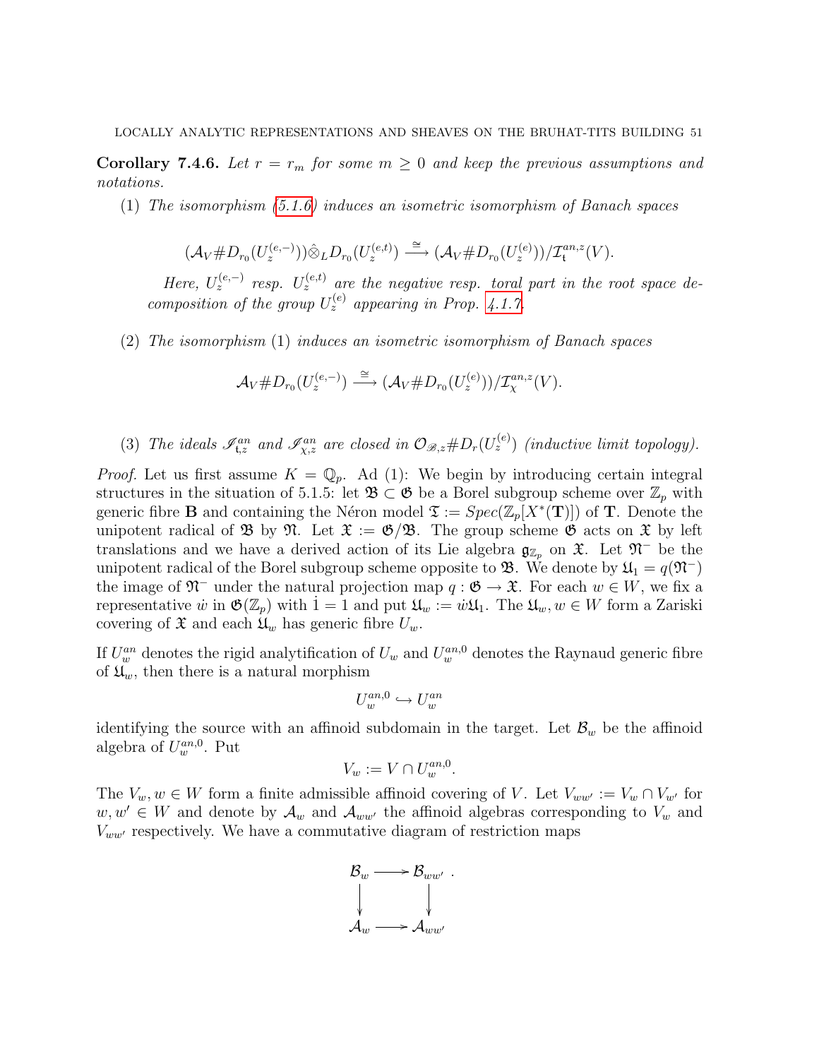**Corollary 7.4.6.** *Let $r = r_m$ for some $m \geq 0$ and keep the previous assumptions and notations.*

(1) *The isomorphism (5.1.6) induces an isometric isomorphism of Banach spaces*

$$(\mathcal{A}_V \# D_{r_0}(U_z^{(e,-)})) \hat{\otimes}_L D_{r_0}(U_z^{(e,t)}) \xrightarrow{\cong} (\mathcal{A}_V \# D_{r_0}(U_z^{(e)}))/\mathcal{I}_{\mathfrak{t}}^{an,z}(V).$$

*Here, $U_z^{(e,-)}$ resp. $U_z^{(e,t)}$ are the negative resp. toral part in the root space decomposition of the group $U_z^{(e)}$ appearing in Prop. 4.1.7.*

(2) *The isomorphism (1) induces an isometric isomorphism of Banach spaces*

$$\mathcal{A}_V \# D_{r_0}(U_z^{(e,-)}) \xrightarrow{\cong} (\mathcal{A}_V \# D_{r_0}(U_z^{(e)}))/\mathcal{I}_{\chi}^{an,z}(V).$$

(3) *The ideals $\mathscr{I}_{\mathfrak{t},z}^{an}$ and $\mathscr{I}_{\chi,z}^{an}$ are closed in $\mathcal{O}_{\mathscr{B},z} \# D_r(U_z^{(e)})$ (inductive limit topology).*

*Proof.* Let us first assume $K = \mathbb{Q}_p$. Ad (1): We begin by introducing certain integral structures in the situation of 5.1.5: let $\mathfrak{B} \subset \mathfrak{G}$ be a Borel subgroup scheme over $\mathbb{Z}_p$ with generic fibre $\mathbf{B}$ and containing the Néron model $\mathfrak{T} := Spec(\mathbb{Z}_p[X^*(\mathbf{T})])$ of $\mathbf{T}$. Denote the unipotent radical of $\mathfrak{B}$ by $\mathfrak{N}$. Let $\mathfrak{X} := \mathfrak{G}/\mathfrak{B}$. The group scheme $\mathfrak{G}$ acts on $\mathfrak{X}$ by left translations and we have a derived action of its Lie algebra $\mathfrak{g}_{\mathbb{Z}_p}$ on $\mathfrak{X}$. Let $\mathfrak{N}^-$ be the unipotent radical of the Borel subgroup scheme opposite to $\mathfrak{B}$. We denote by $\mathfrak{U}_1 = q(\mathfrak{N}^-)$ the image of $\mathfrak{N}^-$ under the natural projection map $q : \mathfrak{G} \to \mathfrak{X}$. For each $w \in W$, we fix a representative $\dot{w}$ in $\mathfrak{G}(\mathbb{Z}_p)$ with $\dot{1} = 1$ and put $\mathfrak{U}_w := \dot{w}\mathfrak{U}_1$. The $\mathfrak{U}_w, w \in W$ form a Zariski covering of $\mathfrak{X}$ and each $\mathfrak{U}_w$ has generic fibre $U_w$.

If $U_w^{an}$ denotes the rigid analytification of $U_w$ and $U_w^{an,0}$ denotes the Raynaud generic fibre of $\mathfrak{U}_w$, then there is a natural morphism

$$U_w^{an,0} \hookrightarrow U_w^{an}$$

identifying the source with an affinoid subdomain in the target. Let $\mathcal{B}_w$ be the affinoid algebra of $U_w^{an,0}$. Put

$$V_w := V \cap U_w^{an,0}.$$

The $V_w, w \in W$ form a finite admissible affinoid covering of $V$. Let $V_{ww'} := V_w \cap V_{w'}$ for $w, w' \in W$ and denote by $\mathcal{A}_w$ and $\mathcal{A}_{ww'}$ the affinoid algebras corresponding to $V_w$ and $V_{ww'}$ respectively. We have a commutative diagram of restriction maps

$$\begin{array}{ccc} \mathcal{B}_w & \longrightarrow & \mathcal{B}_{ww'} \\ \downarrow & & \downarrow \\ \mathcal{A}_w & \longrightarrow & \mathcal{A}_{ww'} \end{array}.$$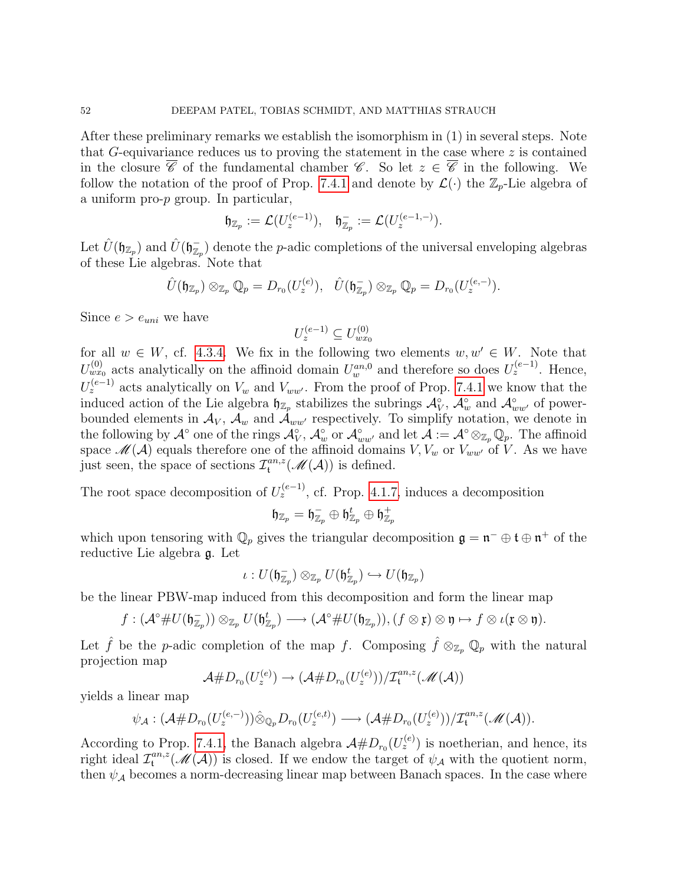After these preliminary remarks we establish the isomorphism in (1) in several steps. Note that $G$-equivariance reduces us to proving the statement in the case where $z$ is contained in the closure $\overline{\mathscr{C}}$ of the fundamental chamber $\mathscr{C}$. So let $z \in \overline{\mathscr{C}}$ in the following. We follow the notation of the proof of Prop. 7.4.1 and denote by $\mathcal{L}(\cdot)$ the $\mathbb{Z}_p$-Lie algebra of a uniform pro-$p$ group. In particular,

$$\mathfrak{h}_{\mathbb{Z}_p} := \mathcal{L}(U_z^{(e-1)}), \quad \mathfrak{h}_{\mathbb{Z}_p}^- := \mathcal{L}(U_z^{(e-1,-)}).$$

Let $\hat{U}(\mathfrak{h}_{\mathbb{Z}_p})$ and $\hat{U}(\mathfrak{h}_{\mathbb{Z}_p}^-)$ denote the $p$-adic completions of the universal enveloping algebras of these Lie algebras. Note that

$$\hat{U}(\mathfrak{h}_{\mathbb{Z}_p}) \otimes_{\mathbb{Z}_p} \mathbb{Q}_p = D_{r_0}(U_z^{(e)}), \quad \hat{U}(\mathfrak{h}_{\mathbb{Z}_p}^-) \otimes_{\mathbb{Z}_p} \mathbb{Q}_p = D_{r_0}(U_z^{(e,-)}).$$

Since $e > e_{uni}$ we have

$$U_z^{(e-1)} \subseteq U_{wx_0}^{(0)}$$

for all $w \in W$, cf. 4.3.4. We fix in the following two elements $w, w' \in W$. Note that $U_{wx_0}^{(0)}$ acts analytically on the affinoid domain $U_w^{an,0}$ and therefore so does $U_z^{(e-1)}$. Hence, $U_z^{(e-1)}$ acts analytically on $V_w$ and $V_{ww'}$. From the proof of Prop. 7.4.1 we know that the induced action of the Lie algebra $\mathfrak{h}_{\mathbb{Z}_p}$ stabilizes the subrings $\mathcal{A}_V^\circ$, $\mathcal{A}_w^\circ$ and $\mathcal{A}_{ww'}^\circ$ of power-bounded elements in $\mathcal{A}_V$, $\mathcal{A}_w$ and $\mathcal{A}_{ww'}$ respectively. To simplify notation, we denote in the following by $\mathcal{A}^\circ$ one of the rings $\mathcal{A}_V^\circ$, $\mathcal{A}_w^\circ$ or $\mathcal{A}_{ww'}^\circ$ and let $\mathcal{A} := \mathcal{A}^\circ \otimes_{\mathbb{Z}_p} \mathbb{Q}_p$. The affinoid space $\mathscr{M}(\mathcal{A})$ equals therefore one of the affinoid domains $V, V_w$ or $V_{ww'}$ of $V$. As we have just seen, the space of sections $\mathcal{I}_{\mathfrak{t}}^{an,z}(\mathscr{M}(\mathcal{A}))$ is defined.

The root space decomposition of $U_z^{(e-1)}$, cf. Prop. 4.1.7, induces a decomposition

$$\mathfrak{h}_{\mathbb{Z}_p} = \mathfrak{h}_{\mathbb{Z}_p}^- \oplus \mathfrak{h}_{\mathbb{Z}_p}^t \oplus \mathfrak{h}_{\mathbb{Z}_p}^+$$

which upon tensoring with $\mathbb{Q}_p$ gives the triangular decomposition $\mathfrak{g} = \mathfrak{n}^- \oplus \mathfrak{t} \oplus \mathfrak{n}^+$ of the reductive Lie algebra $\mathfrak{g}$. Let

$$\iota : U(\mathfrak{h}_{\mathbb{Z}_p}^-) \otimes_{\mathbb{Z}_p} U(\mathfrak{h}_{\mathbb{Z}_p}^t) \hookrightarrow U(\mathfrak{h}_{\mathbb{Z}_p})$$

be the linear PBW-map induced from this decomposition and form the linear map

$$f : (\mathcal{A}^\circ \# U(\mathfrak{h}_{\mathbb{Z}_p}^-)) \otimes_{\mathbb{Z}_p} U(\mathfrak{h}_{\mathbb{Z}_p}^t) \longrightarrow (\mathcal{A}^\circ \# U(\mathfrak{h}_{\mathbb{Z}_p})), (f \otimes \mathfrak{x}) \otimes \mathfrak{y} \mapsto f \otimes \iota(\mathfrak{x} \otimes \mathfrak{y}).$$

Let $\hat{f}$ be the $p$-adic completion of the map $f$. Composing $\hat{f} \otimes_{\mathbb{Z}_p} \mathbb{Q}_p$ with the natural projection map

$$\mathcal{A} \# D_{r_0}(U_z^{(e)}) \to (\mathcal{A} \# D_{r_0}(U_z^{(e)}))/\mathcal{I}_{\mathfrak{t}}^{an,z}(\mathscr{M}(\mathcal{A}))$$

yields a linear map

$$\psi_{\mathcal{A}} : (\mathcal{A} \# D_{r_0}(U_z^{(e,-)})) \hat{\otimes}_{\mathbb{Q}_p} D_{r_0}(U_z^{(e,t)}) \longrightarrow (\mathcal{A} \# D_{r_0}(U_z^{(e)}))/\mathcal{I}_{\mathfrak{t}}^{an,z}(\mathscr{M}(\mathcal{A})).$$

According to Prop. 7.4.1, the Banach algebra $\mathcal{A} \# D_{r_0}(U_z^{(e)})$ is noetherian, and hence, its right ideal $\mathcal{I}_{\mathfrak{t}}^{an,z}(\mathscr{M}(\mathcal{A}))$ is closed. If we endow the target of $\psi_{\mathcal{A}}$ with the quotient norm, then $\psi_{\mathcal{A}}$ becomes a norm-decreasing linear map between Banach spaces. In the case where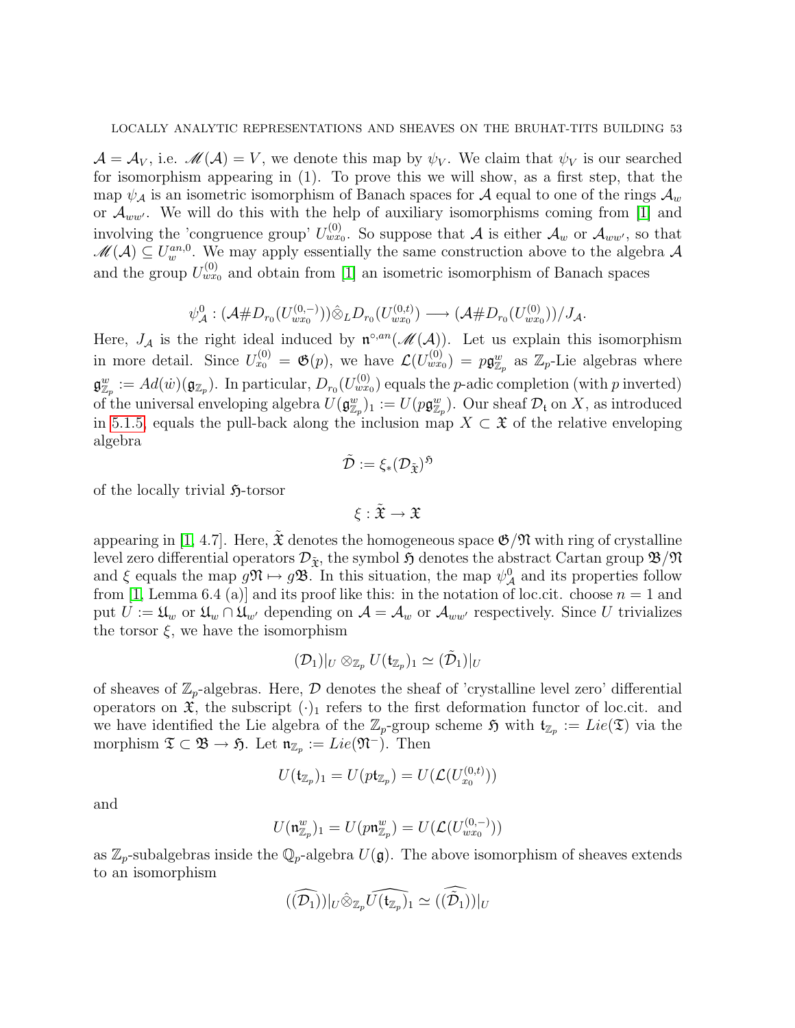$\mathcal{A} = \mathcal{A}_V$, i.e. $\mathscr{M}(\mathcal{A}) = V$, we denote this map by $\psi_V$. We claim that $\psi_V$ is our searched for isomorphism appearing in (1). To prove this we will show, as a first step, that the map $\psi_{\mathcal{A}}$ is an isometric isomorphism of Banach spaces for $\mathcal{A}$ equal to one of the rings $\mathcal{A}_w$ or $\mathcal{A}_{ww'}$. We will do this with the help of auxiliary isomorphisms coming from [1] and involving the 'congruence group' $U^{(0)}_{wx_0}$. So suppose that $\mathcal{A}$ is either $\mathcal{A}_w$ or $\mathcal{A}_{ww'}$, so that $\mathscr{M}(\mathcal{A}) \subseteq U^{an,0}_w$. We may apply essentially the same construction above to the algebra $\mathcal{A}$ and the group $U^{(0)}_{wx_0}$ and obtain from [1] an isometric isomorphism of Banach spaces

$$\psi^0_{\mathcal{A}} : (\mathcal{A} \# D_{r_0}(U^{(0,-)}_{wx_0})) \hat{\otimes}_L D_{r_0}(U^{(0,t)}_{wx_0}) \longrightarrow (\mathcal{A} \# D_{r_0}(U^{(0)}_{wx_0}))/J_{\mathcal{A}}.$$

Here, $J_{\mathcal{A}}$ is the right ideal induced by $\mathfrak{n}^{\circ,an}(\mathscr{M}(\mathcal{A}))$. Let us explain this isomorphism in more detail. Since $U^{(0)}_{x_0} = \mathfrak{G}(p)$, we have $\mathcal{L}(U^{(0)}_{wx_0}) = p\mathfrak{g}^w_{\mathbb{Z}_p}$ as $\mathbb{Z}_p$-Lie algebras where $\mathfrak{g}^w_{\mathbb{Z}_p} := Ad(\dot{w})(\mathfrak{g}_{\mathbb{Z}_p})$. In particular, $D_{r_0}(U^{(0)}_{wx_0})$ equals the $p$-adic completion (with $p$ inverted) of the universal enveloping algebra $U(\mathfrak{g}^w_{\mathbb{Z}_p})_1 := U(p\mathfrak{g}^w_{\mathbb{Z}_p})$. Our sheaf $\mathcal{D}_{\mathfrak{t}}$ on $X$, as introduced in 5.1.5, equals the pull-back along the inclusion map $X \subset \mathfrak{X}$ of the relative enveloping algebra

$$\tilde{\mathcal{D}} := \xi_*(\mathcal{D}_{\tilde{\mathfrak{X}}})^{\mathfrak{H}}$$

of the locally trivial $\mathfrak{H}$-torsor

$$\xi : \tilde{\mathfrak{X}} \to \mathfrak{X}$$

appearing in [1, 4.7]. Here, $\tilde{\mathfrak{X}}$ denotes the homogeneous space $\mathfrak{G}/\mathfrak{N}$ with ring of crystalline level zero differential operators $\mathcal{D}_{\tilde{\mathfrak{X}}}$, the symbol $\mathfrak{H}$ denotes the abstract Cartan group $\mathfrak{B}/\mathfrak{N}$ and $\xi$ equals the map $g\mathfrak{N} \mapsto g\mathfrak{B}$. In this situation, the map $\psi^0_{\mathcal{A}}$ and its properties follow from [1, Lemma 6.4 (a)] and its proof like this: in the notation of loc.cit. choose $n = 1$ and put $U := \mathfrak{U}_w$ or $\mathfrak{U}_w \cap \mathfrak{U}_{w'}$ depending on $\mathcal{A} = \mathcal{A}_w$ or $\mathcal{A}_{ww'}$ respectively. Since $U$ trivializes the torsor $\xi$, we have the isomorphism

$$(\mathcal{D}_1)|_U \otimes_{\mathbb{Z}_p} U(\mathfrak{t}_{\mathbb{Z}_p})_1 \simeq (\tilde{\mathcal{D}}_1)|_U$$

of sheaves of $\mathbb{Z}_p$-algebras. Here, $\mathcal{D}$ denotes the sheaf of 'crystalline level zero' differential operators on $\mathfrak{X}$, the subscript $(\cdot)_1$ refers to the first deformation functor of loc.cit. and we have identified the Lie algebra of the $\mathbb{Z}_p$-group scheme $\mathfrak{H}$ with $\mathfrak{t}_{\mathbb{Z}_p} := Lie(\mathfrak{T})$ via the morphism $\mathfrak{T} \subset \mathfrak{B} \to \mathfrak{H}$. Let $\mathfrak{n}_{\mathbb{Z}_p} := Lie(\mathfrak{N}^-)$. Then

$$U(\mathfrak{t}_{\mathbb{Z}_p})_1 = U(p\mathfrak{t}_{\mathbb{Z}_p}) = U(\mathcal{L}(U^{(0,t)}_{x_0}))$$

and

$$U(\mathfrak{n}^w_{\mathbb{Z}_p})_1 = U(p\mathfrak{n}^w_{\mathbb{Z}_p}) = U(\mathcal{L}(U^{(0,-)}_{wx_0}))$$

as $\mathbb{Z}_p$-subalgebras inside the $\mathbb{Q}_p$-algebra $U(\mathfrak{g})$. The above isomorphism of sheaves extends to an isomorphism

$$(\widehat{(\mathcal{D}_1)})|_U \hat{\otimes}_{\mathbb{Z}_p} \widehat{U(\mathfrak{t}_{\mathbb{Z}_p})_1} \simeq (\widehat{(\tilde{\mathcal{D}}_1)})|_U$$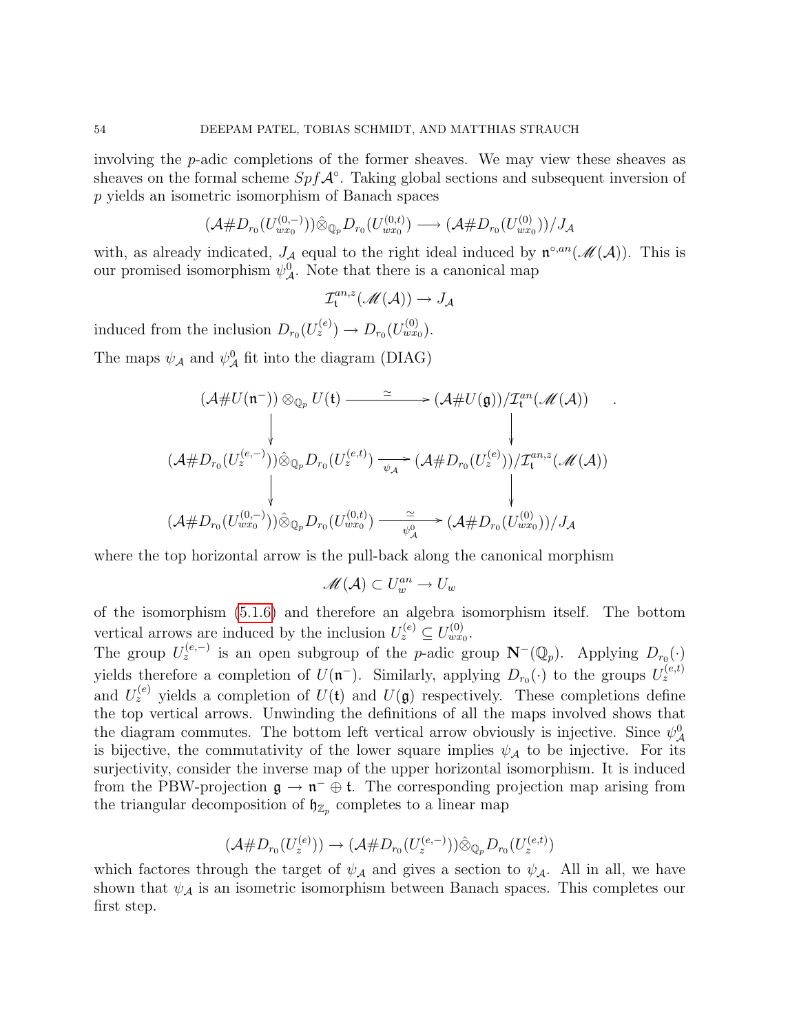involving the $p$-adic completions of the former sheaves. We may view these sheaves as sheaves on the formal scheme $Spf\mathcal{A}^\circ$. Taking global sections and subsequent inversion of $p$ yields an isometric isomorphism of Banach spaces

$$(\mathcal{A}\# D_{r_0}(U_{wx_0}^{(0,-)}))\hat{\otimes}_{\mathbb{Q}_p} D_{r_0}(U_{wx_0}^{(0,t)}) \longrightarrow (\mathcal{A}\# D_{r_0}(U_{wx_0}^{(0)}))/J_{\mathcal{A}}$$

with, as already indicated, $J_{\mathcal{A}}$ equal to the right ideal induced by $\mathfrak{n}^{\circ,an}(\mathscr{M}(\mathcal{A}))$. This is our promised isomorphism $\psi^0_{\mathcal{A}}$. Note that there is a canonical map

$$\mathcal{I}^{an,z}_{\mathfrak{t}}(\mathscr{M}(\mathcal{A})) \to J_{\mathcal{A}}$$

induced from the inclusion $D_{r_0}(U_z^{(e)}) \to D_{r_0}(U_{wx_0}^{(0)})$.

The maps $\psi_{\mathcal{A}}$ and $\psi^0_{\mathcal{A}}$ fit into the diagram (DIAG)

$$\begin{array}{ccc}
(\mathcal{A}\# U(\mathfrak{n}^-))\otimes_{\mathbb{Q}_p} U(\mathfrak{t}) & \xrightarrow{\simeq} & (\mathcal{A}\# U(\mathfrak{g}))/\mathcal{I}^{an}_{\mathfrak{t}}(\mathscr{M}(\mathcal{A})) \\
\downarrow & & \downarrow \\
(\mathcal{A}\# D_{r_0}(U_z^{(e,-)}))\hat{\otimes}_{\mathbb{Q}_p} D_{r_0}(U_z^{(e,t)}) & \xrightarrow{\psi_{\mathcal{A}}} & (\mathcal{A}\# D_{r_0}(U_z^{(e)}))/\mathcal{I}^{an,z}_{\mathfrak{t}}(\mathscr{M}(\mathcal{A})) \\
\downarrow & & \downarrow \\
(\mathcal{A}\# D_{r_0}(U_{wx_0}^{(0,-)}))\hat{\otimes}_{\mathbb{Q}_p} D_{r_0}(U_{wx_0}^{(0,t)}) & \xrightarrow[\psi^0_{\mathcal{A}}]{\simeq} & (\mathcal{A}\# D_{r_0}(U_{wx_0}^{(0)}))/J_{\mathcal{A}}
\end{array}$$

where the top horizontal arrow is the pull-back along the canonical morphism

$$\mathscr{M}(\mathcal{A}) \subset U_w^{an} \to U_w$$

of the isomorphism (5.1.6) and therefore an algebra isomorphism itself. The bottom vertical arrows are induced by the inclusion $U_z^{(e)} \subseteq U_{wx_0}^{(0)}$.

The group $U_z^{(e,-)}$ is an open subgroup of the $p$-adic group $\mathbf{N}^-(\mathbb{Q}_p)$. Applying $D_{r_0}(\cdot)$ yields therefore a completion of $U(\mathfrak{n}^-)$. Similarly, applying $D_{r_0}(\cdot)$ to the groups $U_z^{(e,t)}$ and $U_z^{(e)}$ yields a completion of $U(\mathfrak{t})$ and $U(\mathfrak{g})$ respectively. These completions define the top vertical arrows. Unwinding the definitions of all the maps involved shows that the diagram commutes. The bottom left vertical arrow obviously is injective. Since $\psi^0_{\mathcal{A}}$ is bijective, the commutativity of the lower square implies $\psi_{\mathcal{A}}$ to be injective. For its surjectivity, consider the inverse map of the upper horizontal isomorphism. It is induced from the PBW-projection $\mathfrak{g} \to \mathfrak{n}^- \oplus \mathfrak{t}$. The corresponding projection map arising from the triangular decomposition of $\mathfrak{h}_{\mathbb{Z}_p}$ completes to a linear map

$$(\mathcal{A}\# D_{r_0}(U_z^{(e)})) \to (\mathcal{A}\# D_{r_0}(U_z^{(e,-)}))\hat{\otimes}_{\mathbb{Q}_p} D_{r_0}(U_z^{(e,t)})$$

which factores through the target of $\psi_{\mathcal{A}}$ and gives a section to $\psi_{\mathcal{A}}$. All in all, we have shown that $\psi_{\mathcal{A}}$ is an isometric isomorphism between Banach spaces. This completes our first step.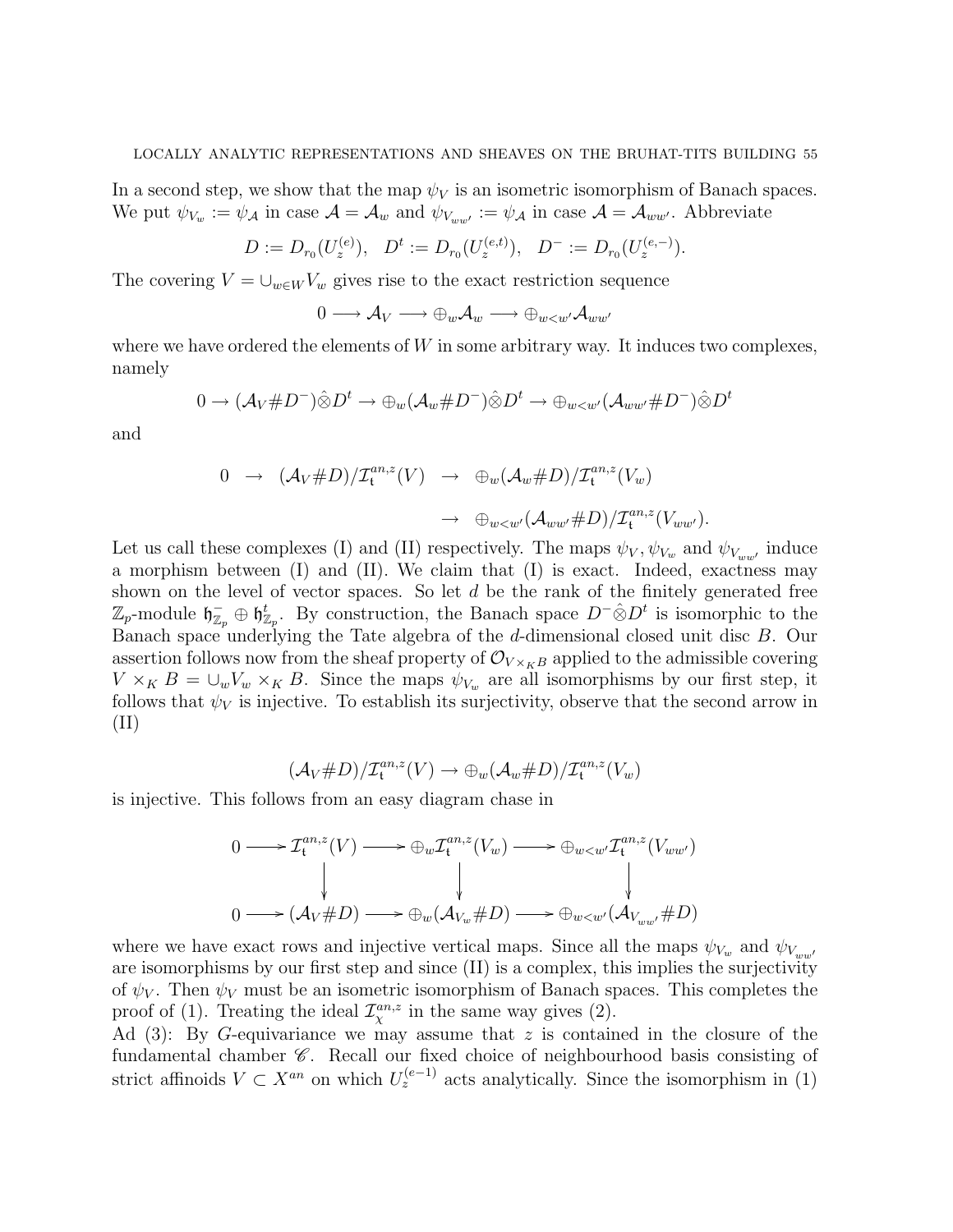In a second step, we show that the map $\psi_V$ is an isometric isomorphism of Banach spaces. We put $\psi_{V_w} := \psi_{\mathcal{A}}$ in case $\mathcal{A} = \mathcal{A}_w$ and $\psi_{V_{ww'}} := \psi_{\mathcal{A}}$ in case $\mathcal{A} = \mathcal{A}_{ww'}$. Abbreviate

$$D := D_{r_0}(U_z^{(e)}), \quad D^t := D_{r_0}(U_z^{(e,t)}), \quad D^- := D_{r_0}(U_z^{(e,-)}).$$

The covering $V = \cup_{w \in W} V_w$ gives rise to the exact restriction sequence

$$0 \longrightarrow \mathcal{A}_V \longrightarrow \oplus_w \mathcal{A}_w \longrightarrow \oplus_{w<w'} \mathcal{A}_{ww'}$$

where we have ordered the elements of $W$ in some arbitrary way. It induces two complexes, namely

$$0 \to (\mathcal{A}_V \# D^-) \hat{\otimes} D^t \to \oplus_w (\mathcal{A}_w \# D^-) \hat{\otimes} D^t \to \oplus_{w<w'} (\mathcal{A}_{ww'} \# D^-) \hat{\otimes} D^t$$

and

$$\begin{aligned} 0 \ \to \ (\mathcal{A}_V \# D)/\mathcal{I}_{\mathfrak{t}}^{an,z}(V) \ &\to \ \oplus_w (\mathcal{A}_w \# D)/\mathcal{I}_{\mathfrak{t}}^{an,z}(V_w) \\ &\to \ \oplus_{w<w'} (\mathcal{A}_{ww'} \# D)/\mathcal{I}_{\mathfrak{t}}^{an,z}(V_{ww'}). \end{aligned}$$

Let us call these complexes (I) and (II) respectively. The maps $\psi_V, \psi_{V_w}$ and $\psi_{V_{ww'}}$ induce a morphism between (I) and (II). We claim that (I) is exact. Indeed, exactness may shown on the level of vector spaces. So let $d$ be the rank of the finitely generated free $\mathbb{Z}_p$-module $\mathfrak{h}_{\mathbb{Z}_p}^- \oplus \mathfrak{h}_{\mathbb{Z}_p}^t$. By construction, the Banach space $D^- \hat{\otimes} D^t$ is isomorphic to the Banach space underlying the Tate algebra of the $d$-dimensional closed unit disc $B$. Our assertion follows now from the sheaf property of $\mathcal{O}_{V \times_K B}$ applied to the admissible covering $V \times_K B = \cup_w V_w \times_K B$. Since the maps $\psi_{V_w}$ are all isomorphisms by our first step, it follows that $\psi_V$ is injective. To establish its surjectivity, observe that the second arrow in (II)

$$(\mathcal{A}_V \# D)/\mathcal{I}_{\mathfrak{t}}^{an,z}(V) \to \oplus_w (\mathcal{A}_w \# D)/\mathcal{I}_{\mathfrak{t}}^{an,z}(V_w)$$

is injective. This follows from an easy diagram chase in

$$\begin{array}{ccccccc} 0 \longrightarrow & \mathcal{I}_{\mathfrak{t}}^{an,z}(V) & \longrightarrow & \oplus_w \mathcal{I}_{\mathfrak{t}}^{an,z}(V_w) & \longrightarrow & \oplus_{w<w'} \mathcal{I}_{\mathfrak{t}}^{an,z}(V_{ww'}) \\ & \downarrow & & \downarrow & & \downarrow \\ 0 \longrightarrow & (\mathcal{A}_V \# D) & \longrightarrow & \oplus_w (\mathcal{A}_{V_w} \# D) & \longrightarrow & \oplus_{w<w'} (\mathcal{A}_{V_{ww'}} \# D) \end{array}$$

where we have exact rows and injective vertical maps. Since all the maps $\psi_{V_w}$ and $\psi_{V_{ww'}}$ are isomorphisms by our first step and since (II) is a complex, this implies the surjectivity of $\psi_V$. Then $\psi_V$ must be an isometric isomorphism of Banach spaces. This completes the proof of (1). Treating the ideal $\mathcal{I}_\chi^{an,z}$ in the same way gives (2).

Ad (3): By $G$-equivariance we may assume that $z$ is contained in the closure of the fundamental chamber $\mathscr{C}$. Recall our fixed choice of neighbourhood basis consisting of strict affinoids $V \subset X^{an}$ on which $U_z^{(e-1)}$ acts analytically. Since the isomorphism in (1)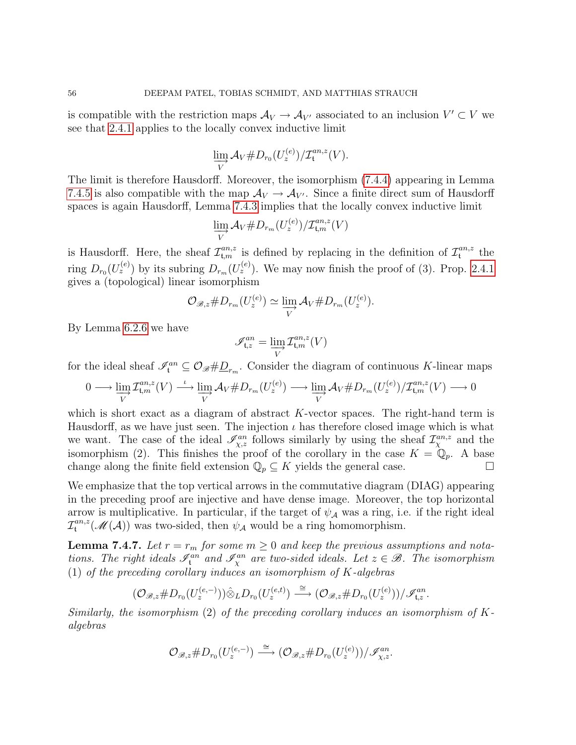is compatible with the restriction maps $\mathcal{A}_V \to \mathcal{A}_{V'}$ associated to an inclusion $V' \subset V$ we see that 2.4.1 applies to the locally convex inductive limit

$$\varinjlim_V \mathcal{A}_V \# D_{r_0}(U_z^{(e)})/\mathcal{I}_{\mathfrak{t}}^{an,z}(V).$$

The limit is therefore Hausdorff. Moreover, the isomorphism (7.4.4) appearing in Lemma 7.4.5 is also compatible with the map $\mathcal{A}_V \to \mathcal{A}_{V'}$. Since a finite direct sum of Hausdorff spaces is again Hausdorff, Lemma 7.4.3 implies that the locally convex inductive limit

$$\varinjlim_V \mathcal{A}_V \# D_{r_m}(U_z^{(e)})/\mathcal{I}_{\mathfrak{t},m}^{an,z}(V)$$

is Hausdorff. Here, the sheaf $\mathcal{I}_{\mathfrak{t},m}^{an,z}$ is defined by replacing in the definition of $\mathcal{I}_{\mathfrak{t}}^{an,z}$ the ring $D_{r_0}(U_z^{(e)})$ by its subring $D_{r_m}(U_z^{(e)})$. We may now finish the proof of (3). Prop. 2.4.1 gives a (topological) linear isomorphism

$$\mathcal{O}_{\mathscr{B},z} \# D_{r_m}(U_z^{(e)}) \simeq \varinjlim_V \mathcal{A}_V \# D_{r_m}(U_z^{(e)}).$$

By Lemma 6.2.6 we have

$$\mathscr{I}_{\mathfrak{t},z}^{an} = \varinjlim_V \mathcal{I}_{\mathfrak{t},m}^{an,z}(V)$$

for the ideal sheaf $\mathscr{I}_{\mathfrak{t}}^{an} \subseteq \mathcal{O}_{\mathscr{B}} \# \underline{D}_{r_m}$. Consider the diagram of continuous $K$-linear maps

$$0 \longrightarrow \varinjlim_V \mathcal{I}_{\mathfrak{t},m}^{an,z}(V) \xrightarrow{\iota} \varinjlim_V \mathcal{A}_V \# D_{r_m}(U_z^{(e)}) \longrightarrow \varinjlim_V \mathcal{A}_V \# D_{r_m}(U_z^{(e)})/\mathcal{I}_{\mathfrak{t},m}^{an,z}(V) \longrightarrow 0$$

which is short exact as a diagram of abstract $K$-vector spaces. The right-hand term is Hausdorff, as we have just seen. The injection $\iota$ has therefore closed image which is what we want. The case of the ideal $\mathscr{I}_{\chi,z}^{an}$ follows similarly by using the sheaf $\mathcal{I}_{\chi}^{an,z}$ and the isomorphism (2). This finishes the proof of the corollary in the case $K = \mathbb{Q}_p$. A base change along the finite field extension $\mathbb{Q}_p \subseteq K$ yields the general case. $\square$

We emphasize that the top vertical arrows in the commutative diagram (DIAG) appearing in the preceding proof are injective and have dense image. Moreover, the top horizontal arrow is multiplicative. In particular, if the target of $\psi_{\mathcal{A}}$ was a ring, i.e. if the right ideal $\mathcal{I}_{\mathfrak{t}}^{an,z}(\mathscr{M}(\mathcal{A}))$ was two-sided, then $\psi_{\mathcal{A}}$ would be a ring homomorphism.

**Lemma 7.4.7.** *Let $r = r_m$ for some $m \geq 0$ and keep the previous assumptions and notations. The right ideals $\mathscr{I}_{\mathfrak{t}}^{an}$ and $\mathscr{I}_{\chi}^{an}$ are two-sided ideals. Let $z \in \mathscr{B}$. The isomorphism* (1) *of the preceding corollary induces an isomorphism of $K$-algebras*

$$(\mathcal{O}_{\mathscr{B},z} \# D_{r_0}(U_z^{(e,-)})) \hat{\otimes}_L D_{r_0}(U_z^{(e,t)}) \xrightarrow{\cong} (\mathcal{O}_{\mathscr{B},z} \# D_{r_0}(U_z^{(e)}))/\mathscr{I}_{\mathfrak{t},z}^{an}.$$

*Similarly, the isomorphism* (2) *of the preceding corollary induces an isomorphism of $K$-algebras*

$$\mathcal{O}_{\mathscr{B},z} \# D_{r_0}(U_z^{(e,-)}) \xrightarrow{\cong} (\mathcal{O}_{\mathscr{B},z} \# D_{r_0}(U_z^{(e)}))/\mathscr{I}_{\chi,z}^{an}.$$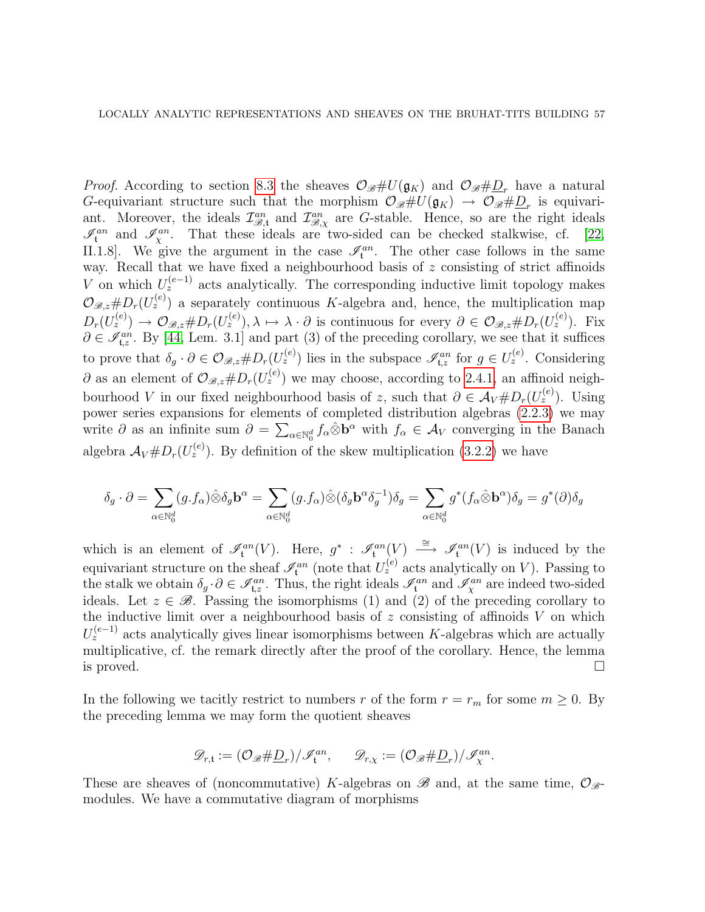*Proof.* According to section 8.3 the sheaves $\mathcal{O}_{\mathscr{B}}\#U(\mathfrak{g}_K)$ and $\mathcal{O}_{\mathscr{B}}\#\underline{D}_r$ have a natural $G$-equivariant structure such that the morphism $\mathcal{O}_{\mathscr{B}}\#U(\mathfrak{g}_K) \to \mathcal{O}_{\mathscr{B}}\#\underline{D}_r$ is equivariant. Moreover, the ideals $\mathcal{I}^{an}_{\mathscr{B},\mathfrak{t}}$ and $\mathcal{I}^{an}_{\mathscr{B},\chi}$ are $G$-stable. Hence, so are the right ideals $\mathscr{I}^{an}_{\mathfrak{t}}$ and $\mathscr{I}^{an}_{\chi}$. That these ideals are two-sided can be checked stalkwise, cf. [22, II.1.8]. We give the argument in the case $\mathscr{I}^{an}_{\mathfrak{t}}$. The other case follows in the same way. Recall that we have fixed a neighbourhood basis of $z$ consisting of strict affinoids $V$ on which $U_z^{(e-1)}$ acts analytically. The corresponding inductive limit topology makes $\mathcal{O}_{\mathscr{B},z}\#D_r(U_z^{(e)})$ a separately continuous $K$-algebra and, hence, the multiplication map $D_r(U_z^{(e)}) \to \mathcal{O}_{\mathscr{B},z}\#D_r(U_z^{(e)}), \lambda \mapsto \lambda\cdot\partial$ is continuous for every $\partial \in \mathcal{O}_{\mathscr{B},z}\#D_r(U_z^{(e)})$. Fix $\partial \in \mathscr{I}^{an}_{\mathfrak{t},z}$. By [44, Lem. 3.1] and part (3) of the preceding corollary, we see that it suffices to prove that $\delta_g\cdot\partial \in \mathcal{O}_{\mathscr{B},z}\#D_r(U_z^{(e)})$ lies in the subspace $\mathscr{I}^{an}_{\mathfrak{t},z}$ for $g\in U_z^{(e)}$. Considering $\partial$ as an element of $\mathcal{O}_{\mathscr{B},z}\#D_r(U_z^{(e)})$ we may choose, according to 2.4.1, an affinoid neighbourhood $V$ in our fixed neighbourhood basis of $z$, such that $\partial\in\mathcal{A}_V\#D_r(U_z^{(e)})$. Using power series expansions for elements of completed distribution algebras (2.2.3) we may write $\partial$ as an infinite sum $\partial = \sum_{\alpha\in\mathbb{N}_0^d} f_\alpha\hat{\otimes}\mathbf{b}^\alpha$ with $f_\alpha\in\mathcal{A}_V$ converging in the Banach algebra $\mathcal{A}_V\#D_r(U_z^{(e)})$. By definition of the skew multiplication (3.2.2) we have

$$\delta_g\cdot\partial = \sum_{\alpha\in\mathbb{N}_0^d}(g.f_\alpha)\hat{\otimes}\delta_g\mathbf{b}^\alpha = \sum_{\alpha\in\mathbb{N}_0^d}(g.f_\alpha)\hat{\otimes}(\delta_g\mathbf{b}^\alpha\delta_g^{-1})\delta_g = \sum_{\alpha\in\mathbb{N}_0^d} g^*(f_\alpha\hat{\otimes}\mathbf{b}^\alpha)\delta_g = g^*(\partial)\delta_g$$

which is an element of $\mathscr{I}^{an}_{\mathfrak{t}}(V)$. Here, $g^*:\mathscr{I}^{an}_{\mathfrak{t}}(V)\xrightarrow{\cong}\mathscr{I}^{an}_{\mathfrak{t}}(V)$ is induced by the equivariant structure on the sheaf $\mathscr{I}^{an}_{\mathfrak{t}}$ (note that $U_z^{(e)}$ acts analytically on $V$). Passing to the stalk we obtain $\delta_g\cdot\partial\in\mathscr{I}^{an}_{\mathfrak{t},z}$. Thus, the right ideals $\mathscr{I}^{an}_{\mathfrak{t}}$ and $\mathscr{I}^{an}_{\chi}$ are indeed two-sided ideals. Let $z\in\mathscr{B}$. Passing the isomorphisms (1) and (2) of the preceding corollary to the inductive limit over a neighbourhood basis of $z$ consisting of affinoids $V$ on which $U_z^{(e-1)}$ acts analytically gives linear isomorphisms between $K$-algebras which are actually multiplicative, cf. the remark directly after the proof of the corollary. Hence, the lemma is proved. □

In the following we tacitly restrict to numbers $r$ of the form $r = r_m$ for some $m\geq 0$. By the preceding lemma we may form the quotient sheaves

$$\mathscr{D}_{r,\mathfrak{t}} := (\mathcal{O}_{\mathscr{B}}\#\underline{D}_r)/\mathscr{I}^{an}_{\mathfrak{t}}, \qquad \mathscr{D}_{r,\chi} := (\mathcal{O}_{\mathscr{B}}\#\underline{D}_r)/\mathscr{I}^{an}_{\chi}.$$

These are sheaves of (noncommutative) $K$-algebras on $\mathscr{B}$ and, at the same time, $\mathcal{O}_{\mathscr{B}}$-modules. We have a commutative diagram of morphisms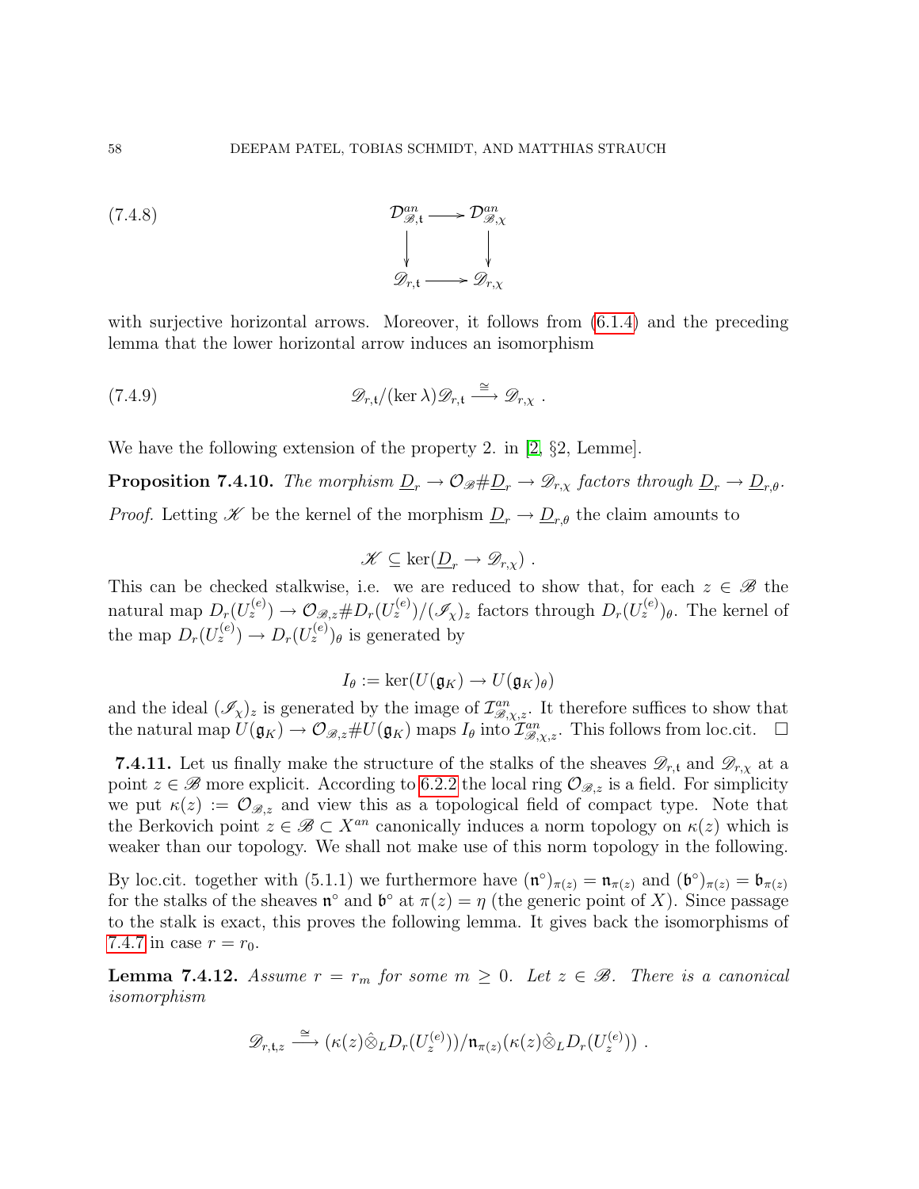$$
\begin{array}{ccc}
\mathcal{D}^{an}_{\mathscr{B},\mathfrak{t}} & \longrightarrow & \mathcal{D}^{an}_{\mathscr{B},\chi} \\
\downarrow & & \downarrow \\
\mathscr{D}_{r,\mathfrak{t}} & \longrightarrow & \mathscr{D}_{r,\chi}
\end{array}
\tag{7.4.8}
$$

with surjective horizontal arrows. Moreover, it follows from (6.1.4) and the preceding lemma that the lower horizontal arrow induces an isomorphism

$$
\mathscr{D}_{r,\mathfrak{t}}/(\ker\lambda)\mathscr{D}_{r,\mathfrak{t}} \xrightarrow{\cong} \mathscr{D}_{r,\chi}\ . \tag{7.4.9}
$$

We have the following extension of the property 2. in [2, §2, Lemme].

**Proposition 7.4.10.** *The morphism $\underline{D}_r \to \mathcal{O}_{\mathscr{B}}\#\underline{D}_r \to \mathscr{D}_{r,\chi}$ factors through $\underline{D}_r \to \underline{D}_{r,\theta}$.*

*Proof.* Letting $\mathscr{K}$ be the kernel of the morphism $\underline{D}_r \to \underline{D}_{r,\theta}$ the claim amounts to

$$
\mathscr{K} \subseteq \ker(\underline{D}_r \to \mathscr{D}_{r,\chi})\ .
$$

This can be checked stalkwise, i.e. we are reduced to show that, for each $z \in \mathscr{B}$ the natural map $D_r(U_z^{(e)}) \to \mathcal{O}_{\mathscr{B},z}\#D_r(U_z^{(e)})/(\mathscr{I}_\chi)_z$ factors through $D_r(U_z^{(e)})_\theta$. The kernel of the map $D_r(U_z^{(e)}) \to D_r(U_z^{(e)})_\theta$ is generated by

$$
I_\theta := \ker(U(\mathfrak{g}_K) \to U(\mathfrak{g}_K)_\theta)
$$

and the ideal $(\mathscr{I}_\chi)_z$ is generated by the image of $\mathcal{I}^{an}_{\mathscr{B},\chi,z}$. It therefore suffices to show that the natural map $U(\mathfrak{g}_K) \to \mathcal{O}_{\mathscr{B},z}\#U(\mathfrak{g}_K)$ maps $I_\theta$ into $\mathcal{I}^{an}_{\mathscr{B},\chi,z}$. This follows from loc.cit. $\square$

**7.4.11.** Let us finally make the structure of the stalks of the sheaves $\mathscr{D}_{r,\mathfrak{t}}$ and $\mathscr{D}_{r,\chi}$ at a point $z \in \mathscr{B}$ more explicit. According to 6.2.2 the local ring $\mathcal{O}_{\mathscr{B},z}$ is a field. For simplicity we put $\kappa(z) := \mathcal{O}_{\mathscr{B},z}$ and view this as a topological field of compact type. Note that the Berkovich point $z \in \mathscr{B} \subset X^{an}$ canonically induces a norm topology on $\kappa(z)$ which is weaker than our topology. We shall not make use of this norm topology in the following.

By loc.cit. together with (5.1.1) we furthermore have $(\mathfrak{n}^\circ)_{\pi(z)} = \mathfrak{n}_{\pi(z)}$ and $(\mathfrak{b}^\circ)_{\pi(z)} = \mathfrak{b}_{\pi(z)}$ for the stalks of the sheaves $\mathfrak{n}^\circ$ and $\mathfrak{b}^\circ$ at $\pi(z) = \eta$ (the generic point of $X$). Since passage to the stalk is exact, this proves the following lemma. It gives back the isomorphisms of 7.4.7 in case $r = r_0$.

**Lemma 7.4.12.** *Assume $r = r_m$ for some $m \geq 0$. Let $z \in \mathscr{B}$. There is a canonical isomorphism*

$$
\mathscr{D}_{r,\mathfrak{t},z} \xrightarrow{\cong} (\kappa(z)\hat{\otimes}_L D_r(U_z^{(e)}))/\mathfrak{n}_{\pi(z)}(\kappa(z)\hat{\otimes}_L D_r(U_z^{(e)}))\ .
$$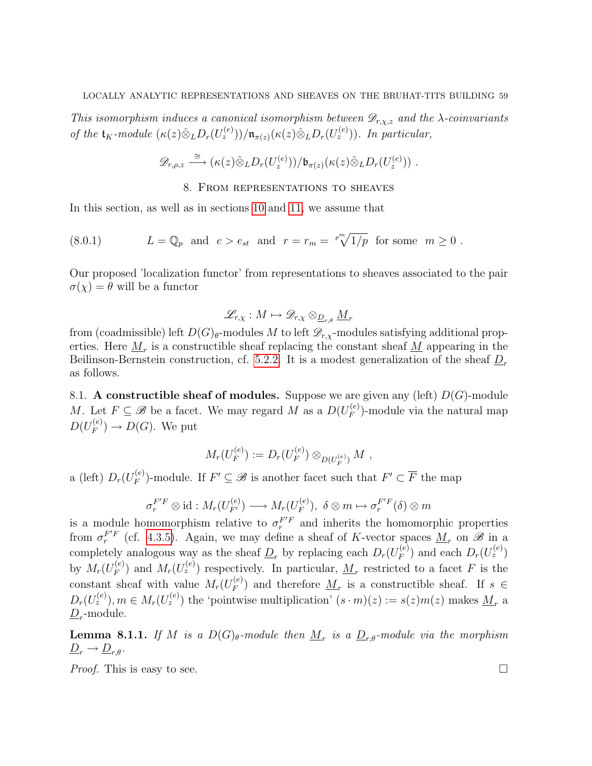*This isomorphism induces a canonical isomorphism between $\mathscr{D}_{r,\chi,z}$ and the $\lambda$-coinvariants of the $\mathfrak{t}_K$-module $(\kappa(z)\hat{\otimes}_L D_r(U_z^{(e)}))/\mathfrak{n}_{\pi(z)}(\kappa(z)\hat{\otimes}_L D_r(U_z^{(e)}))$. In particular,*

$$\mathscr{D}_{r,\rho,z} \xrightarrow{\cong} (\kappa(z)\hat{\otimes}_L D_r(U_z^{(e)}))/\mathfrak{b}_{\pi(z)}(\kappa(z)\hat{\otimes}_L D_r(U_z^{(e)})) \ .$$

## 8. From representations to sheaves

In this section, as well as in sections 10 and 11, we assume that

$$L = \mathbb{Q}_p \quad \text{and} \quad e > e_{st} \quad \text{and} \quad r = r_m = \sqrt[p^m]{1/p} \quad \text{for some} \quad m \geq 0 \ . \tag{8.0.1}$$

Our proposed 'localization functor' from representations to sheaves associated to the pair $\sigma(\chi) = \theta$ will be a functor

$$\mathscr{L}_{r,\chi} : M \mapsto \mathscr{D}_{r,\chi} \otimes_{\underline{D}_{r,\theta}} \underline{M}_r$$

from (coadmissible) left $D(G)_\theta$-modules $M$ to left $\mathscr{D}_{r,\chi}$-modules satisfying additional properties. Here $\underline{M}_r$ is a constructible sheaf replacing the constant sheaf $\underline{M}$ appearing in the Beilinson-Bernstein construction, cf. 5.2.2. It is a modest generalization of the sheaf $\underline{D}_r$ as follows.

### 8.1. A constructible sheaf of modules.

Suppose we are given any (left) $D(G)$-module $M$. Let $F \subseteq \mathscr{B}$ be a facet. We may regard $M$ as a $D(U_F^{(e)})$-module via the natural map $D(U_F^{(e)}) \to D(G)$. We put

$$M_r(U_F^{(e)}) := D_r(U_F^{(e)}) \otimes_{D(U_F^{(e)})} M \ ,$$

a (left) $D_r(U_F^{(e)})$-module. If $F' \subseteq \mathscr{B}$ is another facet such that $F' \subset \overline{F}$ the map

$$\sigma_r^{F'F} \otimes \mathrm{id} : M_r(U_{F'}^{(e)}) \longrightarrow M_r(U_F^{(e)}), \ \delta \otimes m \mapsto \sigma_r^{F'F}(\delta) \otimes m$$

is a module homomorphism relative to $\sigma_r^{F'F}$ and inherits the homomorphic properties from $\sigma_r^{F'F}$ (cf. 4.3.5). Again, we may define a sheaf of $K$-vector spaces $\underline{M}_r$ on $\mathscr{B}$ in a completely analogous way as the sheaf $\underline{D}_r$ by replacing each $D_r(U_F^{(e)})$ and each $D_r(U_z^{(e)})$ by $M_r(U_F^{(e)})$ and $M_r(U_z^{(e)})$ respectively. In particular, $\underline{M}_r$ restricted to a facet $F$ is the constant sheaf with value $M_r(U_F^{(e)})$ and therefore $\underline{M}_r$ is a constructible sheaf. If $s \in D_r(U_z^{(e)}), m \in M_r(U_z^{(e)})$ the 'pointwise multiplication' $(s \cdot m)(z) := s(z)m(z)$ makes $\underline{M}_r$ a $\underline{D}_r$-module.

**Lemma 8.1.1.** *If $M$ is a $D(G)_\theta$-module then $\underline{M}_r$ is a $\underline{D}_{r,\theta}$-module via the morphism $\underline{D}_r \to \underline{D}_{r,\theta}$.*

*Proof.* This is easy to see. $\square$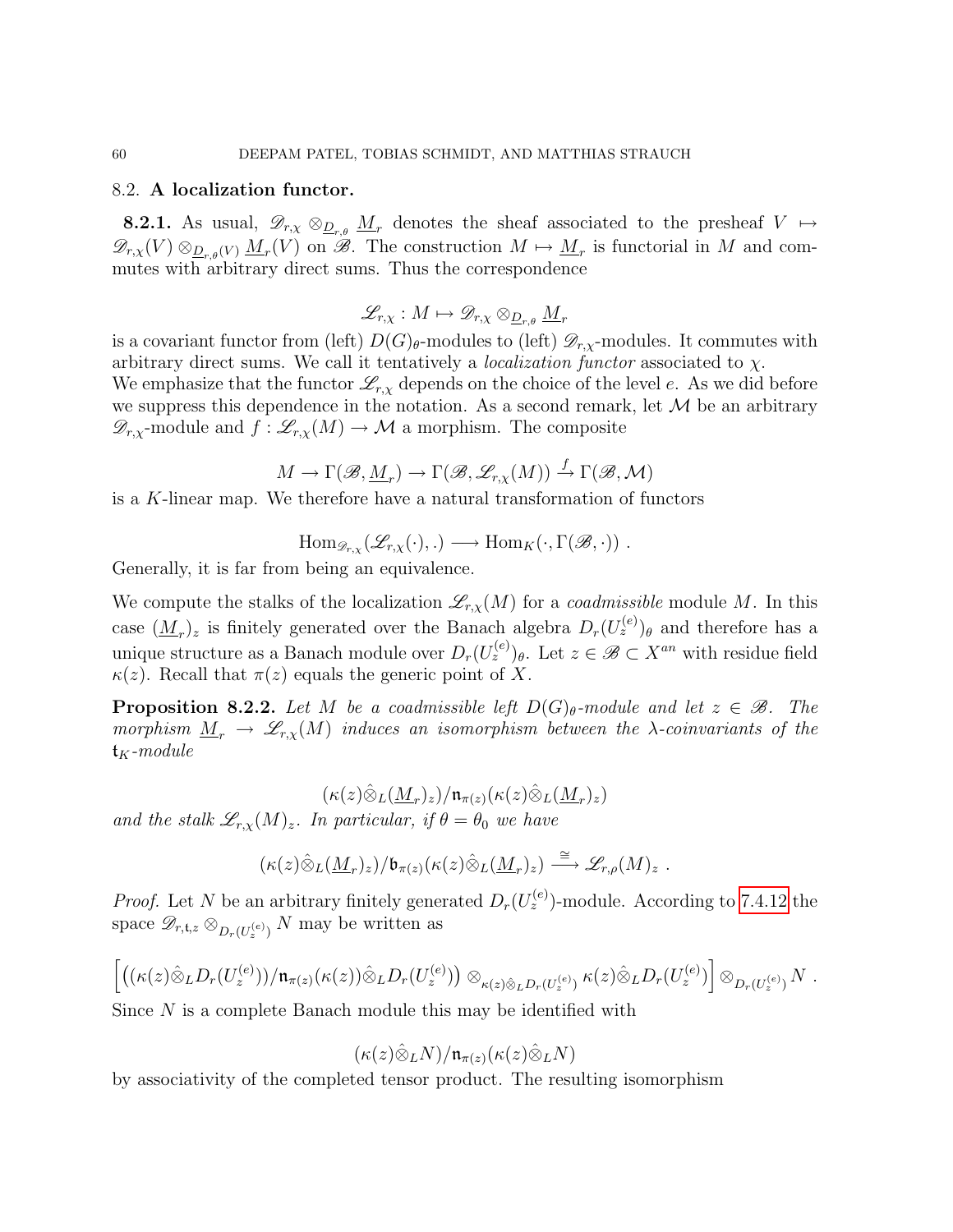## 8.2. **A localization functor.**

**8.2.1.** As usual, $\mathscr{D}_{r,\chi} \otimes_{\underline{D}_{r,\theta}} \underline{M}_r$ denotes the sheaf associated to the presheaf $V \mapsto \mathscr{D}_{r,\chi}(V) \otimes_{\underline{D}_{r,\theta}(V)} \underline{M}_r(V)$ on $\mathscr{B}$. The construction $M \mapsto \underline{M}_r$ is functorial in $M$ and commutes with arbitrary direct sums. Thus the correspondence

$$\mathscr{L}_{r,\chi} : M \mapsto \mathscr{D}_{r,\chi} \otimes_{\underline{D}_{r,\theta}} \underline{M}_r$$

is a covariant functor from (left) $D(G)_\theta$-modules to (left) $\mathscr{D}_{r,\chi}$-modules. It commutes with arbitrary direct sums. We call it tentatively a *localization functor* associated to $\chi$.
We emphasize that the functor $\mathscr{L}_{r,\chi}$ depends on the choice of the level $e$. As we did before we suppress this dependence in the notation. As a second remark, let $\mathcal{M}$ be an arbitrary $\mathscr{D}_{r,\chi}$-module and $f : \mathscr{L}_{r,\chi}(M) \to \mathcal{M}$ a morphism. The composite

$$M \to \Gamma(\mathscr{B}, \underline{M}_r) \to \Gamma(\mathscr{B}, \mathscr{L}_{r,\chi}(M)) \xrightarrow{f} \Gamma(\mathscr{B}, \mathcal{M})$$

is a $K$-linear map. We therefore have a natural transformation of functors

$$\mathrm{Hom}_{\mathscr{D}_{r,\chi}}(\mathscr{L}_{r,\chi}(\cdot), .) \longrightarrow \mathrm{Hom}_K(\cdot, \Gamma(\mathscr{B}, \cdot)) \ .$$

Generally, it is far from being an equivalence.

We compute the stalks of the localization $\mathscr{L}_{r,\chi}(M)$ for a *coadmissible* module $M$. In this case $(\underline{M}_r)_z$ is finitely generated over the Banach algebra $D_r(U_z^{(e)})_\theta$ and therefore has a unique structure as a Banach module over $D_r(U_z^{(e)})_\theta$. Let $z \in \mathscr{B} \subset X^{an}$ with residue field $\kappa(z)$. Recall that $\pi(z)$ equals the generic point of $X$.

**Proposition 8.2.2.** *Let $M$ be a coadmissible left $D(G)_\theta$-module and let $z \in \mathscr{B}$. The morphism $\underline{M}_r \to \mathscr{L}_{r,\chi}(M)$ induces an isomorphism between the $\lambda$-coinvariants of the $\mathfrak{t}_K$-module*

$$(\kappa(z)\hat{\otimes}_L(\underline{M}_r)_z)/\mathfrak{n}_{\pi(z)}(\kappa(z)\hat{\otimes}_L(\underline{M}_r)_z)$$

*and the stalk $\mathscr{L}_{r,\chi}(M)_z$. In particular, if $\theta = \theta_0$ we have*

$$(\kappa(z)\hat{\otimes}_L(\underline{M}_r)_z)/\mathfrak{b}_{\pi(z)}(\kappa(z)\hat{\otimes}_L(\underline{M}_r)_z) \xrightarrow{\cong} \mathscr{L}_{r,\rho}(M)_z \ .$$

*Proof.* Let $N$ be an arbitrary finitely generated $D_r(U_z^{(e)})$-module. According to 7.4.12 the space $\mathscr{D}_{r,\mathfrak{t},z} \otimes_{D_r(U_z^{(e)})} N$ may be written as

$$\Big[\big((\kappa(z)\hat{\otimes}_L D_r(U_z^{(e)}))/\mathfrak{n}_{\pi(z)}(\kappa(z))\hat{\otimes}_L D_r(U_z^{(e)})\big) \otimes_{\kappa(z)\hat{\otimes}_L D_r(U_z^{(e)})} \kappa(z)\hat{\otimes}_L D_r(U_z^{(e)})\Big] \otimes_{D_r(U_z^{(e)})} N \ .$$

Since $N$ is a complete Banach module this may be identified with

$$(\kappa(z)\hat{\otimes}_L N)/\mathfrak{n}_{\pi(z)}(\kappa(z)\hat{\otimes}_L N)$$

by associativity of the completed tensor product. The resulting isomorphism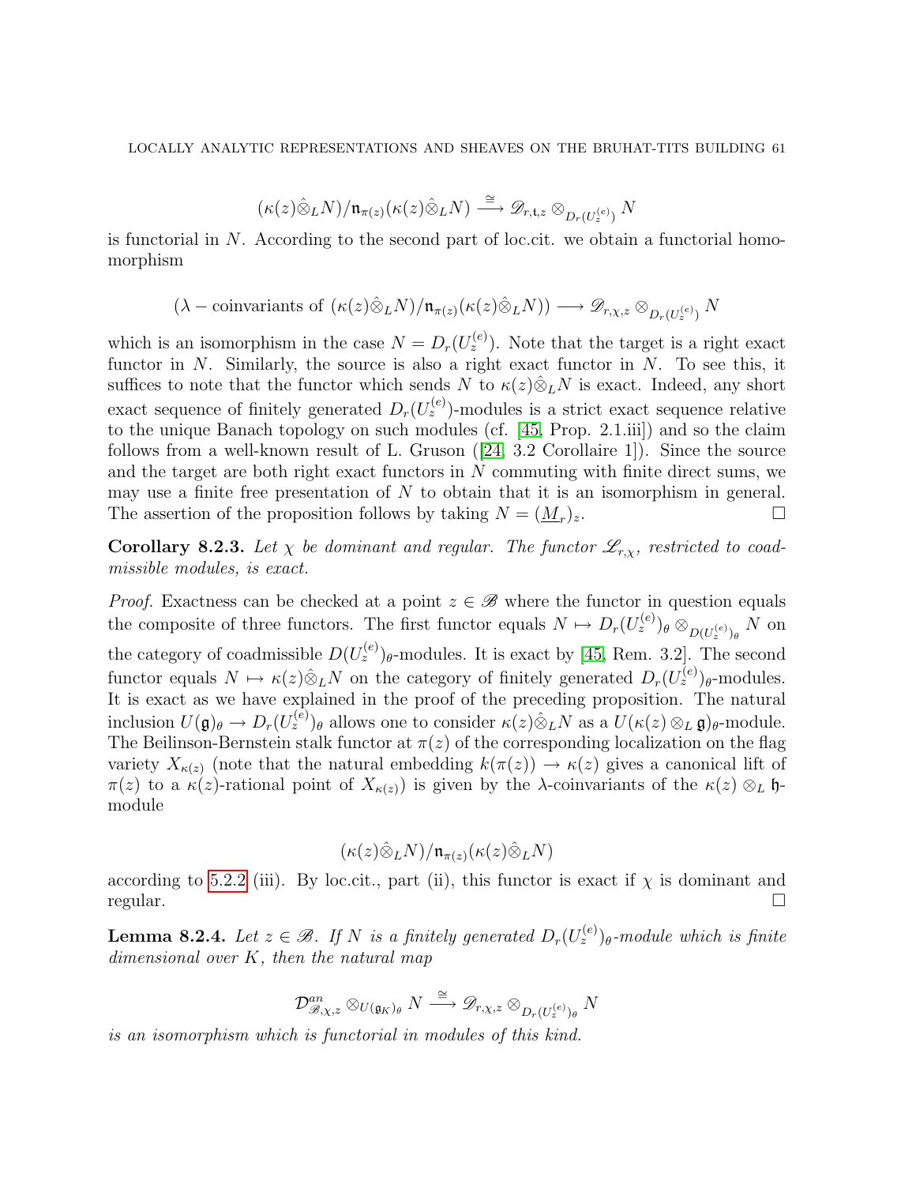$$(\kappa(z)\hat{\otimes}_L N)/\mathfrak{n}_{\pi(z)}(\kappa(z)\hat{\otimes}_L N) \xrightarrow{\cong} \mathscr{D}_{r,\mathfrak{t},z} \otimes_{D_r(U_z^{(e)})} N$$

is functorial in $N$. According to the second part of loc.cit. we obtain a functorial homomorphism

$$(\lambda - \text{coinvariants of } (\kappa(z)\hat{\otimes}_L N)/\mathfrak{n}_{\pi(z)}(\kappa(z)\hat{\otimes}_L N)) \longrightarrow \mathscr{D}_{r,\chi,z} \otimes_{D_r(U_z^{(e)})} N$$

which is an isomorphism in the case $N = D_r(U_z^{(e)})$. Note that the target is a right exact functor in $N$. Similarly, the source is also a right exact functor in $N$. To see this, it suffices to note that the functor which sends $N$ to $\kappa(z)\hat{\otimes}_L N$ is exact. Indeed, any short exact sequence of finitely generated $D_r(U_z^{(e)})$-modules is a strict exact sequence relative to the unique Banach topology on such modules (cf. [45, Prop. 2.1.iii]) and so the claim follows from a well-known result of L. Gruson ([24, 3.2 Corollaire 1]). Since the source and the target are both right exact functors in $N$ commuting with finite direct sums, we may use a finite free presentation of $N$ to obtain that it is an isomorphism in general. The assertion of the proposition follows by taking $N = (\underline{M}_r)_z$. $\square$

**Corollary 8.2.3.** *Let $\chi$ be dominant and regular. The functor $\mathscr{L}_{r,\chi}$, restricted to coadmissible modules, is exact.*

*Proof.* Exactness can be checked at a point $z \in \mathscr{B}$ where the functor in question equals the composite of three functors. The first functor equals $N \mapsto D_r(U_z^{(e)})_\theta \otimes_{D(U_z^{(e)})_\theta} N$ on the category of coadmissible $D(U_z^{(e)})_\theta$-modules. It is exact by [45, Rem. 3.2]. The second functor equals $N \mapsto \kappa(z)\hat{\otimes}_L N$ on the category of finitely generated $D_r(U_z^{(e)})_\theta$-modules. It is exact as we have explained in the proof of the preceding proposition. The natural inclusion $U(\mathfrak{g})_\theta \to D_r(U_z^{(e)})_\theta$ allows one to consider $\kappa(z)\hat{\otimes}_L N$ as a $U(\kappa(z) \otimes_L \mathfrak{g})_\theta$-module. The Beilinson-Bernstein stalk functor at $\pi(z)$ of the corresponding localization on the flag variety $X_{\kappa(z)}$ (note that the natural embedding $k(\pi(z)) \to \kappa(z)$ gives a canonical lift of $\pi(z)$ to a $\kappa(z)$-rational point of $X_{\kappa(z)}$) is given by the $\lambda$-coinvariants of the $\kappa(z) \otimes_L \mathfrak{h}$-module

$$(\kappa(z)\hat{\otimes}_L N)/\mathfrak{n}_{\pi(z)}(\kappa(z)\hat{\otimes}_L N)$$

according to 5.2.2 (iii). By loc.cit., part (ii), this functor is exact if $\chi$ is dominant and regular. $\square$

**Lemma 8.2.4.** *Let $z \in \mathscr{B}$. If $N$ is a finitely generated $D_r(U_z^{(e)})_\theta$-module which is finite dimensional over $K$, then the natural map*

$$\mathcal{D}^{an}_{\mathscr{B},\chi,z} \otimes_{U(\mathfrak{g}_K)_\theta} N \xrightarrow{\cong} \mathscr{D}_{r,\chi,z} \otimes_{D_r(U_z^{(e)})_\theta} N$$

*is an isomorphism which is functorial in modules of this kind.*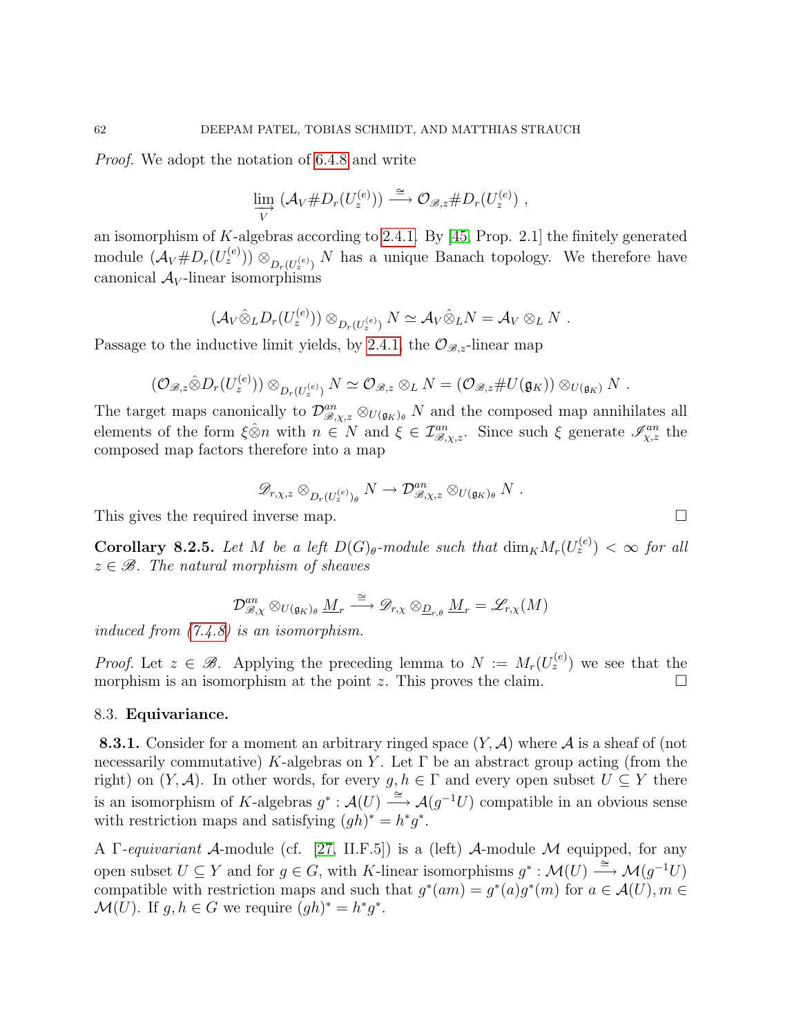*Proof.* We adopt the notation of 6.4.8 and write

$$\varinjlim_{V} (\mathcal{A}_V \# D_r(U_z^{(e)})) \xrightarrow{\cong} \mathcal{O}_{\mathscr{B},z} \# D_r(U_z^{(e)}) \ ,$$

an isomorphism of $K$-algebras according to 2.4.1. By [45, Prop. 2.1] the finitely generated module $(\mathcal{A}_V \# D_r(U_z^{(e)})) \otimes_{D_r(U_z^{(e)})} N$ has a unique Banach topology. We therefore have canonical $\mathcal{A}_V$-linear isomorphisms

$$(\mathcal{A}_V \hat{\otimes}_L D_r(U_z^{(e)})) \otimes_{D_r(U_z^{(e)})} N \simeq \mathcal{A}_V \hat{\otimes}_L N = \mathcal{A}_V \otimes_L N \ .$$

Passage to the inductive limit yields, by 2.4.1, the $\mathcal{O}_{\mathscr{B},z}$-linear map

$$(\mathcal{O}_{\mathscr{B},z} \hat{\otimes} D_r(U_z^{(e)})) \otimes_{D_r(U_z^{(e)})} N \simeq \mathcal{O}_{\mathscr{B},z} \otimes_L N = (\mathcal{O}_{\mathscr{B},z} \# U(\mathfrak{g}_K)) \otimes_{U(\mathfrak{g}_K)} N \ .$$

The target maps canonically to $\mathcal{D}^{an}_{\mathscr{B},\chi,z} \otimes_{U(\mathfrak{g}_K)_\theta} N$ and the composed map annihilates all elements of the form $\xi \hat{\otimes} n$ with $n \in N$ and $\xi \in \mathcal{I}^{an}_{\mathscr{B},\chi,z}$. Since such $\xi$ generate $\mathscr{I}^{an}_{\chi,z}$ the composed map factors therefore into a map

$$\mathscr{D}_{r,\chi,z} \otimes_{D_r(U_z^{(e)})_\theta} N \to \mathcal{D}^{an}_{\mathscr{B},\chi,z} \otimes_{U(\mathfrak{g}_K)_\theta} N \ .$$

This gives the required inverse map. $\square$

**Corollary 8.2.5.** *Let $M$ be a left $D(G)_\theta$-module such that $\dim_K M_r(U_z^{(e)}) < \infty$ for all $z \in \mathscr{B}$. The natural morphism of sheaves*

$$\mathcal{D}^{an}_{\mathscr{B},\chi} \otimes_{U(\mathfrak{g}_K)_\theta} \underline{M}_r \xrightarrow{\cong} \mathscr{D}_{r,\chi} \otimes_{\underline{D}_{r,\theta}} \underline{M}_r = \mathscr{L}_{r,\chi}(M)$$

*induced from (7.4.8) is an isomorphism.*

*Proof.* Let $z \in \mathscr{B}$. Applying the preceding lemma to $N := M_r(U_z^{(e)})$ we see that the morphism is an isomorphism at the point $z$. This proves the claim. $\square$

## 8.3. **Equivariance.**

**8.3.1.** Consider for a moment an arbitrary ringed space $(Y, \mathcal{A})$ where $\mathcal{A}$ is a sheaf of (not necessarily commutative) $K$-algebras on $Y$. Let $\Gamma$ be an abstract group acting (from the right) on $(Y, \mathcal{A})$. In other words, for every $g, h \in \Gamma$ and every open subset $U \subseteq Y$ there is an isomorphism of $K$-algebras $g^* : \mathcal{A}(U) \xrightarrow{\cong} \mathcal{A}(g^{-1}U)$ compatible in an obvious sense with restriction maps and satisfying $(gh)^* = h^* g^*$.

A $\Gamma$-*equivariant* $\mathcal{A}$-module (cf. [27, II.F.5]) is a (left) $\mathcal{A}$-module $\mathcal{M}$ equipped, for any open subset $U \subseteq Y$ and for $g \in G$, with $K$-linear isomorphisms $g^* : \mathcal{M}(U) \xrightarrow{\cong} \mathcal{M}(g^{-1}U)$ compatible with restriction maps and such that $g^*(am) = g^*(a) g^*(m)$ for $a \in \mathcal{A}(U), m \in \mathcal{M}(U)$. If $g, h \in G$ we require $(gh)^* = h^* g^*$.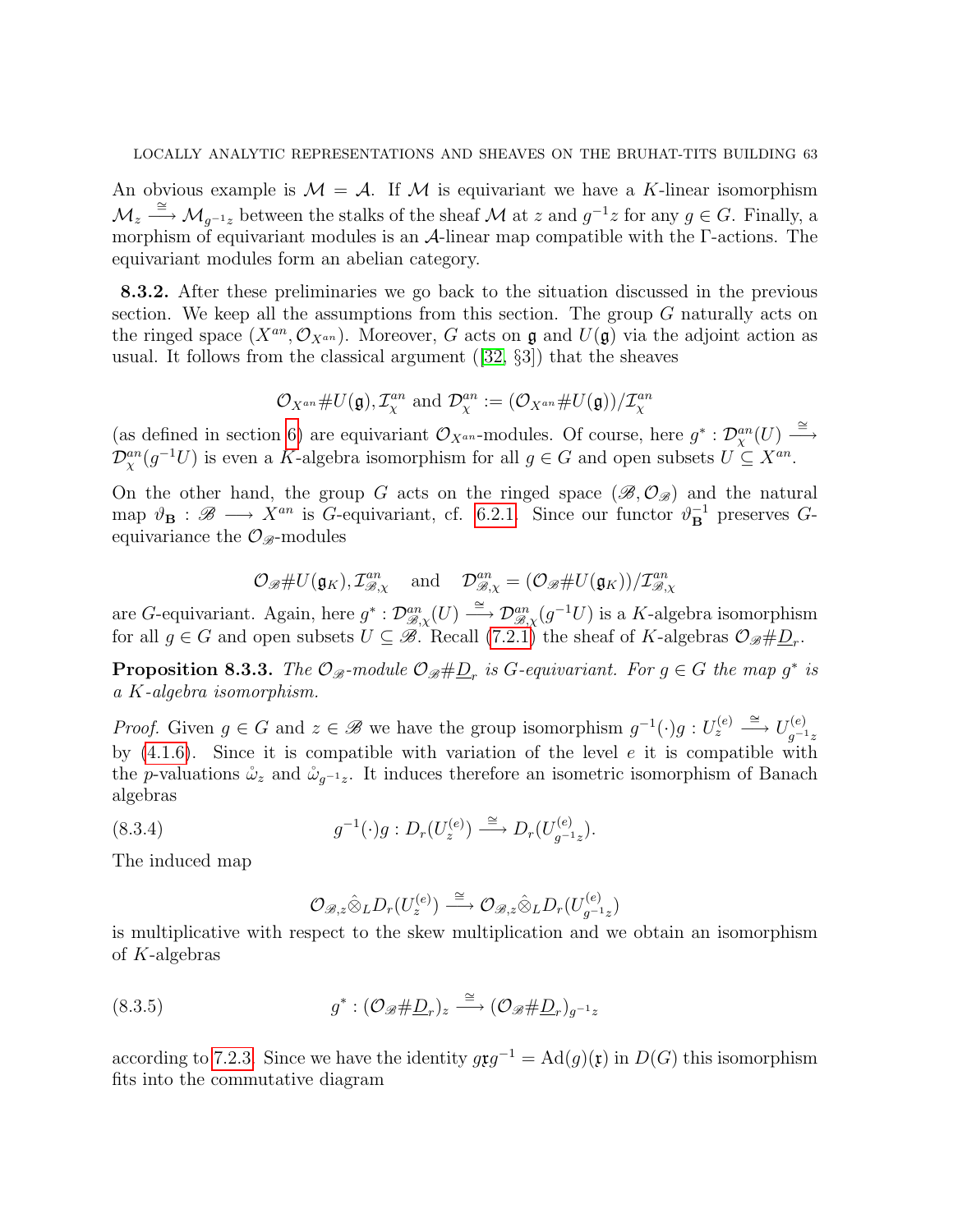An obvious example is $\mathcal{M} = \mathcal{A}$. If $\mathcal{M}$ is equivariant we have a $K$-linear isomorphism $\mathcal{M}_z \xrightarrow{\cong} \mathcal{M}_{g^{-1}z}$ between the stalks of the sheaf $\mathcal{M}$ at $z$ and $g^{-1}z$ for any $g \in G$. Finally, a morphism of equivariant modules is an $\mathcal{A}$-linear map compatible with the $\Gamma$-actions. The equivariant modules form an abelian category.

**8.3.2.** After these preliminaries we go back to the situation discussed in the previous section. We keep all the assumptions from this section. The group $G$ naturally acts on the ringed space $(X^{an}, \mathcal{O}_{X^{an}})$. Moreover, $G$ acts on $\mathfrak{g}$ and $U(\mathfrak{g})$ via the adjoint action as usual. It follows from the classical argument ([32, §3]) that the sheaves

$$\mathcal{O}_{X^{an}}\#U(\mathfrak{g}), \mathcal{I}^{an}_\chi \text{ and } \mathcal{D}^{an}_\chi := (\mathcal{O}_{X^{an}}\#U(\mathfrak{g}))/\mathcal{I}^{an}_\chi$$

(as defined in section 6) are equivariant $\mathcal{O}_{X^{an}}$-modules. Of course, here $g^* : \mathcal{D}^{an}_\chi(U) \xrightarrow{\cong} \mathcal{D}^{an}_\chi(g^{-1}U)$ is even a $K$-algebra isomorphism for all $g \in G$ and open subsets $U \subseteq X^{an}$.

On the other hand, the group $G$ acts on the ringed space $(\mathscr{B}, \mathcal{O}_{\mathscr{B}})$ and the natural map $\vartheta_{\mathbf{B}} : \mathscr{B} \longrightarrow X^{an}$ is $G$-equivariant, cf. 6.2.1. Since our functor $\vartheta_{\mathbf{B}}^{-1}$ preserves $G$-equivariance the $\mathcal{O}_{\mathscr{B}}$-modules

$$\mathcal{O}_{\mathscr{B}}\#U(\mathfrak{g}_K), \mathcal{I}^{an}_{\mathscr{B},\chi} \quad \text{and} \quad \mathcal{D}^{an}_{\mathscr{B},\chi} = (\mathcal{O}_{\mathscr{B}}\#U(\mathfrak{g}_K))/\mathcal{I}^{an}_{\mathscr{B},\chi}$$

are $G$-equivariant. Again, here $g^* : \mathcal{D}^{an}_{\mathscr{B},\chi}(U) \xrightarrow{\cong} \mathcal{D}^{an}_{\mathscr{B},\chi}(g^{-1}U)$ is a $K$-algebra isomorphism for all $g \in G$ and open subsets $U \subseteq \mathscr{B}$. Recall (7.2.1) the sheaf of $K$-algebras $\mathcal{O}_{\mathscr{B}}\#\underline{D}_r$.

**Proposition 8.3.3.** *The $\mathcal{O}_{\mathscr{B}}$-module $\mathcal{O}_{\mathscr{B}}\#\underline{D}_r$ is $G$-equivariant. For $g \in G$ the map $g^*$ is a $K$-algebra isomorphism.*

*Proof.* Given $g \in G$ and $z \in \mathscr{B}$ we have the group isomorphism $g^{-1}(\cdot)g : U^{(e)}_z \xrightarrow{\cong} U^{(e)}_{g^{-1}z}$ by (4.1.6). Since it is compatible with variation of the level $e$ it is compatible with the $p$-valuations $\mathring{\omega}_z$ and $\mathring{\omega}_{g^{-1}z}$. It induces therefore an isometric isomorphism of Banach algebras

$$g^{-1}(\cdot)g : D_r(U^{(e)}_z) \xrightarrow{\cong} D_r(U^{(e)}_{g^{-1}z}). \tag{8.3.4}$$

The induced map

$$\mathcal{O}_{\mathscr{B},z}\hat{\otimes}_L D_r(U^{(e)}_z) \xrightarrow{\cong} \mathcal{O}_{\mathscr{B},z}\hat{\otimes}_L D_r(U^{(e)}_{g^{-1}z})$$

is multiplicative with respect to the skew multiplication and we obtain an isomorphism of $K$-algebras

$$g^* : (\mathcal{O}_{\mathscr{B}}\#\underline{D}_r)_z \xrightarrow{\cong} (\mathcal{O}_{\mathscr{B}}\#\underline{D}_r)_{g^{-1}z} \tag{8.3.5}$$

according to 7.2.3. Since we have the identity $g\mathfrak{x}g^{-1} = \mathrm{Ad}(g)(\mathfrak{x})$ in $D(G)$ this isomorphism fits into the commutative diagram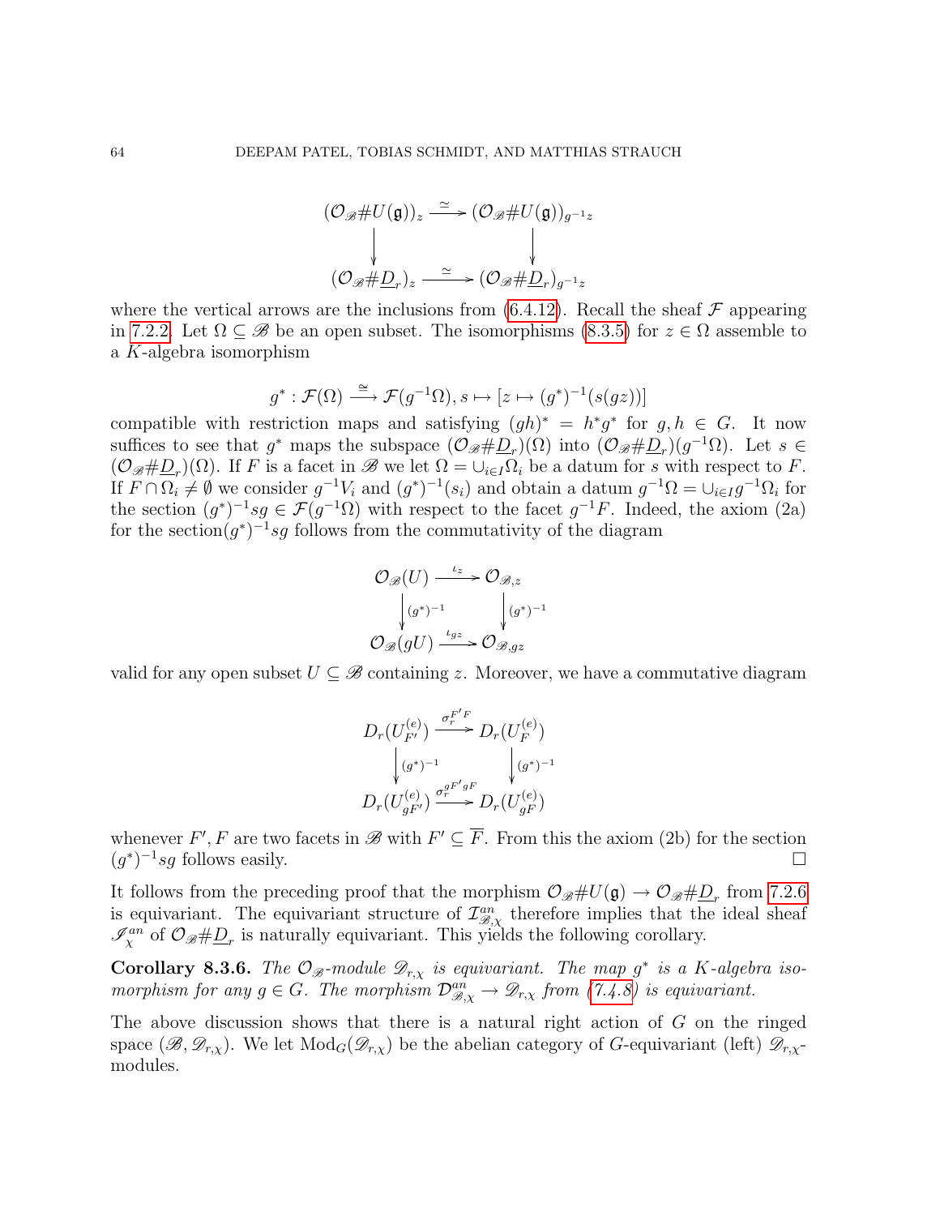$$
\begin{array}{ccc}
(\mathcal{O}_{\mathscr{B}}\#U(\mathfrak{g}))_z & \xrightarrow{\simeq} & (\mathcal{O}_{\mathscr{B}}\#U(\mathfrak{g}))_{g^{-1}z} \\
\big\downarrow & & \big\downarrow \\
(\mathcal{O}_{\mathscr{B}}\#\underline{D}_r)_z & \xrightarrow{\simeq} & (\mathcal{O}_{\mathscr{B}}\#\underline{D}_r)_{g^{-1}z}
\end{array}
$$

where the vertical arrows are the inclusions from (6.4.12). Recall the sheaf $\mathcal{F}$ appearing in 7.2.2. Let $\Omega \subseteq \mathscr{B}$ be an open subset. The isomorphisms (8.3.5) for $z \in \Omega$ assemble to a $K$-algebra isomorphism

$$
g^* : \mathcal{F}(\Omega) \xrightarrow{\simeq} \mathcal{F}(g^{-1}\Omega), s \mapsto [z \mapsto (g^*)^{-1}(s(gz))]
$$

compatible with restriction maps and satisfying $(gh)^* = h^*g^*$ for $g, h \in G$. It now suffices to see that $g^*$ maps the subspace $(\mathcal{O}_{\mathscr{B}}\#\underline{D}_r)(\Omega)$ into $(\mathcal{O}_{\mathscr{B}}\#\underline{D}_r)(g^{-1}\Omega)$. Let $s \in (\mathcal{O}_{\mathscr{B}}\#\underline{D}_r)(\Omega)$. If $F$ is a facet in $\mathscr{B}$ we let $\Omega = \cup_{i\in I}\Omega_i$ be a datum for $s$ with respect to $F$. If $F \cap \Omega_i \neq \emptyset$ we consider $g^{-1}V_i$ and $(g^*)^{-1}(s_i)$ and obtain a datum $g^{-1}\Omega = \cup_{i\in I} g^{-1}\Omega_i$ for the section $(g^*)^{-1}sg \in \mathcal{F}(g^{-1}\Omega)$ with respect to the facet $g^{-1}F$. Indeed, the axiom (2a) for the section$(g^*)^{-1}sg$ follows from the commutativity of the diagram

$$
\begin{array}{ccc}
\mathcal{O}_{\mathscr{B}}(U) & \xrightarrow{\iota_z} & \mathcal{O}_{\mathscr{B},z} \\
\big\downarrow{\scriptstyle (g^*)^{-1}} & & \big\downarrow{\scriptstyle (g^*)^{-1}} \\
\mathcal{O}_{\mathscr{B}}(gU) & \xrightarrow{\iota_{gz}} & \mathcal{O}_{\mathscr{B},gz}
\end{array}
$$

valid for any open subset $U \subseteq \mathscr{B}$ containing $z$. Moreover, we have a commutative diagram

$$
\begin{array}{ccc}
D_r(U_{F'}^{(e)}) & \xrightarrow{\sigma_r^{F'F}} & D_r(U_F^{(e)}) \\
\big\downarrow{\scriptstyle (g^*)^{-1}} & & \big\downarrow{\scriptstyle (g^*)^{-1}} \\
D_r(U_{gF'}^{(e)}) & \xrightarrow{\sigma_r^{gF'gF}} & D_r(U_{gF}^{(e)})
\end{array}
$$

whenever $F', F$ are two facets in $\mathscr{B}$ with $F' \subseteq \overline{F}$. From this the axiom (2b) for the section $(g^*)^{-1}sg$ follows easily. □

It follows from the preceding proof that the morphism $\mathcal{O}_{\mathscr{B}}\#U(\mathfrak{g}) \to \mathcal{O}_{\mathscr{B}}\#\underline{D}_r$ from 7.2.6 is equivariant. The equivariant structure of $\mathcal{I}^{an}_{\mathscr{B},\chi}$ therefore implies that the ideal sheaf $\mathscr{I}^{an}_{\chi}$ of $\mathcal{O}_{\mathscr{B}}\#\underline{D}_r$ is naturally equivariant. This yields the following corollary.

**Corollary 8.3.6.** *The $\mathcal{O}_{\mathscr{B}}$-module $\mathscr{D}_{r,\chi}$ is equivariant. The map $g^*$ is a $K$-algebra isomorphism for any $g \in G$. The morphism $\mathcal{D}^{an}_{\mathscr{B},\chi} \to \mathscr{D}_{r,\chi}$ from (7.4.8) is equivariant.*

The above discussion shows that there is a natural right action of $G$ on the ringed space $(\mathscr{B}, \mathscr{D}_{r,\chi})$. We let $\mathrm{Mod}_G(\mathscr{D}_{r,\chi})$ be the abelian category of $G$-equivariant (left) $\mathscr{D}_{r,\chi}$-modules.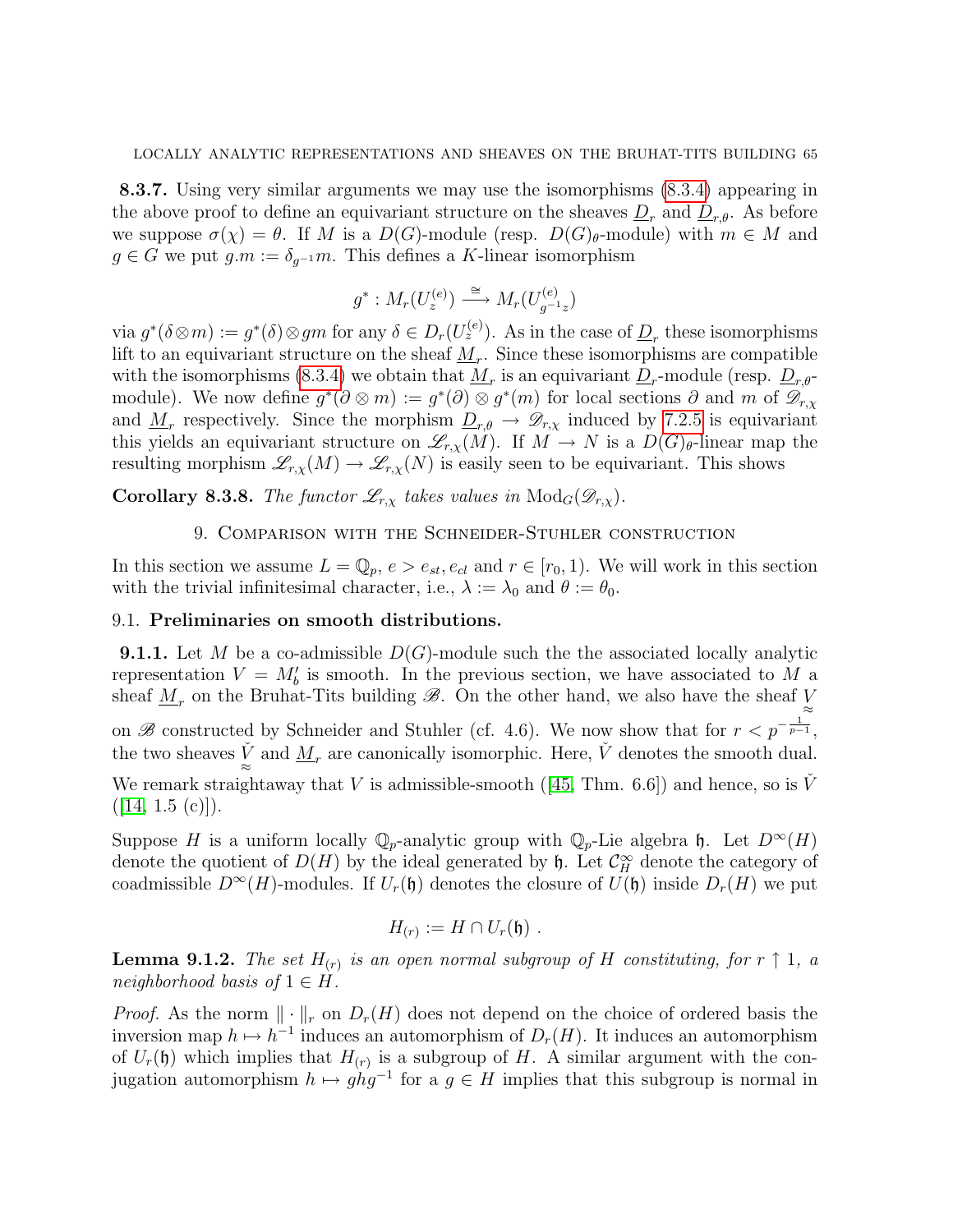**8.3.7.** Using very similar arguments we may use the isomorphisms (8.3.4) appearing in the above proof to define an equivariant structure on the sheaves $\underline{D}_r$ and $\underline{D}_{r,\theta}$. As before we suppose $\sigma(\chi) = \theta$. If $M$ is a $D(G)$-module (resp. $D(G)_\theta$-module) with $m \in M$ and $g \in G$ we put $g.m := \delta_{g^{-1}} m$. This defines a $K$-linear isomorphism

$$g^* : M_r(U_z^{(e)}) \xrightarrow{\cong} M_r(U_{g^{-1}z}^{(e)})$$

via $g^*(\delta \otimes m) := g^*(\delta) \otimes gm$ for any $\delta \in D_r(U_z^{(e)})$. As in the case of $\underline{D}_r$ these isomorphisms lift to an equivariant structure on the sheaf $\underline{M}_r$. Since these isomorphisms are compatible with the isomorphisms (8.3.4) we obtain that $\underline{M}_r$ is an equivariant $\underline{D}_r$-module (resp. $\underline{D}_{r,\theta}$-module). We now define $g^*(\partial \otimes m) := g^*(\partial) \otimes g^*(m)$ for local sections $\partial$ and $m$ of $\mathscr{D}_{r,\chi}$ and $\underline{M}_r$ respectively. Since the morphism $\underline{D}_{r,\theta} \to \mathscr{D}_{r,\chi}$ induced by 7.2.5 is equivariant this yields an equivariant structure on $\mathscr{L}_{r,\chi}(M)$. If $M \to N$ is a $D(G)_\theta$-linear map the resulting morphism $\mathscr{L}_{r,\chi}(M) \to \mathscr{L}_{r,\chi}(N)$ is easily seen to be equivariant. This shows

**Corollary 8.3.8.** *The functor $\mathscr{L}_{r,\chi}$ takes values in $\mathrm{Mod}_G(\mathscr{D}_{r,\chi})$.*

# 9. Comparison with the Schneider-Stuhler construction

In this section we assume $L = \mathbb{Q}_p$, $e > e_{st}, e_{cl}$ and $r \in [r_0, 1)$. We will work in this section with the trivial infinitesimal character, i.e., $\lambda := \lambda_0$ and $\theta := \theta_0$.

## 9.1. Preliminaries on smooth distributions.

**9.1.1.** Let $M$ be a co-admissible $D(G)$-module such the the associated locally analytic representation $V = M'_b$ is smooth. In the previous section, we have associated to $M$ a sheaf $\underline{M}_r$ on the Bruhat-Tits building $\mathscr{B}$. On the other hand, we also have the sheaf $\underset{\approx}{V}$ on $\mathscr{B}$ constructed by Schneider and Stuhler (cf. 4.6). We now show that for $r < p^{-\frac{1}{p-1}}$, the two sheaves $\underset{\approx}{\check{V}}$ and $\underline{M}_r$ are canonically isomorphic. Here, $\check{V}$ denotes the smooth dual. We remark straightaway that $V$ is admissible-smooth ([45, Thm. 6.6]) and hence, so is $\check{V}$ ([14, 1.5 (c)]).

Suppose $H$ is a uniform locally $\mathbb{Q}_p$-analytic group with $\mathbb{Q}_p$-Lie algebra $\mathfrak{h}$. Let $D^\infty(H)$ denote the quotient of $D(H)$ by the ideal generated by $\mathfrak{h}$. Let $\mathcal{C}_H^\infty$ denote the category of coadmissible $D^\infty(H)$-modules. If $U_r(\mathfrak{h})$ denotes the closure of $U(\mathfrak{h})$ inside $D_r(H)$ we put

$$H_{(r)} := H \cap U_r(\mathfrak{h}) \ .$$

**Lemma 9.1.2.** *The set $H_{(r)}$ is an open normal subgroup of $H$ constituting, for $r \uparrow 1$, a neighborhood basis of $1 \in H$.*

*Proof.* As the norm $\|\cdot\|_r$ on $D_r(H)$ does not depend on the choice of ordered basis the inversion map $h \mapsto h^{-1}$ induces an automorphism of $D_r(H)$. It induces an automorphism of $U_r(\mathfrak{h})$ which implies that $H_{(r)}$ is a subgroup of $H$. A similar argument with the conjugation automorphism $h \mapsto ghg^{-1}$ for a $g \in H$ implies that this subgroup is normal in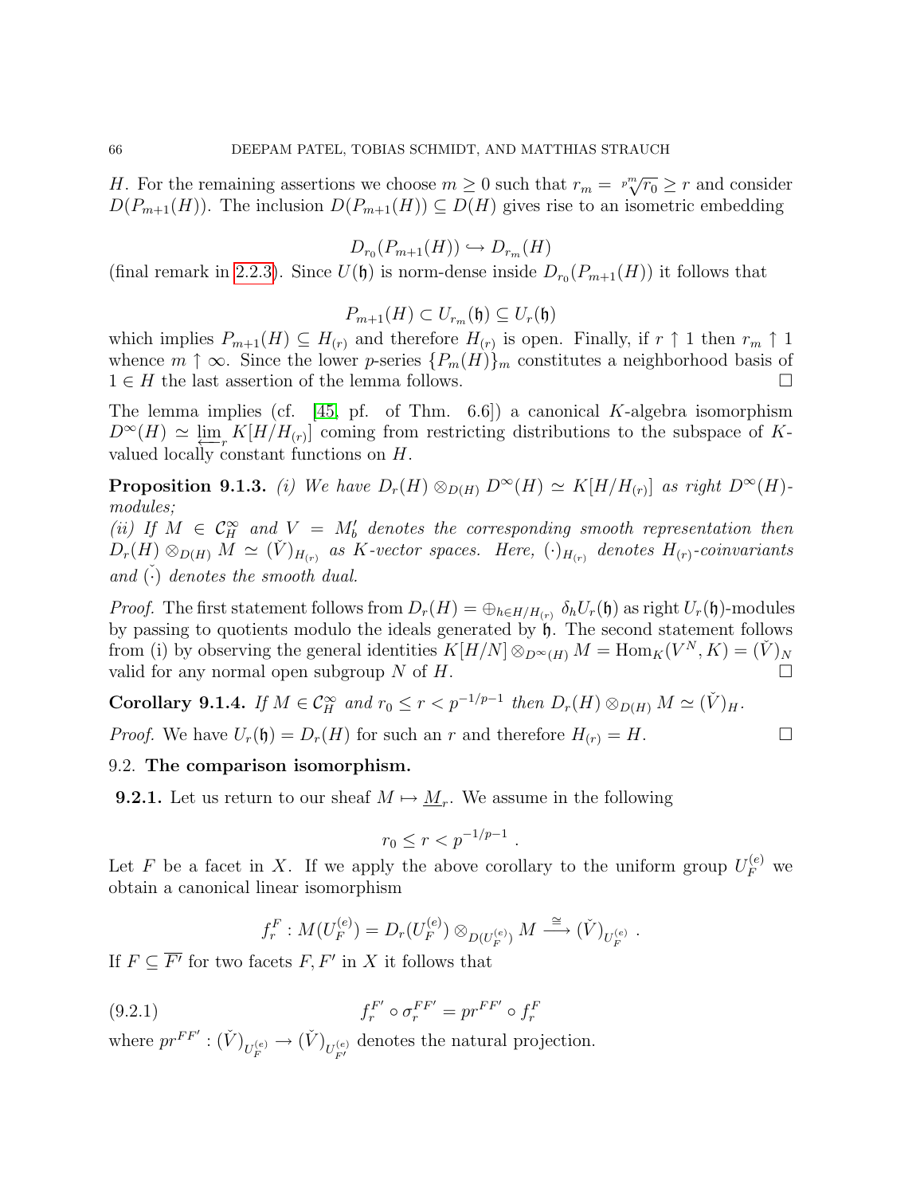$H$. For the remaining assertions we choose $m \geq 0$ such that $r_m = \sqrt[p^m]{r_0} \geq r$ and consider $D(P_{m+1}(H))$. The inclusion $D(P_{m+1}(H)) \subseteq D(H)$ gives rise to an isometric embedding

$$D_{r_0}(P_{m+1}(H)) \hookrightarrow D_{r_m}(H)$$

(final remark in 2.2.3). Since $U(\mathfrak{h})$ is norm-dense inside $D_{r_0}(P_{m+1}(H))$ it follows that

$$P_{m+1}(H) \subset U_{r_m}(\mathfrak{h}) \subseteq U_r(\mathfrak{h})$$

which implies $P_{m+1}(H) \subseteq H_{(r)}$ and therefore $H_{(r)}$ is open. Finally, if $r \uparrow 1$ then $r_m \uparrow 1$ whence $m \uparrow \infty$. Since the lower $p$-series $\{P_m(H)\}_m$ constitutes a neighborhood basis of $1 \in H$ the last assertion of the lemma follows. $\square$

The lemma implies (cf. [45, pf. of Thm. 6.6]) a canonical $K$-algebra isomorphism $D^\infty(H) \simeq \varprojlim_r K[H/H_{(r)}]$ coming from restricting distributions to the subspace of $K$-valued locally constant functions on $H$.

**Proposition 9.1.3.** *(i) We have $D_r(H) \otimes_{D(H)} D^\infty(H) \simeq K[H/H_{(r)}]$ as right $D^\infty(H)$-modules;*
*(ii) If $M \in \mathcal{C}_H^\infty$ and $V = M'_b$ denotes the corresponding smooth representation then $D_r(H) \otimes_{D(H)} M \simeq (\check{V})_{H_{(r)}}$ as $K$-vector spaces. Here, $(\cdot)_{H_{(r)}}$ denotes $H_{(r)}$-coinvariants and $(\check{\cdot})$ denotes the smooth dual.*

*Proof.* The first statement follows from $D_r(H) = \oplus_{h \in H/H_{(r)}} \delta_h U_r(\mathfrak{h})$ as right $U_r(\mathfrak{h})$-modules by passing to quotients modulo the ideals generated by $\mathfrak{h}$. The second statement follows from (i) by observing the general identities $K[H/N] \otimes_{D^\infty(H)} M = \mathrm{Hom}_K(V^N, K) = (\check{V})_N$ valid for any normal open subgroup $N$ of $H$. $\square$

**Corollary 9.1.4.** *If $M \in \mathcal{C}_H^\infty$ and $r_0 \leq r < p^{-1/p-1}$ then $D_r(H) \otimes_{D(H)} M \simeq (\check{V})_H$.*

*Proof.* We have $U_r(\mathfrak{h}) = D_r(H)$ for such an $r$ and therefore $H_{(r)} = H$. $\square$

## 9.2. The comparison isomorphism.

**9.2.1.** Let us return to our sheaf $M \mapsto \underline{M}_r$. We assume in the following

$$r_0 \leq r < p^{-1/p-1} .$$

Let $F$ be a facet in $X$. If we apply the above corollary to the uniform group $U_F^{(e)}$ we obtain a canonical linear isomorphism

$$f_r^F : M(U_F^{(e)}) = D_r(U_F^{(e)}) \otimes_{D(U_F^{(e)})} M \xrightarrow{\cong} (\check{V})_{U_F^{(e)}} .$$

If $F \subseteq \overline{F'}$ for two facets $F, F'$ in $X$ it follows that

$$f_r^{F'} \circ \sigma_r^{FF'} = pr^{FF'} \circ f_r^F \tag{9.2.1}$$

where $pr^{FF'} : (\check{V})_{U_F^{(e)}} \to (\check{V})_{U_{F'}^{(e)}}$ denotes the natural projection.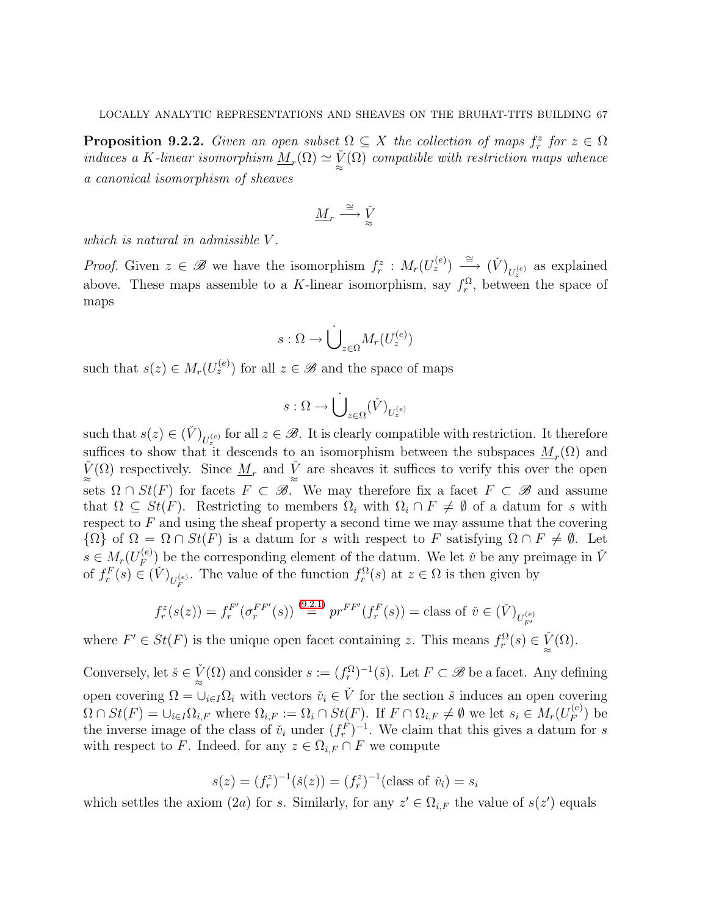**Proposition 9.2.2.** *Given an open subset $\Omega \subseteq X$ the collection of maps $f_r^z$ for $z \in \Omega$ induces a $K$-linear isomorphism $\underline{M}_r(\Omega) \simeq \underset{\approx}{\check{V}}(\Omega)$ compatible with restriction maps whence a canonical isomorphism of sheaves*

$$\underline{M}_r \xrightarrow{\cong} \underset{\approx}{\check{V}}$$

*which is natural in admissible $V$.*

*Proof.* Given $z \in \mathscr{B}$ we have the isomorphism $f_r^z : M_r(U_z^{(e)}) \xrightarrow{\cong} (\check{V})_{U_z^{(e)}}$ as explained above. These maps assemble to a $K$-linear isomorphism, say $f_r^\Omega$, between the space of maps

$$s : \Omega \to \dot{\bigcup}_{z\in\Omega} M_r(U_z^{(e)})$$

such that $s(z) \in M_r(U_z^{(e)})$ for all $z \in \mathscr{B}$ and the space of maps

$$s : \Omega \to \dot{\bigcup}_{z\in\Omega} (\check{V})_{U_z^{(e)}}$$

such that $s(z) \in (\check{V})_{U_z^{(e)}}$ for all $z \in \mathscr{B}$. It is clearly compatible with restriction. It therefore suffices to show that it descends to an isomorphism between the subspaces $\underline{M}_r(\Omega)$ and $\underset{\approx}{\check{V}}(\Omega)$ respectively. Since $\underline{M}_r$ and $\underset{\approx}{\check{V}}$ are sheaves it suffices to verify this over the open sets $\Omega \cap St(F)$ for facets $F \subset \mathscr{B}$. We may therefore fix a facet $F \subset \mathscr{B}$ and assume that $\Omega \subseteq St(F)$. Restricting to members $\Omega_i$ with $\Omega_i \cap F \neq \emptyset$ of a datum for $s$ with respect to $F$ and using the sheaf property a second time we may assume that the covering $\{\Omega\}$ of $\Omega = \Omega \cap St(F)$ is a datum for $s$ with respect to $F$ satisfying $\Omega \cap F \neq \emptyset$. Let $s \in M_r(U_F^{(e)})$ be the corresponding element of the datum. We let $\check{v}$ be any preimage in $\check{V}$ of $f_r^F(s) \in (\check{V})_{U_F^{(e)}}$. The value of the function $f_r^\Omega(s)$ at $z \in \Omega$ is then given by

$$f_r^z(s(z)) = f_r^{F'}(\sigma_r^{FF'}(s)) \overset{(9.2.1)}{=} pr^{FF'}(f_r^F(s)) = \text{class of } \check{v} \in (\check{V})_{U_{F'}^{(e)}}$$

where $F' \in St(F)$ is the unique open facet containing $z$. This means $f_r^\Omega(s) \in \underset{\approx}{\check{V}}(\Omega)$.

Conversely, let $\check{s} \in \underset{\approx}{\check{V}}(\Omega)$ and consider $s := (f_r^\Omega)^{-1}(\check{s})$. Let $F \subset \mathscr{B}$ be a facet. Any defining open covering $\Omega = \cup_{i\in I}\Omega_i$ with vectors $\check{v}_i \in \check{V}$ for the section $\check{s}$ induces an open covering $\Omega \cap St(F) = \cup_{i\in I}\Omega_{i,F}$ where $\Omega_{i,F} := \Omega_i \cap St(F)$. If $F \cap \Omega_{i,F} \neq \emptyset$ we let $s_i \in M_r(U_F^{(e)})$ be the inverse image of the class of $\check{v}_i$ under $(f_r^F)^{-1}$. We claim that this gives a datum for $s$ with respect to $F$. Indeed, for any $z \in \Omega_{i,F} \cap F$ we compute

$$s(z) = (f_r^z)^{-1}(\check{s}(z)) = (f_r^z)^{-1}(\text{class of } \check{v}_i) = s_i$$

which settles the axiom $(2a)$ for $s$. Similarly, for any $z' \in \Omega_{i,F}$ the value of $s(z')$ equals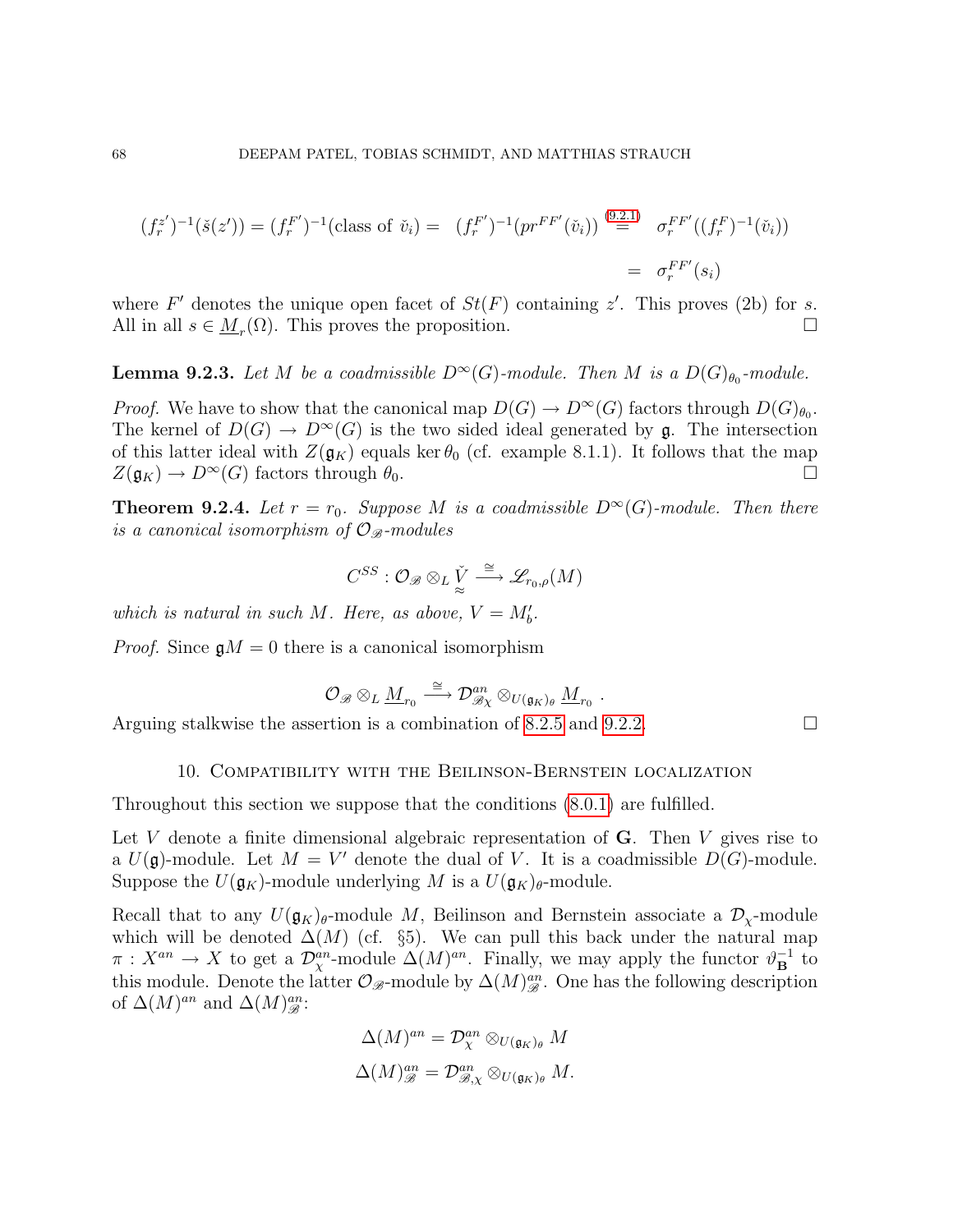$$(f_r^{z'})^{-1}(\check{s}(z')) = (f_r^{F'})^{-1}(\text{class of } \check{v}_i) = \; (f_r^{F'})^{-1}(pr^{FF'}(\check{v}_i)) \overset{(9.2.1)}{=} \; \sigma_r^{FF'}((f_r^F)^{-1}(\check{v}_i))$$

$$= \; \sigma_r^{FF'}(s_i)$$

where $F'$ denotes the unique open facet of $St(F)$ containing $z'$. This proves (2b) for $s$. All in all $s \in \underline{M}_r(\Omega)$. This proves the proposition. □

**Lemma 9.2.3.** *Let $M$ be a coadmissible $D^\infty(G)$-module. Then $M$ is a $D(G)_{\theta_0}$-module.*

*Proof.* We have to show that the canonical map $D(G) \to D^\infty(G)$ factors through $D(G)_{\theta_0}$. The kernel of $D(G) \to D^\infty(G)$ is the two sided ideal generated by $\mathfrak{g}$. The intersection of this latter ideal with $Z(\mathfrak{g}_K)$ equals $\ker \theta_0$ (cf. example 8.1.1). It follows that the map $Z(\mathfrak{g}_K) \to D^\infty(G)$ factors through $\theta_0$. □

**Theorem 9.2.4.** *Let $r = r_0$. Suppose $M$ is a coadmissible $D^\infty(G)$-module. Then there is a canonical isomorphism of $\mathcal{O}_{\mathscr{B}}$-modules*

$$C^{SS} : \mathcal{O}_{\mathscr{B}} \otimes_L \underset{\approx}{\check{V}} \xrightarrow{\cong} \mathscr{L}_{r_0,\rho}(M)$$

*which is natural in such $M$. Here, as above, $V = M'_b$.*

*Proof.* Since $\mathfrak{g}M = 0$ there is a canonical isomorphism

$$\mathcal{O}_{\mathscr{B}} \otimes_L \underline{M}_{r_0} \xrightarrow{\cong} \mathcal{D}^{an}_{\mathscr{B}\chi} \otimes_{U(\mathfrak{g}_K)_\theta} \underline{M}_{r_0} \; .$$

Arguing stalkwise the assertion is a combination of 8.2.5 and 9.2.2. □

## 10. Compatibility with the Beilinson-Bernstein localization

Throughout this section we suppose that the conditions (8.0.1) are fulfilled.

Let $V$ denote a finite dimensional algebraic representation of $\mathbf{G}$. Then $V$ gives rise to a $U(\mathfrak{g})$-module. Let $M = V'$ denote the dual of $V$. It is a coadmissible $D(G)$-module. Suppose the $U(\mathfrak{g}_K)$-module underlying $M$ is a $U(\mathfrak{g}_K)_\theta$-module.

Recall that to any $U(\mathfrak{g}_K)_\theta$-module $M$, Beilinson and Bernstein associate a $\mathcal{D}_\chi$-module which will be denoted $\Delta(M)$ (cf. §5). We can pull this back under the natural map $\pi : X^{an} \to X$ to get a $\mathcal{D}^{an}_\chi$-module $\Delta(M)^{an}$. Finally, we may apply the functor $\vartheta_{\mathbf{B}}^{-1}$ to this module. Denote the latter $\mathcal{O}_{\mathscr{B}}$-module by $\Delta(M)^{an}_{\mathscr{B}}$. One has the following description of $\Delta(M)^{an}$ and $\Delta(M)^{an}_{\mathscr{B}}$:

$$\Delta(M)^{an} = \mathcal{D}^{an}_\chi \otimes_{U(\mathfrak{g}_K)_\theta} M$$

$$\Delta(M)^{an}_{\mathscr{B}} = \mathcal{D}^{an}_{\mathscr{B},\chi} \otimes_{U(\mathfrak{g}_K)_\theta} M.$$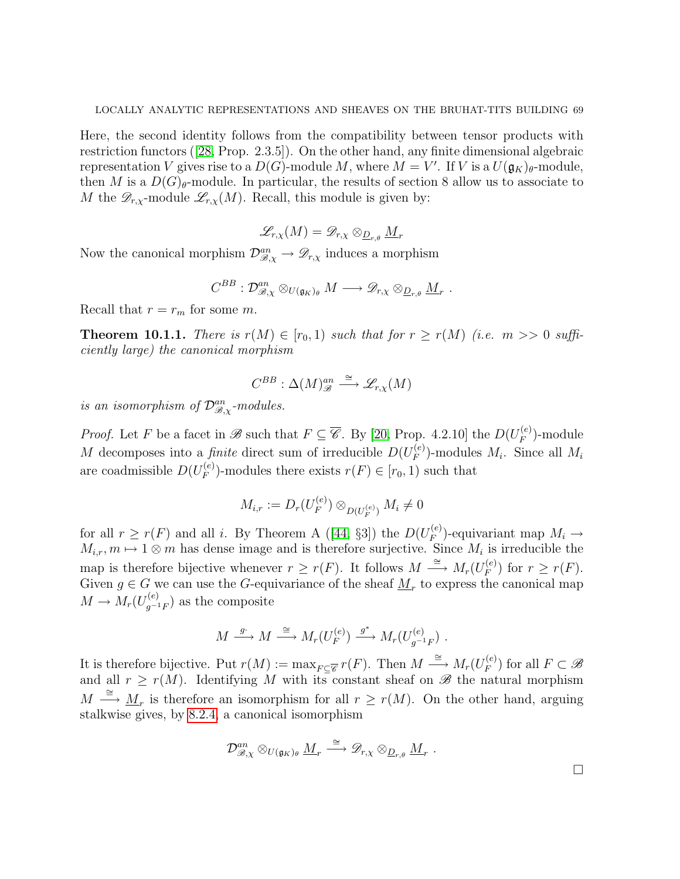Here, the second identity follows from the compatibility between tensor products with restriction functors ([28, Prop. 2.3.5]). On the other hand, any finite dimensional algebraic representation $V$ gives rise to a $D(G)$-module $M$, where $M = V'$. If $V$ is a $U(\mathfrak{g}_K)_\theta$-module, then $M$ is a $D(G)_\theta$-module. In particular, the results of section 8 allow us to associate to $M$ the $\mathscr{D}_{r,\chi}$-module $\mathscr{L}_{r,\chi}(M)$. Recall, this module is given by:

$$\mathscr{L}_{r,\chi}(M) = \mathscr{D}_{r,\chi} \otimes_{\underline{D}_{r,\theta}} \underline{M}_r$$

Now the canonical morphism $\mathcal{D}^{an}_{\mathscr{B},\chi} \to \mathscr{D}_{r,\chi}$ induces a morphism

$$C^{BB} : \mathcal{D}^{an}_{\mathscr{B},\chi} \otimes_{U(\mathfrak{g}_K)_\theta} M \longrightarrow \mathscr{D}_{r,\chi} \otimes_{\underline{D}_{r,\theta}} \underline{M}_r \ .$$

Recall that $r = r_m$ for some $m$.

**Theorem 10.1.1.** *There is $r(M) \in [r_0, 1)$ such that for $r \geq r(M)$ (i.e. $m >> 0$ sufficiently large) the canonical morphism*

$$C^{BB} : \Delta(M)^{an}_{\mathscr{B}} \xrightarrow{\cong} \mathscr{L}_{r,\chi}(M)$$

*is an isomorphism of $\mathcal{D}^{an}_{\mathscr{B},\chi}$-modules.*

*Proof.* Let $F$ be a facet in $\mathscr{B}$ such that $F \subseteq \overline{\mathscr{C}}$. By [20, Prop. 4.2.10] the $D(U_F^{(e)})$-module $M$ decomposes into a *finite* direct sum of irreducible $D(U_F^{(e)})$-modules $M_i$. Since all $M_i$ are coadmissible $D(U_F^{(e)})$-modules there exists $r(F) \in [r_0, 1)$ such that

$$M_{i,r} := D_r(U_F^{(e)}) \otimes_{D(U_F^{(e)})} M_i \neq 0$$

for all $r \geq r(F)$ and all $i$. By Theorem A ([44, §3]) the $D(U_F^{(e)})$-equivariant map $M_i \to M_{i,r}, m \mapsto 1 \otimes m$ has dense image and is therefore surjective. Since $M_i$ is irreducible the map is therefore bijective whenever $r \geq r(F)$. It follows $M \xrightarrow{\cong} M_r(U_F^{(e)})$ for $r \geq r(F)$. Given $g \in G$ we can use the $G$-equivariance of the sheaf $\underline{M}_r$ to express the canonical map $M \to M_r(U_{g^{-1}F}^{(e)})$ as the composite

$$M \xrightarrow{g\cdot} M \xrightarrow{\cong} M_r(U_F^{(e)}) \xrightarrow{g^*} M_r(U_{g^{-1}F}^{(e)}) \ .$$

It is therefore bijective. Put $r(M) := \max_{F \subseteq \overline{\mathscr{C}}} r(F)$. Then $M \xrightarrow{\cong} M_r(U_F^{(e)})$ for all $F \subset \mathscr{B}$ and all $r \geq r(M)$. Identifying $M$ with its constant sheaf on $\mathscr{B}$ the natural morphism $M \xrightarrow{\cong} \underline{M}_r$ is therefore an isomorphism for all $r \geq r(M)$. On the other hand, arguing stalkwise gives, by 8.2.4, a canonical isomorphism

$$\mathcal{D}^{an}_{\mathscr{B},\chi} \otimes_{U(\mathfrak{g}_K)_\theta} \underline{M}_r \xrightarrow{\cong} \mathscr{D}_{r,\chi} \otimes_{\underline{D}_{r,\theta}} \underline{M}_r \ .$$

□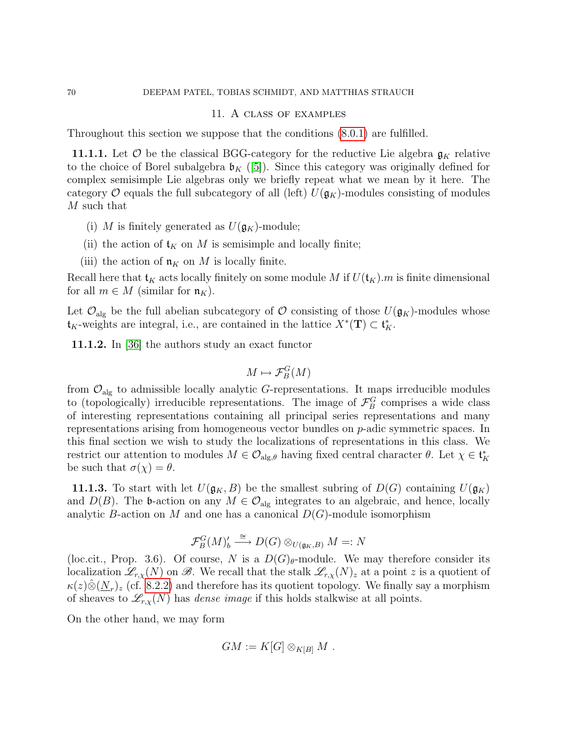## 11. A class of examples

Throughout this section we suppose that the conditions (8.0.1) are fulfilled.

**11.1.1.** Let $\mathcal{O}$ be the classical BGG-category for the reductive Lie algebra $\mathfrak{g}_K$ relative to the choice of Borel subalgebra $\mathfrak{b}_K$ ([5]). Since this category was originally defined for complex semisimple Lie algebras only we briefly repeat what we mean by it here. The category $\mathcal{O}$ equals the full subcategory of all (left) $U(\mathfrak{g}_K)$-modules consisting of modules $M$ such that

(i) $M$ is finitely generated as $U(\mathfrak{g}_K)$-module;

(ii) the action of $\mathfrak{t}_K$ on $M$ is semisimple and locally finite;

(iii) the action of $\mathfrak{n}_K$ on $M$ is locally finite.

Recall here that $\mathfrak{t}_K$ acts locally finitely on some module $M$ if $U(\mathfrak{t}_K).m$ is finite dimensional for all $m \in M$ (similar for $\mathfrak{n}_K$).

Let $\mathcal{O}_{\rm alg}$ be the full abelian subcategory of $\mathcal{O}$ consisting of those $U(\mathfrak{g}_K)$-modules whose $\mathfrak{t}_K$-weights are integral, i.e., are contained in the lattice $X^*(\mathbf{T}) \subset \mathfrak{t}_K^*$.

**11.1.2.** In [36] the authors study an exact functor

$$M \mapsto \mathcal{F}_B^G(M)$$

from $\mathcal{O}_{\rm alg}$ to admissible locally analytic $G$-representations. It maps irreducible modules to (topologically) irreducible representations. The image of $\mathcal{F}_B^G$ comprises a wide class of interesting representations containing all principal series representations and many representations arising from homogeneous vector bundles on $p$-adic symmetric spaces. In this final section we wish to study the localizations of representations in this class. We restrict our attention to modules $M \in \mathcal{O}_{{\rm alg},\theta}$ having fixed central character $\theta$. Let $\chi \in \mathfrak{t}_K^*$ be such that $\sigma(\chi) = \theta$.

**11.1.3.** To start with let $U(\mathfrak{g}_K, B)$ be the smallest subring of $D(G)$ containing $U(\mathfrak{g}_K)$ and $D(B)$. The $\mathfrak{b}$-action on any $M \in \mathcal{O}_{\rm alg}$ integrates to an algebraic, and hence, locally analytic $B$-action on $M$ and one has a canonical $D(G)$-module isomorphism

$$\mathcal{F}_B^G(M)'_b \xrightarrow{\cong} D(G) \otimes_{U(\mathfrak{g}_K, B)} M =: N$$

(loc.cit., Prop. 3.6). Of course, $N$ is a $D(G)_\theta$-module. We may therefore consider its localization $\mathscr{L}_{r,\chi}(N)$ on $\mathscr{B}$. We recall that the stalk $\mathscr{L}_{r,\chi}(N)_z$ at a point $z$ is a quotient of $\kappa(z)\hat{\otimes}(\underline{N}_r)_z$ (cf. 8.2.2) and therefore has its quotient topology. We finally say a morphism of sheaves to $\mathscr{L}_{r,\chi}(N)$ has *dense image* if this holds stalkwise at all points.

On the other hand, we may form

$$GM := K[G] \otimes_{K[B]} M \ .$$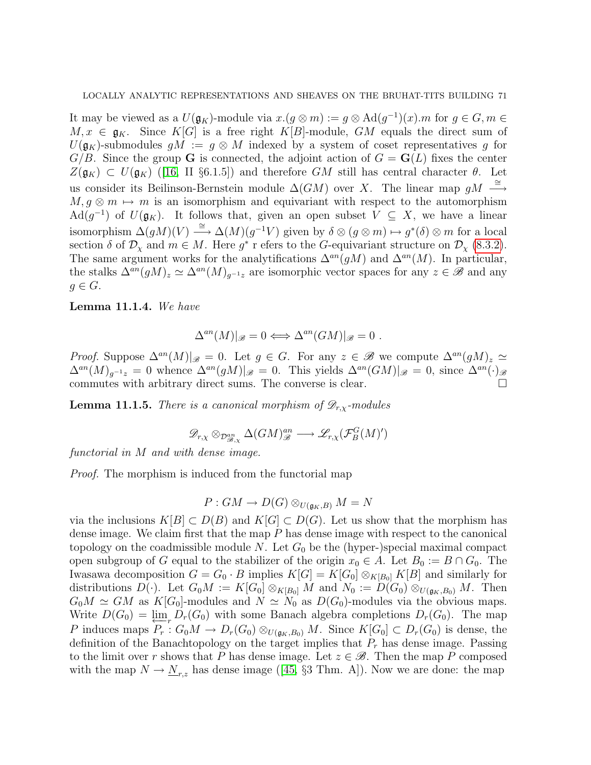It may be viewed as a $U(\mathfrak{g}_K)$-module via $x.(g\otimes m) := g \otimes \mathrm{Ad}(g^{-1})(x).m$ for $g \in G, m \in M, x \in \mathfrak{g}_K$. Since $K[G]$ is a free right $K[B]$-module, $GM$ equals the direct sum of $U(\mathfrak{g}_K)$-submodules $gM := g \otimes M$ indexed by a system of coset representatives $g$ for $G/B$. Since the group $\mathbf{G}$ is connected, the adjoint action of $G = \mathbf{G}(L)$ fixes the center $Z(\mathfrak{g}_K) \subset U(\mathfrak{g}_K)$ ([16, II §6.1.5]) and therefore $GM$ still has central character $\theta$. Let us consider its Beilinson-Bernstein module $\Delta(GM)$ over $X$. The linear map $gM \xrightarrow{\cong} M, g \otimes m \mapsto m$ is an isomorphism and equivariant with respect to the automorphism $\mathrm{Ad}(g^{-1})$ of $U(\mathfrak{g}_K)$. It follows that, given an open subset $V \subseteq X$, we have a linear isomorphism $\Delta(gM)(V) \xrightarrow{\cong} \Delta(M)(g^{-1}V)$ given by $\delta \otimes (g \otimes m) \mapsto g^*(\delta) \otimes m$ for a local section $\delta$ of $\mathcal{D}_\chi$ and $m \in M$. Here $g^*$ r efers to the $G$-equivariant structure on $\mathcal{D}_\chi$ (8.3.2). The same argument works for the analytifications $\Delta^{an}(gM)$ and $\Delta^{an}(M)$. In particular, the stalks $\Delta^{an}(gM)_z \simeq \Delta^{an}(M)_{g^{-1}z}$ are isomorphic vector spaces for any $z \in \mathscr{B}$ and any $g \in G$.

**Lemma 11.1.4.** *We have*

$$\Delta^{an}(M)|_{\mathscr{B}} = 0 \Longleftrightarrow \Delta^{an}(GM)|_{\mathscr{B}} = 0 \ .$$

*Proof.* Suppose $\Delta^{an}(M)|_{\mathscr{B}} = 0$. Let $g \in G$. For any $z \in \mathscr{B}$ we compute $\Delta^{an}(gM)_z \simeq \Delta^{an}(M)_{g^{-1}z} = 0$ whence $\Delta^{an}(gM)|_{\mathscr{B}} = 0$. This yields $\Delta^{an}(GM)|_{\mathscr{B}} = 0$, since $\Delta^{an}(\cdot)_{\mathscr{B}}$ commutes with arbitrary direct sums. The converse is clear. $\square$

**Lemma 11.1.5.** *There is a canonical morphism of $\mathscr{D}_{r,\chi}$-modules*

$$\mathscr{D}_{r,\chi} \otimes_{\mathcal{D}^{an}_{\mathscr{B},\chi}} \Delta(GM)^{an}_{\mathscr{B}} \longrightarrow \mathscr{L}_{r,\chi}(\mathcal{F}^G_B(M)')$$

*functorial in $M$ and with dense image.*

*Proof.* The morphism is induced from the functorial map

$$P : GM \to D(G) \otimes_{U(\mathfrak{g}_K,B)} M = N$$

via the inclusions $K[B] \subset D(B)$ and $K[G] \subset D(G)$. Let us show that the morphism has dense image. We claim first that the map $P$ has dense image with respect to the canonical topology on the coadmissible module $N$. Let $G_0$ be the (hyper-)special maximal compact open subgroup of $G$ equal to the stabilizer of the origin $x_0 \in A$. Let $B_0 := B \cap G_0$. The Iwasawa decomposition $G = G_0 \cdot B$ implies $K[G] = K[G_0] \otimes_{K[B_0]} K[B]$ and similarly for distributions $D(\cdot)$. Let $G_0M := K[G_0] \otimes_{K[B_0]} M$ and $N_0 := D(G_0) \otimes_{U(\mathfrak{g}_K,B_0)} M$. Then $G_0M \simeq GM$ as $K[G_0]$-modules and $N \simeq N_0$ as $D(G_0)$-modules via the obvious maps. Write $D(G_0) = \varprojlim_r D_r(G_0)$ with some Banach algebra completions $D_r(G_0)$. The map $P$ induces maps $P_r : G_0M \to D_r(G_0) \otimes_{U(\mathfrak{g}_K,B_0)} M$. Since $K[G_0] \subset D_r(G_0)$ is dense, the definition of the Banachtopology on the target implies that $P_r$ has dense image. Passing to the limit over $r$ shows that $P$ has dense image. Let $z \in \mathscr{B}$. Then the map $P$ composed with the map $N \to \underline{N}_{r,z}$ has dense image ([45, §3 Thm. A]). Now we are done: the map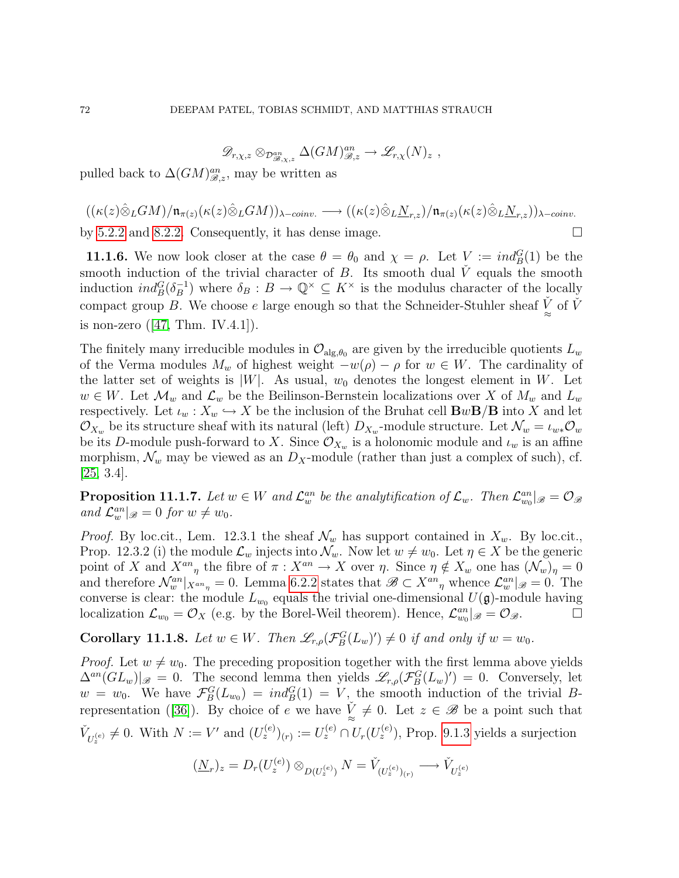$$\mathscr{D}_{r,\chi,z} \otimes_{\mathcal{D}^{an}_{\mathscr{B},\chi,z}} \Delta(GM)^{an}_{\mathscr{B},z} \to \mathscr{L}_{r,\chi}(N)_z \ ,$$

pulled back to $\Delta(GM)^{an}_{\mathscr{B},z}$, may be written as

$$((\kappa(z)\hat{\otimes}_L GM)/\mathfrak{n}_{\pi(z)}(\kappa(z)\hat{\otimes}_L GM))_{\lambda-coinv.} \longrightarrow ((\kappa(z)\hat{\otimes}_L \underline{N}_{r,z})/\mathfrak{n}_{\pi(z)}(\kappa(z)\hat{\otimes}_L \underline{N}_{r,z}))_{\lambda-coinv.}$$

by 5.2.2 and 8.2.2. Consequently, it has dense image. $\square$

**11.1.6.** We now look closer at the case $\theta = \theta_0$ and $\chi = \rho$. Let $V := ind^G_B(1)$ be the smooth induction of the trivial character of $B$. Its smooth dual $\check{V}$ equals the smooth induction $ind^G_B(\delta_B^{-1})$ where $\delta_B : B \to \mathbb{Q}^\times \subseteq K^\times$ is the modulus character of the locally compact group $B$. We choose $e$ large enough so that the Schneider-Stuhler sheaf $\underset{\approx}{\check{V}}$ of $\check{V}$ is non-zero ([47, Thm. IV.4.1]).

The finitely many irreducible modules in $\mathcal{O}_{\mathrm{alg},\theta_0}$ are given by the irreducible quotients $L_w$ of the Verma modules $M_w$ of highest weight $-w(\rho) - \rho$ for $w \in W$. The cardinality of the latter set of weights is $|W|$. As usual, $w_0$ denotes the longest element in $W$. Let $w \in W$. Let $\mathcal{M}_w$ and $\mathcal{L}_w$ be the Beilinson-Bernstein localizations over $X$ of $M_w$ and $L_w$ respectively. Let $\iota_w : X_w \hookrightarrow X$ be the inclusion of the Bruhat cell $\mathbf{B}w\mathbf{B}/\mathbf{B}$ into $X$ and let $\mathcal{O}_{X_w}$ be its structure sheaf with its natural (left) $D_{X_w}$-module structure. Let $\mathcal{N}_w = \iota_{w*}\mathcal{O}_w$ be its $D$-module push-forward to $X$. Since $\mathcal{O}_{X_w}$ is a holonomic module and $\iota_w$ is an affine morphism, $\mathcal{N}_w$ may be viewed as an $D_X$-module (rather than just a complex of such), cf. [25, 3.4].

**Proposition 11.1.7.** *Let $w \in W$ and $\mathcal{L}^{an}_w$ be the analytification of $\mathcal{L}_w$. Then $\mathcal{L}^{an}_{w_0}|_{\mathscr{B}} = \mathcal{O}_{\mathscr{B}}$ and $\mathcal{L}^{an}_w|_{\mathscr{B}} = 0$ for $w \neq w_0$.*

*Proof.* By loc.cit., Lem. 12.3.1 the sheaf $\mathcal{N}_w$ has support contained in $X_w$. By loc.cit., Prop. 12.3.2 (i) the module $\mathcal{L}_w$ injects into $\mathcal{N}_w$. Now let $w \neq w_0$. Let $\eta \in X$ be the generic point of $X$ and ${X^{an}}_\eta$ the fibre of $\pi : X^{an} \to X$ over $\eta$. Since $\eta \notin X_w$ one has $(\mathcal{N}_w)_\eta = 0$ and therefore $\mathcal{N}^{an}_w|_{{X^{an}}_\eta} = 0$. Lemma 6.2.2 states that $\mathscr{B} \subset {X^{an}}_\eta$ whence $\mathcal{L}^{an}_w|_{\mathscr{B}} = 0$. The converse is clear: the module $L_{w_0}$ equals the trivial one-dimensional $U(\mathfrak{g})$-module having localization $\mathcal{L}_{w_0} = \mathcal{O}_X$ (e.g. by the Borel-Weil theorem). Hence, $\mathcal{L}^{an}_{w_0}|_{\mathscr{B}} = \mathcal{O}_{\mathscr{B}}$. $\square$

**Corollary 11.1.8.** *Let $w \in W$. Then $\mathscr{L}_{r,\rho}(\mathcal{F}^G_B(L_w)') \neq 0$ if and only if $w = w_0$.*

*Proof.* Let $w \neq w_0$. The preceding proposition together with the first lemma above yields $\Delta^{an}(GL_w)|_{\mathscr{B}} = 0$. The second lemma then yields $\mathscr{L}_{r,\rho}(\mathcal{F}^G_B(L_w)') = 0$. Conversely, let $w = w_0$. We have $\mathcal{F}^G_B(L_{w_0}) = ind^G_B(1) = V$, the smooth induction of the trivial $B$-representation ([36]). By choice of $e$ we have $\underset{\approx}{\check{V}} \neq 0$. Let $z \in \mathscr{B}$ be a point such that $\check{V}_{U^{(e)}_z} \neq 0$. With $N := V'$ and $(U^{(e)}_z)_{(r)} := U^{(e)}_z \cap U_r(U^{(e)}_z)$, Prop. 9.1.3 yields a surjection

$$(\underline{N}_r)_z = D_r(U^{(e)}_z) \otimes_{D(U^{(e)}_z)} N = \check{V}_{(U^{(e)}_z)_{(r)}} \longrightarrow \check{V}_{U^{(e)}_z}$$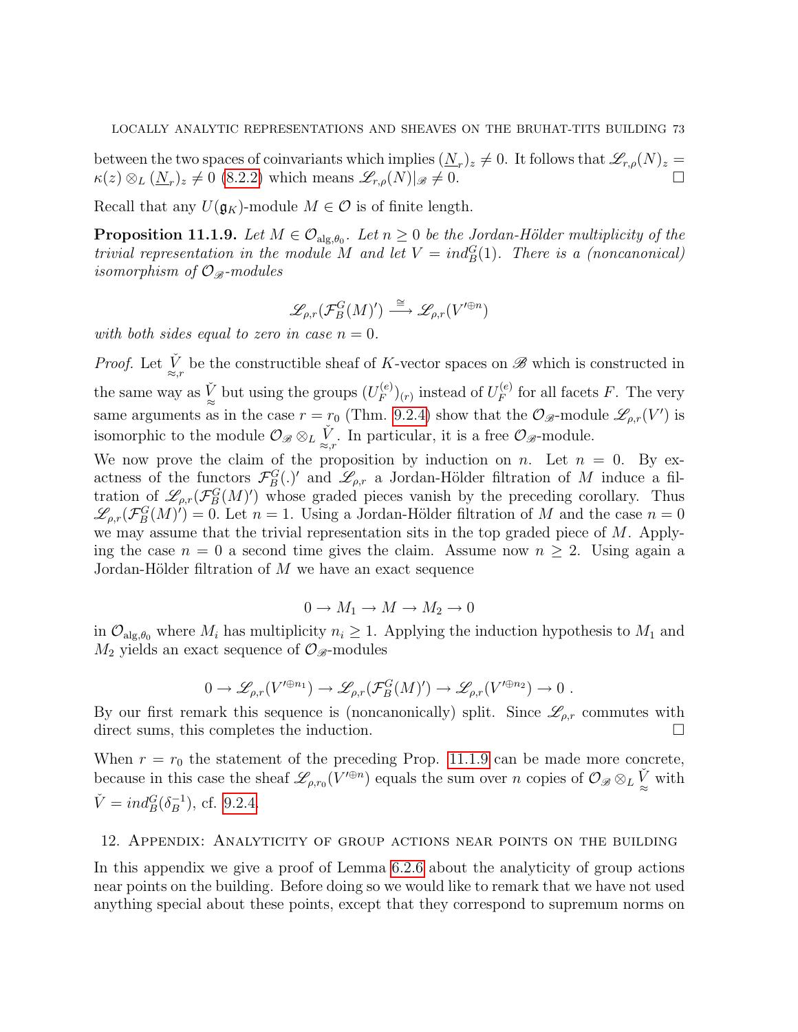between the two spaces of coinvariants which implies $(\underline{N}_r)_z \neq 0$. It follows that $\mathscr{L}_{r,\rho}(N)_z = \kappa(z) \otimes_L (\underline{N}_r)_z \neq 0$ (8.2.2) which means $\mathscr{L}_{r,\rho}(N)|_{\mathscr{B}} \neq 0$. $\square$

Recall that any $U(\mathfrak{g}_K)$-module $M \in \mathcal{O}$ is of finite length.

**Proposition 11.1.9.** *Let $M \in \mathcal{O}_{\mathrm{alg},\theta_0}$. Let $n \geq 0$ be the Jordan-Hölder multiplicity of the trivial representation in the module $M$ and let $V = ind_B^G(1)$. There is a (noncanonical) isomorphism of $\mathcal{O}_{\mathscr{B}}$-modules*

$$\mathscr{L}_{\rho,r}(\mathcal{F}_B^G(M)') \xrightarrow{\cong} \mathscr{L}_{\rho,r}(V'^{\oplus n})$$

*with both sides equal to zero in case $n = 0$.*

*Proof.* Let $\underset{\approx,r}{\check{V}}$ be the constructible sheaf of $K$-vector spaces on $\mathscr{B}$ which is constructed in the same way as $\underset{\approx}{\check{V}}$ but using the groups $(U_F^{(e)})_{(r)}$ instead of $U_F^{(e)}$ for all facets $F$. The very same arguments as in the case $r = r_0$ (Thm. 9.2.4) show that the $\mathcal{O}_{\mathscr{B}}$-module $\mathscr{L}_{\rho,r}(V')$ is isomorphic to the module $\mathcal{O}_{\mathscr{B}} \otimes_L \underset{\approx,r}{\check{V}}$. In particular, it is a free $\mathcal{O}_{\mathscr{B}}$-module.

We now prove the claim of the proposition by induction on $n$. Let $n = 0$. By exactness of the functors $\mathcal{F}_B^G(.)'$ and $\mathscr{L}_{\rho,r}$ a Jordan-Hölder filtration of $M$ induce a filtration of $\mathscr{L}_{\rho,r}(\mathcal{F}_B^G(M)')$ whose graded pieces vanish by the preceding corollary. Thus $\mathscr{L}_{\rho,r}(\mathcal{F}_B^G(M)') = 0$. Let $n = 1$. Using a Jordan-Hölder filtration of $M$ and the case $n = 0$ we may assume that the trivial representation sits in the top graded piece of $M$. Applying the case $n = 0$ a second time gives the claim. Assume now $n \geq 2$. Using again a Jordan-Hölder filtration of $M$ we have an exact sequence

$$0 \to M_1 \to M \to M_2 \to 0$$

in $\mathcal{O}_{\mathrm{alg},\theta_0}$ where $M_i$ has multiplicity $n_i \geq 1$. Applying the induction hypothesis to $M_1$ and $M_2$ yields an exact sequence of $\mathcal{O}_{\mathscr{B}}$-modules

$$0 \to \mathscr{L}_{\rho,r}(V'^{\oplus n_1}) \to \mathscr{L}_{\rho,r}(\mathcal{F}_B^G(M)') \to \mathscr{L}_{\rho,r}(V'^{\oplus n_2}) \to 0 \ .$$

By our first remark this sequence is (noncanonically) split. Since $\mathscr{L}_{\rho,r}$ commutes with direct sums, this completes the induction. $\square$

When $r = r_0$ the statement of the preceding Prop. 11.1.9 can be made more concrete, because in this case the sheaf $\mathscr{L}_{\rho,r_0}(V'^{\oplus n})$ equals the sum over $n$ copies of $\mathcal{O}_{\mathscr{B}} \otimes_L \underset{\approx}{\check{V}}$ with $\check{V} = ind_B^G(\delta_B^{-1})$, cf. 9.2.4.

## 12. Appendix: Analyticity of group actions near points on the building

In this appendix we give a proof of Lemma 6.2.6 about the analyticity of group actions near points on the building. Before doing so we would like to remark that we have not used anything special about these points, except that they correspond to supremum norms on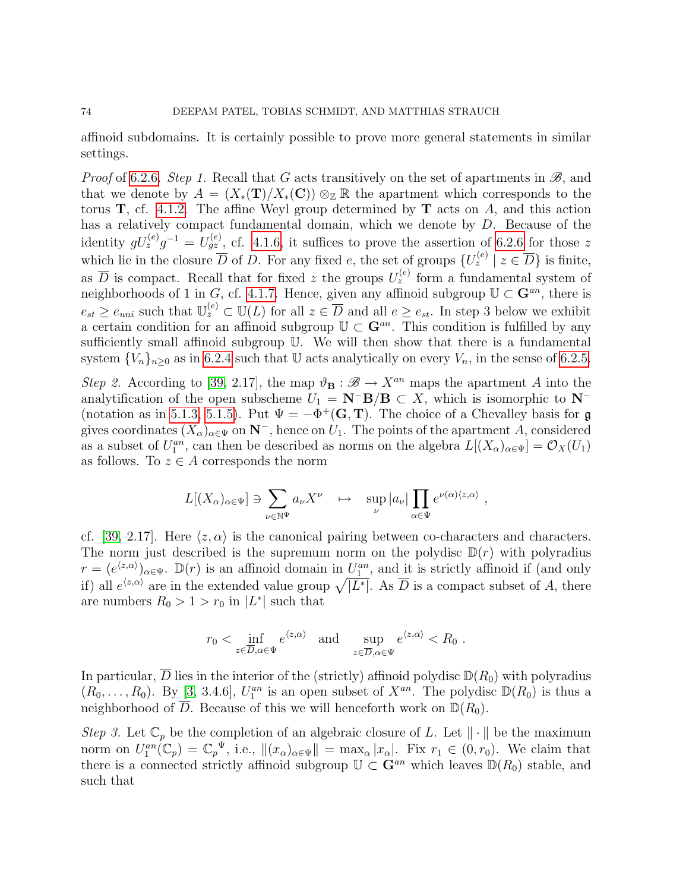affinoid subdomains. It is certainly possible to prove more general statements in similar settings.

*Proof* of 6.2.6. *Step 1.* Recall that $G$ acts transitively on the set of apartments in $\mathscr{B}$, and that we denote by $A = (X_*(\mathbf{T})/X_*(\mathbf{C})) \otimes_{\mathbb{Z}} \mathbb{R}$ the apartment which corresponds to the torus $\mathbf{T}$, cf. 4.1.2. The affine Weyl group determined by $\mathbf{T}$ acts on $A$, and this action has a relatively compact fundamental domain, which we denote by $D$. Because of the identity $gU_z^{(e)}g^{-1} = U_{gz}^{(e)}$, cf. 4.1.6, it suffices to prove the assertion of 6.2.6 for those $z$ which lie in the closure $\overline{D}$ of $D$. For any fixed $e$, the set of groups $\{U_z^{(e)} \mid z \in \overline{D}\}$ is finite, as $\overline{D}$ is compact. Recall that for fixed $z$ the groups $U_z^{(e)}$ form a fundamental system of neighborhoods of 1 in $G$, cf. 4.1.7. Hence, given any affinoid subgroup $\mathbb{U} \subset \mathbf{G}^{an}$, there is $e_{st} \geq e_{uni}$ such that $\mathbb{U}_z^{(e)} \subset \mathbb{U}(L)$ for all $z \in \overline{D}$ and all $e \geq e_{st}$. In step 3 below we exhibit a certain condition for an affinoid subgroup $\mathbb{U} \subset \mathbf{G}^{an}$. This condition is fulfilled by any sufficiently small affinoid subgroup $\mathbb{U}$. We will then show that there is a fundamental system $\{V_n\}_{n \geq 0}$ as in 6.2.4 such that $\mathbb{U}$ acts analytically on every $V_n$, in the sense of 6.2.5.

*Step 2.* According to [39, 2.17], the map $\vartheta_{\mathbf{B}} : \mathscr{B} \to X^{an}$ maps the apartment $A$ into the analytification of the open subscheme $U_1 = \mathbf{N}^-\mathbf{B}/\mathbf{B} \subset X$, which is isomorphic to $\mathbf{N}^-$ (notation as in 5.1.3, 5.1.5). Put $\Psi = -\Phi^+(\mathbf{G}, \mathbf{T})$. The choice of a Chevalley basis for $\mathfrak{g}$ gives coordinates $(X_\alpha)_{\alpha \in \Psi}$ on $\mathbf{N}^-$, hence on $U_1$. The points of the apartment $A$, considered as a subset of $U_1^{an}$, can then be described as norms on the algebra $L[(X_\alpha)_{\alpha \in \Psi}] = \mathcal{O}_X(U_1)$ as follows. To $z \in A$ corresponds the norm

$$L[(X_\alpha)_{\alpha \in \Psi}] \ni \sum_{\nu \in \mathbb{N}^\Psi} a_\nu X^\nu \quad \mapsto \quad \sup_\nu |a_\nu| \prod_{\alpha \in \Psi} e^{\nu(\alpha)\langle z, \alpha \rangle} \ ,$$

cf. [39, 2.17]. Here $\langle z, \alpha \rangle$ is the canonical pairing between co-characters and characters. The norm just described is the supremum norm on the polydisc $\mathbb{D}(r)$ with polyradius $r = (e^{\langle z, \alpha \rangle})_{\alpha \in \Psi}$. $\mathbb{D}(r)$ is an affinoid domain in $U_1^{an}$, and it is strictly affinoid if (and only if) all $e^{\langle z, \alpha \rangle}$ are in the extended value group $\sqrt{|L^*|}$. As $\overline{D}$ is a compact subset of $A$, there are numbers $R_0 > 1 > r_0$ in $|L^*|$ such that

$$r_0 < \inf_{z \in \overline{D}, \alpha \in \Psi} e^{\langle z, \alpha \rangle} \quad \text{and} \quad \sup_{z \in \overline{D}, \alpha \in \Psi} e^{\langle z, \alpha \rangle} < R_0 \ .$$

In particular, $\overline{D}$ lies in the interior of the (strictly) affinoid polydisc $\mathbb{D}(R_0)$ with polyradius $(R_0, \ldots, R_0)$. By [3, 3.4.6], $U_1^{an}$ is an open subset of $X^{an}$. The polydisc $\mathbb{D}(R_0)$ is thus a neighborhood of $\overline{D}$. Because of this we will henceforth work on $\mathbb{D}(R_0)$.

*Step 3.* Let $\mathbb{C}_p$ be the completion of an algebraic closure of $L$. Let $\|\cdot\|$ be the maximum norm on $U_1^{an}(\mathbb{C}_p) = \mathbb{C}_p{}^\Psi$, i.e., $\|(x_\alpha)_{\alpha \in \Psi}\| = \max_\alpha |x_\alpha|$. Fix $r_1 \in (0, r_0)$. We claim that there is a connected strictly affinoid subgroup $\mathbb{U} \subset \mathbf{G}^{an}$ which leaves $\mathbb{D}(R_0)$ stable, and such that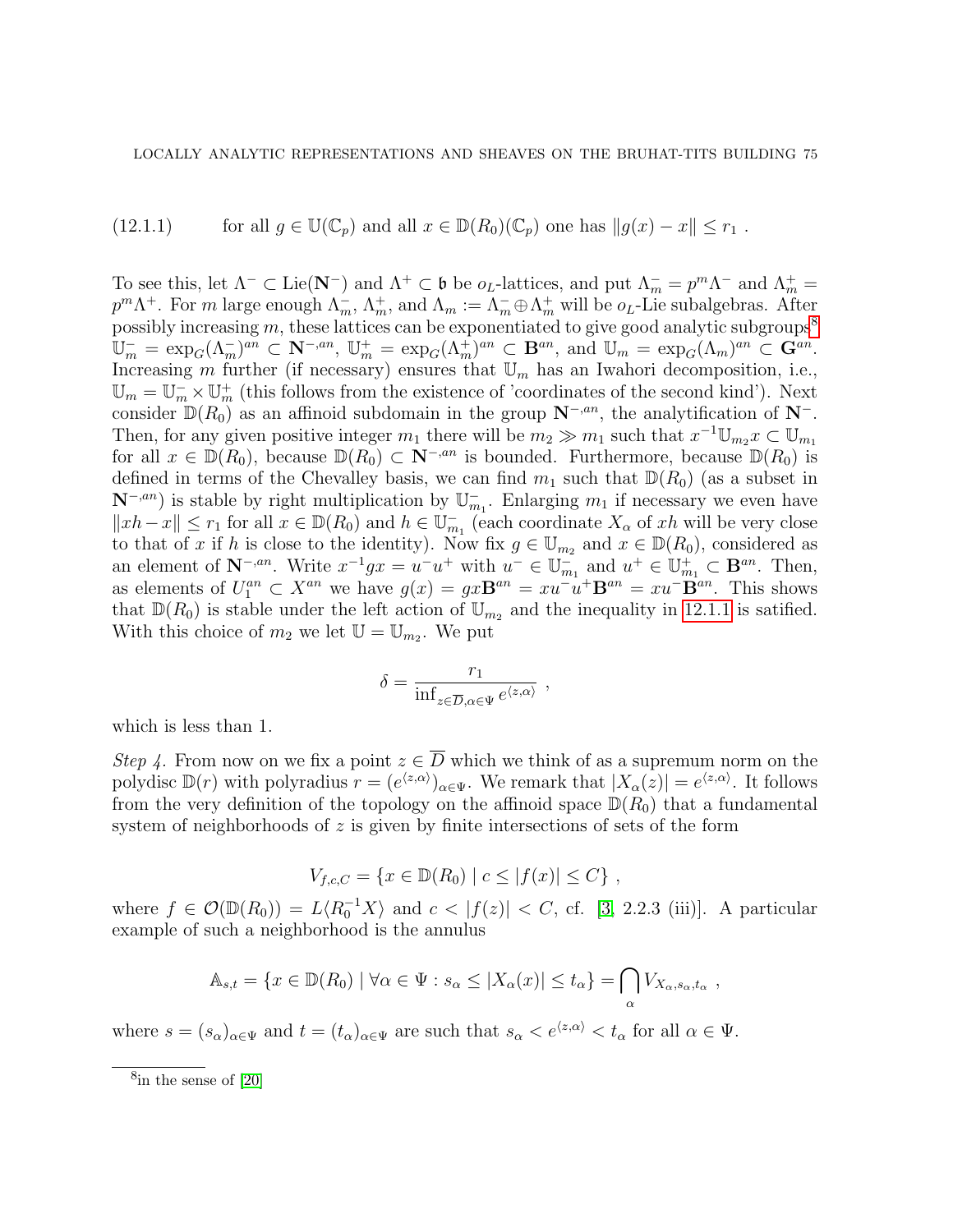(12.1.1) for all $g \in \mathbb{U}(\mathbb{C}_p)$ and all $x \in \mathbb{D}(R_0)(\mathbb{C}_p)$ one has $\|g(x) - x\| \le r_1$ .

To see this, let $\Lambda^- \subset \mathrm{Lie}(\mathbf{N}^-)$ and $\Lambda^+ \subset \mathfrak{b}$ be $o_L$-lattices, and put $\Lambda^-_m = p^m\Lambda^-$ and $\Lambda^+_m = p^m\Lambda^+$. For $m$ large enough $\Lambda^-_m$, $\Lambda^+_m$, and $\Lambda_m := \Lambda^-_m \oplus \Lambda^+_m$ will be $o_L$-Lie subalgebras. After possibly increasing $m$, these lattices can be exponentiated to give good analytic subgroups[8] $\mathbb{U}^-_m = \exp_G(\Lambda^-_m)^{an} \subset \mathbf{N}^{-,an}$, $\mathbb{U}^+_m = \exp_G(\Lambda^+_m)^{an} \subset \mathbf{B}^{an}$, and $\mathbb{U}_m = \exp_G(\Lambda_m)^{an} \subset \mathbf{G}^{an}$. Increasing $m$ further (if necessary) ensures that $\mathbb{U}_m$ has an Iwahori decomposition, i.e., $\mathbb{U}_m = \mathbb{U}^-_m \times \mathbb{U}^+_m$ (this follows from the existence of 'coordinates of the second kind'). Next consider $\mathbb{D}(R_0)$ as an affinoid subdomain in the group $\mathbf{N}^{-,an}$, the analytification of $\mathbf{N}^-$. Then, for any given positive integer $m_1$ there will be $m_2 \gg m_1$ such that $x^{-1}\mathbb{U}_{m_2}x \subset \mathbb{U}_{m_1}$ for all $x \in \mathbb{D}(R_0)$, because $\mathbb{D}(R_0) \subset \mathbf{N}^{-,an}$ is bounded. Furthermore, because $\mathbb{D}(R_0)$ is defined in terms of the Chevalley basis, we can find $m_1$ such that $\mathbb{D}(R_0)$ (as a subset in $\mathbf{N}^{-,an}$) is stable by right multiplication by $\mathbb{U}^-_{m_1}$. Enlarging $m_1$ if necessary we even have $\|xh - x\| \le r_1$ for all $x \in \mathbb{D}(R_0)$ and $h \in \mathbb{U}^-_{m_1}$ (each coordinate $X_\alpha$ of $xh$ will be very close to that of $x$ if $h$ is close to the identity). Now fix $g \in \mathbb{U}_{m_2}$ and $x \in \mathbb{D}(R_0)$, considered as an element of $\mathbf{N}^{-,an}$. Write $x^{-1}gx = u^-u^+$ with $u^- \in \mathbb{U}^-_{m_1}$ and $u^+ \in \mathbb{U}^+_{m_1} \subset \mathbf{B}^{an}$. Then, as elements of $U_1^{an} \subset X^{an}$ we have $g(x) = gx\mathbf{B}^{an} = xu^-u^+\mathbf{B}^{an} = xu^-\mathbf{B}^{an}$. This shows that $\mathbb{D}(R_0)$ is stable under the left action of $\mathbb{U}_{m_2}$ and the inequality in 12.1.1 is satified. With this choice of $m_2$ we let $\mathbb{U} = \mathbb{U}_{m_2}$. We put

$$\delta = \frac{r_1}{\inf_{z \in \overline{D}, \alpha \in \Psi} e^{\langle z, \alpha \rangle}} \ ,$$

which is less than 1.

*Step 4.* From now on we fix a point $z \in \overline{D}$ which we think of as a supremum norm on the polydisc $\mathbb{D}(r)$ with polyradius $r = (e^{\langle z, \alpha \rangle})_{\alpha \in \Psi}$. We remark that $|X_\alpha(z)| = e^{\langle z, \alpha \rangle}$. It follows from the very definition of the topology on the affinoid space $\mathbb{D}(R_0)$ that a fundamental system of neighborhoods of $z$ is given by finite intersections of sets of the form

$$V_{f,c,C} = \{x \in \mathbb{D}(R_0) \mid c \le |f(x)| \le C\} \ ,$$

where $f \in \mathcal{O}(\mathbb{D}(R_0)) = L\langle R_0^{-1}X \rangle$ and $c < |f(z)| < C$, cf. [3, 2.2.3 (iii)]. A particular example of such a neighborhood is the annulus

$$\mathbb{A}_{s,t} = \{x \in \mathbb{D}(R_0) \mid \forall \alpha \in \Psi : s_\alpha \le |X_\alpha(x)| \le t_\alpha\} = \bigcap_\alpha V_{X_\alpha, s_\alpha, t_\alpha} \ ,$$

where $s = (s_\alpha)_{\alpha \in \Psi}$ and $t = (t_\alpha)_{\alpha \in \Psi}$ are such that $s_\alpha < e^{\langle z, \alpha \rangle} < t_\alpha$ for all $\alpha \in \Psi$.

---

[8] in the sense of [20]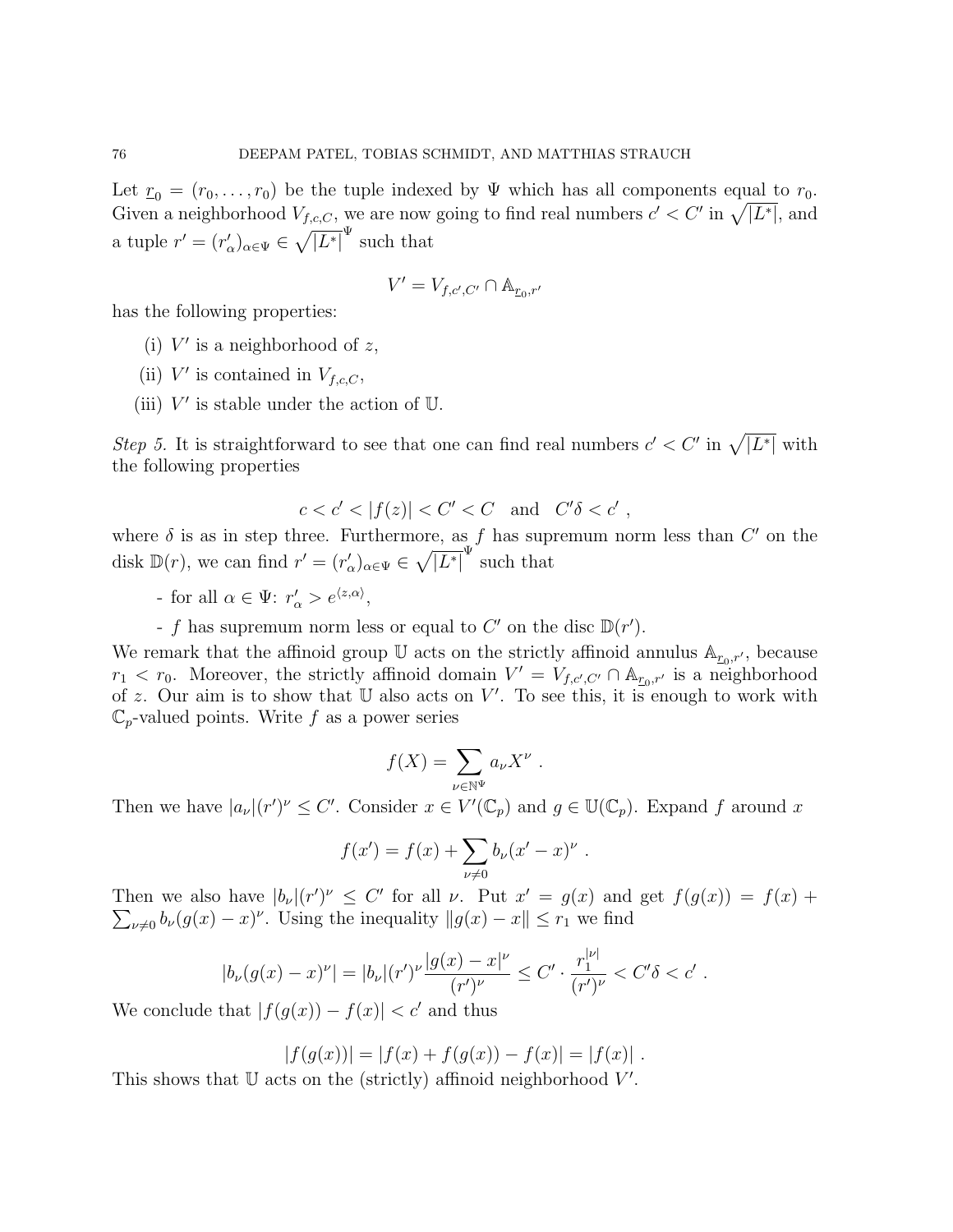Let $\underline{r}_0 = (r_0, \ldots, r_0)$ be the tuple indexed by $\Psi$ which has all components equal to $r_0$. Given a neighborhood $V_{f,c,C}$, we are now going to find real numbers $c' < C'$ in $\sqrt{|L^*|}$, and a tuple $r' = (r'_\alpha)_{\alpha \in \Psi} \in \sqrt{|L^*|}^\Psi$ such that

$$V' = V_{f,c',C'} \cap \mathbb{A}_{\underline{r}_0, r'}$$

has the following properties:

(i) $V'$ is a neighborhood of $z$,

(ii) $V'$ is contained in $V_{f,c,C}$,

(iii) $V'$ is stable under the action of $\mathbb{U}$.

*Step 5.* It is straightforward to see that one can find real numbers $c' < C'$ in $\sqrt{|L^*|}$ with the following properties

$$c < c' < |f(z)| < C' < C \quad \text{and} \quad C'\delta < c' \ ,$$

where $\delta$ is as in step three. Furthermore, as $f$ has supremum norm less than $C'$ on the disk $\mathbb{D}(r)$, we can find $r' = (r'_\alpha)_{\alpha \in \Psi} \in \sqrt{|L^*|}^\Psi$ such that

- for all $\alpha \in \Psi$: $r'_\alpha > e^{\langle z, \alpha \rangle}$,
- $f$ has supremum norm less or equal to $C'$ on the disc $\mathbb{D}(r')$.

We remark that the affinoid group $\mathbb{U}$ acts on the strictly affinoid annulus $\mathbb{A}_{\underline{r}_0, r'}$, because $r_1 < r_0$. Moreover, the strictly affinoid domain $V' = V_{f,c',C'} \cap \mathbb{A}_{\underline{r}_0, r'}$ is a neighborhood of $z$. Our aim is to show that $\mathbb{U}$ also acts on $V'$. To see this, it is enough to work with $\mathbb{C}_p$-valued points. Write $f$ as a power series

$$f(X) = \sum_{\nu \in \mathbb{N}^\Psi} a_\nu X^\nu \ .$$

Then we have $|a_\nu|(r')^\nu \le C'$. Consider $x \in V'(\mathbb{C}_p)$ and $g \in \mathbb{U}(\mathbb{C}_p)$. Expand $f$ around $x$

$$f(x') = f(x) + \sum_{\nu \neq 0} b_\nu (x' - x)^\nu \ .$$

Then we also have $|b_\nu|(r')^\nu \le C'$ for all $\nu$. Put $x' = g(x)$ and get $f(g(x)) = f(x) + \sum_{\nu \neq 0} b_\nu (g(x) - x)^\nu$. Using the inequality $\|g(x) - x\| \le r_1$ we find

$$|b_\nu (g(x) - x)^\nu| = |b_\nu|(r')^\nu \frac{|g(x) - x|^\nu}{(r')^\nu} \le C' \cdot \frac{r_1^{|\nu|}}{(r')^\nu} < C'\delta < c' \ .$$

We conclude that $|f(g(x)) - f(x)| < c'$ and thus

$$|f(g(x))| = |f(x) + f(g(x)) - f(x)| = |f(x)| \ .$$

This shows that $\mathbb{U}$ acts on the (strictly) affinoid neighborhood $V'$.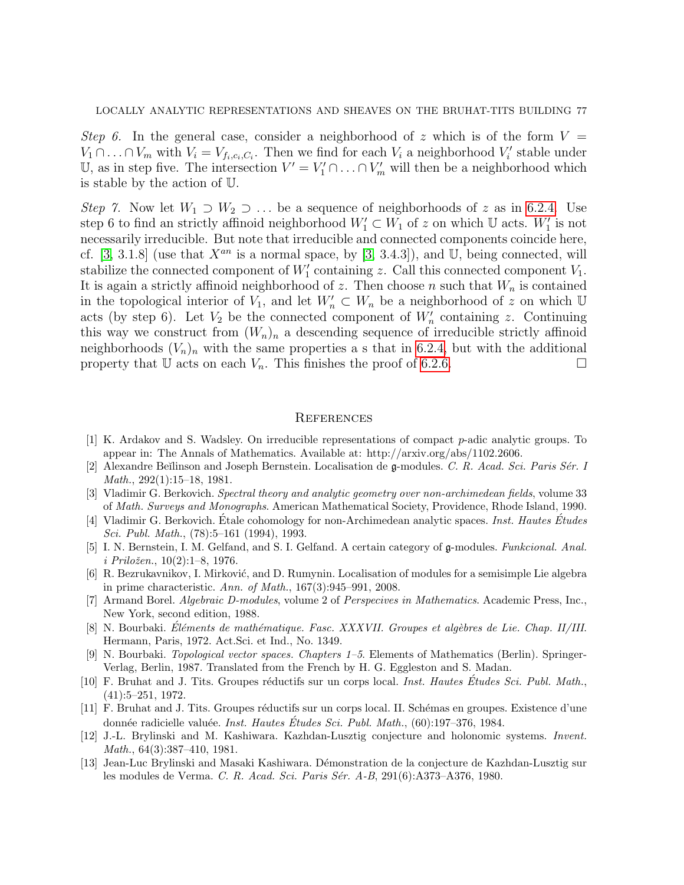*Step 6.* In the general case, consider a neighborhood of $z$ which is of the form $V = V_1 \cap \ldots \cap V_m$ with $V_i = V_{f_i,c_i,C_i}$. Then we find for each $V_i$ a neighborhood $V_i'$ stable under $\mathbb{U}$, as in step five. The intersection $V' = V_1' \cap \ldots \cap V_m'$ will then be a neighborhood which is stable by the action of $\mathbb{U}$.

*Step 7.* Now let $W_1 \supset W_2 \supset \ldots$ be a sequence of neighborhoods of $z$ as in 6.2.4. Use step 6 to find an strictly affinoid neighborhood $W_1' \subset W_1$ of $z$ on which $\mathbb{U}$ acts. $W_1'$ is not necessarily irreducible. But note that irreducible and connected components coincide here, cf. [3, 3.1.8] (use that $X^{an}$ is a normal space, by [3, 3.4.3]), and $\mathbb{U}$, being connected, will stabilize the connected component of $W_1'$ containing $z$. Call this connected component $V_1$. It is again a strictly affinoid neighborhood of $z$. Then choose $n$ such that $W_n$ is contained in the topological interior of $V_1$, and let $W_n' \subset W_n$ be a neighborhood of $z$ on which $\mathbb{U}$ acts (by step 6). Let $V_2$ be the connected component of $W_n'$ containing $z$. Continuing this way we construct from $(W_n)_n$ a descending sequence of irreducible strictly affinoid neighborhoods $(V_n)_n$ with the same properties a s that in 6.2.4, but with the additional property that $\mathbb{U}$ acts on each $V_n$. This finishes the proof of 6.2.6. $\square$

## References

[1] K. Ardakov and S. Wadsley. On irreducible representations of compact $p$-adic analytic groups. To appear in: The Annals of Mathematics. Available at: http://arxiv.org/abs/1102.2606.

[2] Alexandre Beĭlinson and Joseph Bernstein. Localisation de $\mathfrak{g}$-modules. *C. R. Acad. Sci. Paris Sér. I Math.*, 292(1):15–18, 1981.

[3] Vladimir G. Berkovich. *Spectral theory and analytic geometry over non-archimedean fields*, volume 33 of *Math. Surveys and Monographs*. American Mathematical Society, Providence, Rhode Island, 1990.

[4] Vladimir G. Berkovich. Étale cohomology for non-Archimedean analytic spaces. *Inst. Hautes Études Sci. Publ. Math.*, (78):5–161 (1994), 1993.

[5] I. N. Bernstein, I. M. Gelfand, and S. I. Gelfand. A certain category of $\mathfrak{g}$-modules. *Funkcional. Anal. i Priložen.*, 10(2):1–8, 1976.

[6] R. Bezrukavnikov, I. Mirković, and D. Rumynin. Localisation of modules for a semisimple Lie algebra in prime characteristic. *Ann. of Math.*, 167(3):945–991, 2008.

[7] Armand Borel. *Algebraic D-modules*, volume 2 of *Perspecives in Mathematics*. Academic Press, Inc., New York, second edition, 1988.

[8] N. Bourbaki. *Éléments de mathématique. Fasc. XXXVII. Groupes et algèbres de Lie. Chap. II/III.* Hermann, Paris, 1972. Act.Sci. et Ind., No. 1349.

[9] N. Bourbaki. *Topological vector spaces. Chapters 1–5.* Elements of Mathematics (Berlin). Springer-Verlag, Berlin, 1987. Translated from the French by H. G. Eggleston and S. Madan.

[10] F. Bruhat and J. Tits. Groupes réductifs sur un corps local. *Inst. Hautes Études Sci. Publ. Math.*, (41):5–251, 1972.

[11] F. Bruhat and J. Tits. Groupes réductifs sur un corps local. II. Schémas en groupes. Existence d'une donnée radicielle valuée. *Inst. Hautes Études Sci. Publ. Math.*, (60):197–376, 1984.

[12] J.-L. Brylinski and M. Kashiwara. Kazhdan-Lusztig conjecture and holonomic systems. *Invent. Math.*, 64(3):387–410, 1981.

[13] Jean-Luc Brylinski and Masaki Kashiwara. Démonstration de la conjecture de Kazhdan-Lusztig sur les modules de Verma. *C. R. Acad. Sci. Paris Sér. A-B*, 291(6):A373–A376, 1980.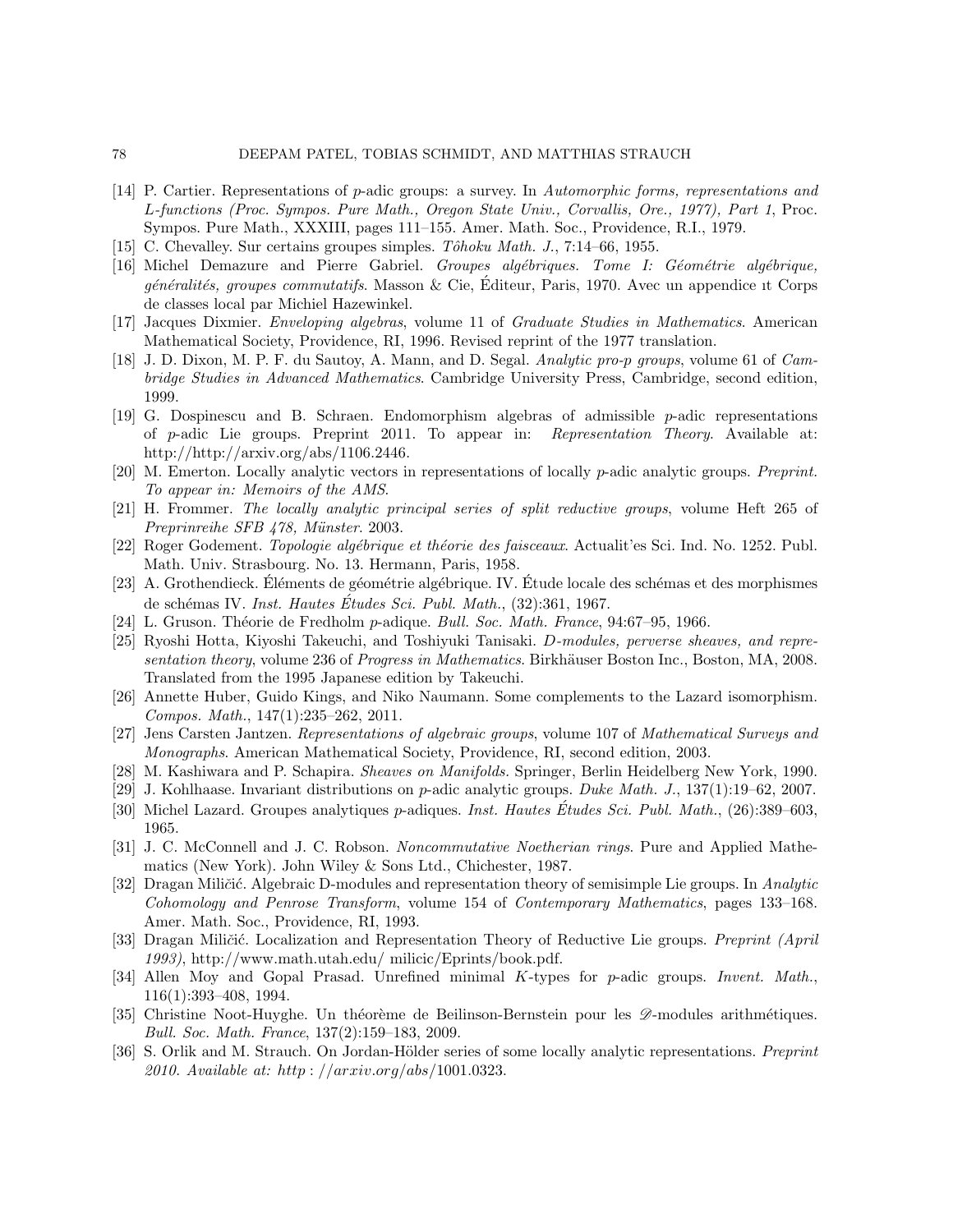[14] P. Cartier. Representations of $p$-adic groups: a survey. In *Automorphic forms, representations and L-functions (Proc. Sympos. Pure Math., Oregon State Univ., Corvallis, Ore., 1977), Part 1*, Proc. Sympos. Pure Math., XXXIII, pages 111–155. Amer. Math. Soc., Providence, R.I., 1979.

[15] C. Chevalley. Sur certains groupes simples. *Tôhoku Math. J.*, 7:14–66, 1955.

[16] Michel Demazure and Pierre Gabriel. *Groupes algébriques. Tome I: Géométrie algébrique, généralités, groupes commutatifs*. Masson & Cie, Éditeur, Paris, 1970. Avec un appendice ıt Corps de classes local par Michiel Hazewinkel.

[17] Jacques Dixmier. *Enveloping algebras*, volume 11 of *Graduate Studies in Mathematics*. American Mathematical Society, Providence, RI, 1996. Revised reprint of the 1977 translation.

[18] J. D. Dixon, M. P. F. du Sautoy, A. Mann, and D. Segal. *Analytic pro-p groups*, volume 61 of *Cambridge Studies in Advanced Mathematics*. Cambridge University Press, Cambridge, second edition, 1999.

[19] G. Dospinescu and B. Schraen. Endomorphism algebras of admissible $p$-adic representations of $p$-adic Lie groups. Preprint 2011. To appear in: *Representation Theory*. Available at: http://http://arxiv.org/abs/1106.2446.

[20] M. Emerton. Locally analytic vectors in representations of locally $p$-adic analytic groups. *Preprint. To appear in: Memoirs of the AMS.*

[21] H. Frommer. *The locally analytic principal series of split reductive groups*, volume Heft 265 of *Preprinreihe SFB 478, Münster*. 2003.

[22] Roger Godement. *Topologie algébrique et théorie des faisceaux*. Actualit'es Sci. Ind. No. 1252. Publ. Math. Univ. Strasbourg. No. 13. Hermann, Paris, 1958.

[23] A. Grothendieck. Éléments de géométrie algébrique. IV. Étude locale des schémas et des morphismes de schémas IV. *Inst. Hautes Études Sci. Publ. Math.*, (32):361, 1967.

[24] L. Gruson. Théorie de Fredholm $p$-adique. *Bull. Soc. Math. France*, 94:67–95, 1966.

[25] Ryoshi Hotta, Kiyoshi Takeuchi, and Toshiyuki Tanisaki. *D-modules, perverse sheaves, and representation theory*, volume 236 of *Progress in Mathematics*. Birkhäuser Boston Inc., Boston, MA, 2008. Translated from the 1995 Japanese edition by Takeuchi.

[26] Annette Huber, Guido Kings, and Niko Naumann. Some complements to the Lazard isomorphism. *Compos. Math.*, 147(1):235–262, 2011.

[27] Jens Carsten Jantzen. *Representations of algebraic groups*, volume 107 of *Mathematical Surveys and Monographs*. American Mathematical Society, Providence, RI, second edition, 2003.

[28] M. Kashiwara and P. Schapira. *Sheaves on Manifolds.* Springer, Berlin Heidelberg New York, 1990.

[29] J. Kohlhaase. Invariant distributions on $p$-adic analytic groups. *Duke Math. J.*, 137(1):19–62, 2007.

[30] Michel Lazard. Groupes analytiques $p$-adiques. *Inst. Hautes Études Sci. Publ. Math.*, (26):389–603, 1965.

[31] J. C. McConnell and J. C. Robson. *Noncommutative Noetherian rings*. Pure and Applied Mathematics (New York). John Wiley & Sons Ltd., Chichester, 1987.

[32] Dragan Miličić. Algebraic D-modules and representation theory of semisimple Lie groups. In *Analytic Cohomology and Penrose Transform*, volume 154 of *Contemporary Mathematics*, pages 133–168. Amer. Math. Soc., Providence, RI, 1993.

[33] Dragan Miličić. Localization and Representation Theory of Reductive Lie groups. *Preprint (April 1993)*, http://www.math.utah.edu/ milicic/Eprints/book.pdf.

[34] Allen Moy and Gopal Prasad. Unrefined minimal $K$-types for $p$-adic groups. *Invent. Math.*, 116(1):393–408, 1994.

[35] Christine Noot-Huyghe. Un théorème de Beilinson-Bernstein pour les $\mathscr{D}$-modules arithmétiques. *Bull. Soc. Math. France*, 137(2):159–183, 2009.

[36] S. Orlik and M. Strauch. On Jordan-Hölder series of some locally analytic representations. *Preprint 2010. Available at: http://arxiv.org/abs/1001.0323.*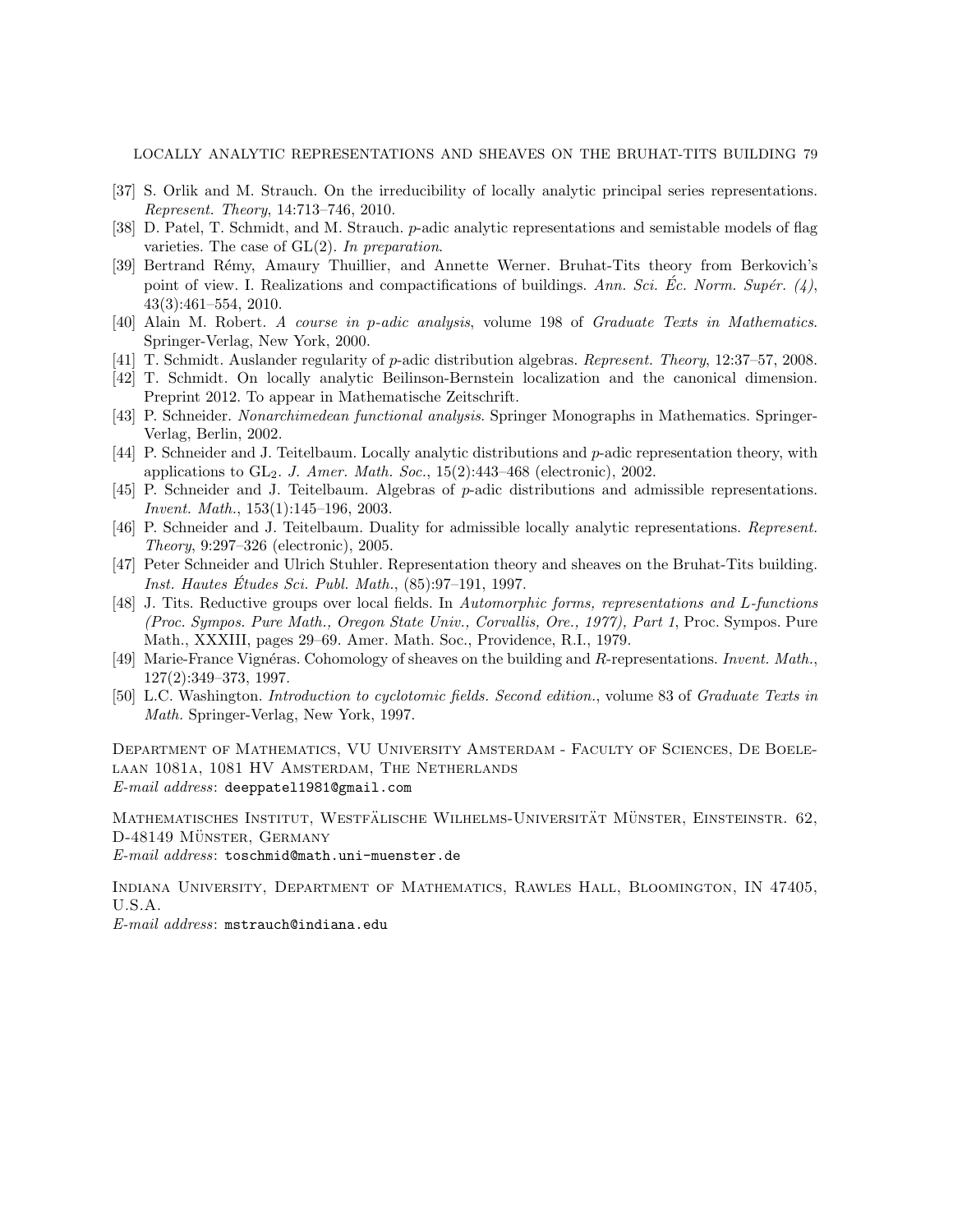[37] S. Orlik and M. Strauch. On the irreducibility of locally analytic principal series representations. *Represent. Theory*, 14:713–746, 2010.

[38] D. Patel, T. Schmidt, and M. Strauch. $p$-adic analytic representations and semistable models of flag varieties. The case of $\mathrm{GL}(2)$. *In preparation*.

[39] Bertrand Rémy, Amaury Thuillier, and Annette Werner. Bruhat-Tits theory from Berkovich's point of view. I. Realizations and compactifications of buildings. *Ann. Sci. Éc. Norm. Supér. (4)*, 43(3):461–554, 2010.

[40] Alain M. Robert. *A course in p-adic analysis*, volume 198 of *Graduate Texts in Mathematics*. Springer-Verlag, New York, 2000.

[41] T. Schmidt. Auslander regularity of $p$-adic distribution algebras. *Represent. Theory*, 12:37–57, 2008.

[42] T. Schmidt. On locally analytic Beilinson-Bernstein localization and the canonical dimension. Preprint 2012. To appear in Mathematische Zeitschrift.

[43] P. Schneider. *Nonarchimedean functional analysis*. Springer Monographs in Mathematics. Springer-Verlag, Berlin, 2002.

[44] P. Schneider and J. Teitelbaum. Locally analytic distributions and $p$-adic representation theory, with applications to $\mathrm{GL}_2$. *J. Amer. Math. Soc.*, 15(2):443–468 (electronic), 2002.

[45] P. Schneider and J. Teitelbaum. Algebras of $p$-adic distributions and admissible representations. *Invent. Math.*, 153(1):145–196, 2003.

[46] P. Schneider and J. Teitelbaum. Duality for admissible locally analytic representations. *Represent. Theory*, 9:297–326 (electronic), 2005.

[47] Peter Schneider and Ulrich Stuhler. Representation theory and sheaves on the Bruhat-Tits building. *Inst. Hautes Études Sci. Publ. Math.*, (85):97–191, 1997.

[48] J. Tits. Reductive groups over local fields. In *Automorphic forms, representations and L-functions (Proc. Sympos. Pure Math., Oregon State Univ., Corvallis, Ore., 1977), Part 1*, Proc. Sympos. Pure Math., XXXIII, pages 29–69. Amer. Math. Soc., Providence, R.I., 1979.

[49] Marie-France Vignéras. Cohomology of sheaves on the building and $R$-representations. *Invent. Math.*, 127(2):349–373, 1997.

[50] L.C. Washington. *Introduction to cyclotomic fields. Second edition.*, volume 83 of *Graduate Texts in Math.* Springer-Verlag, New York, 1997.

Department of Mathematics, VU University Amsterdam - Faculty of Sciences, De Boelelaan 1081a, 1081 HV Amsterdam, The Netherlands
*E-mail address*: deeppatel1981@gmail.com

Mathematisches Institut, Westfälische Wilhelms-Universität Münster, Einsteinstr. 62, D-48149 Münster, Germany
*E-mail address*: toschmid@math.uni-muenster.de

Indiana University, Department of Mathematics, Rawles Hall, Bloomington, IN 47405, U.S.A.
*E-mail address*: mstrauch@indiana.edu